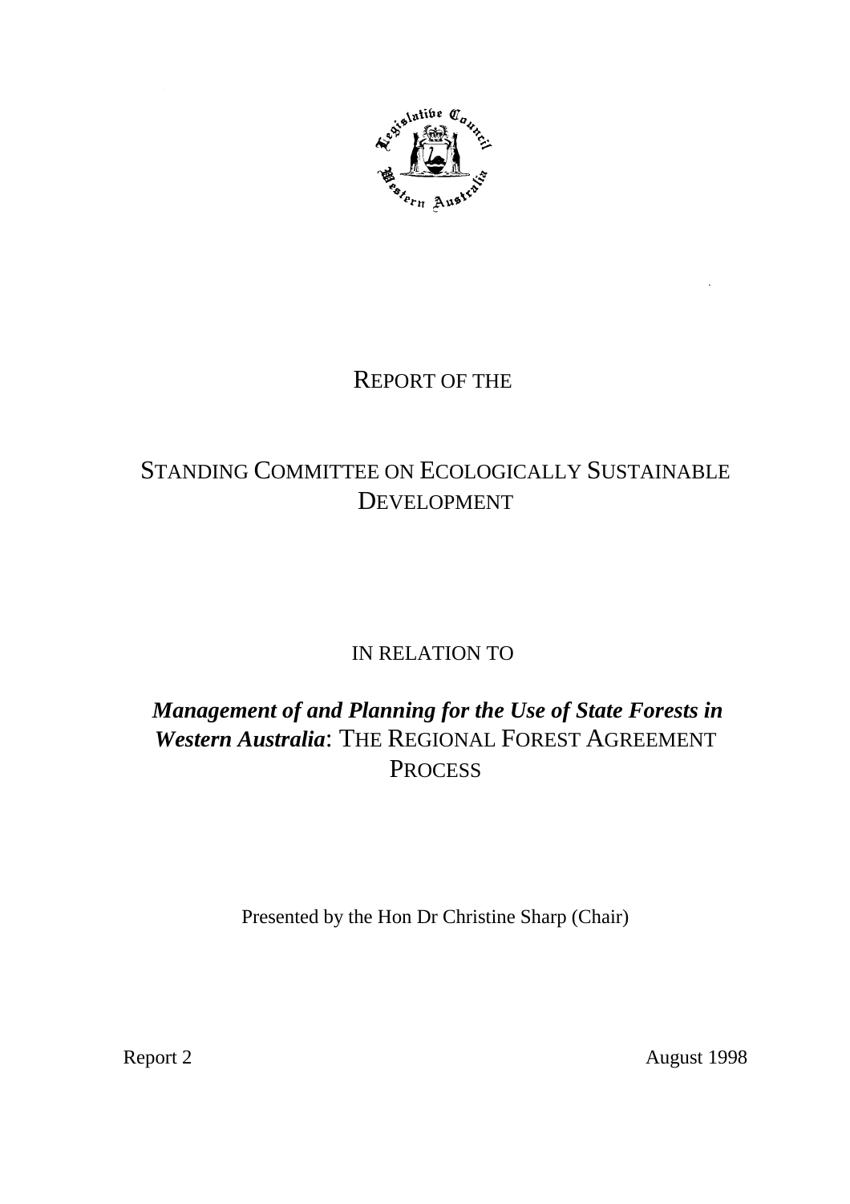REPORT OF THE

# STANDING COMMITTEE ON ECOLOGICALLY SUSTAINABLE DEVELOPMENT

IN RELATION TO

## *Management of and Planning for the Use of State Forests in Western Australia*: THE REGIONAL FOREST AGREEMENT PROCESS

Presented by the Hon Dr Christine Sharp (Chair)

Report 2

August 1998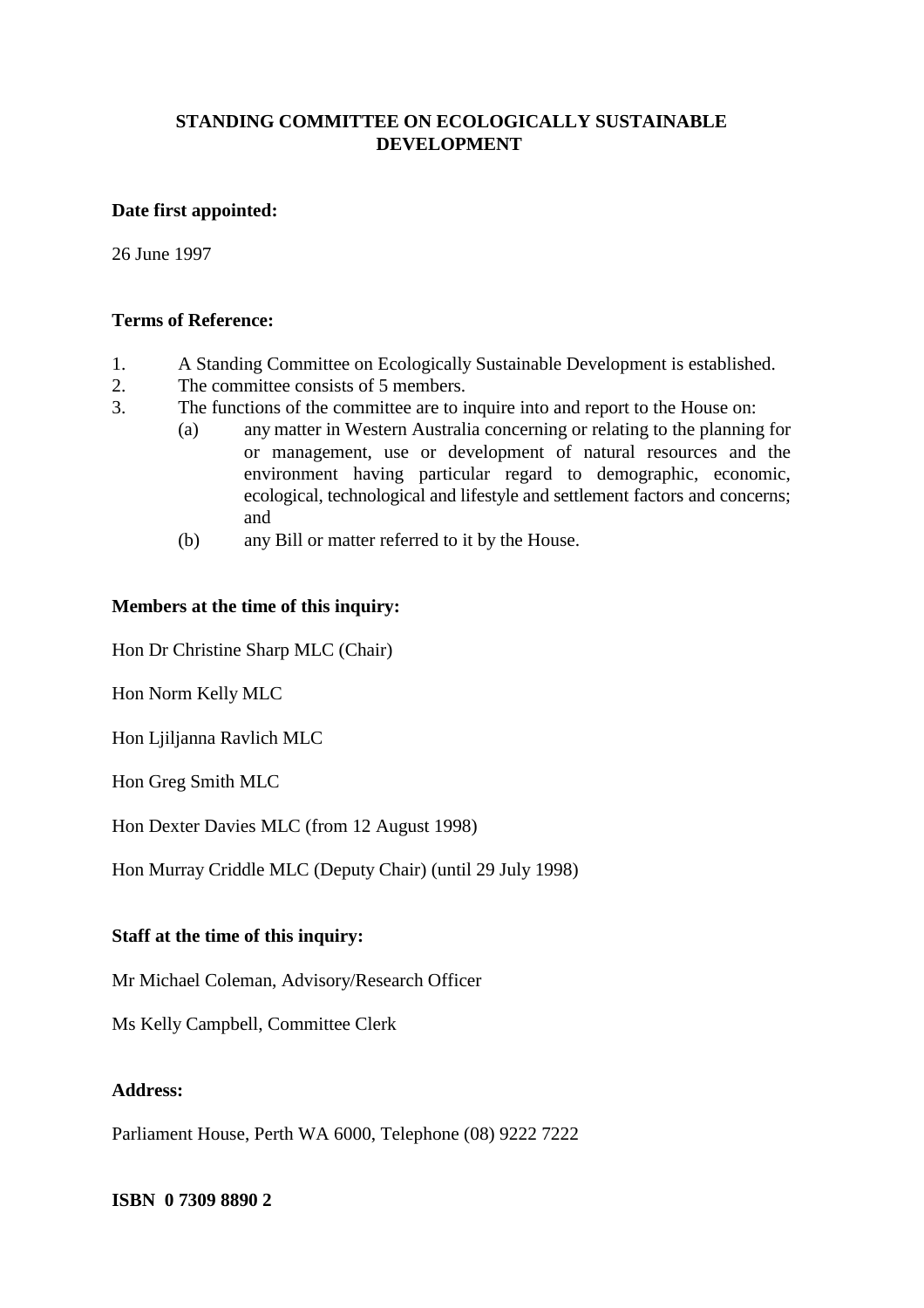# STANDING COMMITTEE ON ECOLOGICALLY SUSTAINABLE DEVELOPMENT

**Date first appointed:**

26 June 1997

**Terms of Reference:**

1. A Standing Committee on Ecologically Sustainable Development is established.
2. The committee consists of 5 members.
3. The functions of the committee are to inquire into and report to the House on:
   (a) any matter in Western Australia concerning or relating to the planning for or management, use or development of natural resources and the environment having particular regard to demographic, economic, ecological, technological and lifestyle and settlement factors and concerns; and
   (b) any Bill or matter referred to it by the House.

**Members at the time of this inquiry:**

Hon Dr Christine Sharp MLC (Chair)

Hon Norm Kelly MLC

Hon Ljiljanna Ravlich MLC

Hon Greg Smith MLC

Hon Dexter Davies MLC (from 12 August 1998)

Hon Murray Criddle MLC (Deputy Chair) (until 29 July 1998)

**Staff at the time of this inquiry:**

Mr Michael Coleman, Advisory/Research Officer

Ms Kelly Campbell, Committee Clerk

**Address:**

Parliament House, Perth WA 6000, Telephone (08) 9222 7222

**ISBN 0 7309 8890 2**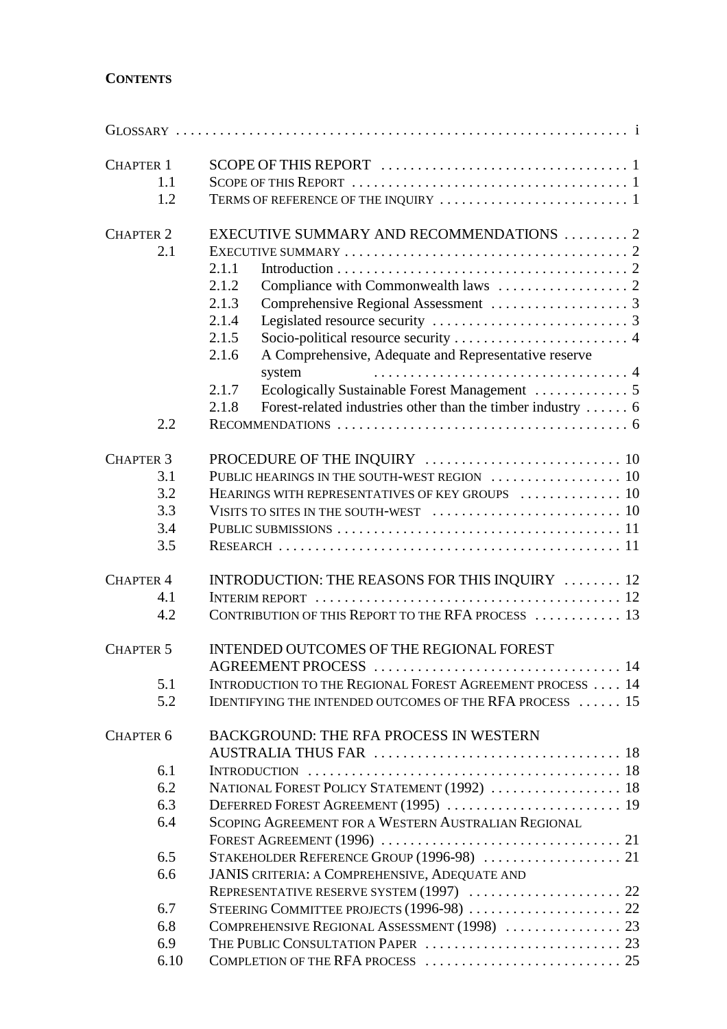**CONTENTS**

| | | |
|---|---|---|
| GLOSSARY | | i |
| CHAPTER 1 | SCOPE OF THIS REPORT | 1 |
| 1.1 | SCOPE OF THIS REPORT | 1 |
| 1.2 | TERMS OF REFERENCE OF THE INQUIRY | 1 |
| CHAPTER 2 | EXECUTIVE SUMMARY AND RECOMMENDATIONS | 2 |
| 2.1 | EXECUTIVE SUMMARY | 2 |
| | 2.1.1 Introduction | 2 |
| | 2.1.2 Compliance with Commonwealth laws | 2 |
| | 2.1.3 Comprehensive Regional Assessment | 3 |
| | 2.1.4 Legislated resource security | 3 |
| | 2.1.5 Socio-political resource security | 4 |
| | 2.1.6 A Comprehensive, Adequate and Representative reserve system | 4 |
| | 2.1.7 Ecologically Sustainable Forest Management | 5 |
| | 2.1.8 Forest-related industries other than the timber industry | 6 |
| 2.2 | RECOMMENDATIONS | 6 |
| CHAPTER 3 | PROCEDURE OF THE INQUIRY | 10 |
| 3.1 | PUBLIC HEARINGS IN THE SOUTH-WEST REGION | 10 |
| 3.2 | HEARINGS WITH REPRESENTATIVES OF KEY GROUPS | 10 |
| 3.3 | VISITS TO SITES IN THE SOUTH-WEST | 10 |
| 3.4 | PUBLIC SUBMISSIONS | 11 |
| 3.5 | RESEARCH | 11 |
| CHAPTER 4 | INTRODUCTION: THE REASONS FOR THIS INQUIRY | 12 |
| 4.1 | INTERIM REPORT | 12 |
| 4.2 | CONTRIBUTION OF THIS REPORT TO THE RFA PROCESS | 13 |
| CHAPTER 5 | INTENDED OUTCOMES OF THE REGIONAL FOREST AGREEMENT PROCESS | 14 |
| 5.1 | INTRODUCTION TO THE REGIONAL FOREST AGREEMENT PROCESS | 14 |
| 5.2 | IDENTIFYING THE INTENDED OUTCOMES OF THE RFA PROCESS | 15 |
| CHAPTER 6 | BACKGROUND: THE RFA PROCESS IN WESTERN AUSTRALIA THUS FAR | 18 |
| 6.1 | INTRODUCTION | 18 |
| 6.2 | NATIONAL FOREST POLICY STATEMENT (1992) | 18 |
| 6.3 | DEFERRED FOREST AGREEMENT (1995) | 19 |
| 6.4 | SCOPING AGREEMENT FOR A WESTERN AUSTRALIAN REGIONAL FOREST AGREEMENT (1996) | 21 |
| 6.5 | STAKEHOLDER REFERENCE GROUP (1996-98) | 21 |
| 6.6 | JANIS CRITERIA: A COMPREHENSIVE, ADEQUATE AND REPRESENTATIVE RESERVE SYSTEM (1997) | 22 |
| 6.7 | STEERING COMMITTEE PROJECTS (1996-98) | 22 |
| 6.8 | COMPREHENSIVE REGIONAL ASSESSMENT (1998) | 23 |
| 6.9 | THE PUBLIC CONSULTATION PAPER | 23 |
| 6.10 | COMPLETION OF THE RFA PROCESS | 25 |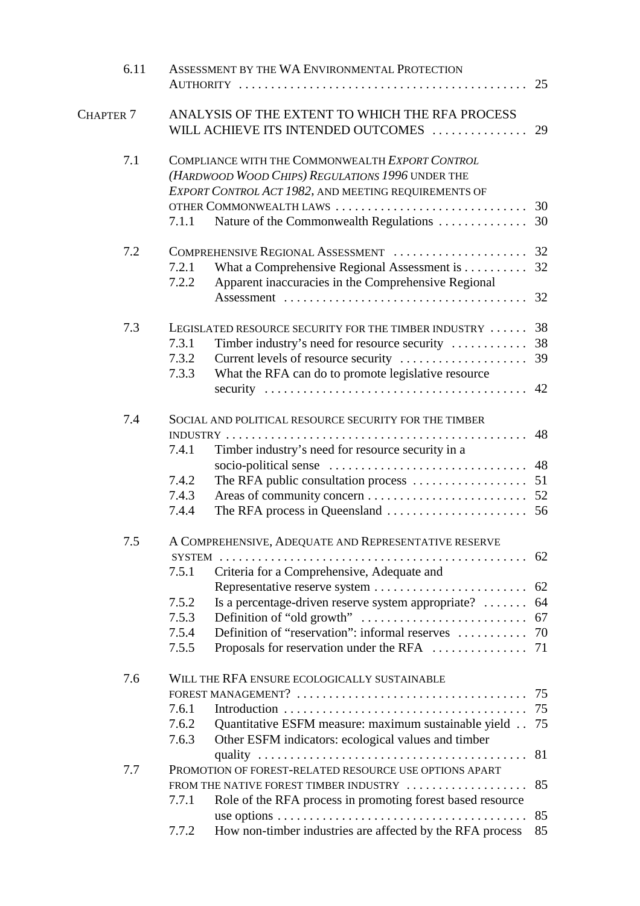| | | | |
|---|---|---|---|
| 6.11 | ASSESSMENT BY THE WA ENVIRONMENTAL PROTECTION AUTHORITY | | 25 |
| CHAPTER 7 | ANALYSIS OF THE EXTENT TO WHICH THE RFA PROCESS WILL ACHIEVE ITS INTENDED OUTCOMES | | 29 |
| 7.1 | COMPLIANCE WITH THE COMMONWEALTH *EXPORT CONTROL (HARDWOOD WOOD CHIPS) REGULATIONS 1996* UNDER THE *EXPORT CONTROL ACT 1982*, AND MEETING REQUIREMENTS OF OTHER COMMONWEALTH LAWS | | 30 |
| | 7.1.1 | Nature of the Commonwealth Regulations | 30 |
| 7.2 | COMPREHENSIVE REGIONAL ASSESSMENT | | 32 |
| | 7.2.1 | What a Comprehensive Regional Assessment is | 32 |
| | 7.2.2 | Apparent inaccuracies in the Comprehensive Regional Assessment | 32 |
| 7.3 | LEGISLATED RESOURCE SECURITY FOR THE TIMBER INDUSTRY | | 38 |
| | 7.3.1 | Timber industry's need for resource security | 38 |
| | 7.3.2 | Current levels of resource security | 39 |
| | 7.3.3 | What the RFA can do to promote legislative resource security | 42 |
| 7.4 | SOCIAL AND POLITICAL RESOURCE SECURITY FOR THE TIMBER INDUSTRY | | 48 |
| | 7.4.1 | Timber industry's need for resource security in a socio-political sense | 48 |
| | 7.4.2 | The RFA public consultation process | 51 |
| | 7.4.3 | Areas of community concern | 52 |
| | 7.4.4 | The RFA process in Queensland | 56 |
| 7.5 | A COMPREHENSIVE, ADEQUATE AND REPRESENTATIVE RESERVE SYSTEM | | 62 |
| | 7.5.1 | Criteria for a Comprehensive, Adequate and Representative reserve system | 62 |
| | 7.5.2 | Is a percentage-driven reserve system appropriate? | 64 |
| | 7.5.3 | Definition of "old growth" | 67 |
| | 7.5.4 | Definition of "reservation": informal reserves | 70 |
| | 7.5.5 | Proposals for reservation under the RFA | 71 |
| 7.6 | WILL THE RFA ENSURE ECOLOGICALLY SUSTAINABLE FOREST MANAGEMENT? | | 75 |
| | 7.6.1 | Introduction | 75 |
| | 7.6.2 | Quantitative ESFM measure: maximum sustainable yield | 75 |
| | 7.6.3 | Other ESFM indicators: ecological values and timber quality | 81 |
| 7.7 | PROMOTION OF FOREST-RELATED RESOURCE USE OPTIONS APART FROM THE NATIVE FOREST TIMBER INDUSTRY | | 85 |
| | 7.7.1 | Role of the RFA process in promoting forest based resource use options | 85 |
| | 7.7.2 | How non-timber industries are affected by the RFA process | 85 |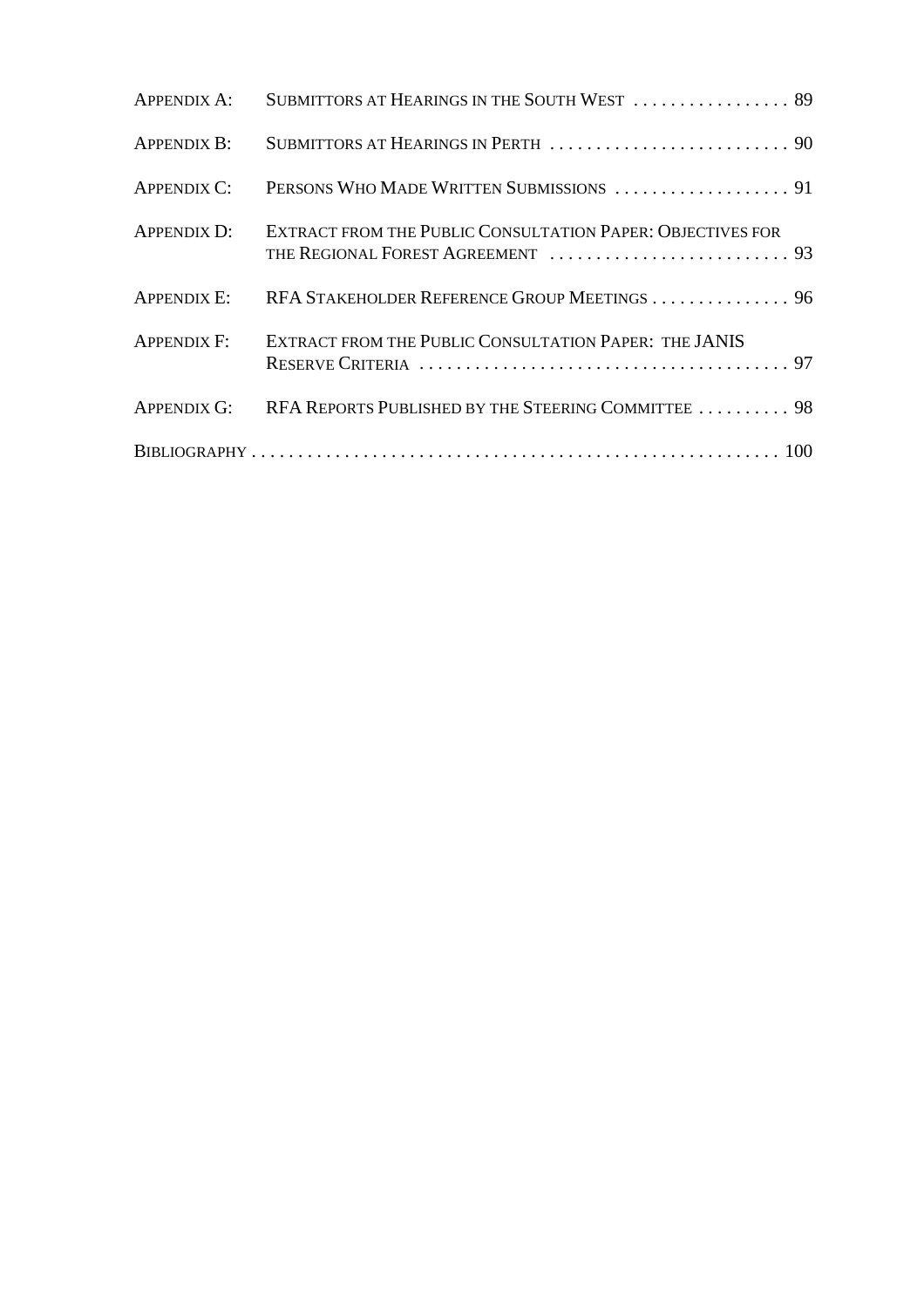| | | |
|---|---|---|
| APPENDIX A: | SUBMITTORS AT HEARINGS IN THE SOUTH WEST | 89 |
| APPENDIX B: | SUBMITTORS AT HEARINGS IN PERTH | 90 |
| APPENDIX C: | PERSONS WHO MADE WRITTEN SUBMISSIONS | 91 |
| APPENDIX D: | EXTRACT FROM THE PUBLIC CONSULTATION PAPER: OBJECTIVES FOR THE REGIONAL FOREST AGREEMENT | 93 |
| APPENDIX E: | RFA STAKEHOLDER REFERENCE GROUP MEETINGS | 96 |
| APPENDIX F: | EXTRACT FROM THE PUBLIC CONSULTATION PAPER: THE JANIS RESERVE CRITERIA | 97 |
| APPENDIX G: | RFA REPORTS PUBLISHED BY THE STEERING COMMITTEE | 98 |
| BIBLIOGRAPHY | | 100 |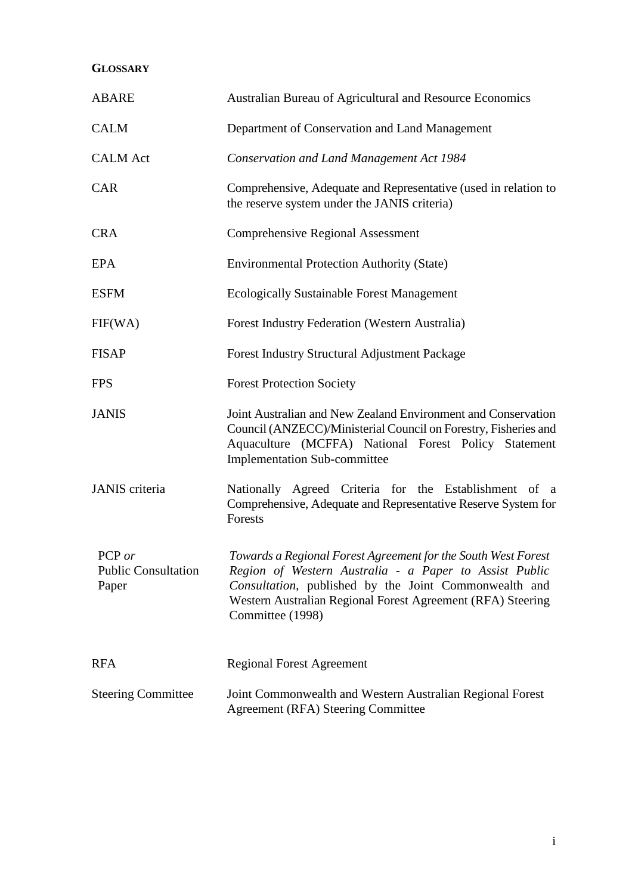**GLOSSARY**

| | |
|---|---|
| ABARE | Australian Bureau of Agricultural and Resource Economics |
| CALM | Department of Conservation and Land Management |
| CALM Act | *Conservation and Land Management Act 1984* |
| CAR | Comprehensive, Adequate and Representative (used in relation to the reserve system under the JANIS criteria) |
| CRA | Comprehensive Regional Assessment |
| EPA | Environmental Protection Authority (State) |
| ESFM | Ecologically Sustainable Forest Management |
| FIF(WA) | Forest Industry Federation (Western Australia) |
| FISAP | Forest Industry Structural Adjustment Package |
| FPS | Forest Protection Society |
| JANIS | Joint Australian and New Zealand Environment and Conservation Council (ANZECC)/Ministerial Council on Forestry, Fisheries and Aquaculture (MCFFA) National Forest Policy Statement Implementation Sub-committee |
| JANIS criteria | Nationally Agreed Criteria for the Establishment of a Comprehensive, Adequate and Representative Reserve System for Forests |
| PCP *or* Public Consultation Paper | *Towards a Regional Forest Agreement for the South West Forest Region of Western Australia - a Paper to Assist Public Consultation*, published by the Joint Commonwealth and Western Australian Regional Forest Agreement (RFA) Steering Committee (1998) |
| RFA | Regional Forest Agreement |
| Steering Committee | Joint Commonwealth and Western Australian Regional Forest Agreement (RFA) Steering Committee |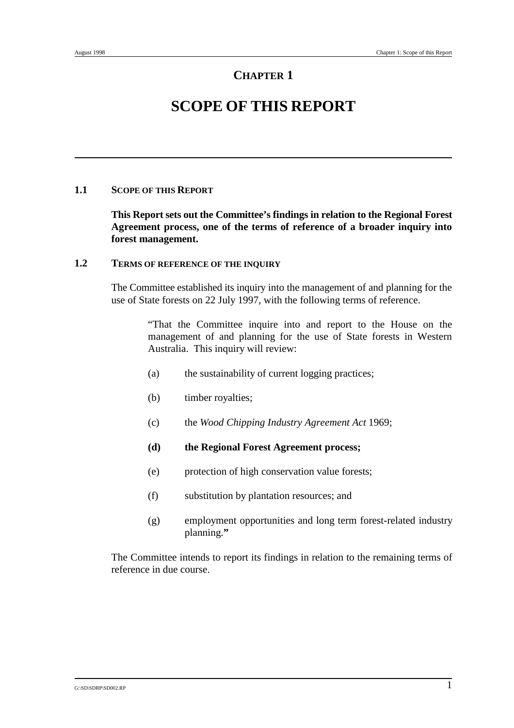# CHAPTER 1

# SCOPE OF THIS REPORT

## 1.1 SCOPE OF THIS REPORT

**This Report sets out the Committee's findings in relation to the Regional Forest Agreement process, one of the terms of reference of a broader inquiry into forest management.**

## 1.2 TERMS OF REFERENCE OF THE INQUIRY

The Committee established its inquiry into the management of and planning for the use of State forests on 22 July 1997, with the following terms of reference.

> "That the Committee inquire into and report to the House on the management of and planning for the use of State forests in Western Australia. This inquiry will review:
>
> (a) the sustainability of current logging practices;
>
> (b) timber royalties;
>
> (c) the *Wood Chipping Industry Agreement Act* 1969;
>
> **(d) the Regional Forest Agreement process;**
>
> (e) protection of high conservation value forests;
>
> (f) substitution by plantation resources; and
>
> (g) employment opportunities and long term forest-related industry planning.**"**

The Committee intends to report its findings in relation to the remaining terms of reference in due course.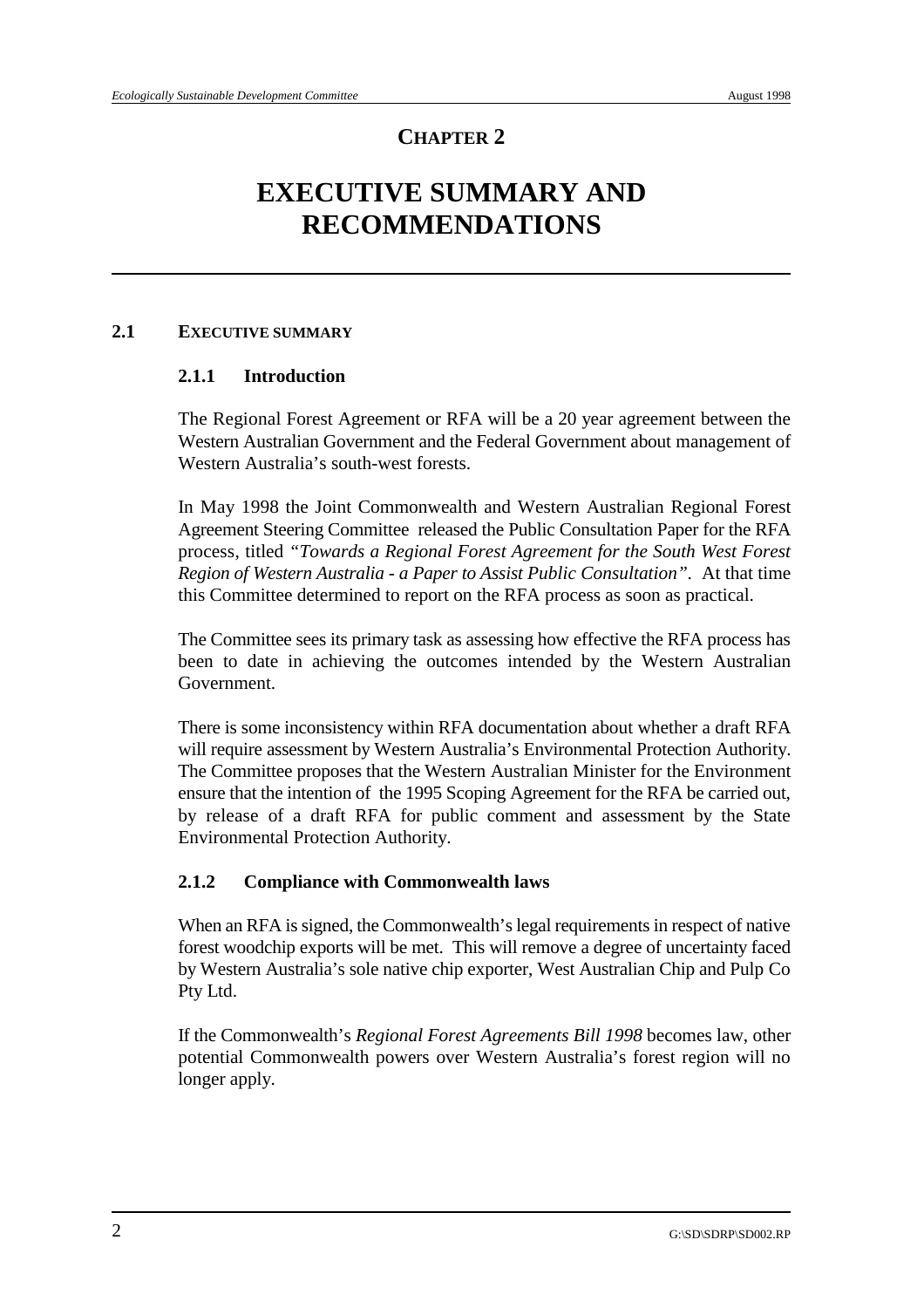# CHAPTER 2

# EXECUTIVE SUMMARY AND RECOMMENDATIONS

## 2.1 EXECUTIVE SUMMARY

### 2.1.1 Introduction

The Regional Forest Agreement or RFA will be a 20 year agreement between the Western Australian Government and the Federal Government about management of Western Australia's south-west forests.

In May 1998 the Joint Commonwealth and Western Australian Regional Forest Agreement Steering Committee released the Public Consultation Paper for the RFA process, titled *"Towards a Regional Forest Agreement for the South West Forest Region of Western Australia - a Paper to Assist Public Consultation"*. At that time this Committee determined to report on the RFA process as soon as practical.

The Committee sees its primary task as assessing how effective the RFA process has been to date in achieving the outcomes intended by the Western Australian Government.

There is some inconsistency within RFA documentation about whether a draft RFA will require assessment by Western Australia's Environmental Protection Authority. The Committee proposes that the Western Australian Minister for the Environment ensure that the intention of the 1995 Scoping Agreement for the RFA be carried out, by release of a draft RFA for public comment and assessment by the State Environmental Protection Authority.

### 2.1.2 Compliance with Commonwealth laws

When an RFA is signed, the Commonwealth's legal requirements in respect of native forest woodchip exports will be met. This will remove a degree of uncertainty faced by Western Australia's sole native chip exporter, West Australian Chip and Pulp Co Pty Ltd.

If the Commonwealth's *Regional Forest Agreements Bill 1998* becomes law, other potential Commonwealth powers over Western Australia's forest region will no longer apply.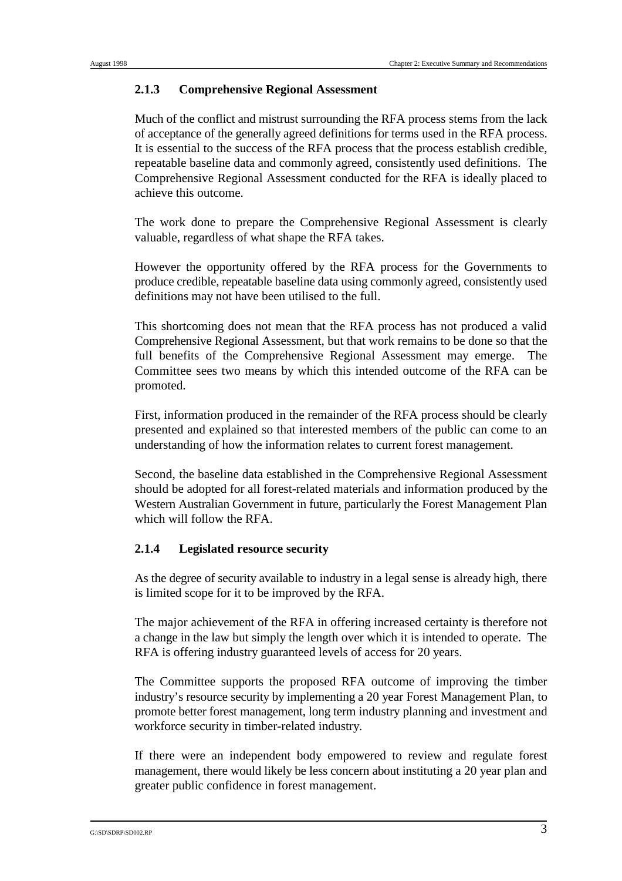### 2.1.3 Comprehensive Regional Assessment

Much of the conflict and mistrust surrounding the RFA process stems from the lack of acceptance of the generally agreed definitions for terms used in the RFA process. It is essential to the success of the RFA process that the process establish credible, repeatable baseline data and commonly agreed, consistently used definitions. The Comprehensive Regional Assessment conducted for the RFA is ideally placed to achieve this outcome.

The work done to prepare the Comprehensive Regional Assessment is clearly valuable, regardless of what shape the RFA takes.

However the opportunity offered by the RFA process for the Governments to produce credible, repeatable baseline data using commonly agreed, consistently used definitions may not have been utilised to the full.

This shortcoming does not mean that the RFA process has not produced a valid Comprehensive Regional Assessment, but that work remains to be done so that the full benefits of the Comprehensive Regional Assessment may emerge. The Committee sees two means by which this intended outcome of the RFA can be promoted.

First, information produced in the remainder of the RFA process should be clearly presented and explained so that interested members of the public can come to an understanding of how the information relates to current forest management.

Second, the baseline data established in the Comprehensive Regional Assessment should be adopted for all forest-related materials and information produced by the Western Australian Government in future, particularly the Forest Management Plan which will follow the RFA.

### 2.1.4 Legislated resource security

As the degree of security available to industry in a legal sense is already high, there is limited scope for it to be improved by the RFA.

The major achievement of the RFA in offering increased certainty is therefore not a change in the law but simply the length over which it is intended to operate. The RFA is offering industry guaranteed levels of access for 20 years.

The Committee supports the proposed RFA outcome of improving the timber industry's resource security by implementing a 20 year Forest Management Plan, to promote better forest management, long term industry planning and investment and workforce security in timber-related industry.

If there were an independent body empowered to review and regulate forest management, there would likely be less concern about instituting a 20 year plan and greater public confidence in forest management.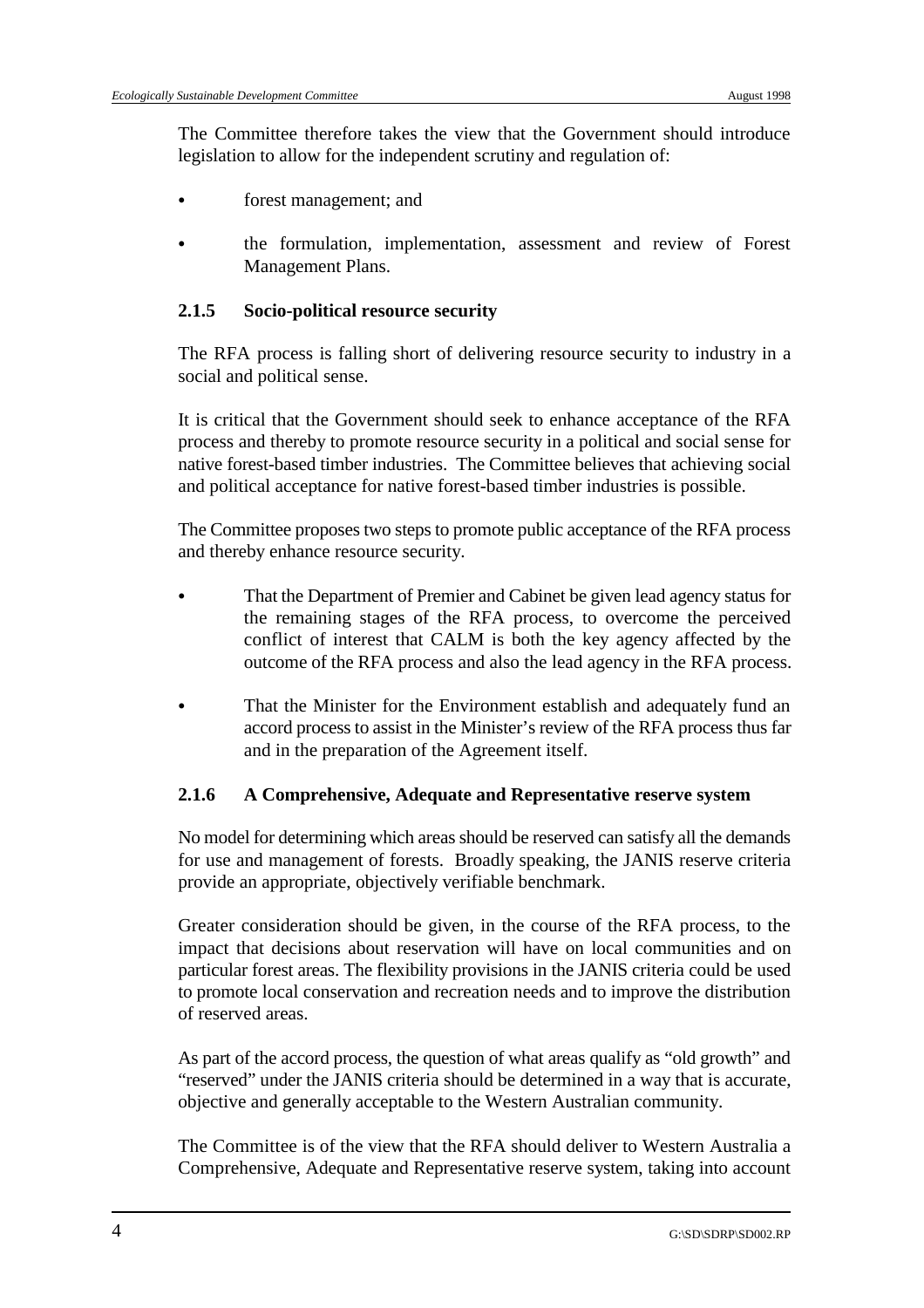The Committee therefore takes the view that the Government should introduce legislation to allow for the independent scrutiny and regulation of:

- forest management; and
- the formulation, implementation, assessment and review of Forest Management Plans.

### 2.1.5 Socio-political resource security

The RFA process is falling short of delivering resource security to industry in a social and political sense.

It is critical that the Government should seek to enhance acceptance of the RFA process and thereby to promote resource security in a political and social sense for native forest-based timber industries. The Committee believes that achieving social and political acceptance for native forest-based timber industries is possible.

The Committee proposes two steps to promote public acceptance of the RFA process and thereby enhance resource security.

- That the Department of Premier and Cabinet be given lead agency status for the remaining stages of the RFA process, to overcome the perceived conflict of interest that CALM is both the key agency affected by the outcome of the RFA process and also the lead agency in the RFA process.
- That the Minister for the Environment establish and adequately fund an accord process to assist in the Minister's review of the RFA process thus far and in the preparation of the Agreement itself.

### 2.1.6 A Comprehensive, Adequate and Representative reserve system

No model for determining which areas should be reserved can satisfy all the demands for use and management of forests. Broadly speaking, the JANIS reserve criteria provide an appropriate, objectively verifiable benchmark.

Greater consideration should be given, in the course of the RFA process, to the impact that decisions about reservation will have on local communities and on particular forest areas. The flexibility provisions in the JANIS criteria could be used to promote local conservation and recreation needs and to improve the distribution of reserved areas.

As part of the accord process, the question of what areas qualify as "old growth" and "reserved" under the JANIS criteria should be determined in a way that is accurate, objective and generally acceptable to the Western Australian community.

The Committee is of the view that the RFA should deliver to Western Australia a Comprehensive, Adequate and Representative reserve system, taking into account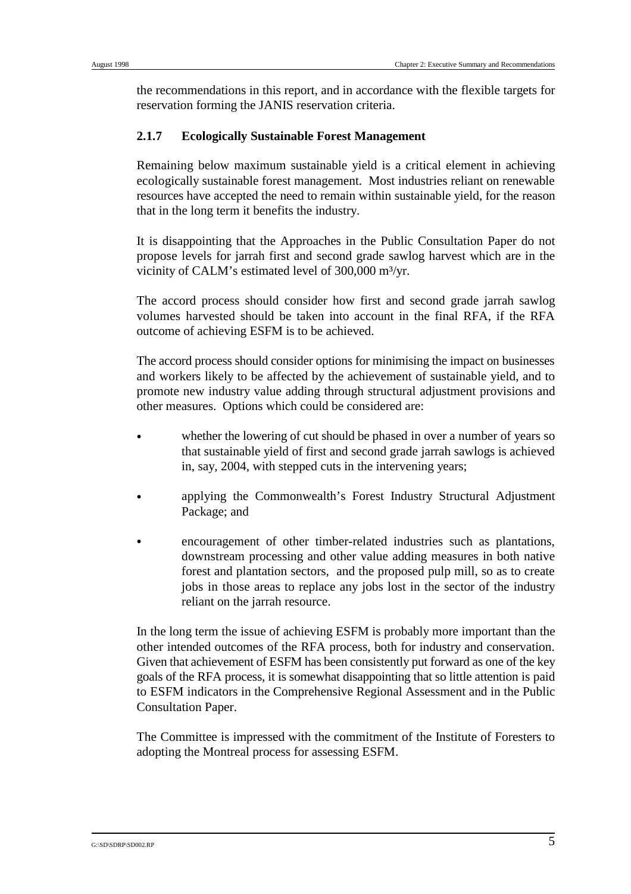the recommendations in this report, and in accordance with the flexible targets for reservation forming the JANIS reservation criteria.

### 2.1.7 Ecologically Sustainable Forest Management

Remaining below maximum sustainable yield is a critical element in achieving ecologically sustainable forest management. Most industries reliant on renewable resources have accepted the need to remain within sustainable yield, for the reason that in the long term it benefits the industry.

It is disappointing that the Approaches in the Public Consultation Paper do not propose levels for jarrah first and second grade sawlog harvest which are in the vicinity of CALM's estimated level of 300,000 $m^3$/yr.

The accord process should consider how first and second grade jarrah sawlog volumes harvested should be taken into account in the final RFA, if the RFA outcome of achieving ESFM is to be achieved.

The accord process should consider options for minimising the impact on businesses and workers likely to be affected by the achievement of sustainable yield, and to promote new industry value adding through structural adjustment provisions and other measures. Options which could be considered are:

- whether the lowering of cut should be phased in over a number of years so that sustainable yield of first and second grade jarrah sawlogs is achieved in, say, 2004, with stepped cuts in the intervening years;
- applying the Commonwealth's Forest Industry Structural Adjustment Package; and
- encouragement of other timber-related industries such as plantations, downstream processing and other value adding measures in both native forest and plantation sectors, and the proposed pulp mill, so as to create jobs in those areas to replace any jobs lost in the sector of the industry reliant on the jarrah resource.

In the long term the issue of achieving ESFM is probably more important than the other intended outcomes of the RFA process, both for industry and conservation. Given that achievement of ESFM has been consistently put forward as one of the key goals of the RFA process, it is somewhat disappointing that so little attention is paid to ESFM indicators in the Comprehensive Regional Assessment and in the Public Consultation Paper.

The Committee is impressed with the commitment of the Institute of Foresters to adopting the Montreal process for assessing ESFM.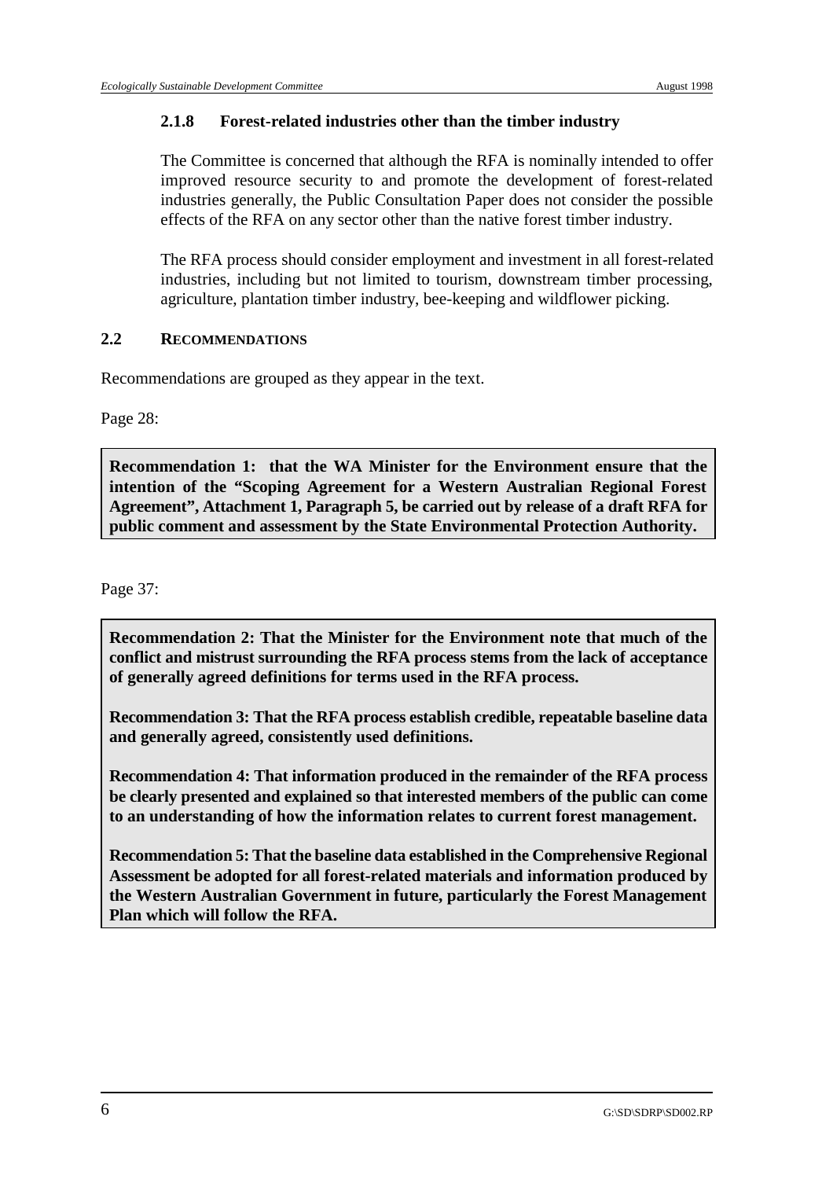### 2.1.8 Forest-related industries other than the timber industry

The Committee is concerned that although the RFA is nominally intended to offer improved resource security to and promote the development of forest-related industries generally, the Public Consultation Paper does not consider the possible effects of the RFA on any sector other than the native forest timber industry.

The RFA process should consider employment and investment in all forest-related industries, including but not limited to tourism, downstream timber processing, agriculture, plantation timber industry, bee-keeping and wildflower picking.

## 2.2 RECOMMENDATIONS

Recommendations are grouped as they appear in the text.

Page 28:

**Recommendation 1: that the WA Minister for the Environment ensure that the intention of the "Scoping Agreement for a Western Australian Regional Forest Agreement", Attachment 1, Paragraph 5, be carried out by release of a draft RFA for public comment and assessment by the State Environmental Protection Authority.**

Page 37:

**Recommendation 2: That the Minister for the Environment note that much of the conflict and mistrust surrounding the RFA process stems from the lack of acceptance of generally agreed definitions for terms used in the RFA process.**

**Recommendation 3: That the RFA process establish credible, repeatable baseline data and generally agreed, consistently used definitions.**

**Recommendation 4: That information produced in the remainder of the RFA process be clearly presented and explained so that interested members of the public can come to an understanding of how the information relates to current forest management.**

**Recommendation 5: That the baseline data established in the Comprehensive Regional Assessment be adopted for all forest-related materials and information produced by the Western Australian Government in future, particularly the Forest Management Plan which will follow the RFA.**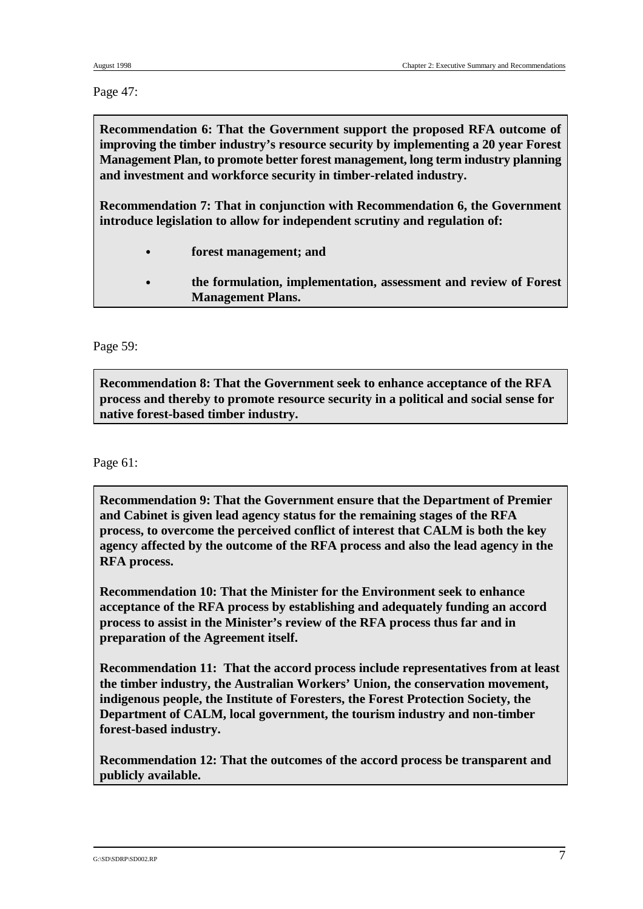Page 47:

**Recommendation 6: That the Government support the proposed RFA outcome of improving the timber industry's resource security by implementing a 20 year Forest Management Plan, to promote better forest management, long term industry planning and investment and workforce security in timber-related industry.**

**Recommendation 7: That in conjunction with Recommendation 6, the Government introduce legislation to allow for independent scrutiny and regulation of:**

- **forest management; and**
- **the formulation, implementation, assessment and review of Forest Management Plans.**

Page 59:

**Recommendation 8: That the Government seek to enhance acceptance of the RFA process and thereby to promote resource security in a political and social sense for native forest-based timber industry.**

Page 61:

**Recommendation 9: That the Government ensure that the Department of Premier and Cabinet is given lead agency status for the remaining stages of the RFA process, to overcome the perceived conflict of interest that CALM is both the key agency affected by the outcome of the RFA process and also the lead agency in the RFA process.**

**Recommendation 10: That the Minister for the Environment seek to enhance acceptance of the RFA process by establishing and adequately funding an accord process to assist in the Minister's review of the RFA process thus far and in preparation of the Agreement itself.**

**Recommendation 11: That the accord process include representatives from at least the timber industry, the Australian Workers' Union, the conservation movement, indigenous people, the Institute of Foresters, the Forest Protection Society, the Department of CALM, local government, the tourism industry and non-timber forest-based industry.**

**Recommendation 12: That the outcomes of the accord process be transparent and publicly available.**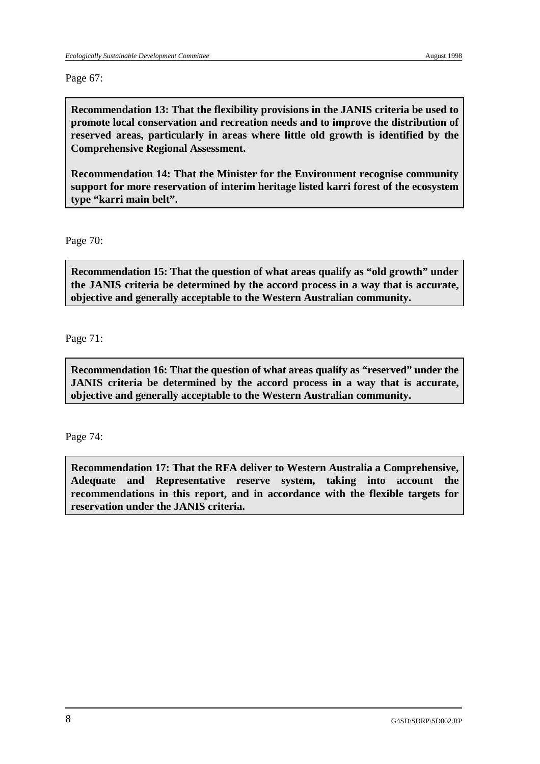Page 67:

**Recommendation 13: That the flexibility provisions in the JANIS criteria be used to promote local conservation and recreation needs and to improve the distribution of reserved areas, particularly in areas where little old growth is identified by the Comprehensive Regional Assessment.**

**Recommendation 14: That the Minister for the Environment recognise community support for more reservation of interim heritage listed karri forest of the ecosystem type "karri main belt".**

Page 70:

**Recommendation 15: That the question of what areas qualify as "old growth" under the JANIS criteria be determined by the accord process in a way that is accurate, objective and generally acceptable to the Western Australian community.**

Page 71:

**Recommendation 16: That the question of what areas qualify as "reserved" under the JANIS criteria be determined by the accord process in a way that is accurate, objective and generally acceptable to the Western Australian community.**

Page 74:

**Recommendation 17: That the RFA deliver to Western Australia a Comprehensive, Adequate and Representative reserve system, taking into account the recommendations in this report, and in accordance with the flexible targets for reservation under the JANIS criteria.**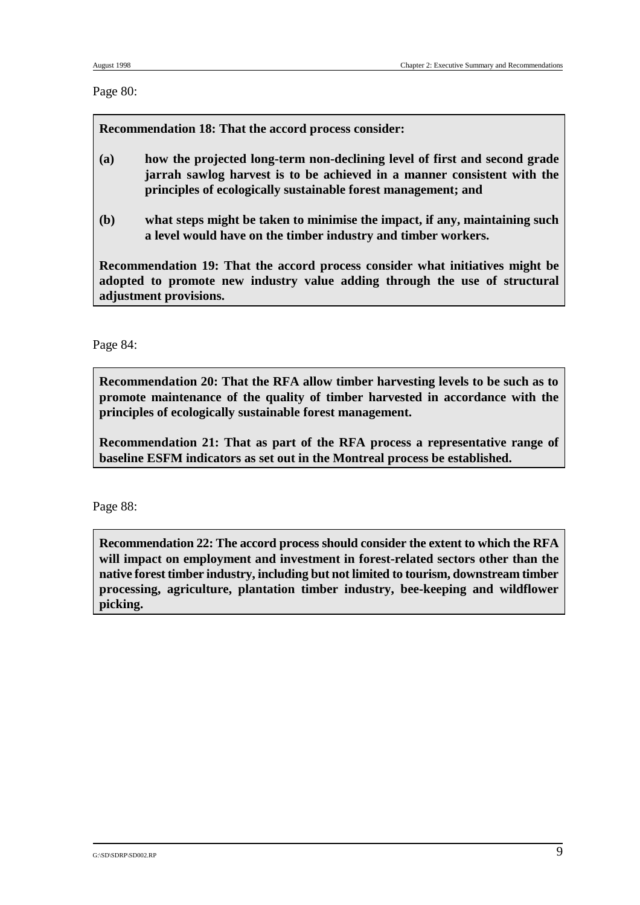Page 80:

**Recommendation 18: That the accord process consider:**

**(a) how the projected long-term non-declining level of first and second grade jarrah sawlog harvest is to be achieved in a manner consistent with the principles of ecologically sustainable forest management; and**

**(b) what steps might be taken to minimise the impact, if any, maintaining such a level would have on the timber industry and timber workers.**

**Recommendation 19: That the accord process consider what initiatives might be adopted to promote new industry value adding through the use of structural adjustment provisions.**

Page 84:

**Recommendation 20: That the RFA allow timber harvesting levels to be such as to promote maintenance of the quality of timber harvested in accordance with the principles of ecologically sustainable forest management.**

**Recommendation 21: That as part of the RFA process a representative range of baseline ESFM indicators as set out in the Montreal process be established.**

Page 88:

**Recommendation 22: The accord process should consider the extent to which the RFA will impact on employment and investment in forest-related sectors other than the native forest timber industry, including but not limited to tourism, downstream timber processing, agriculture, plantation timber industry, bee-keeping and wildflower picking.**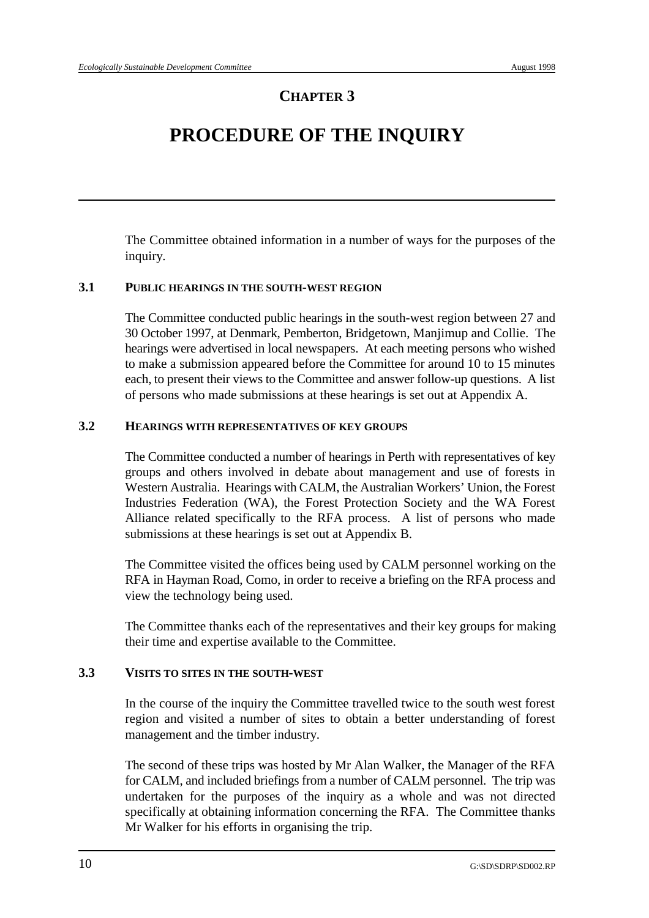# CHAPTER 3

# PROCEDURE OF THE INQUIRY

The Committee obtained information in a number of ways for the purposes of the inquiry.

## 3.1 PUBLIC HEARINGS IN THE SOUTH-WEST REGION

The Committee conducted public hearings in the south-west region between 27 and 30 October 1997, at Denmark, Pemberton, Bridgetown, Manjimup and Collie. The hearings were advertised in local newspapers. At each meeting persons who wished to make a submission appeared before the Committee for around 10 to 15 minutes each, to present their views to the Committee and answer follow-up questions. A list of persons who made submissions at these hearings is set out at Appendix A.

## 3.2 HEARINGS WITH REPRESENTATIVES OF KEY GROUPS

The Committee conducted a number of hearings in Perth with representatives of key groups and others involved in debate about management and use of forests in Western Australia. Hearings with CALM, the Australian Workers' Union, the Forest Industries Federation (WA), the Forest Protection Society and the WA Forest Alliance related specifically to the RFA process. A list of persons who made submissions at these hearings is set out at Appendix B.

The Committee visited the offices being used by CALM personnel working on the RFA in Hayman Road, Como, in order to receive a briefing on the RFA process and view the technology being used.

The Committee thanks each of the representatives and their key groups for making their time and expertise available to the Committee.

## 3.3 VISITS TO SITES IN THE SOUTH-WEST

In the course of the inquiry the Committee travelled twice to the south west forest region and visited a number of sites to obtain a better understanding of forest management and the timber industry.

The second of these trips was hosted by Mr Alan Walker, the Manager of the RFA for CALM, and included briefings from a number of CALM personnel. The trip was undertaken for the purposes of the inquiry as a whole and was not directed specifically at obtaining information concerning the RFA. The Committee thanks Mr Walker for his efforts in organising the trip.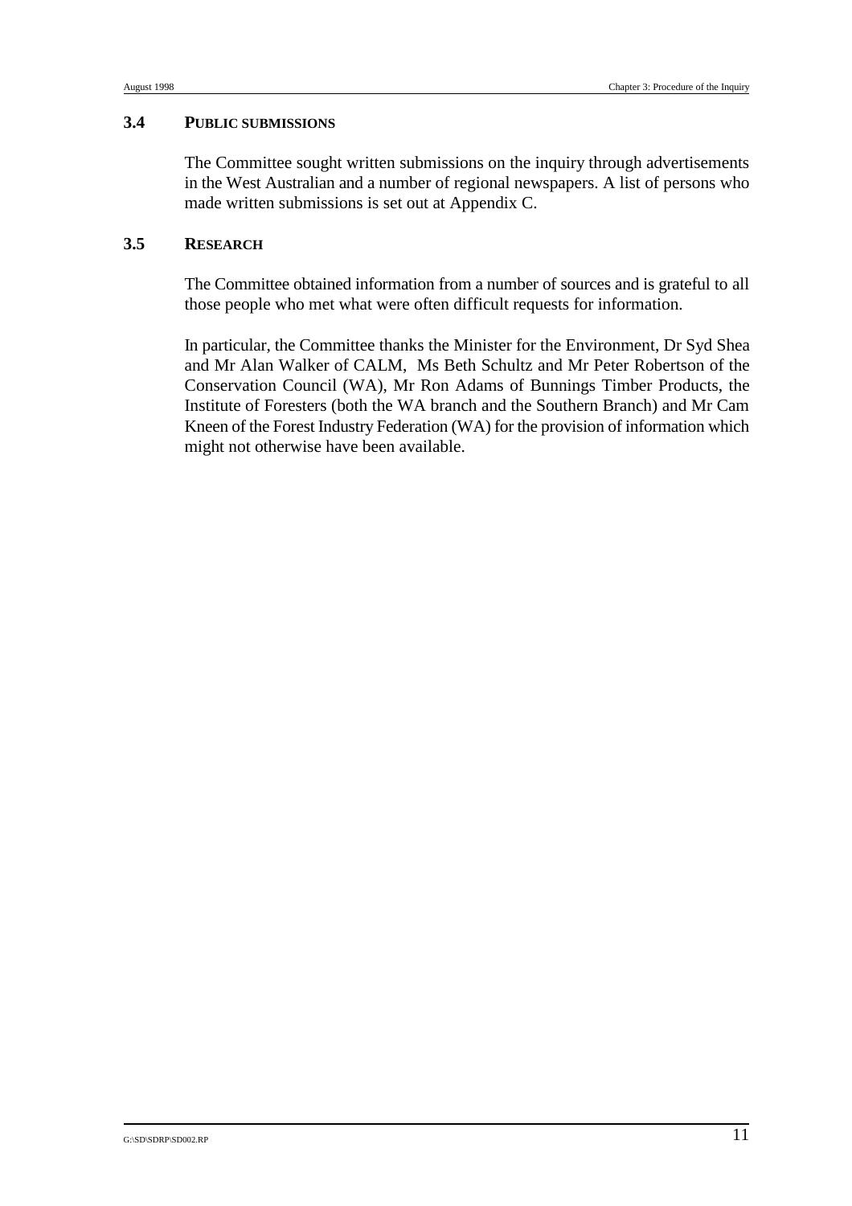## 3.4 PUBLIC SUBMISSIONS

The Committee sought written submissions on the inquiry through advertisements in the West Australian and a number of regional newspapers. A list of persons who made written submissions is set out at Appendix C.

## 3.5 RESEARCH

The Committee obtained information from a number of sources and is grateful to all those people who met what were often difficult requests for information.

In particular, the Committee thanks the Minister for the Environment, Dr Syd Shea and Mr Alan Walker of CALM, Ms Beth Schultz and Mr Peter Robertson of the Conservation Council (WA), Mr Ron Adams of Bunnings Timber Products, the Institute of Foresters (both the WA branch and the Southern Branch) and Mr Cam Kneen of the Forest Industry Federation (WA) for the provision of information which might not otherwise have been available.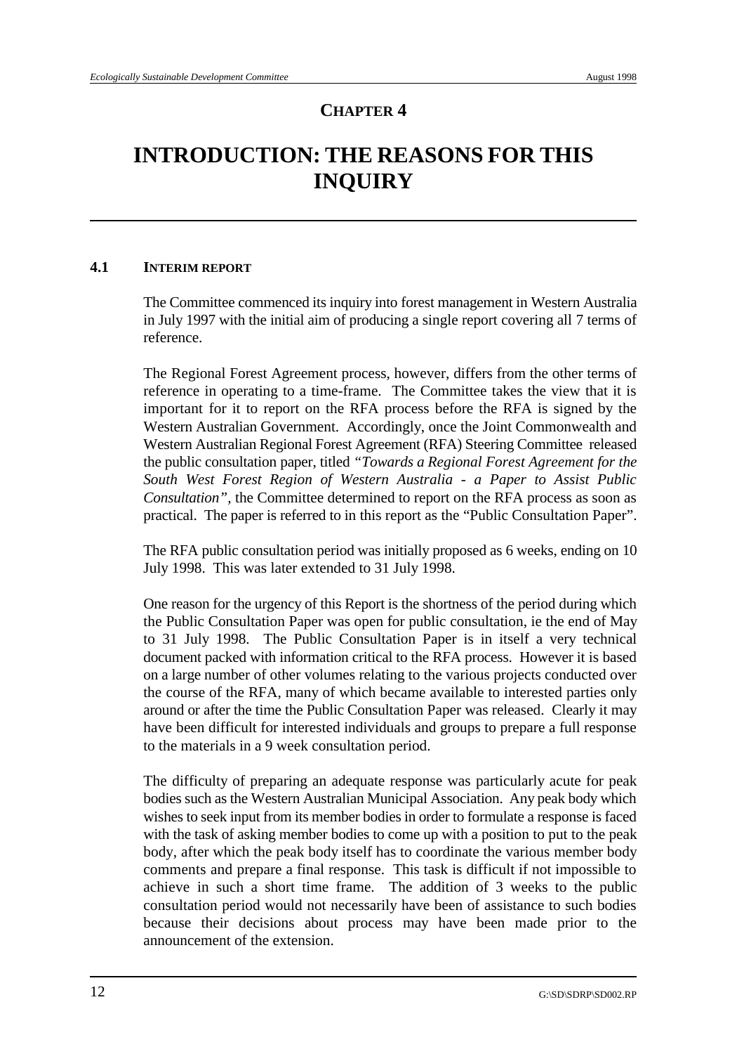## CHAPTER 4

# INTRODUCTION: THE REASONS FOR THIS INQUIRY

### 4.1 INTERIM REPORT

The Committee commenced its inquiry into forest management in Western Australia in July 1997 with the initial aim of producing a single report covering all 7 terms of reference.

The Regional Forest Agreement process, however, differs from the other terms of reference in operating to a time-frame. The Committee takes the view that it is important for it to report on the RFA process before the RFA is signed by the Western Australian Government. Accordingly, once the Joint Commonwealth and Western Australian Regional Forest Agreement (RFA) Steering Committee released the public consultation paper, titled *"Towards a Regional Forest Agreement for the South West Forest Region of Western Australia - a Paper to Assist Public Consultation"*, the Committee determined to report on the RFA process as soon as practical. The paper is referred to in this report as the "Public Consultation Paper".

The RFA public consultation period was initially proposed as 6 weeks, ending on 10 July 1998. This was later extended to 31 July 1998.

One reason for the urgency of this Report is the shortness of the period during which the Public Consultation Paper was open for public consultation, ie the end of May to 31 July 1998. The Public Consultation Paper is in itself a very technical document packed with information critical to the RFA process. However it is based on a large number of other volumes relating to the various projects conducted over the course of the RFA, many of which became available to interested parties only around or after the time the Public Consultation Paper was released. Clearly it may have been difficult for interested individuals and groups to prepare a full response to the materials in a 9 week consultation period.

The difficulty of preparing an adequate response was particularly acute for peak bodies such as the Western Australian Municipal Association. Any peak body which wishes to seek input from its member bodies in order to formulate a response is faced with the task of asking member bodies to come up with a position to put to the peak body, after which the peak body itself has to coordinate the various member body comments and prepare a final response. This task is difficult if not impossible to achieve in such a short time frame. The addition of 3 weeks to the public consultation period would not necessarily have been of assistance to such bodies because their decisions about process may have been made prior to the announcement of the extension.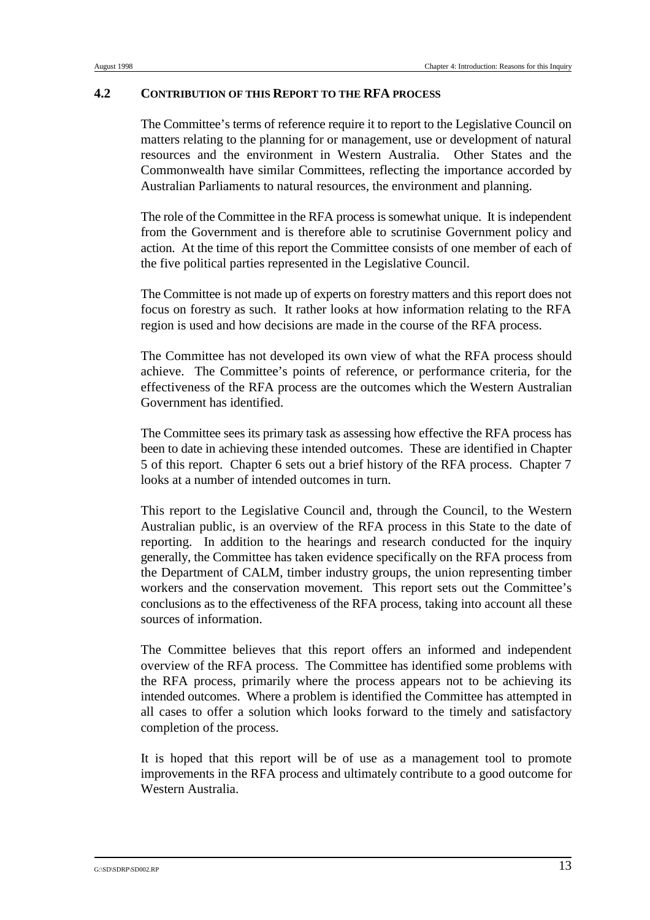## 4.2 CONTRIBUTION OF THIS REPORT TO THE RFA PROCESS

The Committee's terms of reference require it to report to the Legislative Council on matters relating to the planning for or management, use or development of natural resources and the environment in Western Australia. Other States and the Commonwealth have similar Committees, reflecting the importance accorded by Australian Parliaments to natural resources, the environment and planning.

The role of the Committee in the RFA process is somewhat unique. It is independent from the Government and is therefore able to scrutinise Government policy and action. At the time of this report the Committee consists of one member of each of the five political parties represented in the Legislative Council.

The Committee is not made up of experts on forestry matters and this report does not focus on forestry as such. It rather looks at how information relating to the RFA region is used and how decisions are made in the course of the RFA process.

The Committee has not developed its own view of what the RFA process should achieve. The Committee's points of reference, or performance criteria, for the effectiveness of the RFA process are the outcomes which the Western Australian Government has identified.

The Committee sees its primary task as assessing how effective the RFA process has been to date in achieving these intended outcomes. These are identified in Chapter 5 of this report. Chapter 6 sets out a brief history of the RFA process. Chapter 7 looks at a number of intended outcomes in turn.

This report to the Legislative Council and, through the Council, to the Western Australian public, is an overview of the RFA process in this State to the date of reporting. In addition to the hearings and research conducted for the inquiry generally, the Committee has taken evidence specifically on the RFA process from the Department of CALM, timber industry groups, the union representing timber workers and the conservation movement. This report sets out the Committee's conclusions as to the effectiveness of the RFA process, taking into account all these sources of information.

The Committee believes that this report offers an informed and independent overview of the RFA process. The Committee has identified some problems with the RFA process, primarily where the process appears not to be achieving its intended outcomes. Where a problem is identified the Committee has attempted in all cases to offer a solution which looks forward to the timely and satisfactory completion of the process.

It is hoped that this report will be of use as a management tool to promote improvements in the RFA process and ultimately contribute to a good outcome for Western Australia.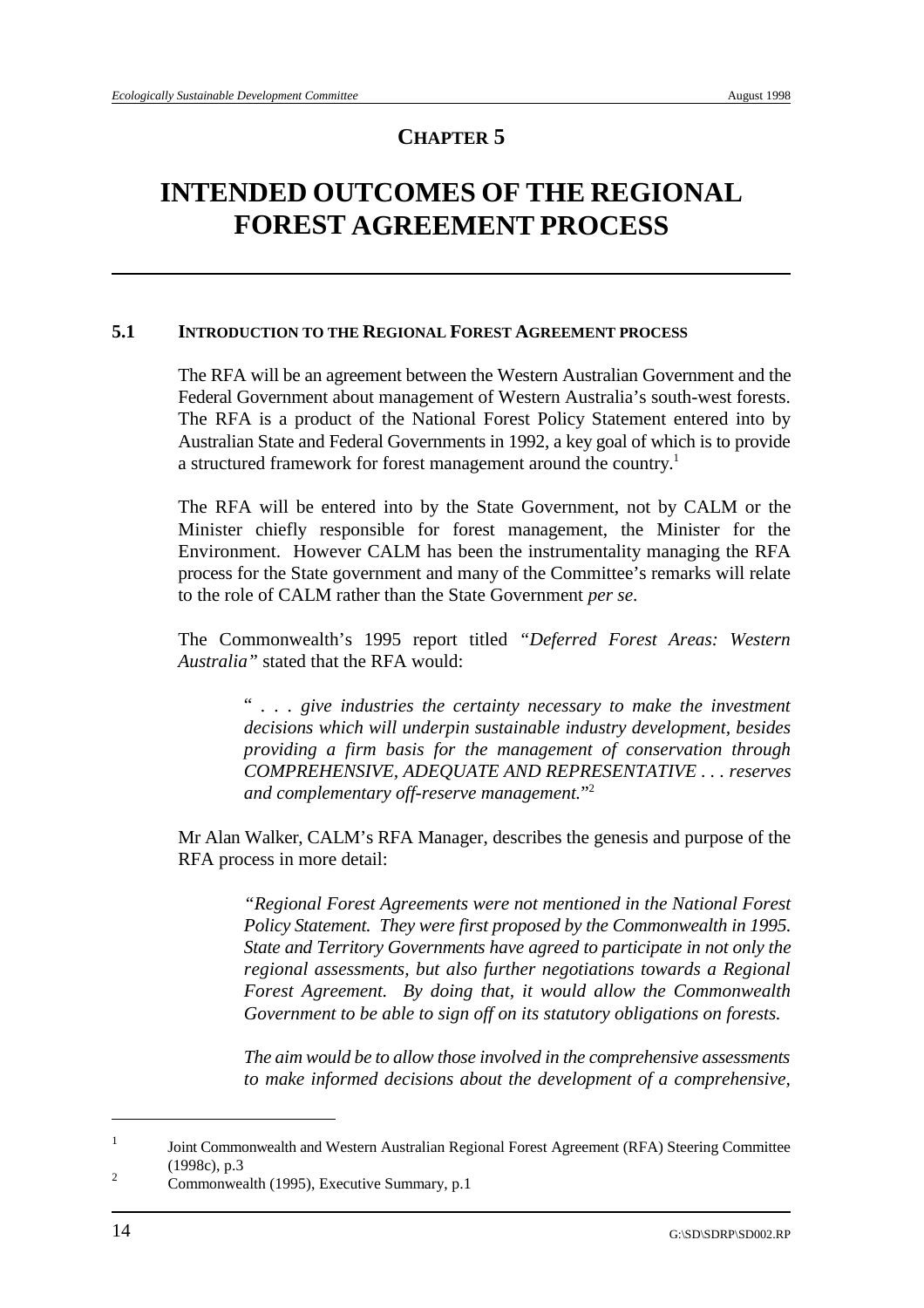# CHAPTER 5

# INTENDED OUTCOMES OF THE REGIONAL FOREST AGREEMENT PROCESS

## 5.1 INTRODUCTION TO THE REGIONAL FOREST AGREEMENT PROCESS

The RFA will be an agreement between the Western Australian Government and the Federal Government about management of Western Australia's south-west forests. The RFA is a product of the National Forest Policy Statement entered into by Australian State and Federal Governments in 1992, a key goal of which is to provide a structured framework for forest management around the country.[1]

The RFA will be entered into by the State Government, not by CALM or the Minister chiefly responsible for forest management, the Minister for the Environment. However CALM has been the instrumentality managing the RFA process for the State government and many of the Committee's remarks will relate to the role of CALM rather than the State Government *per se*.

The Commonwealth's 1995 report titled *"Deferred Forest Areas: Western Australia"* stated that the RFA would:

> " *. . . give industries the certainty necessary to make the investment decisions which will underpin sustainable industry development, besides providing a firm basis for the management of conservation through COMPREHENSIVE, ADEQUATE AND REPRESENTATIVE . . . reserves and complementary off-reserve management.*"[2]

Mr Alan Walker, CALM's RFA Manager, describes the genesis and purpose of the RFA process in more detail:

> *"Regional Forest Agreements were not mentioned in the National Forest Policy Statement. They were first proposed by the Commonwealth in 1995. State and Territory Governments have agreed to participate in not only the regional assessments, but also further negotiations towards a Regional Forest Agreement. By doing that, it would allow the Commonwealth Government to be able to sign off on its statutory obligations on forests.*
>
> *The aim would be to allow those involved in the comprehensive assessments to make informed decisions about the development of a comprehensive,*

---

[1] Joint Commonwealth and Western Australian Regional Forest Agreement (RFA) Steering Committee (1998c), p.3

[2] Commonwealth (1995), Executive Summary, p.1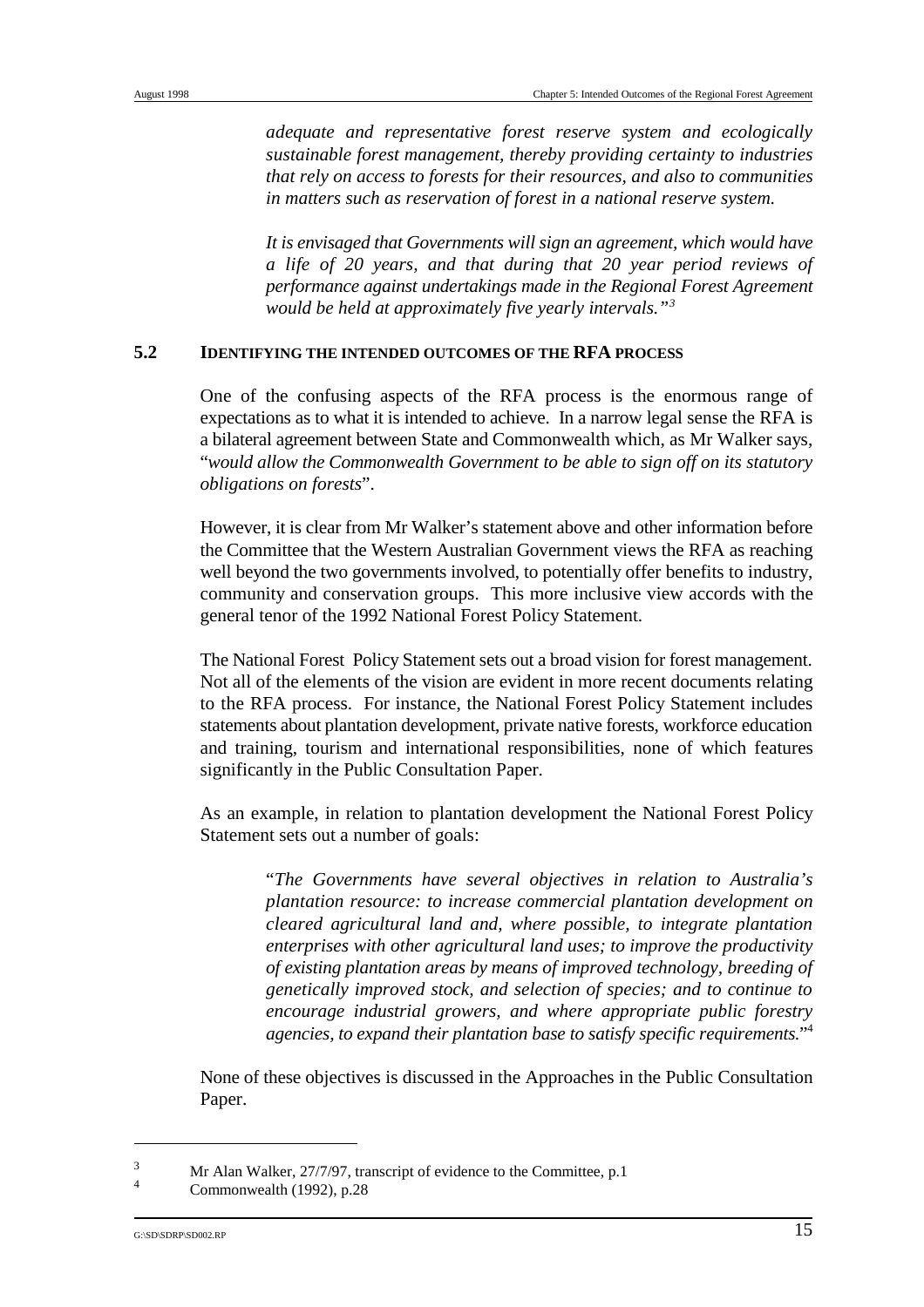*adequate and representative forest reserve system and ecologically sustainable forest management, thereby providing certainty to industries that rely on access to forests for their resources, and also to communities in matters such as reservation of forest in a national reserve system.*

*It is envisaged that Governments will sign an agreement, which would have a life of 20 years, and that during that 20 year period reviews of performance against undertakings made in the Regional Forest Agreement would be held at approximately five yearly intervals."*[3]

## 5.2 IDENTIFYING THE INTENDED OUTCOMES OF THE RFA PROCESS

One of the confusing aspects of the RFA process is the enormous range of expectations as to what it is intended to achieve. In a narrow legal sense the RFA is a bilateral agreement between State and Commonwealth which, as Mr Walker says, "*would allow the Commonwealth Government to be able to sign off on its statutory obligations on forests*".

However, it is clear from Mr Walker's statement above and other information before the Committee that the Western Australian Government views the RFA as reaching well beyond the two governments involved, to potentially offer benefits to industry, community and conservation groups. This more inclusive view accords with the general tenor of the 1992 National Forest Policy Statement.

The National Forest Policy Statement sets out a broad vision for forest management. Not all of the elements of the vision are evident in more recent documents relating to the RFA process. For instance, the National Forest Policy Statement includes statements about plantation development, private native forests, workforce education and training, tourism and international responsibilities, none of which features significantly in the Public Consultation Paper.

As an example, in relation to plantation development the National Forest Policy Statement sets out a number of goals:

> "*The Governments have several objectives in relation to Australia's plantation resource: to increase commercial plantation development on cleared agricultural land and, where possible, to integrate plantation enterprises with other agricultural land uses; to improve the productivity of existing plantation areas by means of improved technology, breeding of genetically improved stock, and selection of species; and to continue to encourage industrial growers, and where appropriate public forestry agencies, to expand their plantation base to satisfy specific requirements.*"[4]

None of these objectives is discussed in the Approaches in the Public Consultation Paper.

---

[3] Mr Alan Walker, 27/7/97, transcript of evidence to the Committee, p.1

[4] Commonwealth (1992), p.28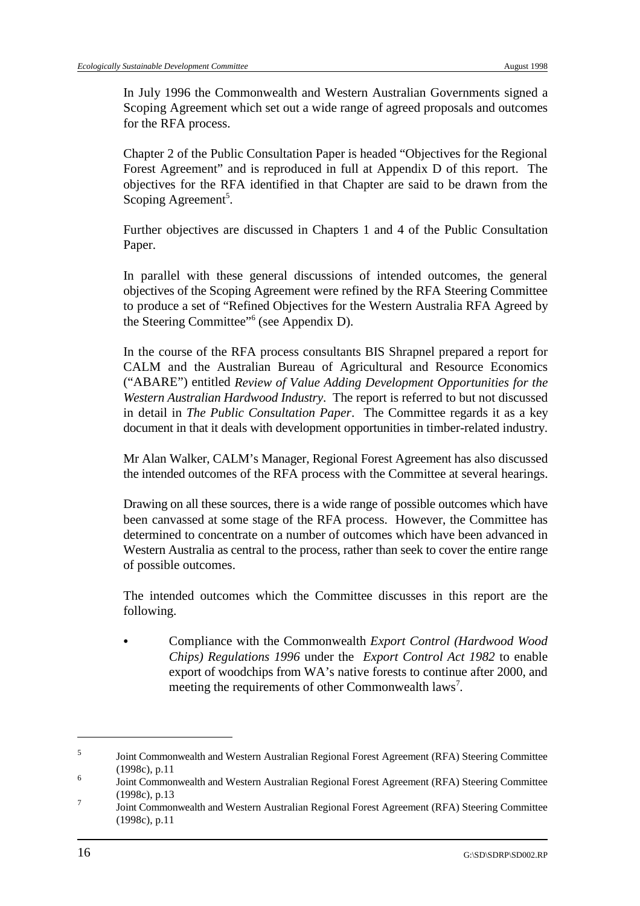In July 1996 the Commonwealth and Western Australian Governments signed a Scoping Agreement which set out a wide range of agreed proposals and outcomes for the RFA process.

Chapter 2 of the Public Consultation Paper is headed "Objectives for the Regional Forest Agreement" and is reproduced in full at Appendix D of this report. The objectives for the RFA identified in that Chapter are said to be drawn from the Scoping Agreement[5].

Further objectives are discussed in Chapters 1 and 4 of the Public Consultation Paper.

In parallel with these general discussions of intended outcomes, the general objectives of the Scoping Agreement were refined by the RFA Steering Committee to produce a set of "Refined Objectives for the Western Australia RFA Agreed by the Steering Committee"[6] (see Appendix D).

In the course of the RFA process consultants BIS Shrapnel prepared a report for CALM and the Australian Bureau of Agricultural and Resource Economics ("ABARE") entitled *Review of Value Adding Development Opportunities for the Western Australian Hardwood Industry*. The report is referred to but not discussed in detail in *The Public Consultation Paper*. The Committee regards it as a key document in that it deals with development opportunities in timber-related industry.

Mr Alan Walker, CALM's Manager, Regional Forest Agreement has also discussed the intended outcomes of the RFA process with the Committee at several hearings.

Drawing on all these sources, there is a wide range of possible outcomes which have been canvassed at some stage of the RFA process. However, the Committee has determined to concentrate on a number of outcomes which have been advanced in Western Australia as central to the process, rather than seek to cover the entire range of possible outcomes.

The intended outcomes which the Committee discusses in this report are the following.

- Compliance with the Commonwealth *Export Control (Hardwood Wood Chips) Regulations 1996* under the *Export Control Act 1982* to enable export of woodchips from WA's native forests to continue after 2000, and meeting the requirements of other Commonwealth laws[7].

---

[5] Joint Commonwealth and Western Australian Regional Forest Agreement (RFA) Steering Committee (1998c), p.11

[6] Joint Commonwealth and Western Australian Regional Forest Agreement (RFA) Steering Committee (1998c), p.13

[7] Joint Commonwealth and Western Australian Regional Forest Agreement (RFA) Steering Committee (1998c), p.11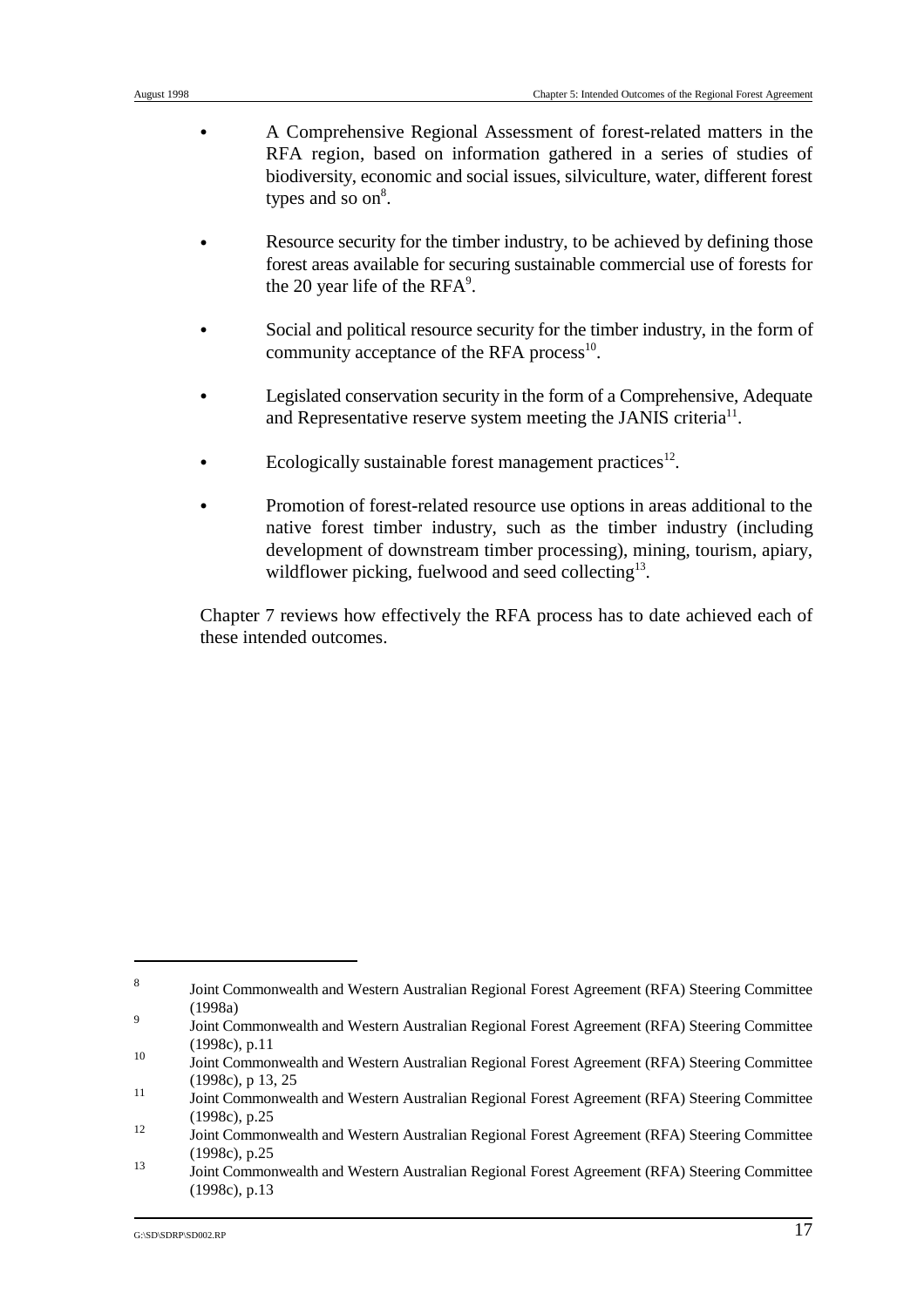- A Comprehensive Regional Assessment of forest-related matters in the RFA region, based on information gathered in a series of studies of biodiversity, economic and social issues, silviculture, water, different forest types and so on[8].

- Resource security for the timber industry, to be achieved by defining those forest areas available for securing sustainable commercial use of forests for the 20 year life of the RFA[9].

- Social and political resource security for the timber industry, in the form of community acceptance of the RFA process[10].

- Legislated conservation security in the form of a Comprehensive, Adequate and Representative reserve system meeting the JANIS criteria[11].

- Ecologically sustainable forest management practices[12].

- Promotion of forest-related resource use options in areas additional to the native forest timber industry, such as the timber industry (including development of downstream timber processing), mining, tourism, apiary, wildflower picking, fuelwood and seed collecting[13].

Chapter 7 reviews how effectively the RFA process has to date achieved each of these intended outcomes.

---

[8] Joint Commonwealth and Western Australian Regional Forest Agreement (RFA) Steering Committee (1998a)

[9] Joint Commonwealth and Western Australian Regional Forest Agreement (RFA) Steering Committee (1998c), p.11

[10] Joint Commonwealth and Western Australian Regional Forest Agreement (RFA) Steering Committee (1998c), p 13, 25

[11] Joint Commonwealth and Western Australian Regional Forest Agreement (RFA) Steering Committee (1998c), p.25

[12] Joint Commonwealth and Western Australian Regional Forest Agreement (RFA) Steering Committee (1998c), p.25

[13] Joint Commonwealth and Western Australian Regional Forest Agreement (RFA) Steering Committee (1998c), p.13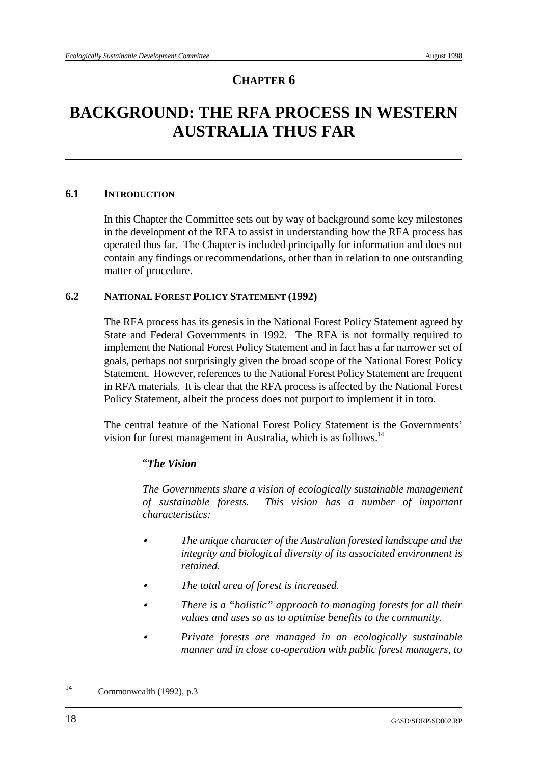# CHAPTER 6

# BACKGROUND: THE RFA PROCESS IN WESTERN AUSTRALIA THUS FAR

## 6.1 INTRODUCTION

In this Chapter the Committee sets out by way of background some key milestones in the development of the RFA to assist in understanding how the RFA process has operated thus far. The Chapter is included principally for information and does not contain any findings or recommendations, other than in relation to one outstanding matter of procedure.

## 6.2 NATIONAL FOREST POLICY STATEMENT (1992)

The RFA process has its genesis in the National Forest Policy Statement agreed by State and Federal Governments in 1992. The RFA is not formally required to implement the National Forest Policy Statement and in fact has a far narrower set of goals, perhaps not surprisingly given the broad scope of the National Forest Policy Statement. However, references to the National Forest Policy Statement are frequent in RFA materials. It is clear that the RFA process is affected by the National Forest Policy Statement, albeit the process does not purport to implement it in toto.

The central feature of the National Forest Policy Statement is the Governments' vision for forest management in Australia, which is as follows.[14]

> "***The Vision***
>
> *The Governments share a vision of ecologically sustainable management of sustainable forests. This vision has a number of important characteristics:*
>
> - *The unique character of the Australian forested landscape and the integrity and biological diversity of its associated environment is retained.*
> - *The total area of forest is increased.*
> - *There is a "holistic" approach to managing forests for all their values and uses so as to optimise benefits to the community.*
> - *Private forests are managed in an ecologically sustainable manner and in close co-operation with public forest managers, to*

[14] Commonwealth (1992), p.3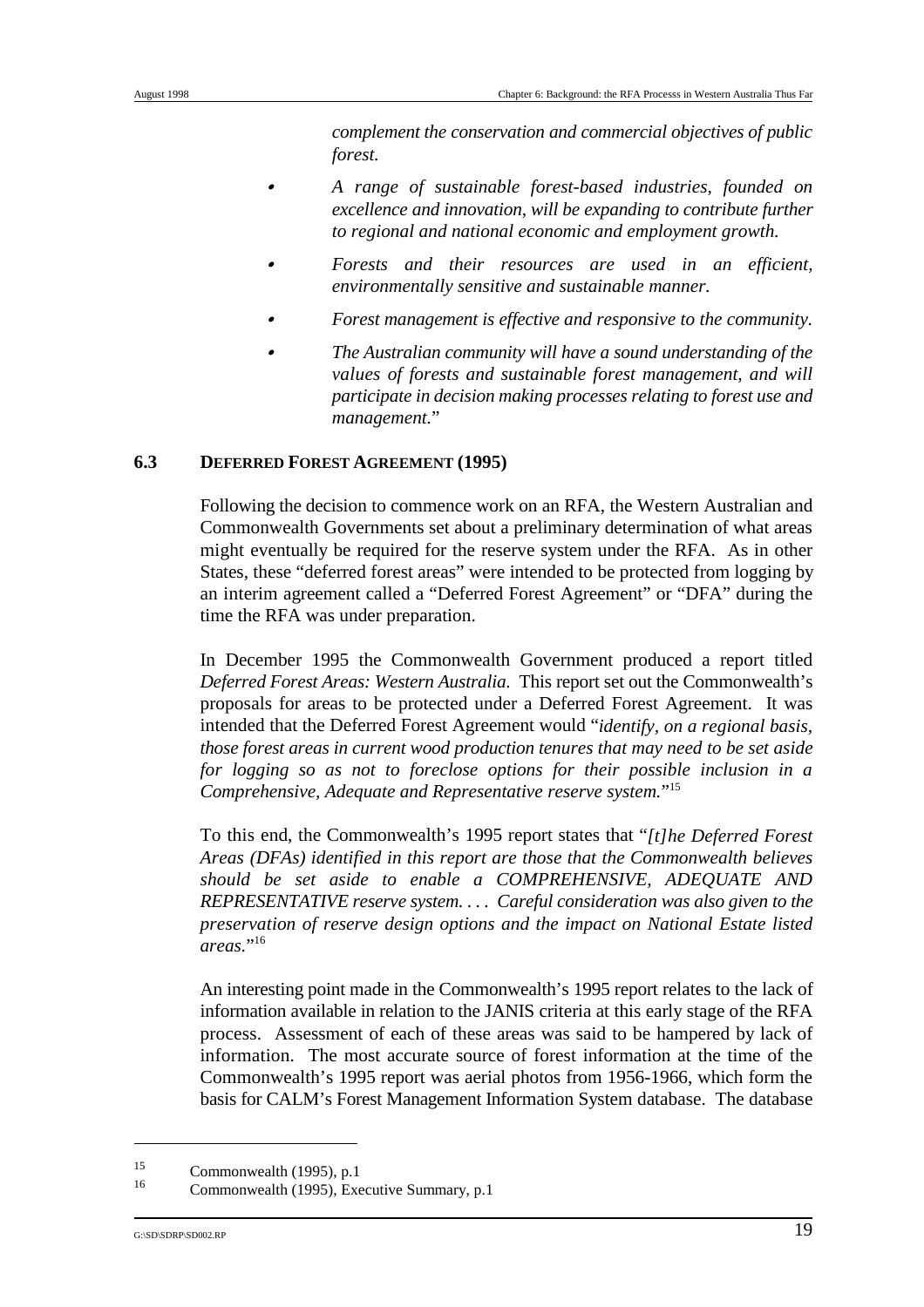*complement the conservation and commercial objectives of public forest.*

- *A range of sustainable forest-based industries, founded on excellence and innovation, will be expanding to contribute further to regional and national economic and employment growth.*
- *Forests and their resources are used in an efficient, environmentally sensitive and sustainable manner.*
- *Forest management is effective and responsive to the community.*
- *The Australian community will have a sound understanding of the values of forests and sustainable forest management, and will participate in decision making processes relating to forest use and management.*"

## 6.3 DEFERRED FOREST AGREEMENT (1995)

Following the decision to commence work on an RFA, the Western Australian and Commonwealth Governments set about a preliminary determination of what areas might eventually be required for the reserve system under the RFA. As in other States, these "deferred forest areas" were intended to be protected from logging by an interim agreement called a "Deferred Forest Agreement" or "DFA" during the time the RFA was under preparation.

In December 1995 the Commonwealth Government produced a report titled *Deferred Forest Areas: Western Australia.* This report set out the Commonwealth's proposals for areas to be protected under a Deferred Forest Agreement. It was intended that the Deferred Forest Agreement would "*identify, on a regional basis, those forest areas in current wood production tenures that may need to be set aside for logging so as not to foreclose options for their possible inclusion in a Comprehensive, Adequate and Representative reserve system.*"[15]

To this end, the Commonwealth's 1995 report states that "*[t]he Deferred Forest Areas (DFAs) identified in this report are those that the Commonwealth believes should be set aside to enable a COMPREHENSIVE, ADEQUATE AND REPRESENTATIVE reserve system. . . . Careful consideration was also given to the preservation of reserve design options and the impact on National Estate listed areas.*"[16]

An interesting point made in the Commonwealth's 1995 report relates to the lack of information available in relation to the JANIS criteria at this early stage of the RFA process. Assessment of each of these areas was said to be hampered by lack of information. The most accurate source of forest information at the time of the Commonwealth's 1995 report was aerial photos from 1956-1966, which form the basis for CALM's Forest Management Information System database. The database

---

[15] Commonwealth (1995), p.1

[16] Commonwealth (1995), Executive Summary, p.1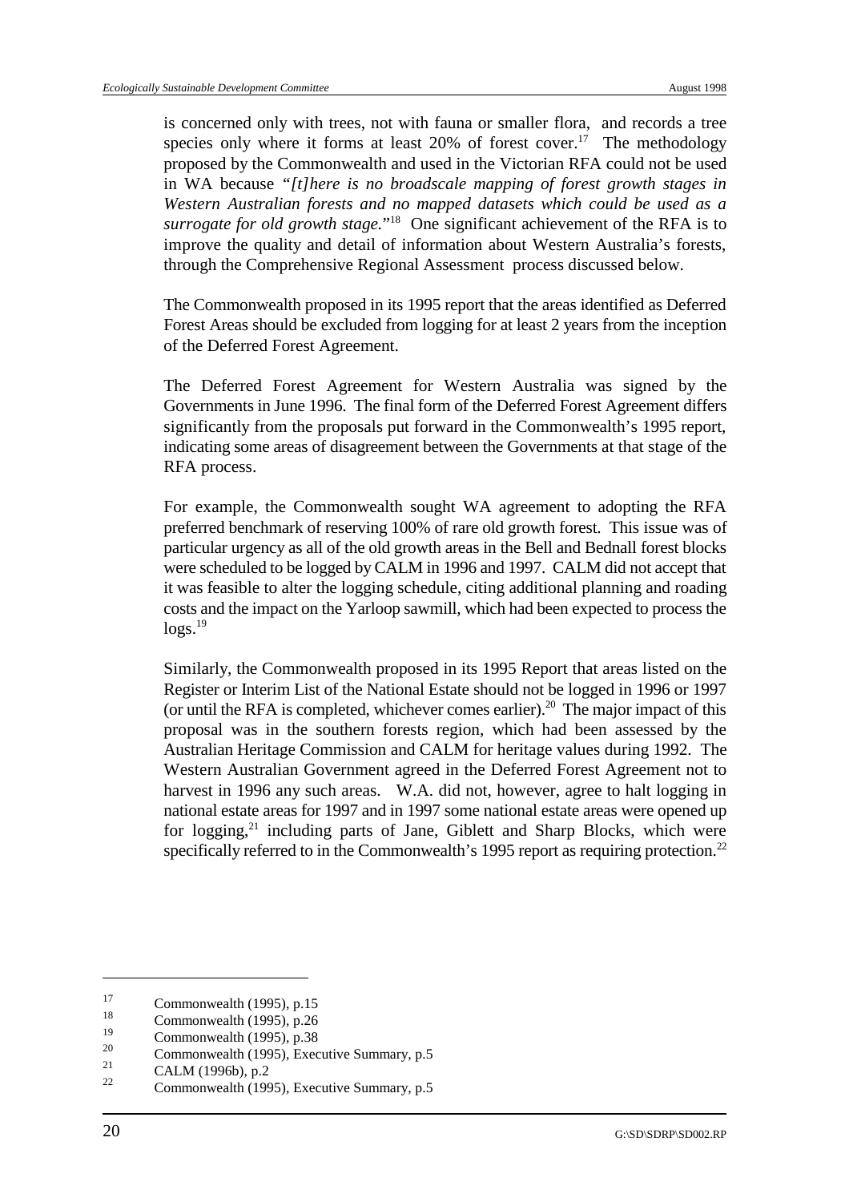is concerned only with trees, not with fauna or smaller flora, and records a tree species only where it forms at least 20% of forest cover.[17] The methodology proposed by the Commonwealth and used in the Victorian RFA could not be used in WA because *"[t]here is no broadscale mapping of forest growth stages in Western Australian forests and no mapped datasets which could be used as a surrogate for old growth stage.*"[18] One significant achievement of the RFA is to improve the quality and detail of information about Western Australia's forests, through the Comprehensive Regional Assessment process discussed below.

The Commonwealth proposed in its 1995 report that the areas identified as Deferred Forest Areas should be excluded from logging for at least 2 years from the inception of the Deferred Forest Agreement.

The Deferred Forest Agreement for Western Australia was signed by the Governments in June 1996. The final form of the Deferred Forest Agreement differs significantly from the proposals put forward in the Commonwealth's 1995 report, indicating some areas of disagreement between the Governments at that stage of the RFA process.

For example, the Commonwealth sought WA agreement to adopting the RFA preferred benchmark of reserving 100% of rare old growth forest. This issue was of particular urgency as all of the old growth areas in the Bell and Bednall forest blocks were scheduled to be logged by CALM in 1996 and 1997. CALM did not accept that it was feasible to alter the logging schedule, citing additional planning and roading costs and the impact on the Yarloop sawmill, which had been expected to process the logs.[19]

Similarly, the Commonwealth proposed in its 1995 Report that areas listed on the Register or Interim List of the National Estate should not be logged in 1996 or 1997 (or until the RFA is completed, whichever comes earlier).[20] The major impact of this proposal was in the southern forests region, which had been assessed by the Australian Heritage Commission and CALM for heritage values during 1992. The Western Australian Government agreed in the Deferred Forest Agreement not to harvest in 1996 any such areas. W.A. did not, however, agree to halt logging in national estate areas for 1997 and in 1997 some national estate areas were opened up for logging,[21] including parts of Jane, Giblett and Sharp Blocks, which were specifically referred to in the Commonwealth's 1995 report as requiring protection.[22]

---

[17] Commonwealth (1995), p.15

[18] Commonwealth (1995), p.26

[19] Commonwealth (1995), p.38

[20] Commonwealth (1995), Executive Summary, p.5

[21] CALM (1996b), p.2

[22] Commonwealth (1995), Executive Summary, p.5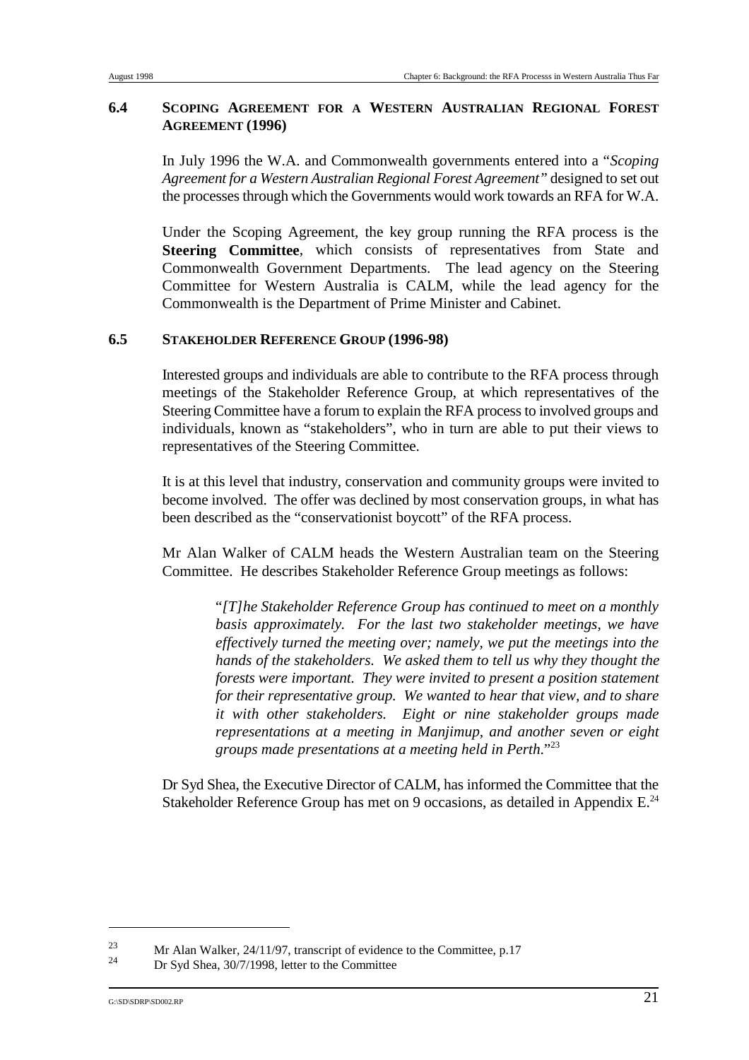## 6.4 Scoping Agreement for a Western Australian Regional Forest Agreement (1996)

In July 1996 the W.A. and Commonwealth governments entered into a "*Scoping Agreement for a Western Australian Regional Forest Agreement*" designed to set out the processes through which the Governments would work towards an RFA for W.A.

Under the Scoping Agreement, the key group running the RFA process is the **Steering Committee**, which consists of representatives from State and Commonwealth Government Departments. The lead agency on the Steering Committee for Western Australia is CALM, while the lead agency for the Commonwealth is the Department of Prime Minister and Cabinet.

## 6.5 Stakeholder Reference Group (1996-98)

Interested groups and individuals are able to contribute to the RFA process through meetings of the Stakeholder Reference Group, at which representatives of the Steering Committee have a forum to explain the RFA process to involved groups and individuals, known as "stakeholders", who in turn are able to put their views to representatives of the Steering Committee.

It is at this level that industry, conservation and community groups were invited to become involved. The offer was declined by most conservation groups, in what has been described as the "conservationist boycott" of the RFA process.

Mr Alan Walker of CALM heads the Western Australian team on the Steering Committee. He describes Stakeholder Reference Group meetings as follows:

> "*[T]he Stakeholder Reference Group has continued to meet on a monthly basis approximately. For the last two stakeholder meetings, we have effectively turned the meeting over; namely, we put the meetings into the hands of the stakeholders. We asked them to tell us why they thought the forests were important. They were invited to present a position statement for their representative group. We wanted to hear that view, and to share it with other stakeholders. Eight or nine stakeholder groups made representations at a meeting in Manjimup, and another seven or eight groups made presentations at a meeting held in Perth.*"[23]

Dr Syd Shea, the Executive Director of CALM, has informed the Committee that the Stakeholder Reference Group has met on 9 occasions, as detailed in Appendix E.[24]

---

[23] Mr Alan Walker, 24/11/97, transcript of evidence to the Committee, p.17

[24] Dr Syd Shea, 30/7/1998, letter to the Committee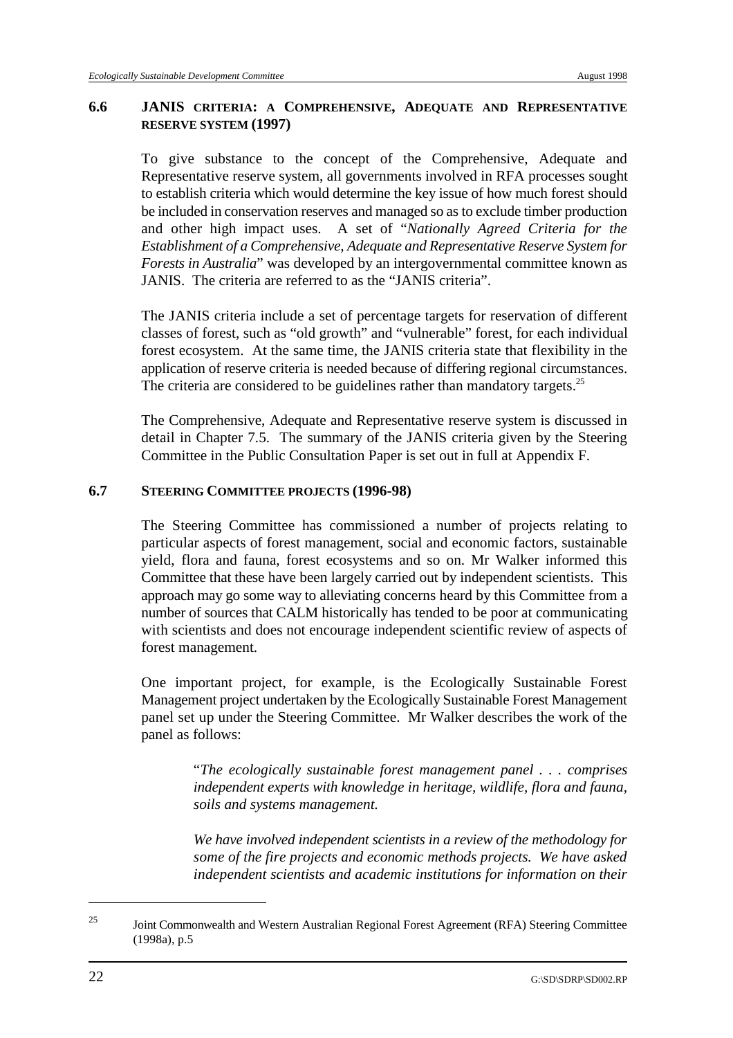### 6.6 JANIS CRITERIA: A COMPREHENSIVE, ADEQUATE AND REPRESENTATIVE RESERVE SYSTEM (1997)

To give substance to the concept of the Comprehensive, Adequate and Representative reserve system, all governments involved in RFA processes sought to establish criteria which would determine the key issue of how much forest should be included in conservation reserves and managed so as to exclude timber production and other high impact uses. A set of "*Nationally Agreed Criteria for the Establishment of a Comprehensive, Adequate and Representative Reserve System for Forests in Australia*" was developed by an intergovernmental committee known as JANIS. The criteria are referred to as the "JANIS criteria".

The JANIS criteria include a set of percentage targets for reservation of different classes of forest, such as "old growth" and "vulnerable" forest, for each individual forest ecosystem. At the same time, the JANIS criteria state that flexibility in the application of reserve criteria is needed because of differing regional circumstances. The criteria are considered to be guidelines rather than mandatory targets.[25]

The Comprehensive, Adequate and Representative reserve system is discussed in detail in Chapter 7.5. The summary of the JANIS criteria given by the Steering Committee in the Public Consultation Paper is set out in full at Appendix F.

### 6.7 STEERING COMMITTEE PROJECTS (1996-98)

The Steering Committee has commissioned a number of projects relating to particular aspects of forest management, social and economic factors, sustainable yield, flora and fauna, forest ecosystems and so on. Mr Walker informed this Committee that these have been largely carried out by independent scientists. This approach may go some way to alleviating concerns heard by this Committee from a number of sources that CALM historically has tended to be poor at communicating with scientists and does not encourage independent scientific review of aspects of forest management.

One important project, for example, is the Ecologically Sustainable Forest Management project undertaken by the Ecologically Sustainable Forest Management panel set up under the Steering Committee. Mr Walker describes the work of the panel as follows:

> "*The ecologically sustainable forest management panel . . . comprises independent experts with knowledge in heritage, wildlife, flora and fauna, soils and systems management.*
>
> *We have involved independent scientists in a review of the methodology for some of the fire projects and economic methods projects. We have asked independent scientists and academic institutions for information on their*

---

[25] Joint Commonwealth and Western Australian Regional Forest Agreement (RFA) Steering Committee (1998a), p.5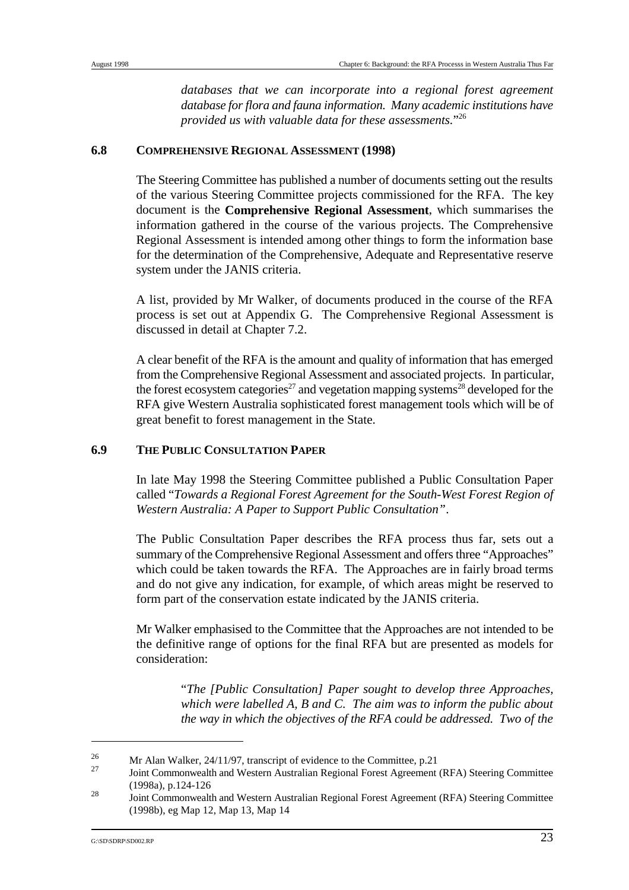*databases that we can incorporate into a regional forest agreement database for flora and fauna information. Many academic institutions have provided us with valuable data for these assessments.*"[26]

## 6.8 COMPREHENSIVE REGIONAL ASSESSMENT (1998)

The Steering Committee has published a number of documents setting out the results of the various Steering Committee projects commissioned for the RFA. The key document is the **Comprehensive Regional Assessment**, which summarises the information gathered in the course of the various projects. The Comprehensive Regional Assessment is intended among other things to form the information base for the determination of the Comprehensive, Adequate and Representative reserve system under the JANIS criteria.

A list, provided by Mr Walker, of documents produced in the course of the RFA process is set out at Appendix G. The Comprehensive Regional Assessment is discussed in detail at Chapter 7.2.

A clear benefit of the RFA is the amount and quality of information that has emerged from the Comprehensive Regional Assessment and associated projects. In particular, the forest ecosystem categories[27] and vegetation mapping systems[28] developed for the RFA give Western Australia sophisticated forest management tools which will be of great benefit to forest management in the State.

## 6.9 THE PUBLIC CONSULTATION PAPER

In late May 1998 the Steering Committee published a Public Consultation Paper called "*Towards a Regional Forest Agreement for the South-West Forest Region of Western Australia: A Paper to Support Public Consultation*".

The Public Consultation Paper describes the RFA process thus far, sets out a summary of the Comprehensive Regional Assessment and offers three "Approaches" which could be taken towards the RFA. The Approaches are in fairly broad terms and do not give any indication, for example, of which areas might be reserved to form part of the conservation estate indicated by the JANIS criteria.

Mr Walker emphasised to the Committee that the Approaches are not intended to be the definitive range of options for the final RFA but are presented as models for consideration:

> "*The [Public Consultation] Paper sought to develop three Approaches, which were labelled A, B and C. The aim was to inform the public about the way in which the objectives of the RFA could be addressed. Two of the*

---

[26] Mr Alan Walker, 24/11/97, transcript of evidence to the Committee, p.21

[27] Joint Commonwealth and Western Australian Regional Forest Agreement (RFA) Steering Committee (1998a), p.124-126

[28] Joint Commonwealth and Western Australian Regional Forest Agreement (RFA) Steering Committee (1998b), eg Map 12, Map 13, Map 14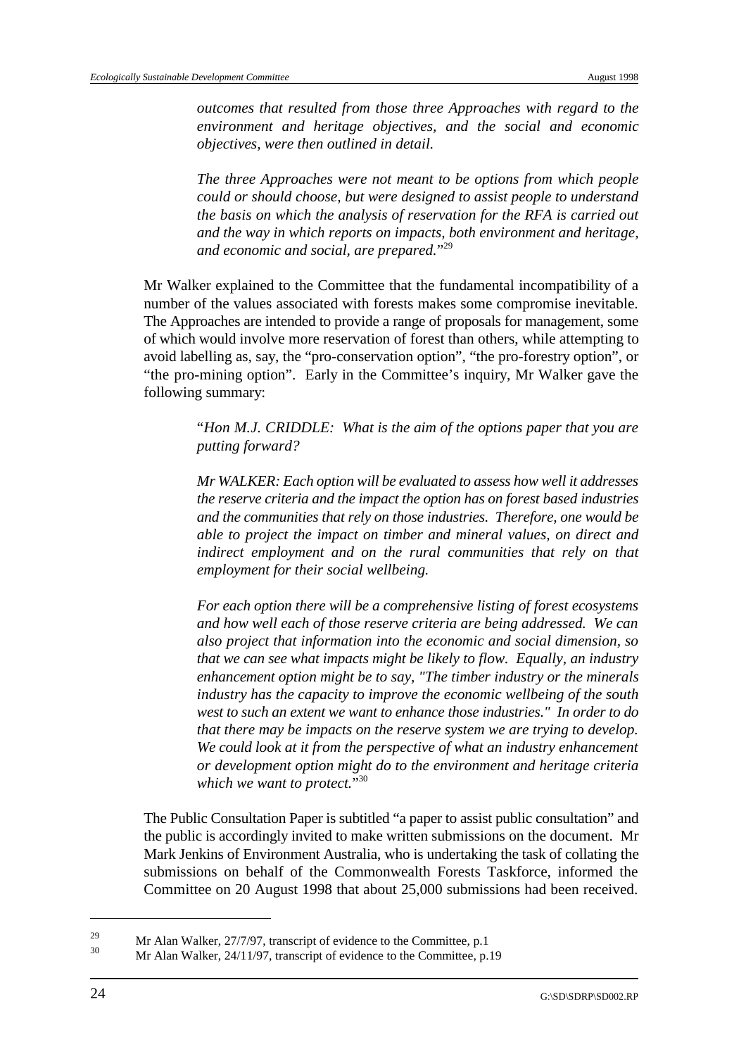> *outcomes that resulted from those three Approaches with regard to the environment and heritage objectives, and the social and economic objectives, were then outlined in detail.*
>
> *The three Approaches were not meant to be options from which people could or should choose, but were designed to assist people to understand the basis on which the analysis of reservation for the RFA is carried out and the way in which reports on impacts, both environment and heritage, and economic and social, are prepared.*"[29]

Mr Walker explained to the Committee that the fundamental incompatibility of a number of the values associated with forests makes some compromise inevitable. The Approaches are intended to provide a range of proposals for management, some of which would involve more reservation of forest than others, while attempting to avoid labelling as, say, the "pro-conservation option", "the pro-forestry option", or "the pro-mining option". Early in the Committee's inquiry, Mr Walker gave the following summary:

> "*Hon M.J. CRIDDLE: What is the aim of the options paper that you are putting forward?*
>
> *Mr WALKER: Each option will be evaluated to assess how well it addresses the reserve criteria and the impact the option has on forest based industries and the communities that rely on those industries. Therefore, one would be able to project the impact on timber and mineral values, on direct and indirect employment and on the rural communities that rely on that employment for their social wellbeing.*
>
> *For each option there will be a comprehensive listing of forest ecosystems and how well each of those reserve criteria are being addressed. We can also project that information into the economic and social dimension, so that we can see what impacts might be likely to flow. Equally, an industry enhancement option might be to say, "The timber industry or the minerals industry has the capacity to improve the economic wellbeing of the south west to such an extent we want to enhance those industries." In order to do that there may be impacts on the reserve system we are trying to develop. We could look at it from the perspective of what an industry enhancement or development option might do to the environment and heritage criteria which we want to protect.*"[30]

The Public Consultation Paper is subtitled "a paper to assist public consultation" and the public is accordingly invited to make written submissions on the document. Mr Mark Jenkins of Environment Australia, who is undertaking the task of collating the submissions on behalf of the Commonwealth Forests Taskforce, informed the Committee on 20 August 1998 that about 25,000 submissions had been received.

---

[29] Mr Alan Walker, 27/7/97, transcript of evidence to the Committee, p.1

[30] Mr Alan Walker, 24/11/97, transcript of evidence to the Committee, p.19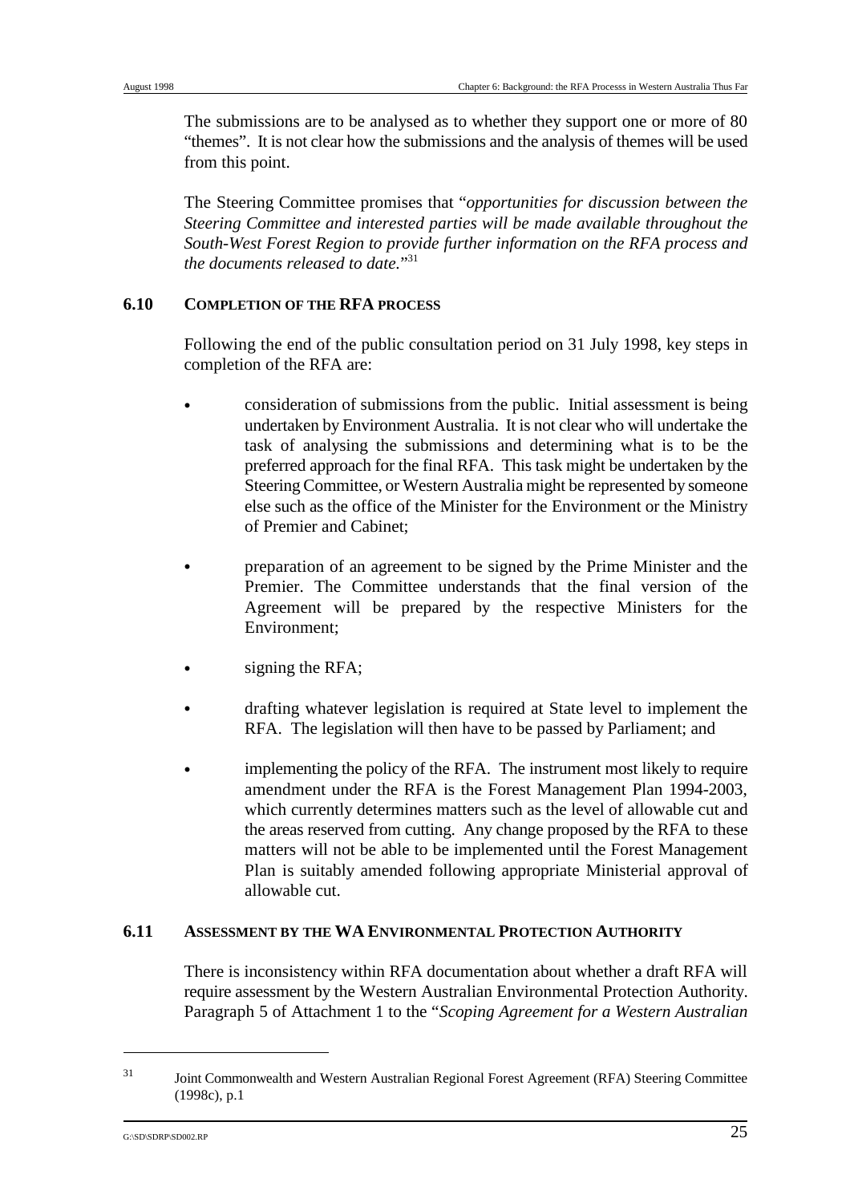The submissions are to be analysed as to whether they support one or more of 80 "themes". It is not clear how the submissions and the analysis of themes will be used from this point.

The Steering Committee promises that "*opportunities for discussion between the Steering Committee and interested parties will be made available throughout the South-West Forest Region to provide further information on the RFA process and the documents released to date.*"[31]

### 6.10 COMPLETION OF THE RFA PROCESS

Following the end of the public consultation period on 31 July 1998, key steps in completion of the RFA are:

- consideration of submissions from the public. Initial assessment is being undertaken by Environment Australia. It is not clear who will undertake the task of analysing the submissions and determining what is to be the preferred approach for the final RFA. This task might be undertaken by the Steering Committee, or Western Australia might be represented by someone else such as the office of the Minister for the Environment or the Ministry of Premier and Cabinet;
- preparation of an agreement to be signed by the Prime Minister and the Premier. The Committee understands that the final version of the Agreement will be prepared by the respective Ministers for the Environment;
- signing the RFA;
- drafting whatever legislation is required at State level to implement the RFA. The legislation will then have to be passed by Parliament; and
- implementing the policy of the RFA. The instrument most likely to require amendment under the RFA is the Forest Management Plan 1994-2003, which currently determines matters such as the level of allowable cut and the areas reserved from cutting. Any change proposed by the RFA to these matters will not be able to be implemented until the Forest Management Plan is suitably amended following appropriate Ministerial approval of allowable cut.

### 6.11 ASSESSMENT BY THE WA ENVIRONMENTAL PROTECTION AUTHORITY

There is inconsistency within RFA documentation about whether a draft RFA will require assessment by the Western Australian Environmental Protection Authority. Paragraph 5 of Attachment 1 to the "*Scoping Agreement for a Western Australian*

---

[31] Joint Commonwealth and Western Australian Regional Forest Agreement (RFA) Steering Committee (1998c), p.1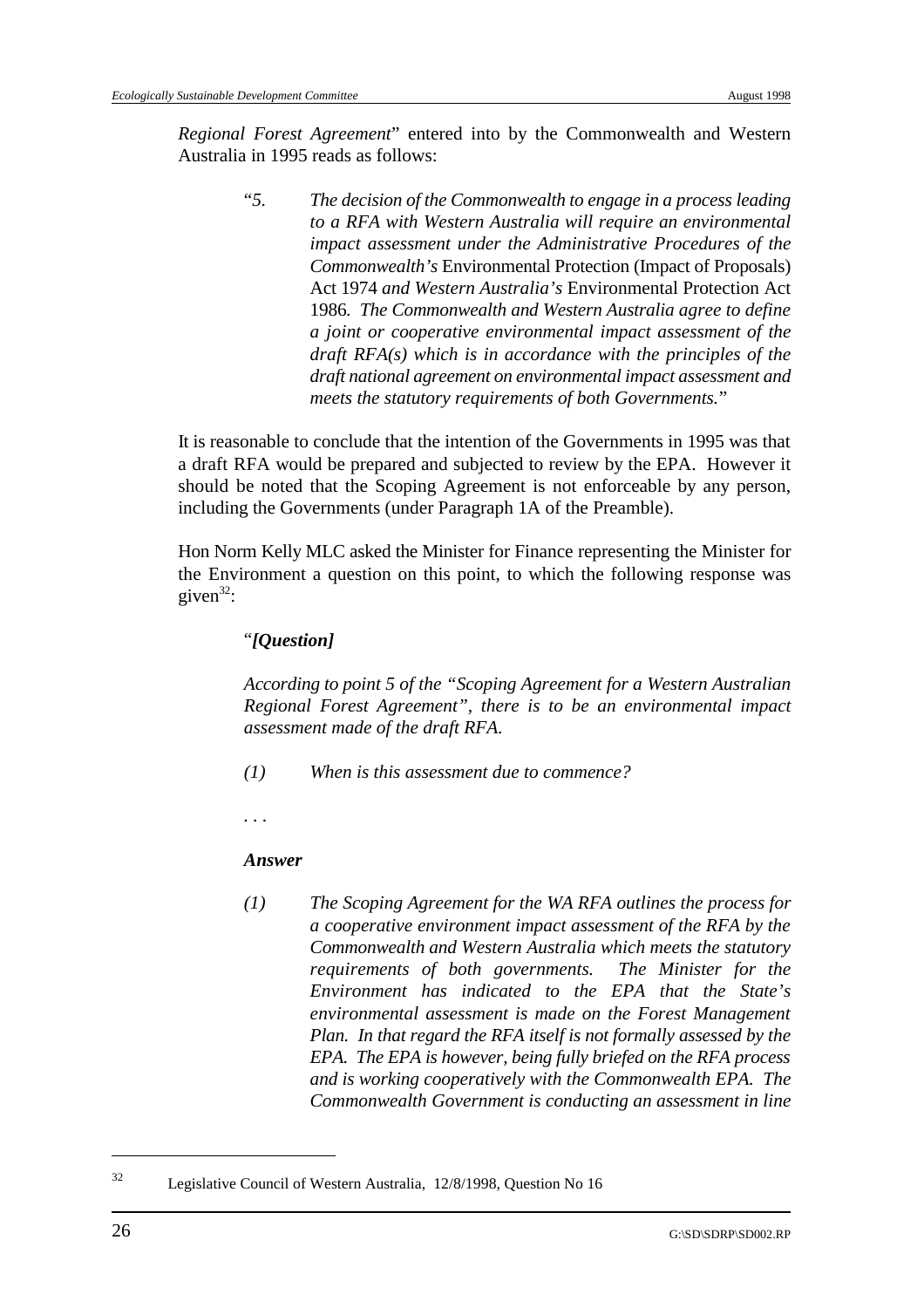*Regional Forest Agreement*" entered into by the Commonwealth and Western Australia in 1995 reads as follows:

> "*5. The decision of the Commonwealth to engage in a process leading to a RFA with Western Australia will require an environmental impact assessment under the Administrative Procedures of the Commonwealth's* Environmental Protection (Impact of Proposals) Act 1974 *and Western Australia's* Environmental Protection Act 1986*. The Commonwealth and Western Australia agree to define a joint or cooperative environmental impact assessment of the draft RFA(s) which is in accordance with the principles of the draft national agreement on environmental impact assessment and meets the statutory requirements of both Governments.*"

It is reasonable to conclude that the intention of the Governments in 1995 was that a draft RFA would be prepared and subjected to review by the EPA. However it should be noted that the Scoping Agreement is not enforceable by any person, including the Governments (under Paragraph 1A of the Preamble).

Hon Norm Kelly MLC asked the Minister for Finance representing the Minister for the Environment a question on this point, to which the following response was given[32]:

> "***[Question]***
>
> *According to point 5 of the "Scoping Agreement for a Western Australian Regional Forest Agreement", there is to be an environmental impact assessment made of the draft RFA.*
>
> *(1) When is this assessment due to commence?*
>
> . . .
>
> ***Answer***
>
> *(1) The Scoping Agreement for the WA RFA outlines the process for a cooperative environment impact assessment of the RFA by the Commonwealth and Western Australia which meets the statutory requirements of both governments. The Minister for the Environment has indicated to the EPA that the State's environmental assessment is made on the Forest Management Plan. In that regard the RFA itself is not formally assessed by the EPA. The EPA is however, being fully briefed on the RFA process and is working cooperatively with the Commonwealth EPA. The Commonwealth Government is conducting an assessment in line*

---

[32] Legislative Council of Western Australia, 12/8/1998, Question No 16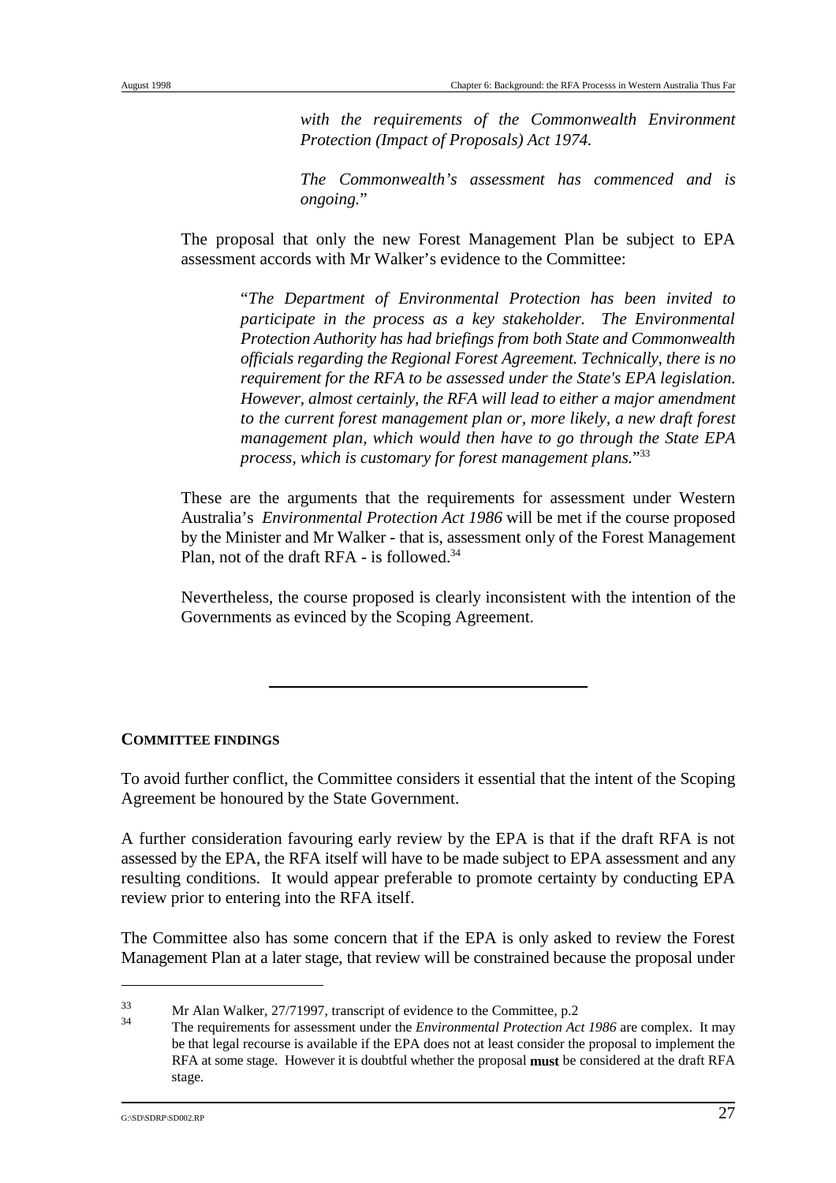> *with the requirements of the Commonwealth Environment Protection (Impact of Proposals) Act 1974.*
>
> *The Commonwealth's assessment has commenced and is ongoing.*"

The proposal that only the new Forest Management Plan be subject to EPA assessment accords with Mr Walker's evidence to the Committee:

> "*The Department of Environmental Protection has been invited to participate in the process as a key stakeholder. The Environmental Protection Authority has had briefings from both State and Commonwealth officials regarding the Regional Forest Agreement. Technically, there is no requirement for the RFA to be assessed under the State's EPA legislation. However, almost certainly, the RFA will lead to either a major amendment to the current forest management plan or, more likely, a new draft forest management plan, which would then have to go through the State EPA process, which is customary for forest management plans.*"[33]

These are the arguments that the requirements for assessment under Western Australia's *Environmental Protection Act 1986* will be met if the course proposed by the Minister and Mr Walker - that is, assessment only of the Forest Management Plan, not of the draft RFA - is followed.[34]

Nevertheless, the course proposed is clearly inconsistent with the intention of the Governments as evinced by the Scoping Agreement.

---

**COMMITTEE FINDINGS**

To avoid further conflict, the Committee considers it essential that the intent of the Scoping Agreement be honoured by the State Government.

A further consideration favouring early review by the EPA is that if the draft RFA is not assessed by the EPA, the RFA itself will have to be made subject to EPA assessment and any resulting conditions. It would appear preferable to promote certainty by conducting EPA review prior to entering into the RFA itself.

The Committee also has some concern that if the EPA is only asked to review the Forest Management Plan at a later stage, that review will be constrained because the proposal under

---

33 Mr Alan Walker, 27/71997, transcript of evidence to the Committee, p.2

34 The requirements for assessment under the *Environmental Protection Act 1986* are complex. It may be that legal recourse is available if the EPA does not at least consider the proposal to implement the RFA at some stage. However it is doubtful whether the proposal **must** be considered at the draft RFA stage.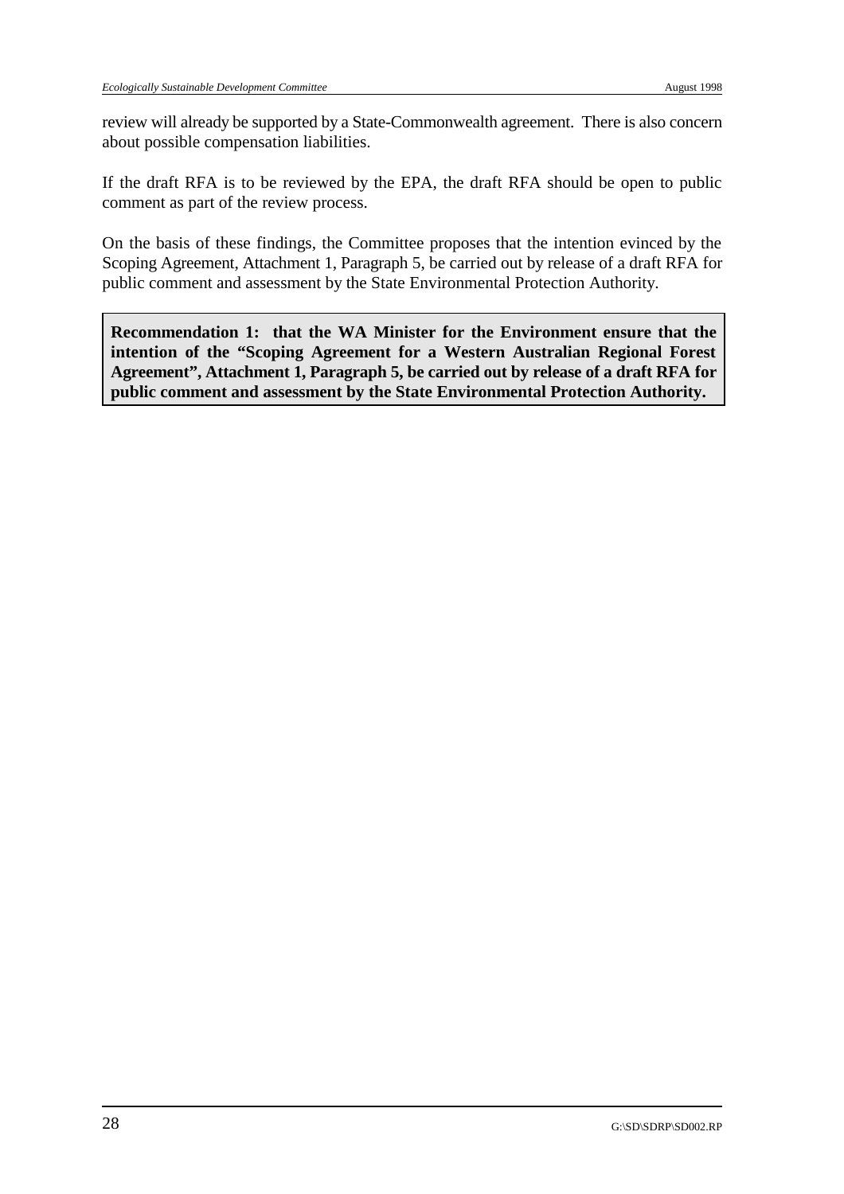review will already be supported by a State-Commonwealth agreement. There is also concern about possible compensation liabilities.

If the draft RFA is to be reviewed by the EPA, the draft RFA should be open to public comment as part of the review process.

On the basis of these findings, the Committee proposes that the intention evinced by the Scoping Agreement, Attachment 1, Paragraph 5, be carried out by release of a draft RFA for public comment and assessment by the State Environmental Protection Authority.

**Recommendation 1: that the WA Minister for the Environment ensure that the intention of the "Scoping Agreement for a Western Australian Regional Forest Agreement", Attachment 1, Paragraph 5, be carried out by release of a draft RFA for public comment and assessment by the State Environmental Protection Authority.**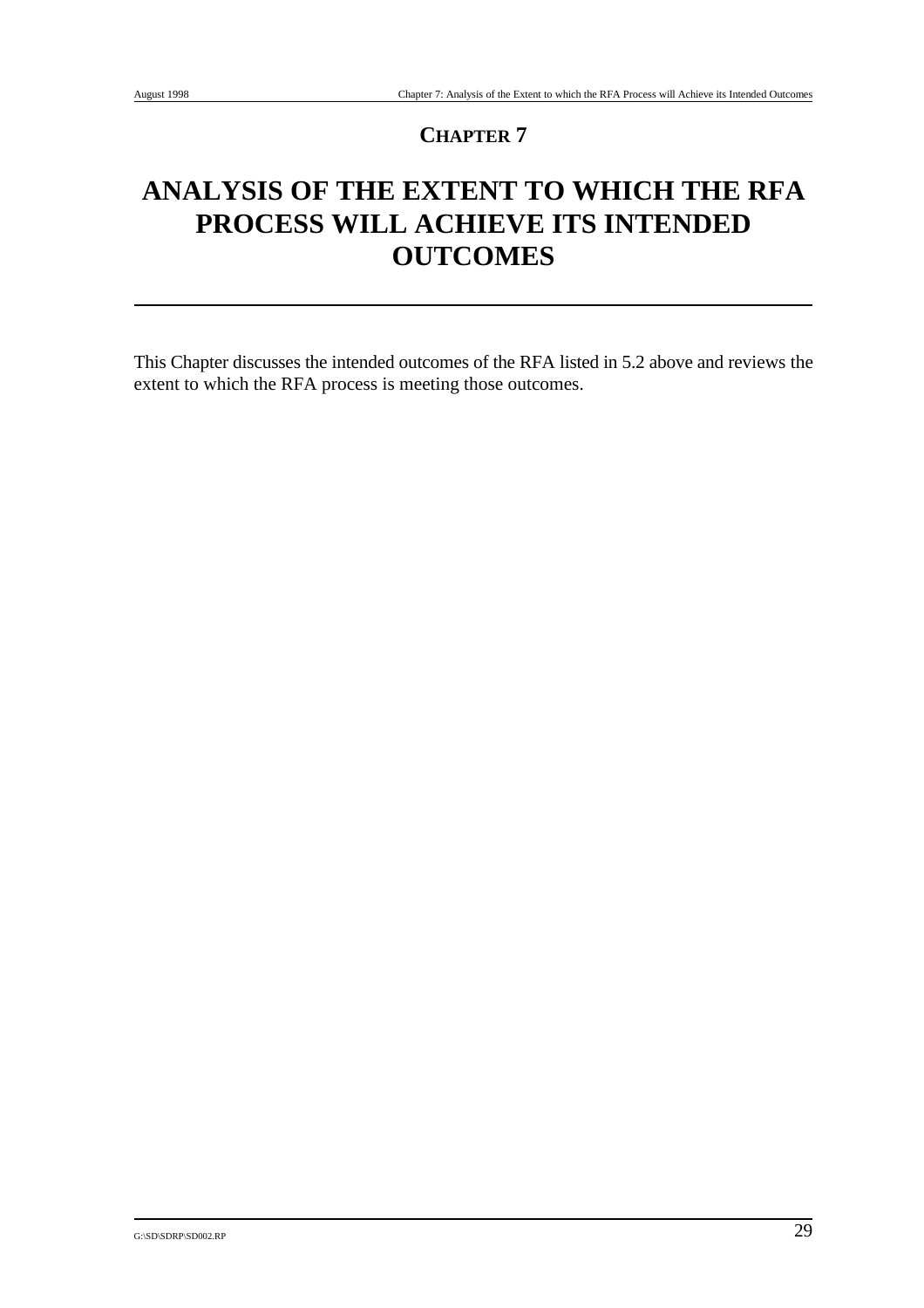# CHAPTER 7

# ANALYSIS OF THE EXTENT TO WHICH THE RFA PROCESS WILL ACHIEVE ITS INTENDED OUTCOMES

---

This Chapter discusses the intended outcomes of the RFA listed in 5.2 above and reviews the extent to which the RFA process is meeting those outcomes.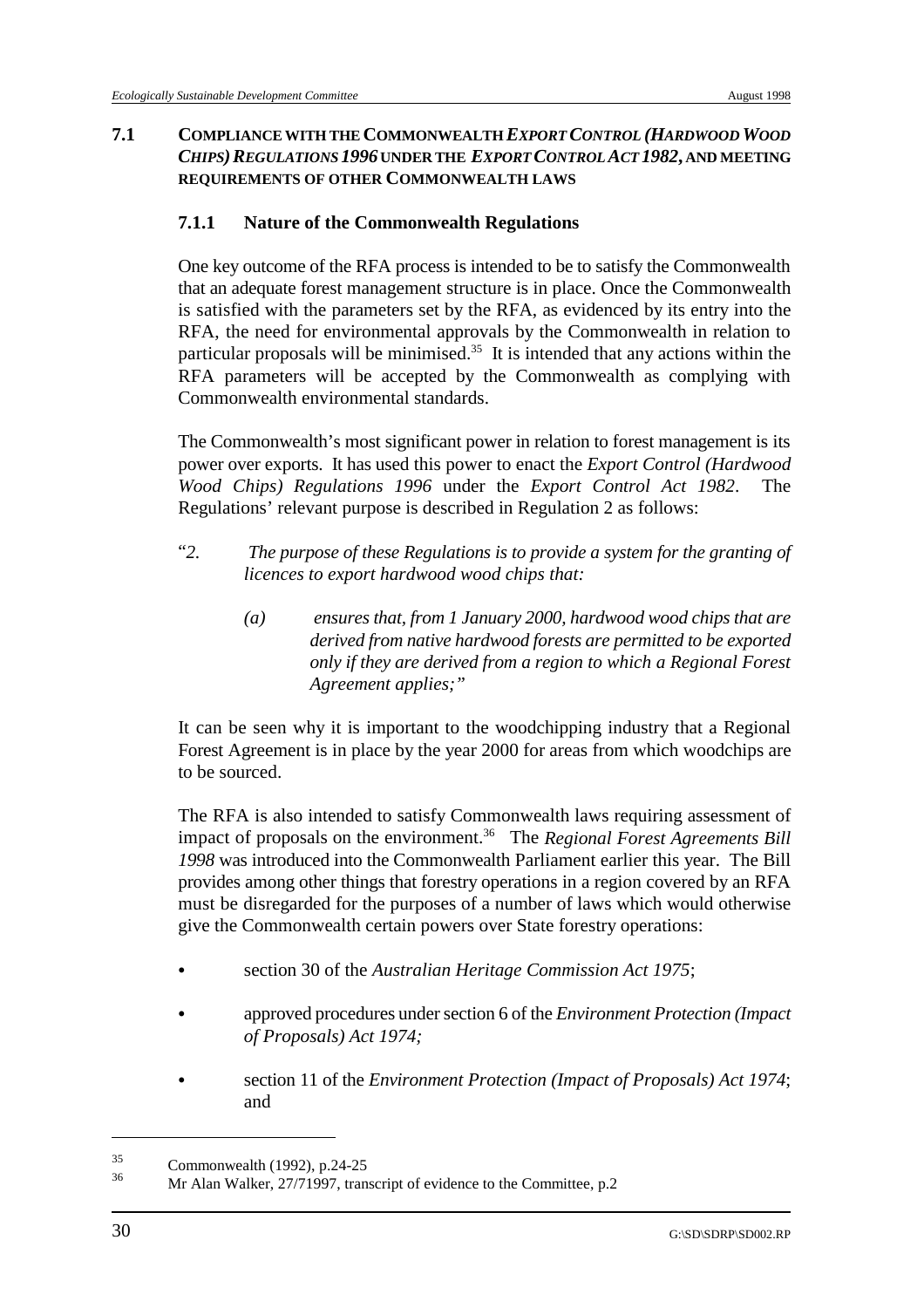## 7.1 COMPLIANCE WITH THE COMMONWEALTH *EXPORT CONTROL (HARDWOOD WOOD CHIPS) REGULATIONS 1996* UNDER THE *EXPORT CONTROL ACT 1982*, AND MEETING REQUIREMENTS OF OTHER COMMONWEALTH LAWS

### 7.1.1 Nature of the Commonwealth Regulations

One key outcome of the RFA process is intended to be to satisfy the Commonwealth that an adequate forest management structure is in place. Once the Commonwealth is satisfied with the parameters set by the RFA, as evidenced by its entry into the RFA, the need for environmental approvals by the Commonwealth in relation to particular proposals will be minimised.[35] It is intended that any actions within the RFA parameters will be accepted by the Commonwealth as complying with Commonwealth environmental standards.

The Commonwealth's most significant power in relation to forest management is its power over exports. It has used this power to enact the *Export Control (Hardwood Wood Chips) Regulations 1996* under the *Export Control Act 1982*. The Regulations' relevant purpose is described in Regulation 2 as follows:

> "*2. The purpose of these Regulations is to provide a system for the granting of licences to export hardwood wood chips that:*
>
> *(a) ensures that, from 1 January 2000, hardwood wood chips that are derived from native hardwood forests are permitted to be exported only if they are derived from a region to which a Regional Forest Agreement applies;"*

It can be seen why it is important to the woodchipping industry that a Regional Forest Agreement is in place by the year 2000 for areas from which woodchips are to be sourced.

The RFA is also intended to satisfy Commonwealth laws requiring assessment of impact of proposals on the environment.[36] The *Regional Forest Agreements Bill 1998* was introduced into the Commonwealth Parliament earlier this year. The Bill provides among other things that forestry operations in a region covered by an RFA must be disregarded for the purposes of a number of laws which would otherwise give the Commonwealth certain powers over State forestry operations:

- section 30 of the *Australian Heritage Commission Act 1975*;
- approved procedures under section 6 of the *Environment Protection (Impact of Proposals) Act 1974;*
- section 11 of the *Environment Protection (Impact of Proposals) Act 1974*; and

---

[35] Commonwealth (1992), p.24-25

[36] Mr Alan Walker, 27/71997, transcript of evidence to the Committee, p.2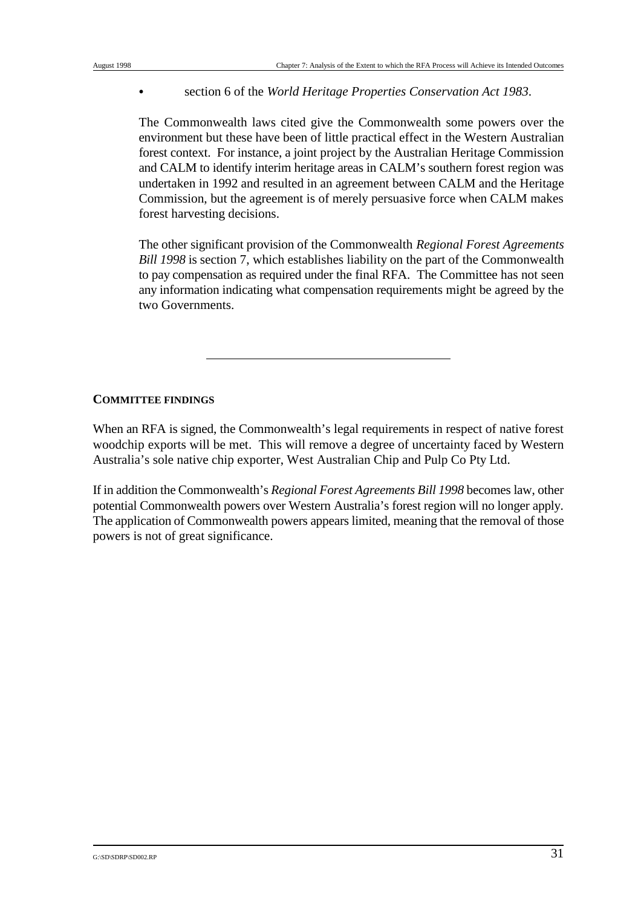- section 6 of the *World Heritage Properties Conservation Act 1983*.

The Commonwealth laws cited give the Commonwealth some powers over the environment but these have been of little practical effect in the Western Australian forest context. For instance, a joint project by the Australian Heritage Commission and CALM to identify interim heritage areas in CALM's southern forest region was undertaken in 1992 and resulted in an agreement between CALM and the Heritage Commission, but the agreement is of merely persuasive force when CALM makes forest harvesting decisions.

The other significant provision of the Commonwealth *Regional Forest Agreements Bill 1998* is section 7, which establishes liability on the part of the Commonwealth to pay compensation as required under the final RFA. The Committee has not seen any information indicating what compensation requirements might be agreed by the two Governments.

---

**COMMITTEE FINDINGS**

When an RFA is signed, the Commonwealth's legal requirements in respect of native forest woodchip exports will be met. This will remove a degree of uncertainty faced by Western Australia's sole native chip exporter, West Australian Chip and Pulp Co Pty Ltd.

If in addition the Commonwealth's *Regional Forest Agreements Bill 1998* becomes law, other potential Commonwealth powers over Western Australia's forest region will no longer apply. The application of Commonwealth powers appears limited, meaning that the removal of those powers is not of great significance.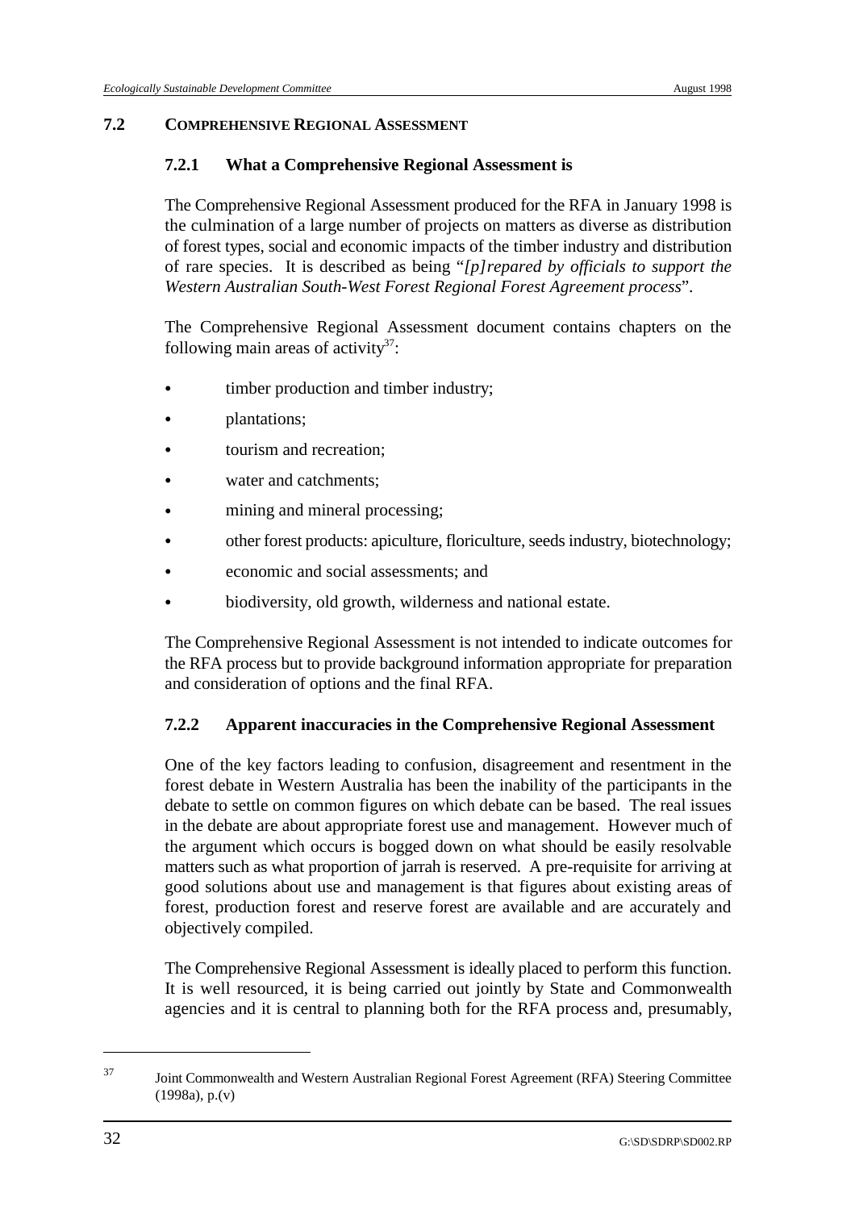## 7.2 COMPREHENSIVE REGIONAL ASSESSMENT

### 7.2.1 What a Comprehensive Regional Assessment is

The Comprehensive Regional Assessment produced for the RFA in January 1998 is the culmination of a large number of projects on matters as diverse as distribution of forest types, social and economic impacts of the timber industry and distribution of rare species. It is described as being "*[p]repared by officials to support the Western Australian South-West Forest Regional Forest Agreement process*".

The Comprehensive Regional Assessment document contains chapters on the following main areas of activity[37]:

- timber production and timber industry;
- plantations;
- tourism and recreation;
- water and catchments;
- mining and mineral processing;
- other forest products: apiculture, floriculture, seeds industry, biotechnology;
- economic and social assessments; and
- biodiversity, old growth, wilderness and national estate.

The Comprehensive Regional Assessment is not intended to indicate outcomes for the RFA process but to provide background information appropriate for preparation and consideration of options and the final RFA.

### 7.2.2 Apparent inaccuracies in the Comprehensive Regional Assessment

One of the key factors leading to confusion, disagreement and resentment in the forest debate in Western Australia has been the inability of the participants in the debate to settle on common figures on which debate can be based. The real issues in the debate are about appropriate forest use and management. However much of the argument which occurs is bogged down on what should be easily resolvable matters such as what proportion of jarrah is reserved. A pre-requisite for arriving at good solutions about use and management is that figures about existing areas of forest, production forest and reserve forest are available and are accurately and objectively compiled.

The Comprehensive Regional Assessment is ideally placed to perform this function. It is well resourced, it is being carried out jointly by State and Commonwealth agencies and it is central to planning both for the RFA process and, presumably,

---

[37] Joint Commonwealth and Western Australian Regional Forest Agreement (RFA) Steering Committee (1998a), p.(v)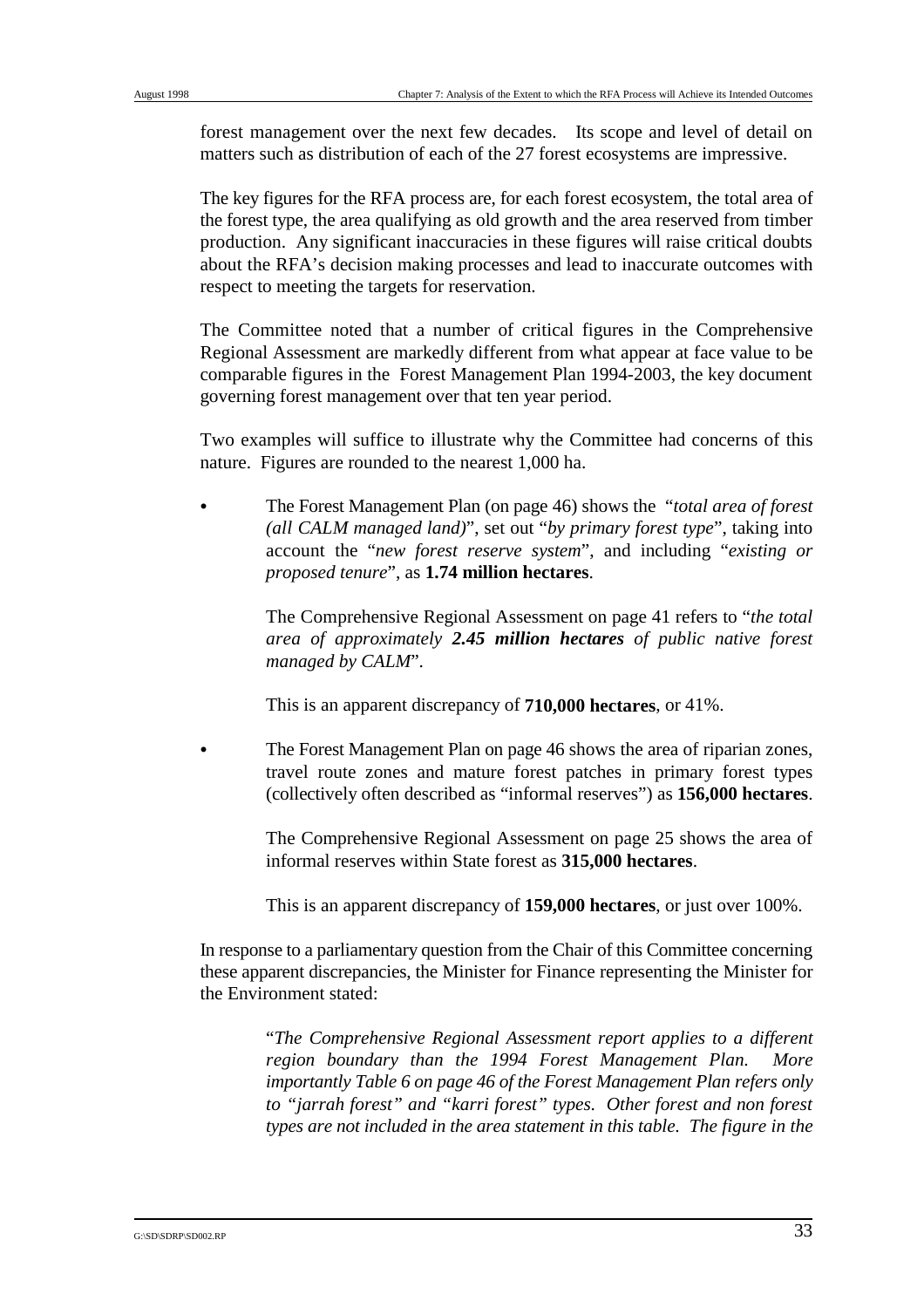forest management over the next few decades. Its scope and level of detail on matters such as distribution of each of the 27 forest ecosystems are impressive.

The key figures for the RFA process are, for each forest ecosystem, the total area of the forest type, the area qualifying as old growth and the area reserved from timber production. Any significant inaccuracies in these figures will raise critical doubts about the RFA's decision making processes and lead to inaccurate outcomes with respect to meeting the targets for reservation.

The Committee noted that a number of critical figures in the Comprehensive Regional Assessment are markedly different from what appear at face value to be comparable figures in the Forest Management Plan 1994-2003, the key document governing forest management over that ten year period.

Two examples will suffice to illustrate why the Committee had concerns of this nature. Figures are rounded to the nearest 1,000 ha.

- The Forest Management Plan (on page 46) shows the "*total area of forest (all CALM managed land)*", set out "*by primary forest type*", taking into account the "*new forest reserve system*", and including "*existing or proposed tenure*", as **1.74 million hectares**.

  The Comprehensive Regional Assessment on page 41 refers to "*the total area of approximately **2.45 million hectares** of public native forest managed by CALM*".

  This is an apparent discrepancy of **710,000 hectares**, or 41%.

- The Forest Management Plan on page 46 shows the area of riparian zones, travel route zones and mature forest patches in primary forest types (collectively often described as "informal reserves") as **156,000 hectares**.

  The Comprehensive Regional Assessment on page 25 shows the area of informal reserves within State forest as **315,000 hectares**.

  This is an apparent discrepancy of **159,000 hectares**, or just over 100%.

In response to a parliamentary question from the Chair of this Committee concerning these apparent discrepancies, the Minister for Finance representing the Minister for the Environment stated:

> "*The Comprehensive Regional Assessment report applies to a different region boundary than the 1994 Forest Management Plan. More importantly Table 6 on page 46 of the Forest Management Plan refers only to "jarrah forest" and "karri forest" types. Other forest and non forest types are not included in the area statement in this table. The figure in the*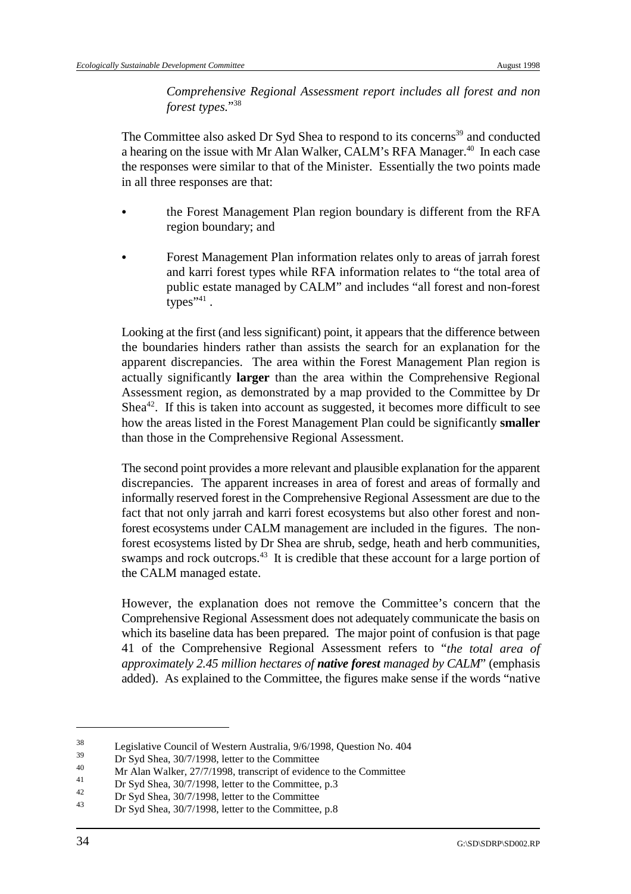*Comprehensive Regional Assessment report includes all forest and non forest types.*"[38]

The Committee also asked Dr Syd Shea to respond to its concerns[39] and conducted a hearing on the issue with Mr Alan Walker, CALM's RFA Manager.[40] In each case the responses were similar to that of the Minister. Essentially the two points made in all three responses are that:

- the Forest Management Plan region boundary is different from the RFA region boundary; and
- Forest Management Plan information relates only to areas of jarrah forest and karri forest types while RFA information relates to "the total area of public estate managed by CALM" and includes "all forest and non-forest types"[41] .

Looking at the first (and less significant) point, it appears that the difference between the boundaries hinders rather than assists the search for an explanation for the apparent discrepancies. The area within the Forest Management Plan region is actually significantly **larger** than the area within the Comprehensive Regional Assessment region, as demonstrated by a map provided to the Committee by Dr Shea[42]. If this is taken into account as suggested, it becomes more difficult to see how the areas listed in the Forest Management Plan could be significantly **smaller** than those in the Comprehensive Regional Assessment.

The second point provides a more relevant and plausible explanation for the apparent discrepancies. The apparent increases in area of forest and areas of formally and informally reserved forest in the Comprehensive Regional Assessment are due to the fact that not only jarrah and karri forest ecosystems but also other forest and non-forest ecosystems under CALM management are included in the figures. The non-forest ecosystems listed by Dr Shea are shrub, sedge, heath and herb communities, swamps and rock outcrops.[43] It is credible that these account for a large portion of the CALM managed estate.

However, the explanation does not remove the Committee's concern that the Comprehensive Regional Assessment does not adequately communicate the basis on which its baseline data has been prepared. The major point of confusion is that page 41 of the Comprehensive Regional Assessment refers to "*the total area of approximately 2.45 million hectares of **native forest** managed by CALM*" (emphasis added). As explained to the Committee, the figures make sense if the words "native

---

[38] Legislative Council of Western Australia, 9/6/1998, Question No. 404

[39] Dr Syd Shea, 30/7/1998, letter to the Committee

[40] Mr Alan Walker, 27/7/1998, transcript of evidence to the Committee

[41] Dr Syd Shea, 30/7/1998, letter to the Committee, p.3

[42] Dr Syd Shea, 30/7/1998, letter to the Committee

[43] Dr Syd Shea, 30/7/1998, letter to the Committee, p.8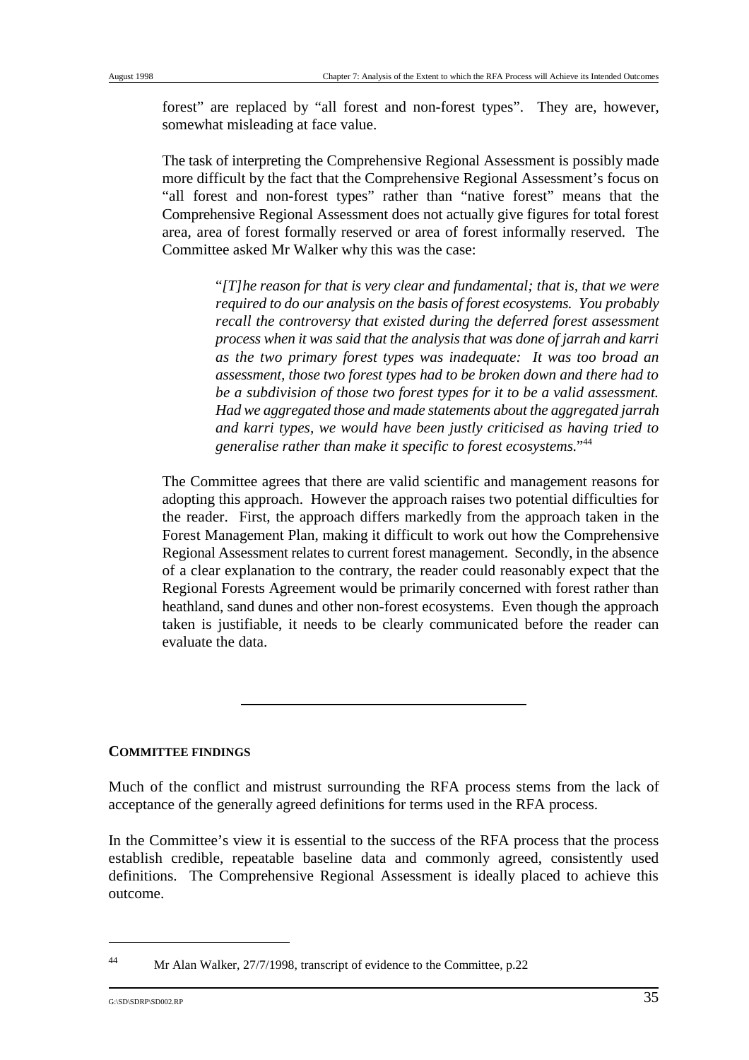forest" are replaced by "all forest and non-forest types". They are, however, somewhat misleading at face value.

The task of interpreting the Comprehensive Regional Assessment is possibly made more difficult by the fact that the Comprehensive Regional Assessment's focus on "all forest and non-forest types" rather than "native forest" means that the Comprehensive Regional Assessment does not actually give figures for total forest area, area of forest formally reserved or area of forest informally reserved. The Committee asked Mr Walker why this was the case:

> "*[T]he reason for that is very clear and fundamental; that is, that we were required to do our analysis on the basis of forest ecosystems. You probably recall the controversy that existed during the deferred forest assessment process when it was said that the analysis that was done of jarrah and karri as the two primary forest types was inadequate: It was too broad an assessment, those two forest types had to be broken down and there had to be a subdivision of those two forest types for it to be a valid assessment. Had we aggregated those and made statements about the aggregated jarrah and karri types, we would have been justly criticised as having tried to generalise rather than make it specific to forest ecosystems.*"[44]

The Committee agrees that there are valid scientific and management reasons for adopting this approach. However the approach raises two potential difficulties for the reader. First, the approach differs markedly from the approach taken in the Forest Management Plan, making it difficult to work out how the Comprehensive Regional Assessment relates to current forest management. Secondly, in the absence of a clear explanation to the contrary, the reader could reasonably expect that the Regional Forests Agreement would be primarily concerned with forest rather than heathland, sand dunes and other non-forest ecosystems. Even though the approach taken is justifiable, it needs to be clearly communicated before the reader can evaluate the data.

---

**COMMITTEE FINDINGS**

Much of the conflict and mistrust surrounding the RFA process stems from the lack of acceptance of the generally agreed definitions for terms used in the RFA process.

In the Committee's view it is essential to the success of the RFA process that the process establish credible, repeatable baseline data and commonly agreed, consistently used definitions. The Comprehensive Regional Assessment is ideally placed to achieve this outcome.

---

[44] Mr Alan Walker, 27/7/1998, transcript of evidence to the Committee, p.22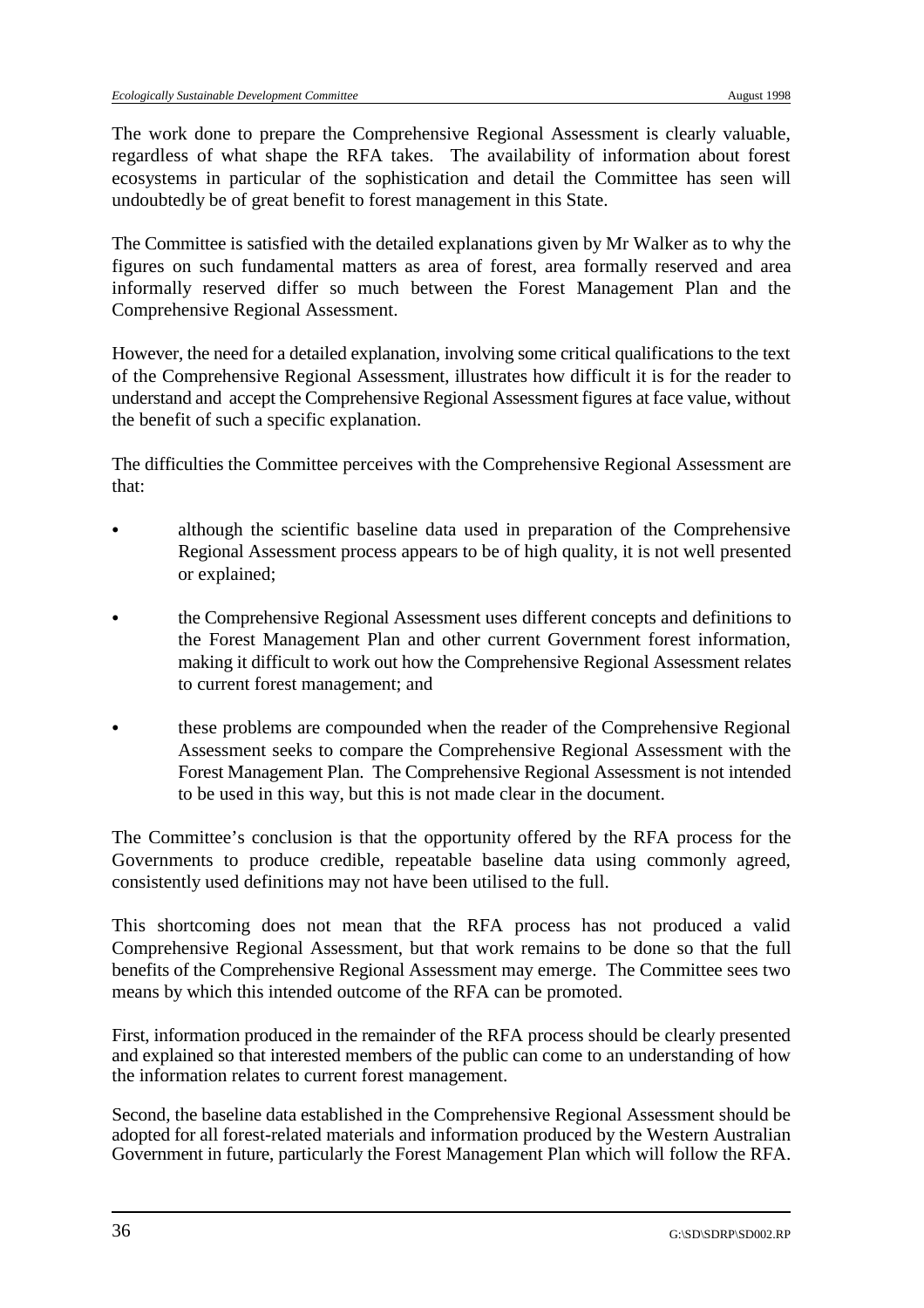The work done to prepare the Comprehensive Regional Assessment is clearly valuable, regardless of what shape the RFA takes. The availability of information about forest ecosystems in particular of the sophistication and detail the Committee has seen will undoubtedly be of great benefit to forest management in this State.

The Committee is satisfied with the detailed explanations given by Mr Walker as to why the figures on such fundamental matters as area of forest, area formally reserved and area informally reserved differ so much between the Forest Management Plan and the Comprehensive Regional Assessment.

However, the need for a detailed explanation, involving some critical qualifications to the text of the Comprehensive Regional Assessment, illustrates how difficult it is for the reader to understand and accept the Comprehensive Regional Assessment figures at face value, without the benefit of such a specific explanation.

The difficulties the Committee perceives with the Comprehensive Regional Assessment are that:

- although the scientific baseline data used in preparation of the Comprehensive Regional Assessment process appears to be of high quality, it is not well presented or explained;
- the Comprehensive Regional Assessment uses different concepts and definitions to the Forest Management Plan and other current Government forest information, making it difficult to work out how the Comprehensive Regional Assessment relates to current forest management; and
- these problems are compounded when the reader of the Comprehensive Regional Assessment seeks to compare the Comprehensive Regional Assessment with the Forest Management Plan. The Comprehensive Regional Assessment is not intended to be used in this way, but this is not made clear in the document.

The Committee's conclusion is that the opportunity offered by the RFA process for the Governments to produce credible, repeatable baseline data using commonly agreed, consistently used definitions may not have been utilised to the full.

This shortcoming does not mean that the RFA process has not produced a valid Comprehensive Regional Assessment, but that work remains to be done so that the full benefits of the Comprehensive Regional Assessment may emerge. The Committee sees two means by which this intended outcome of the RFA can be promoted.

First, information produced in the remainder of the RFA process should be clearly presented and explained so that interested members of the public can come to an understanding of how the information relates to current forest management.

Second, the baseline data established in the Comprehensive Regional Assessment should be adopted for all forest-related materials and information produced by the Western Australian Government in future, particularly the Forest Management Plan which will follow the RFA.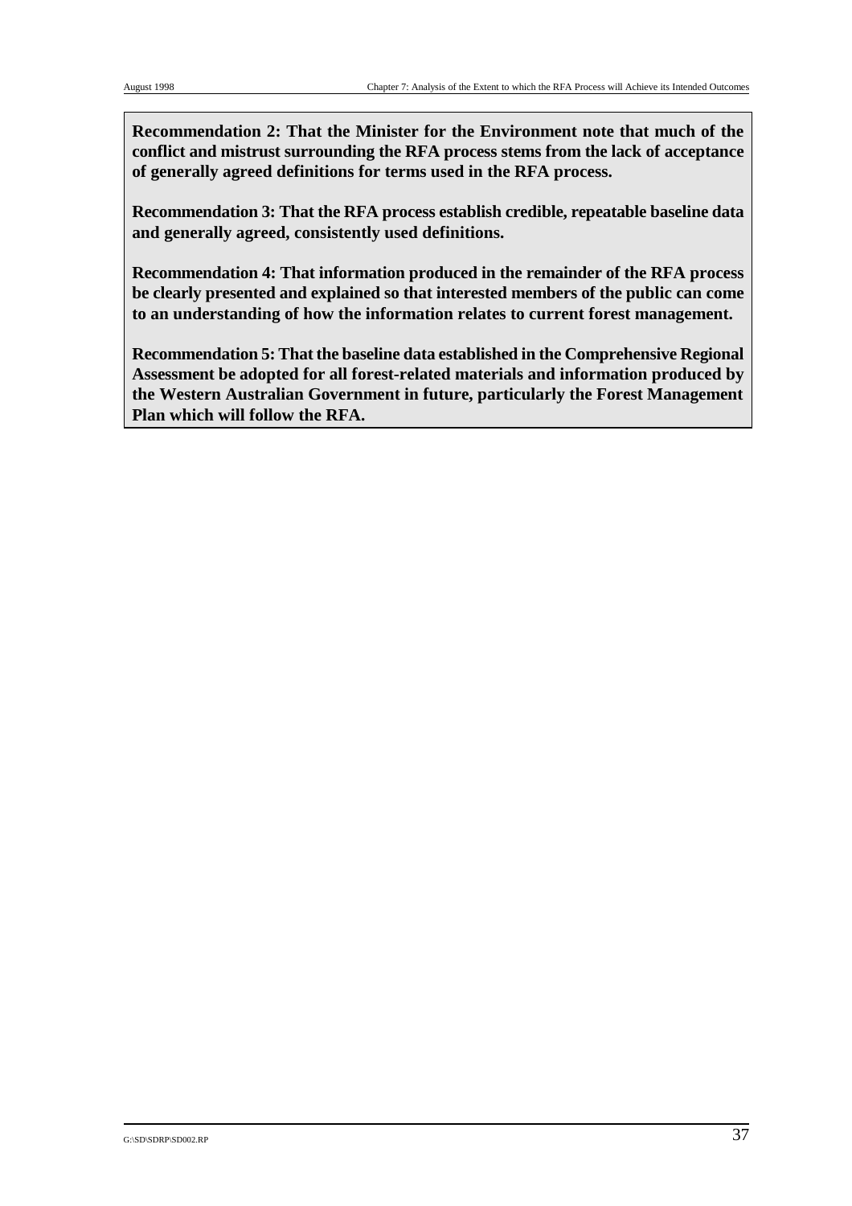**Recommendation 2: That the Minister for the Environment note that much of the conflict and mistrust surrounding the RFA process stems from the lack of acceptance of generally agreed definitions for terms used in the RFA process.**

**Recommendation 3: That the RFA process establish credible, repeatable baseline data and generally agreed, consistently used definitions.**

**Recommendation 4: That information produced in the remainder of the RFA process be clearly presented and explained so that interested members of the public can come to an understanding of how the information relates to current forest management.**

**Recommendation 5: That the baseline data established in the Comprehensive Regional Assessment be adopted for all forest-related materials and information produced by the Western Australian Government in future, particularly the Forest Management Plan which will follow the RFA.**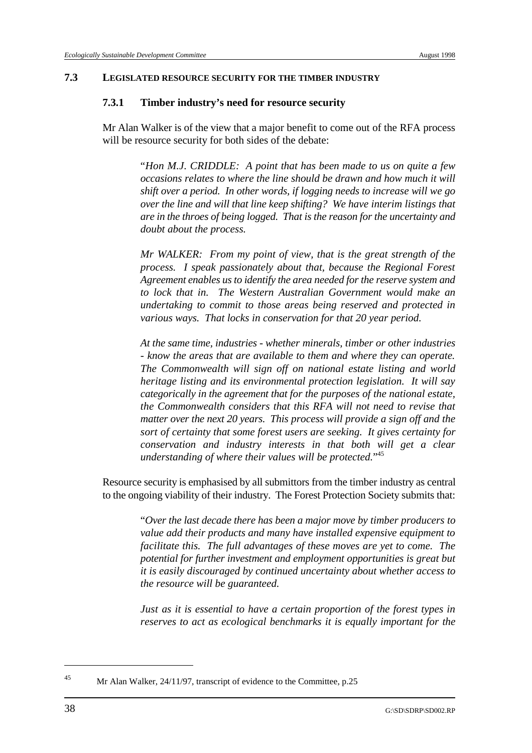## 7.3 LEGISLATED RESOURCE SECURITY FOR THE TIMBER INDUSTRY

### 7.3.1 Timber industry's need for resource security

Mr Alan Walker is of the view that a major benefit to come out of the RFA process will be resource security for both sides of the debate:

> "*Hon M.J. CRIDDLE: A point that has been made to us on quite a few occasions relates to where the line should be drawn and how much it will shift over a period. In other words, if logging needs to increase will we go over the line and will that line keep shifting? We have interim listings that are in the throes of being logged. That is the reason for the uncertainty and doubt about the process.*
>
> *Mr WALKER: From my point of view, that is the great strength of the process. I speak passionately about that, because the Regional Forest Agreement enables us to identify the area needed for the reserve system and to lock that in. The Western Australian Government would make an undertaking to commit to those areas being reserved and protected in various ways. That locks in conservation for that 20 year period.*
>
> *At the same time, industries - whether minerals, timber or other industries - know the areas that are available to them and where they can operate. The Commonwealth will sign off on national estate listing and world heritage listing and its environmental protection legislation. It will say categorically in the agreement that for the purposes of the national estate, the Commonwealth considers that this RFA will not need to revise that matter over the next 20 years. This process will provide a sign off and the sort of certainty that some forest users are seeking. It gives certainty for conservation and industry interests in that both will get a clear understanding of where their values will be protected.*"[45]

Resource security is emphasised by all submittors from the timber industry as central to the ongoing viability of their industry. The Forest Protection Society submits that:

> "*Over the last decade there has been a major move by timber producers to value add their products and many have installed expensive equipment to facilitate this. The full advantages of these moves are yet to come. The potential for further investment and employment opportunities is great but it is easily discouraged by continued uncertainty about whether access to the resource will be guaranteed.*
>
> *Just as it is essential to have a certain proportion of the forest types in reserves to act as ecological benchmarks it is equally important for the*

---

[45] Mr Alan Walker, 24/11/97, transcript of evidence to the Committee, p.25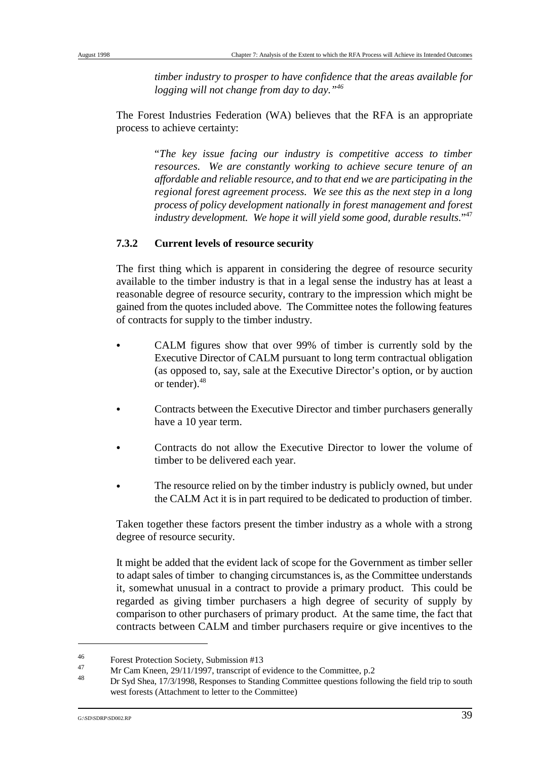*timber industry to prosper to have confidence that the areas available for logging will not change from day to day."*[46]

The Forest Industries Federation (WA) believes that the RFA is an appropriate process to achieve certainty:

> "*The key issue facing our industry is competitive access to timber resources. We are constantly working to achieve secure tenure of an affordable and reliable resource, and to that end we are participating in the regional forest agreement process. We see this as the next step in a long process of policy development nationally in forest management and forest industry development. We hope it will yield some good, durable results.*"[47]

### 7.3.2 Current levels of resource security

The first thing which is apparent in considering the degree of resource security available to the timber industry is that in a legal sense the industry has at least a reasonable degree of resource security, contrary to the impression which might be gained from the quotes included above. The Committee notes the following features of contracts for supply to the timber industry.

- CALM figures show that over 99% of timber is currently sold by the Executive Director of CALM pursuant to long term contractual obligation (as opposed to, say, sale at the Executive Director's option, or by auction or tender).[48]
- Contracts between the Executive Director and timber purchasers generally have a 10 year term.
- Contracts do not allow the Executive Director to lower the volume of timber to be delivered each year.
- The resource relied on by the timber industry is publicly owned, but under the CALM Act it is in part required to be dedicated to production of timber.

Taken together these factors present the timber industry as a whole with a strong degree of resource security.

It might be added that the evident lack of scope for the Government as timber seller to adapt sales of timber to changing circumstances is, as the Committee understands it, somewhat unusual in a contract to provide a primary product. This could be regarded as giving timber purchasers a high degree of security of supply by comparison to other purchasers of primary product. At the same time, the fact that contracts between CALM and timber purchasers require or give incentives to the

---

[46] Forest Protection Society, Submission #13

[47] Mr Cam Kneen, 29/11/1997, transcript of evidence to the Committee, p.2

[48] Dr Syd Shea, 17/3/1998, Responses to Standing Committee questions following the field trip to south west forests (Attachment to letter to the Committee)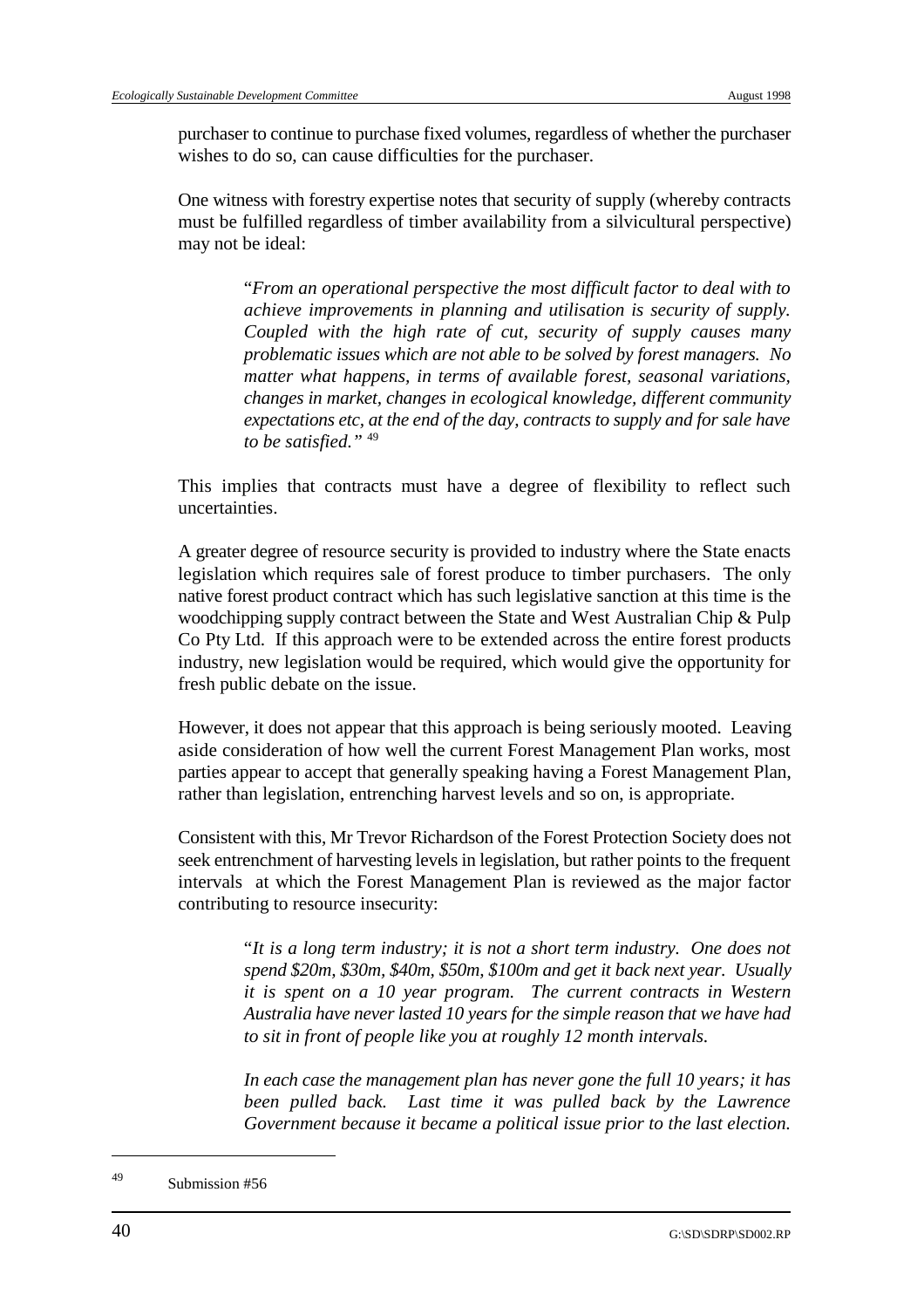purchaser to continue to purchase fixed volumes, regardless of whether the purchaser wishes to do so, can cause difficulties for the purchaser.

One witness with forestry expertise notes that security of supply (whereby contracts must be fulfilled regardless of timber availability from a silvicultural perspective) may not be ideal:

> "*From an operational perspective the most difficult factor to deal with to achieve improvements in planning and utilisation is security of supply. Coupled with the high rate of cut, security of supply causes many problematic issues which are not able to be solved by forest managers. No matter what happens, in terms of available forest, seasonal variations, changes in market, changes in ecological knowledge, different community expectations etc, at the end of the day, contracts to supply and for sale have to be satisfied.*" [49]

This implies that contracts must have a degree of flexibility to reflect such uncertainties.

A greater degree of resource security is provided to industry where the State enacts legislation which requires sale of forest produce to timber purchasers. The only native forest product contract which has such legislative sanction at this time is the woodchipping supply contract between the State and West Australian Chip & Pulp Co Pty Ltd. If this approach were to be extended across the entire forest products industry, new legislation would be required, which would give the opportunity for fresh public debate on the issue.

However, it does not appear that this approach is being seriously mooted. Leaving aside consideration of how well the current Forest Management Plan works, most parties appear to accept that generally speaking having a Forest Management Plan, rather than legislation, entrenching harvest levels and so on, is appropriate.

Consistent with this, Mr Trevor Richardson of the Forest Protection Society does not seek entrenchment of harvesting levels in legislation, but rather points to the frequent intervals at which the Forest Management Plan is reviewed as the major factor contributing to resource insecurity:

> "*It is a long term industry; it is not a short term industry. One does not spend $20m, $30m, $40m, $50m, $100m and get it back next year. Usually it is spent on a 10 year program. The current contracts in Western Australia have never lasted 10 years for the simple reason that we have had to sit in front of people like you at roughly 12 month intervals.*
>
> *In each case the management plan has never gone the full 10 years; it has been pulled back. Last time it was pulled back by the Lawrence Government because it became a political issue prior to the last election.*

---

[49] Submission #56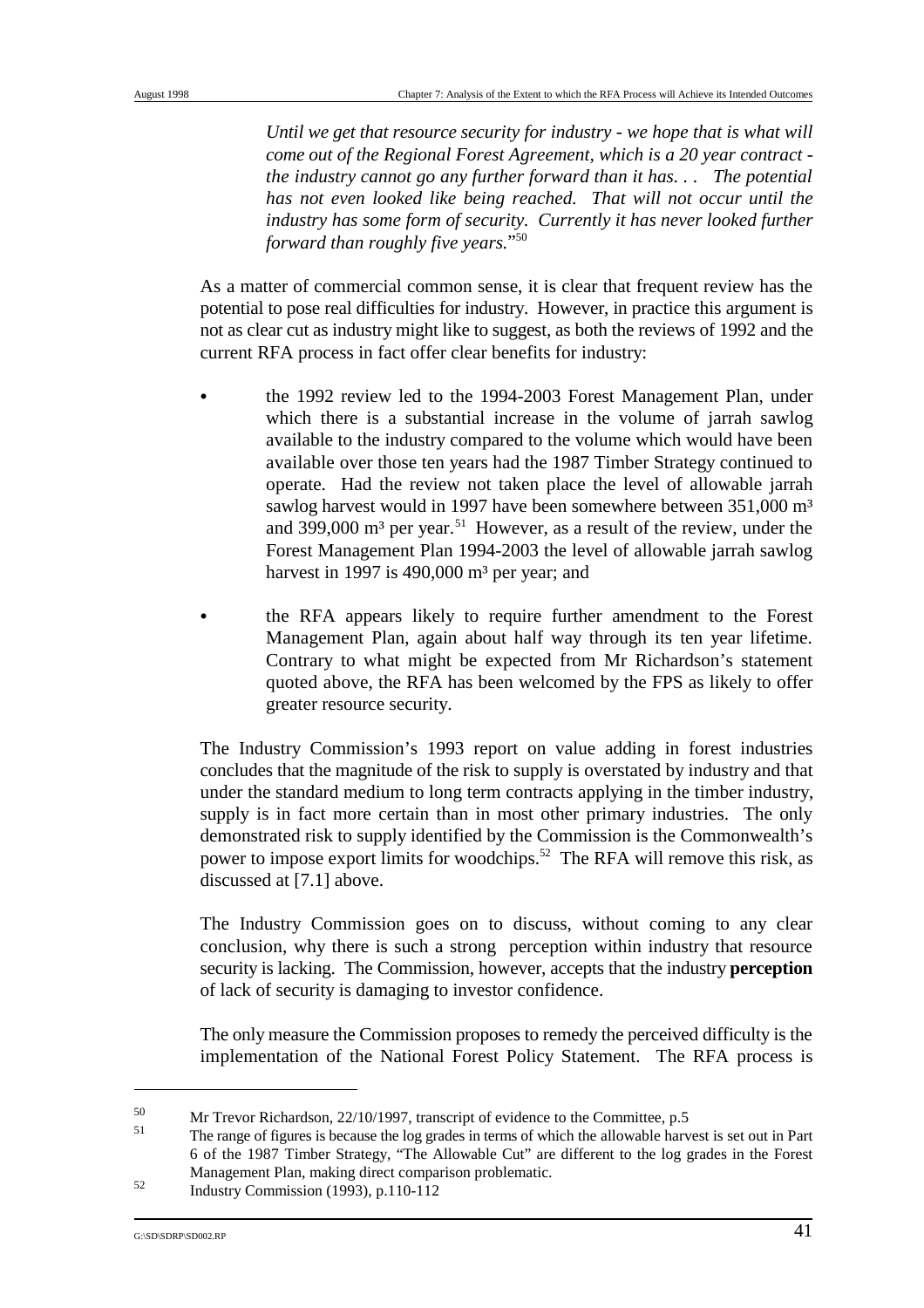*Until we get that resource security for industry - we hope that is what will come out of the Regional Forest Agreement, which is a 20 year contract - the industry cannot go any further forward than it has. . . The potential has not even looked like being reached. That will not occur until the industry has some form of security. Currently it has never looked further forward than roughly five years.*"[50]

As a matter of commercial common sense, it is clear that frequent review has the potential to pose real difficulties for industry. However, in practice this argument is not as clear cut as industry might like to suggest, as both the reviews of 1992 and the current RFA process in fact offer clear benefits for industry:

- the 1992 review led to the 1994-2003 Forest Management Plan, under which there is a substantial increase in the volume of jarrah sawlog available to the industry compared to the volume which would have been available over those ten years had the 1987 Timber Strategy continued to operate. Had the review not taken place the level of allowable jarrah sawlog harvest would in 1997 have been somewhere between 351,000 m³ and 399,000 m³ per year.[51] However, as a result of the review, under the Forest Management Plan 1994-2003 the level of allowable jarrah sawlog harvest in 1997 is 490,000 m³ per year; and

- the RFA appears likely to require further amendment to the Forest Management Plan, again about half way through its ten year lifetime. Contrary to what might be expected from Mr Richardson's statement quoted above, the RFA has been welcomed by the FPS as likely to offer greater resource security.

The Industry Commission's 1993 report on value adding in forest industries concludes that the magnitude of the risk to supply is overstated by industry and that under the standard medium to long term contracts applying in the timber industry, supply is in fact more certain than in most other primary industries. The only demonstrated risk to supply identified by the Commission is the Commonwealth's power to impose export limits for woodchips.[52] The RFA will remove this risk, as discussed at [7.1] above.

The Industry Commission goes on to discuss, without coming to any clear conclusion, why there is such a strong perception within industry that resource security is lacking. The Commission, however, accepts that the industry **perception** of lack of security is damaging to investor confidence.

The only measure the Commission proposes to remedy the perceived difficulty is the implementation of the National Forest Policy Statement. The RFA process is

---

50 Mr Trevor Richardson, 22/10/1997, transcript of evidence to the Committee, p.5

51 The range of figures is because the log grades in terms of which the allowable harvest is set out in Part 6 of the 1987 Timber Strategy, "The Allowable Cut" are different to the log grades in the Forest Management Plan, making direct comparison problematic.

52 Industry Commission (1993), p.110-112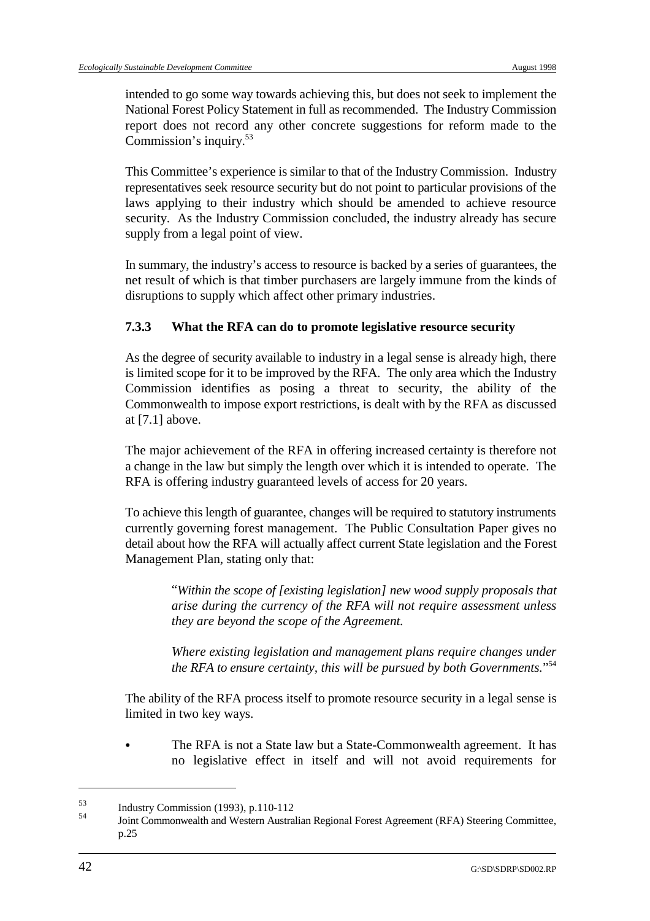intended to go some way towards achieving this, but does not seek to implement the National Forest Policy Statement in full as recommended. The Industry Commission report does not record any other concrete suggestions for reform made to the Commission's inquiry.[53]

This Committee's experience is similar to that of the Industry Commission. Industry representatives seek resource security but do not point to particular provisions of the laws applying to their industry which should be amended to achieve resource security. As the Industry Commission concluded, the industry already has secure supply from a legal point of view.

In summary, the industry's access to resource is backed by a series of guarantees, the net result of which is that timber purchasers are largely immune from the kinds of disruptions to supply which affect other primary industries.

### 7.3.3 What the RFA can do to promote legislative resource security

As the degree of security available to industry in a legal sense is already high, there is limited scope for it to be improved by the RFA. The only area which the Industry Commission identifies as posing a threat to security, the ability of the Commonwealth to impose export restrictions, is dealt with by the RFA as discussed at [7.1] above.

The major achievement of the RFA in offering increased certainty is therefore not a change in the law but simply the length over which it is intended to operate. The RFA is offering industry guaranteed levels of access for 20 years.

To achieve this length of guarantee, changes will be required to statutory instruments currently governing forest management. The Public Consultation Paper gives no detail about how the RFA will actually affect current State legislation and the Forest Management Plan, stating only that:

> "*Within the scope of [existing legislation] new wood supply proposals that arise during the currency of the RFA will not require assessment unless they are beyond the scope of the Agreement.*
>
> *Where existing legislation and management plans require changes under the RFA to ensure certainty, this will be pursued by both Governments.*"[54]

The ability of the RFA process itself to promote resource security in a legal sense is limited in two key ways.

- The RFA is not a State law but a State-Commonwealth agreement. It has no legislative effect in itself and will not avoid requirements for

---

[53] Industry Commission (1993), p.110-112

[54] Joint Commonwealth and Western Australian Regional Forest Agreement (RFA) Steering Committee, p.25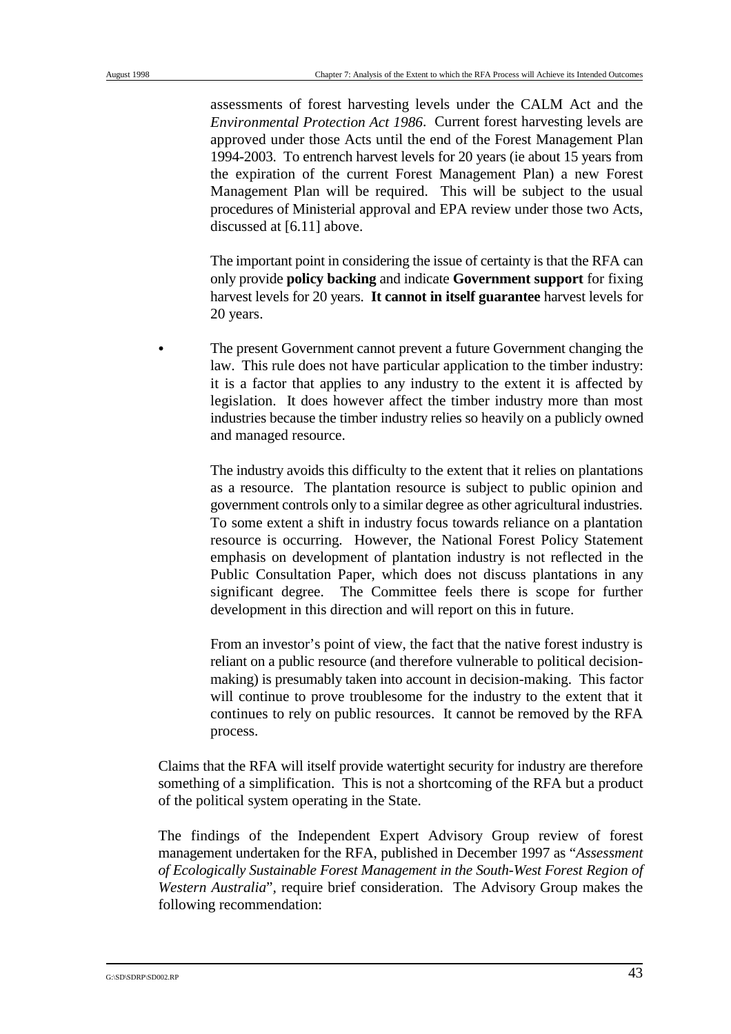assessments of forest harvesting levels under the CALM Act and the *Environmental Protection Act 1986*. Current forest harvesting levels are approved under those Acts until the end of the Forest Management Plan 1994-2003. To entrench harvest levels for 20 years (ie about 15 years from the expiration of the current Forest Management Plan) a new Forest Management Plan will be required. This will be subject to the usual procedures of Ministerial approval and EPA review under those two Acts, discussed at [6.11] above.

The important point in considering the issue of certainty is that the RFA can only provide **policy backing** and indicate **Government support** for fixing harvest levels for 20 years. **It cannot in itself guarantee** harvest levels for 20 years.

- The present Government cannot prevent a future Government changing the law. This rule does not have particular application to the timber industry: it is a factor that applies to any industry to the extent it is affected by legislation. It does however affect the timber industry more than most industries because the timber industry relies so heavily on a publicly owned and managed resource.

  The industry avoids this difficulty to the extent that it relies on plantations as a resource. The plantation resource is subject to public opinion and government controls only to a similar degree as other agricultural industries. To some extent a shift in industry focus towards reliance on a plantation resource is occurring. However, the National Forest Policy Statement emphasis on development of plantation industry is not reflected in the Public Consultation Paper, which does not discuss plantations in any significant degree. The Committee feels there is scope for further development in this direction and will report on this in future.

  From an investor's point of view, the fact that the native forest industry is reliant on a public resource (and therefore vulnerable to political decision-making) is presumably taken into account in decision-making. This factor will continue to prove troublesome for the industry to the extent that it continues to rely on public resources. It cannot be removed by the RFA process.

Claims that the RFA will itself provide watertight security for industry are therefore something of a simplification. This is not a shortcoming of the RFA but a product of the political system operating in the State.

The findings of the Independent Expert Advisory Group review of forest management undertaken for the RFA, published in December 1997 as "*Assessment of Ecologically Sustainable Forest Management in the South-West Forest Region of Western Australia*", require brief consideration. The Advisory Group makes the following recommendation: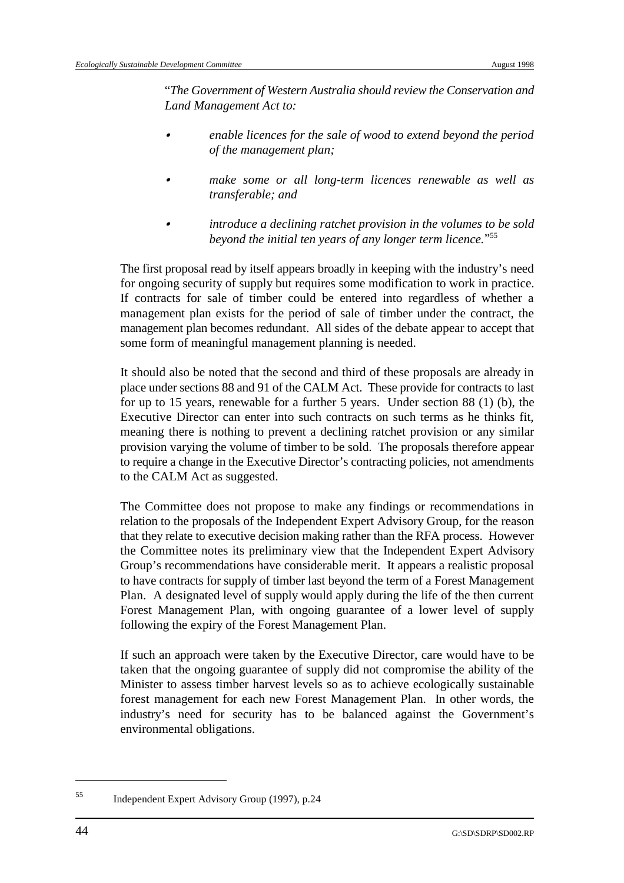"*The Government of Western Australia should review the Conservation and Land Management Act to:*

- *enable licences for the sale of wood to extend beyond the period of the management plan;*
- *make some or all long-term licences renewable as well as transferable; and*
- *introduce a declining ratchet provision in the volumes to be sold beyond the initial ten years of any longer term licence.*"[55]

The first proposal read by itself appears broadly in keeping with the industry's need for ongoing security of supply but requires some modification to work in practice. If contracts for sale of timber could be entered into regardless of whether a management plan exists for the period of sale of timber under the contract, the management plan becomes redundant. All sides of the debate appear to accept that some form of meaningful management planning is needed.

It should also be noted that the second and third of these proposals are already in place under sections 88 and 91 of the CALM Act. These provide for contracts to last for up to 15 years, renewable for a further 5 years. Under section 88 (1) (b), the Executive Director can enter into such contracts on such terms as he thinks fit, meaning there is nothing to prevent a declining ratchet provision or any similar provision varying the volume of timber to be sold. The proposals therefore appear to require a change in the Executive Director's contracting policies, not amendments to the CALM Act as suggested.

The Committee does not propose to make any findings or recommendations in relation to the proposals of the Independent Expert Advisory Group, for the reason that they relate to executive decision making rather than the RFA process. However the Committee notes its preliminary view that the Independent Expert Advisory Group's recommendations have considerable merit. It appears a realistic proposal to have contracts for supply of timber last beyond the term of a Forest Management Plan. A designated level of supply would apply during the life of the then current Forest Management Plan, with ongoing guarantee of a lower level of supply following the expiry of the Forest Management Plan.

If such an approach were taken by the Executive Director, care would have to be taken that the ongoing guarantee of supply did not compromise the ability of the Minister to assess timber harvest levels so as to achieve ecologically sustainable forest management for each new Forest Management Plan. In other words, the industry's need for security has to be balanced against the Government's environmental obligations.

---

[55] Independent Expert Advisory Group (1997), p.24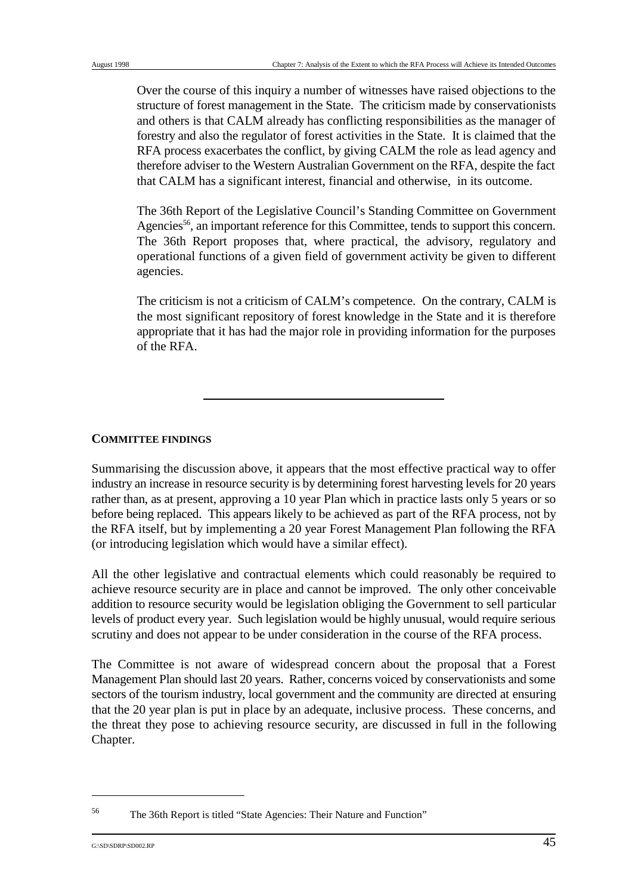Over the course of this inquiry a number of witnesses have raised objections to the structure of forest management in the State. The criticism made by conservationists and others is that CALM already has conflicting responsibilities as the manager of forestry and also the regulator of forest activities in the State. It is claimed that the RFA process exacerbates the conflict, by giving CALM the role as lead agency and therefore adviser to the Western Australian Government on the RFA, despite the fact that CALM has a significant interest, financial and otherwise, in its outcome.

The 36th Report of the Legislative Council's Standing Committee on Government Agencies[56], an important reference for this Committee, tends to support this concern. The 36th Report proposes that, where practical, the advisory, regulatory and operational functions of a given field of government activity be given to different agencies.

The criticism is not a criticism of CALM's competence. On the contrary, CALM is the most significant repository of forest knowledge in the State and it is therefore appropriate that it has had the major role in providing information for the purposes of the RFA.

---

**COMMITTEE FINDINGS**

Summarising the discussion above, it appears that the most effective practical way to offer industry an increase in resource security is by determining forest harvesting levels for 20 years rather than, as at present, approving a 10 year Plan which in practice lasts only 5 years or so before being replaced. This appears likely to be achieved as part of the RFA process, not by the RFA itself, but by implementing a 20 year Forest Management Plan following the RFA (or introducing legislation which would have a similar effect).

All the other legislative and contractual elements which could reasonably be required to achieve resource security are in place and cannot be improved. The only other conceivable addition to resource security would be legislation obliging the Government to sell particular levels of product every year. Such legislation would be highly unusual, would require serious scrutiny and does not appear to be under consideration in the course of the RFA process.

The Committee is not aware of widespread concern about the proposal that a Forest Management Plan should last 20 years. Rather, concerns voiced by conservationists and some sectors of the tourism industry, local government and the community are directed at ensuring that the 20 year plan is put in place by an adequate, inclusive process. These concerns, and the threat they pose to achieving resource security, are discussed in full in the following Chapter.

---

[56] The 36th Report is titled "State Agencies: Their Nature and Function"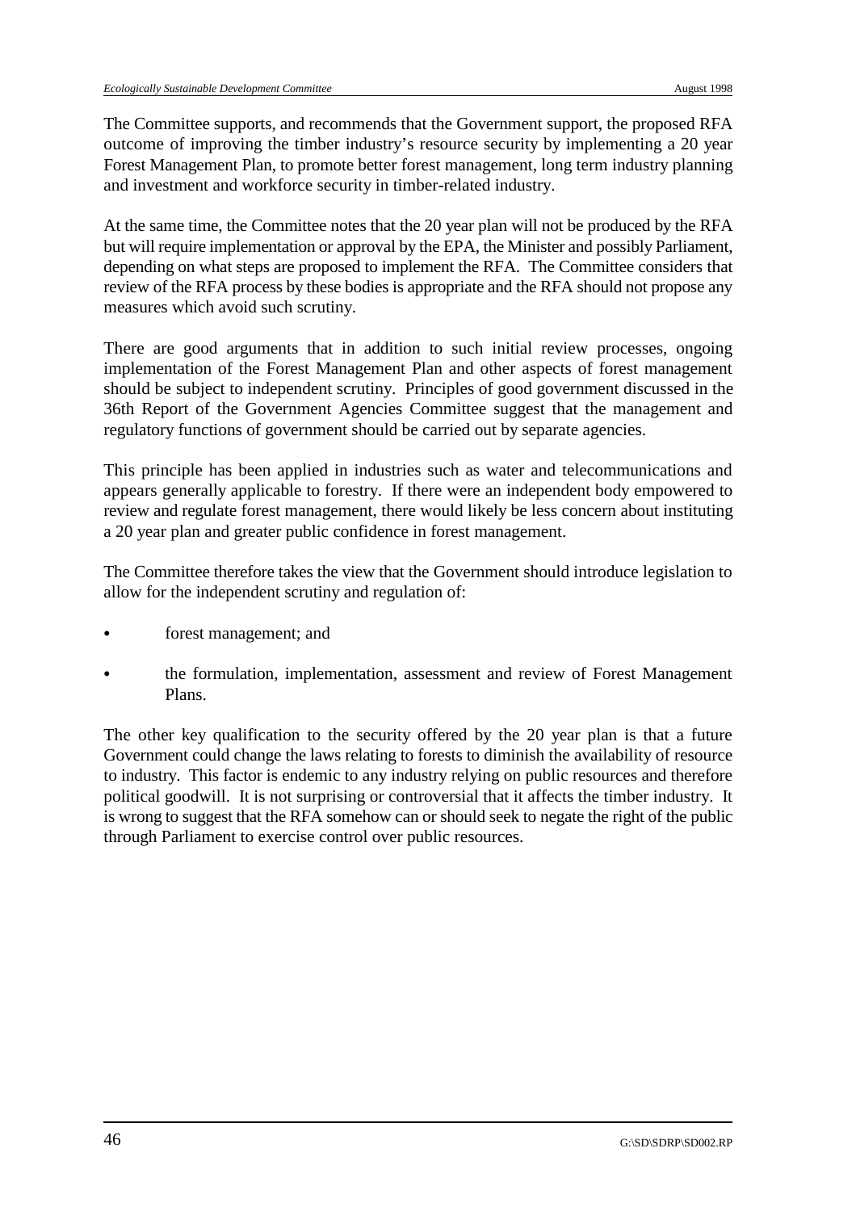The Committee supports, and recommends that the Government support, the proposed RFA outcome of improving the timber industry's resource security by implementing a 20 year Forest Management Plan, to promote better forest management, long term industry planning and investment and workforce security in timber-related industry.

At the same time, the Committee notes that the 20 year plan will not be produced by the RFA but will require implementation or approval by the EPA, the Minister and possibly Parliament, depending on what steps are proposed to implement the RFA. The Committee considers that review of the RFA process by these bodies is appropriate and the RFA should not propose any measures which avoid such scrutiny.

There are good arguments that in addition to such initial review processes, ongoing implementation of the Forest Management Plan and other aspects of forest management should be subject to independent scrutiny. Principles of good government discussed in the 36th Report of the Government Agencies Committee suggest that the management and regulatory functions of government should be carried out by separate agencies.

This principle has been applied in industries such as water and telecommunications and appears generally applicable to forestry. If there were an independent body empowered to review and regulate forest management, there would likely be less concern about instituting a 20 year plan and greater public confidence in forest management.

The Committee therefore takes the view that the Government should introduce legislation to allow for the independent scrutiny and regulation of:

- forest management; and
- the formulation, implementation, assessment and review of Forest Management Plans.

The other key qualification to the security offered by the 20 year plan is that a future Government could change the laws relating to forests to diminish the availability of resource to industry. This factor is endemic to any industry relying on public resources and therefore political goodwill. It is not surprising or controversial that it affects the timber industry. It is wrong to suggest that the RFA somehow can or should seek to negate the right of the public through Parliament to exercise control over public resources.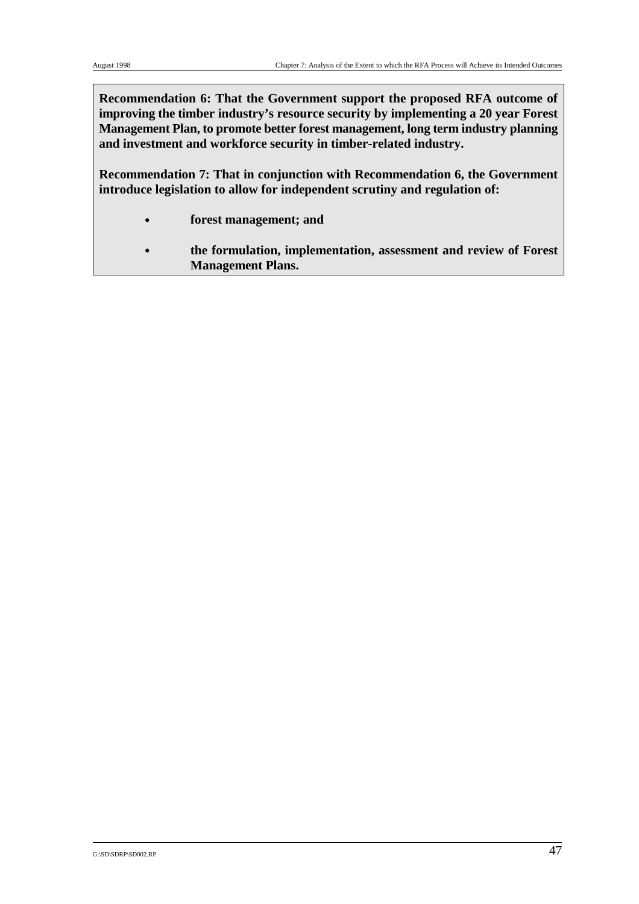**Recommendation 6: That the Government support the proposed RFA outcome of improving the timber industry's resource security by implementing a 20 year Forest Management Plan, to promote better forest management, long term industry planning and investment and workforce security in timber-related industry.**

**Recommendation 7: That in conjunction with Recommendation 6, the Government introduce legislation to allow for independent scrutiny and regulation of:**

- **forest management; and**
- **the formulation, implementation, assessment and review of Forest Management Plans.**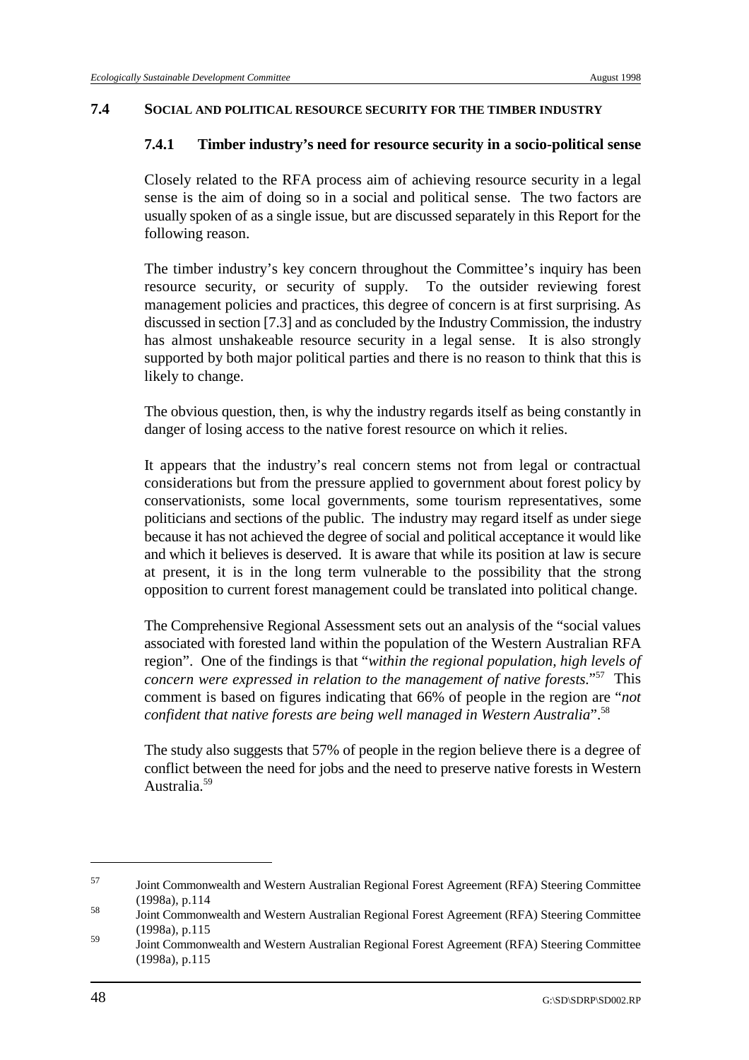## 7.4 SOCIAL AND POLITICAL RESOURCE SECURITY FOR THE TIMBER INDUSTRY

### 7.4.1 Timber industry's need for resource security in a socio-political sense

Closely related to the RFA process aim of achieving resource security in a legal sense is the aim of doing so in a social and political sense. The two factors are usually spoken of as a single issue, but are discussed separately in this Report for the following reason.

The timber industry's key concern throughout the Committee's inquiry has been resource security, or security of supply. To the outsider reviewing forest management policies and practices, this degree of concern is at first surprising. As discussed in section [7.3] and as concluded by the Industry Commission, the industry has almost unshakeable resource security in a legal sense. It is also strongly supported by both major political parties and there is no reason to think that this is likely to change.

The obvious question, then, is why the industry regards itself as being constantly in danger of losing access to the native forest resource on which it relies.

It appears that the industry's real concern stems not from legal or contractual considerations but from the pressure applied to government about forest policy by conservationists, some local governments, some tourism representatives, some politicians and sections of the public. The industry may regard itself as under siege because it has not achieved the degree of social and political acceptance it would like and which it believes is deserved. It is aware that while its position at law is secure at present, it is in the long term vulnerable to the possibility that the strong opposition to current forest management could be translated into political change.

The Comprehensive Regional Assessment sets out an analysis of the "social values associated with forested land within the population of the Western Australian RFA region". One of the findings is that "*within the regional population, high levels of concern were expressed in relation to the management of native forests.*"[57] This comment is based on figures indicating that 66% of people in the region are "*not confident that native forests are being well managed in Western Australia*".[58]

The study also suggests that 57% of people in the region believe there is a degree of conflict between the need for jobs and the need to preserve native forests in Western Australia.[59]

---

[57] Joint Commonwealth and Western Australian Regional Forest Agreement (RFA) Steering Committee (1998a), p.114

[58] Joint Commonwealth and Western Australian Regional Forest Agreement (RFA) Steering Committee (1998a), p.115

[59] Joint Commonwealth and Western Australian Regional Forest Agreement (RFA) Steering Committee (1998a), p.115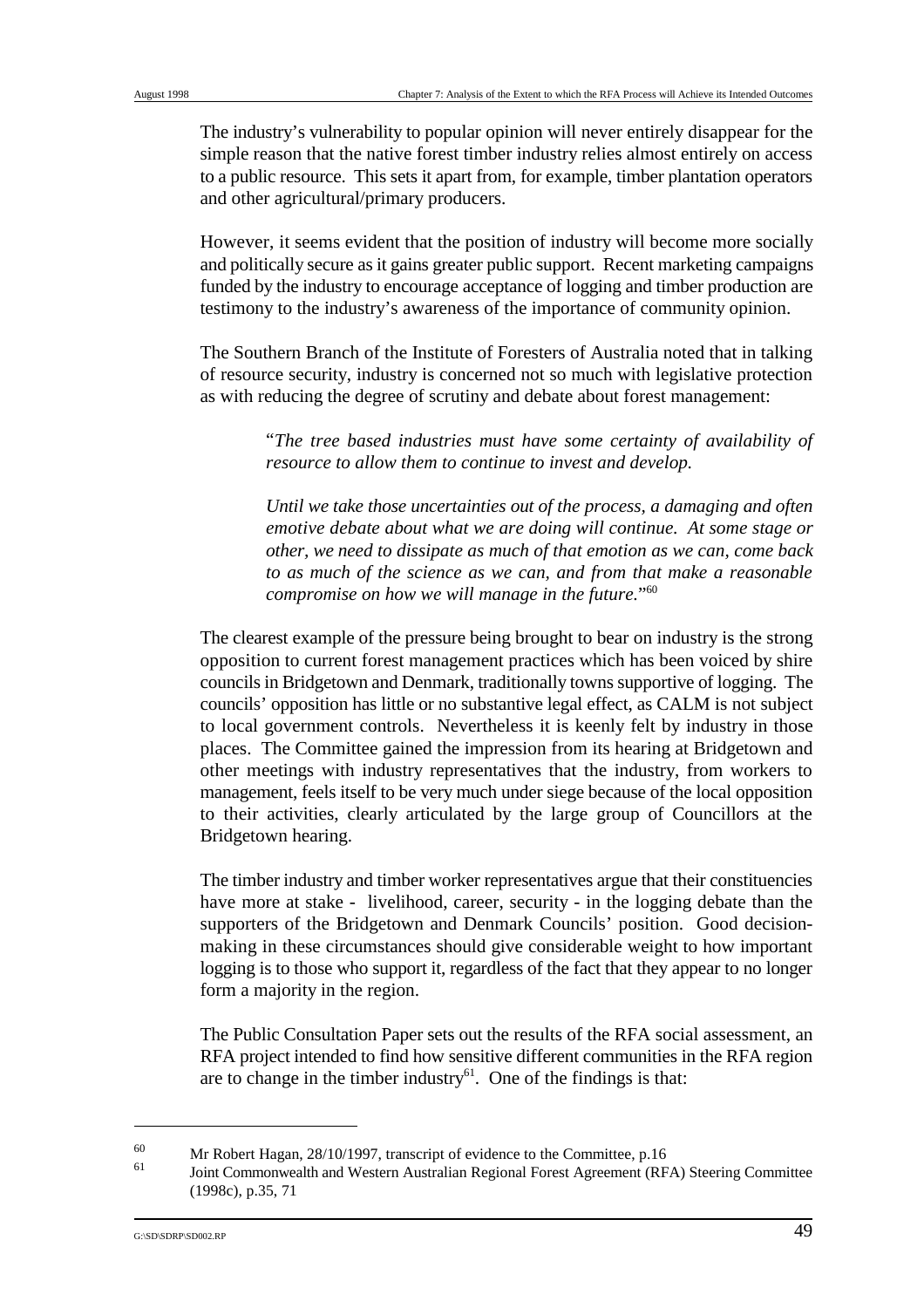The industry's vulnerability to popular opinion will never entirely disappear for the simple reason that the native forest timber industry relies almost entirely on access to a public resource. This sets it apart from, for example, timber plantation operators and other agricultural/primary producers.

However, it seems evident that the position of industry will become more socially and politically secure as it gains greater public support. Recent marketing campaigns funded by the industry to encourage acceptance of logging and timber production are testimony to the industry's awareness of the importance of community opinion.

The Southern Branch of the Institute of Foresters of Australia noted that in talking of resource security, industry is concerned not so much with legislative protection as with reducing the degree of scrutiny and debate about forest management:

> "*The tree based industries must have some certainty of availability of resource to allow them to continue to invest and develop.*
>
> *Until we take those uncertainties out of the process, a damaging and often emotive debate about what we are doing will continue. At some stage or other, we need to dissipate as much of that emotion as we can, come back to as much of the science as we can, and from that make a reasonable compromise on how we will manage in the future.*"[60]

The clearest example of the pressure being brought to bear on industry is the strong opposition to current forest management practices which has been voiced by shire councils in Bridgetown and Denmark, traditionally towns supportive of logging. The councils' opposition has little or no substantive legal effect, as CALM is not subject to local government controls. Nevertheless it is keenly felt by industry in those places. The Committee gained the impression from its hearing at Bridgetown and other meetings with industry representatives that the industry, from workers to management, feels itself to be very much under siege because of the local opposition to their activities, clearly articulated by the large group of Councillors at the Bridgetown hearing.

The timber industry and timber worker representatives argue that their constituencies have more at stake - livelihood, career, security - in the logging debate than the supporters of the Bridgetown and Denmark Councils' position. Good decision-making in these circumstances should give considerable weight to how important logging is to those who support it, regardless of the fact that they appear to no longer form a majority in the region.

The Public Consultation Paper sets out the results of the RFA social assessment, an RFA project intended to find how sensitive different communities in the RFA region are to change in the timber industry[61]. One of the findings is that:

---

[60] Mr Robert Hagan, 28/10/1997, transcript of evidence to the Committee, p.16

[61] Joint Commonwealth and Western Australian Regional Forest Agreement (RFA) Steering Committee (1998c), p.35, 71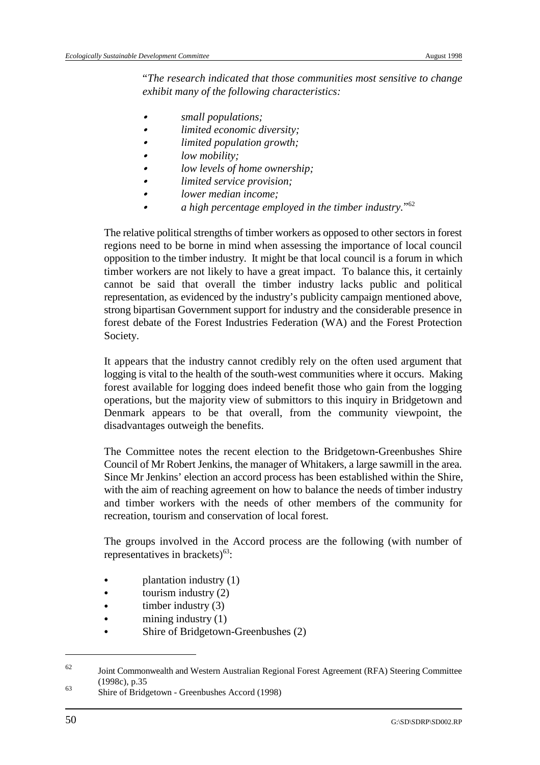"*The research indicated that those communities most sensitive to change exhibit many of the following characteristics:*

- *small populations;*
- *limited economic diversity;*
- *limited population growth;*
- *low mobility;*
- *low levels of home ownership;*
- *limited service provision;*
- *lower median income;*
- *a high percentage employed in the timber industry.*"[62]

The relative political strengths of timber workers as opposed to other sectors in forest regions need to be borne in mind when assessing the importance of local council opposition to the timber industry. It might be that local council is a forum in which timber workers are not likely to have a great impact. To balance this, it certainly cannot be said that overall the timber industry lacks public and political representation, as evidenced by the industry's publicity campaign mentioned above, strong bipartisan Government support for industry and the considerable presence in forest debate of the Forest Industries Federation (WA) and the Forest Protection Society.

It appears that the industry cannot credibly rely on the often used argument that logging is vital to the health of the south-west communities where it occurs. Making forest available for logging does indeed benefit those who gain from the logging operations, but the majority view of submittors to this inquiry in Bridgetown and Denmark appears to be that overall, from the community viewpoint, the disadvantages outweigh the benefits.

The Committee notes the recent election to the Bridgetown-Greenbushes Shire Council of Mr Robert Jenkins, the manager of Whitakers, a large sawmill in the area. Since Mr Jenkins' election an accord process has been established within the Shire, with the aim of reaching agreement on how to balance the needs of timber industry and timber workers with the needs of other members of the community for recreation, tourism and conservation of local forest.

The groups involved in the Accord process are the following (with number of representatives in brackets)[63]:

- plantation industry (1)
- tourism industry (2)
- timber industry (3)
- mining industry (1)
- Shire of Bridgetown-Greenbushes (2)

---

[62] Joint Commonwealth and Western Australian Regional Forest Agreement (RFA) Steering Committee (1998c), p.35

[63] Shire of Bridgetown - Greenbushes Accord (1998)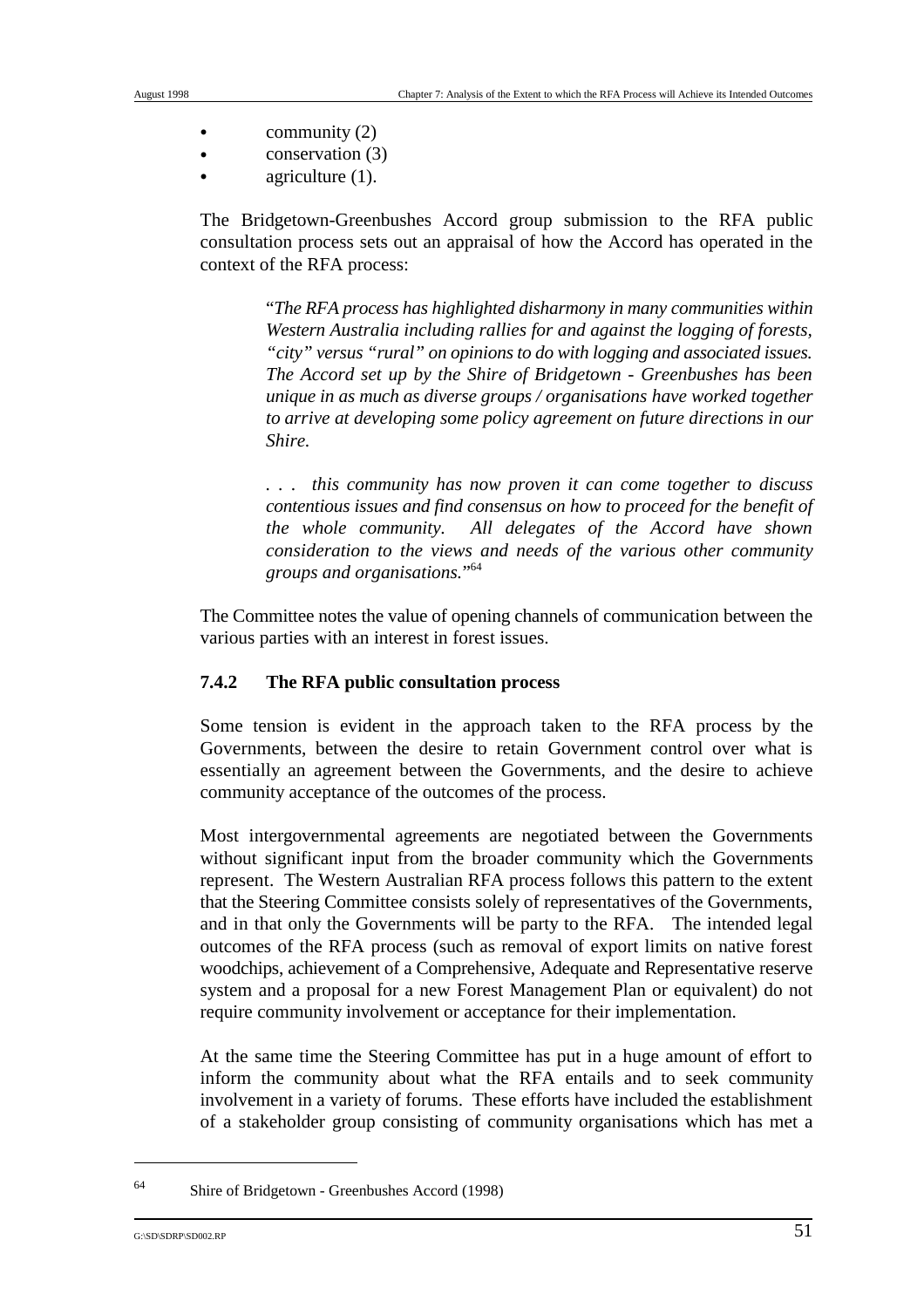- community (2)
- conservation (3)
- agriculture (1).

The Bridgetown-Greenbushes Accord group submission to the RFA public consultation process sets out an appraisal of how the Accord has operated in the context of the RFA process:

> "*The RFA process has highlighted disharmony in many communities within Western Australia including rallies for and against the logging of forests, "city" versus "rural" on opinions to do with logging and associated issues. The Accord set up by the Shire of Bridgetown - Greenbushes has been unique in as much as diverse groups / organisations have worked together to arrive at developing some policy agreement on future directions in our Shire.*
>
> *. . . this community has now proven it can come together to discuss contentious issues and find consensus on how to proceed for the benefit of the whole community. All delegates of the Accord have shown consideration to the views and needs of the various other community groups and organisations.*"[64]

The Committee notes the value of opening channels of communication between the various parties with an interest in forest issues.

### 7.4.2 The RFA public consultation process

Some tension is evident in the approach taken to the RFA process by the Governments, between the desire to retain Government control over what is essentially an agreement between the Governments, and the desire to achieve community acceptance of the outcomes of the process.

Most intergovernmental agreements are negotiated between the Governments without significant input from the broader community which the Governments represent. The Western Australian RFA process follows this pattern to the extent that the Steering Committee consists solely of representatives of the Governments, and in that only the Governments will be party to the RFA. The intended legal outcomes of the RFA process (such as removal of export limits on native forest woodchips, achievement of a Comprehensive, Adequate and Representative reserve system and a proposal for a new Forest Management Plan or equivalent) do not require community involvement or acceptance for their implementation.

At the same time the Steering Committee has put in a huge amount of effort to inform the community about what the RFA entails and to seek community involvement in a variety of forums. These efforts have included the establishment of a stakeholder group consisting of community organisations which has met a

---

[64] Shire of Bridgetown - Greenbushes Accord (1998)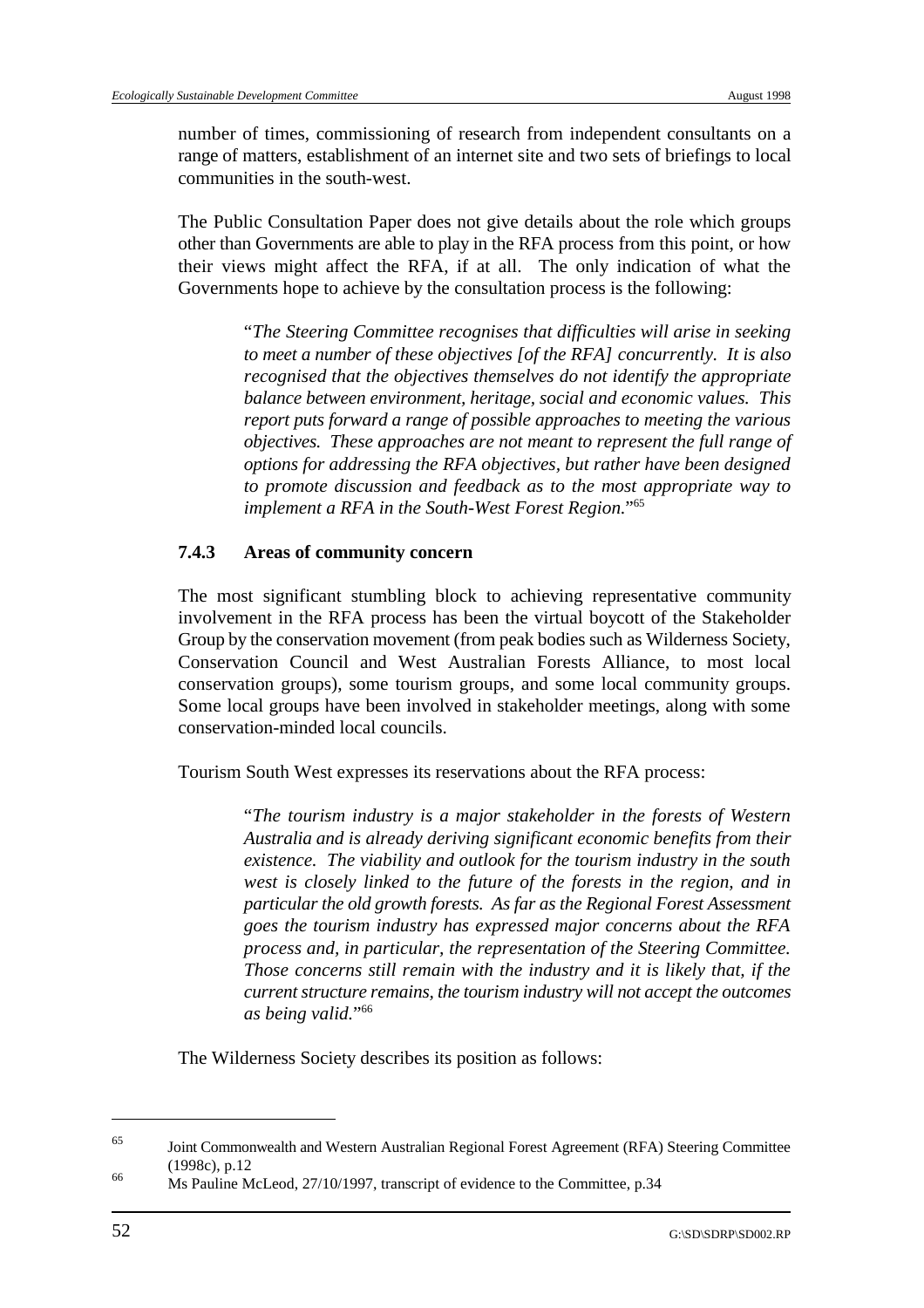number of times, commissioning of research from independent consultants on a range of matters, establishment of an internet site and two sets of briefings to local communities in the south-west.

The Public Consultation Paper does not give details about the role which groups other than Governments are able to play in the RFA process from this point, or how their views might affect the RFA, if at all. The only indication of what the Governments hope to achieve by the consultation process is the following:

> "*The Steering Committee recognises that difficulties will arise in seeking to meet a number of these objectives [of the RFA] concurrently. It is also recognised that the objectives themselves do not identify the appropriate balance between environment, heritage, social and economic values. This report puts forward a range of possible approaches to meeting the various objectives. These approaches are not meant to represent the full range of options for addressing the RFA objectives, but rather have been designed to promote discussion and feedback as to the most appropriate way to implement a RFA in the South-West Forest Region.*"[65]

### 7.4.3 Areas of community concern

The most significant stumbling block to achieving representative community involvement in the RFA process has been the virtual boycott of the Stakeholder Group by the conservation movement (from peak bodies such as Wilderness Society, Conservation Council and West Australian Forests Alliance, to most local conservation groups), some tourism groups, and some local community groups. Some local groups have been involved in stakeholder meetings, along with some conservation-minded local councils.

Tourism South West expresses its reservations about the RFA process:

> "*The tourism industry is a major stakeholder in the forests of Western Australia and is already deriving significant economic benefits from their existence. The viability and outlook for the tourism industry in the south west is closely linked to the future of the forests in the region, and in particular the old growth forests. As far as the Regional Forest Assessment goes the tourism industry has expressed major concerns about the RFA process and, in particular, the representation of the Steering Committee. Those concerns still remain with the industry and it is likely that, if the current structure remains, the tourism industry will not accept the outcomes as being valid.*"[66]

The Wilderness Society describes its position as follows:

---

[65] Joint Commonwealth and Western Australian Regional Forest Agreement (RFA) Steering Committee (1998c), p.12

[66] Ms Pauline McLeod, 27/10/1997, transcript of evidence to the Committee, p.34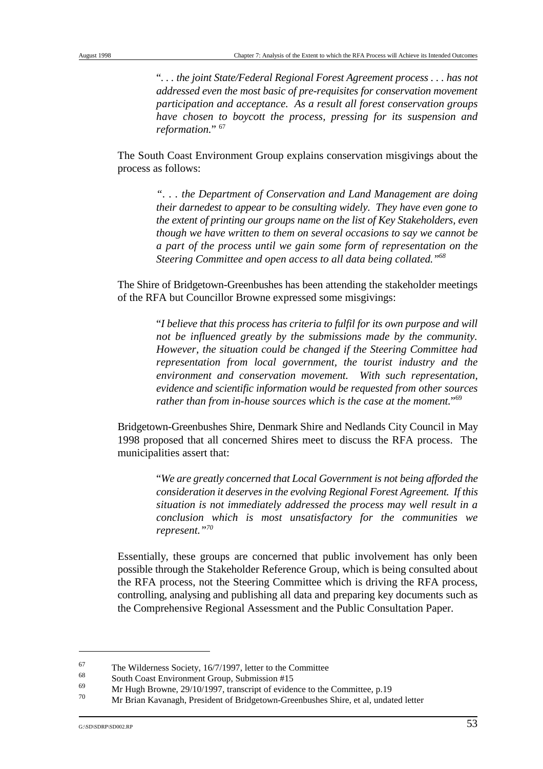"*. . . the joint State/Federal Regional Forest Agreement process . . . has not addressed even the most basic of pre-requisites for conservation movement participation and acceptance. As a result all forest conservation groups have chosen to boycott the process, pressing for its suspension and reformation.*" [67]

The South Coast Environment Group explains conservation misgivings about the process as follows:

*". . . the Department of Conservation and Land Management are doing their darnedest to appear to be consulting widely. They have even gone to the extent of printing our groups name on the list of Key Stakeholders, even though we have written to them on several occasions to say we cannot be a part of the process until we gain some form of representation on the Steering Committee and open access to all data being collated."*[68]

The Shire of Bridgetown-Greenbushes has been attending the stakeholder meetings of the RFA but Councillor Browne expressed some misgivings:

"*I believe that this process has criteria to fulfil for its own purpose and will not be influenced greatly by the submissions made by the community. However, the situation could be changed if the Steering Committee had representation from local government, the tourist industry and the environment and conservation movement. With such representation, evidence and scientific information would be requested from other sources rather than from in-house sources which is the case at the moment.*"[69]

Bridgetown-Greenbushes Shire, Denmark Shire and Nedlands City Council in May 1998 proposed that all concerned Shires meet to discuss the RFA process. The municipalities assert that:

"*We are greatly concerned that Local Government is not being afforded the consideration it deserves in the evolving Regional Forest Agreement. If this situation is not immediately addressed the process may well result in a conclusion which is most unsatisfactory for the communities we represent."*[70]

Essentially, these groups are concerned that public involvement has only been possible through the Stakeholder Reference Group, which is being consulted about the RFA process, not the Steering Committee which is driving the RFA process, controlling, analysing and publishing all data and preparing key documents such as the Comprehensive Regional Assessment and the Public Consultation Paper.

---

[67] The Wilderness Society, 16/7/1997, letter to the Committee

[68] South Coast Environment Group, Submission #15

[69] Mr Hugh Browne, 29/10/1997, transcript of evidence to the Committee, p.19

[70] Mr Brian Kavanagh, President of Bridgetown-Greenbushes Shire, et al, undated letter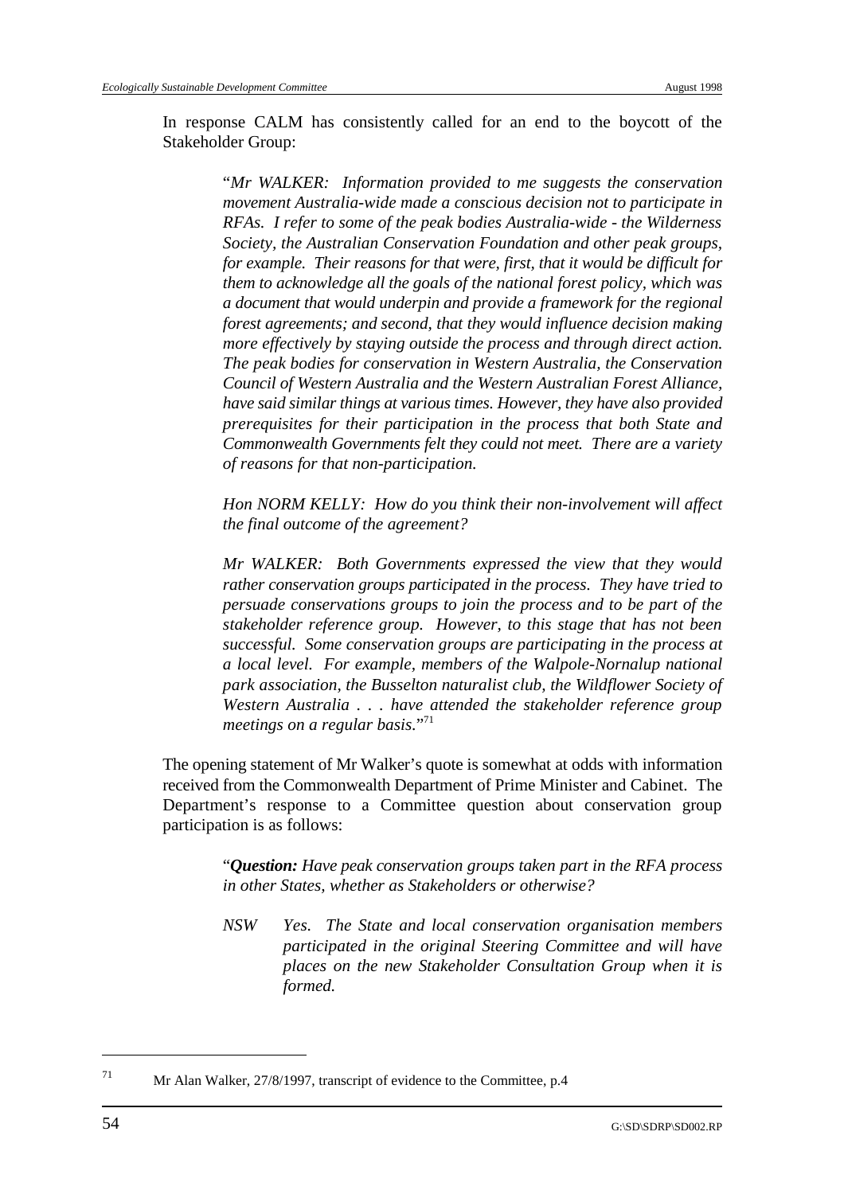In response CALM has consistently called for an end to the boycott of the Stakeholder Group:

> "*Mr WALKER: Information provided to me suggests the conservation movement Australia-wide made a conscious decision not to participate in RFAs. I refer to some of the peak bodies Australia-wide - the Wilderness Society, the Australian Conservation Foundation and other peak groups, for example. Their reasons for that were, first, that it would be difficult for them to acknowledge all the goals of the national forest policy, which was a document that would underpin and provide a framework for the regional forest agreements; and second, that they would influence decision making more effectively by staying outside the process and through direct action. The peak bodies for conservation in Western Australia, the Conservation Council of Western Australia and the Western Australian Forest Alliance, have said similar things at various times. However, they have also provided prerequisites for their participation in the process that both State and Commonwealth Governments felt they could not meet. There are a variety of reasons for that non-participation.*
>
> *Hon NORM KELLY: How do you think their non-involvement will affect the final outcome of the agreement?*
>
> *Mr WALKER: Both Governments expressed the view that they would rather conservation groups participated in the process. They have tried to persuade conservations groups to join the process and to be part of the stakeholder reference group. However, to this stage that has not been successful. Some conservation groups are participating in the process at a local level. For example, members of the Walpole-Nornalup national park association, the Busselton naturalist club, the Wildflower Society of Western Australia . . . have attended the stakeholder reference group meetings on a regular basis.*"[71]

The opening statement of Mr Walker's quote is somewhat at odds with information received from the Commonwealth Department of Prime Minister and Cabinet. The Department's response to a Committee question about conservation group participation is as follows:

> "***Question:*** *Have peak conservation groups taken part in the RFA process in other States, whether as Stakeholders or otherwise?*
>
> *NSW Yes. The State and local conservation organisation members participated in the original Steering Committee and will have places on the new Stakeholder Consultation Group when it is formed.*

[71] Mr Alan Walker, 27/8/1997, transcript of evidence to the Committee, p.4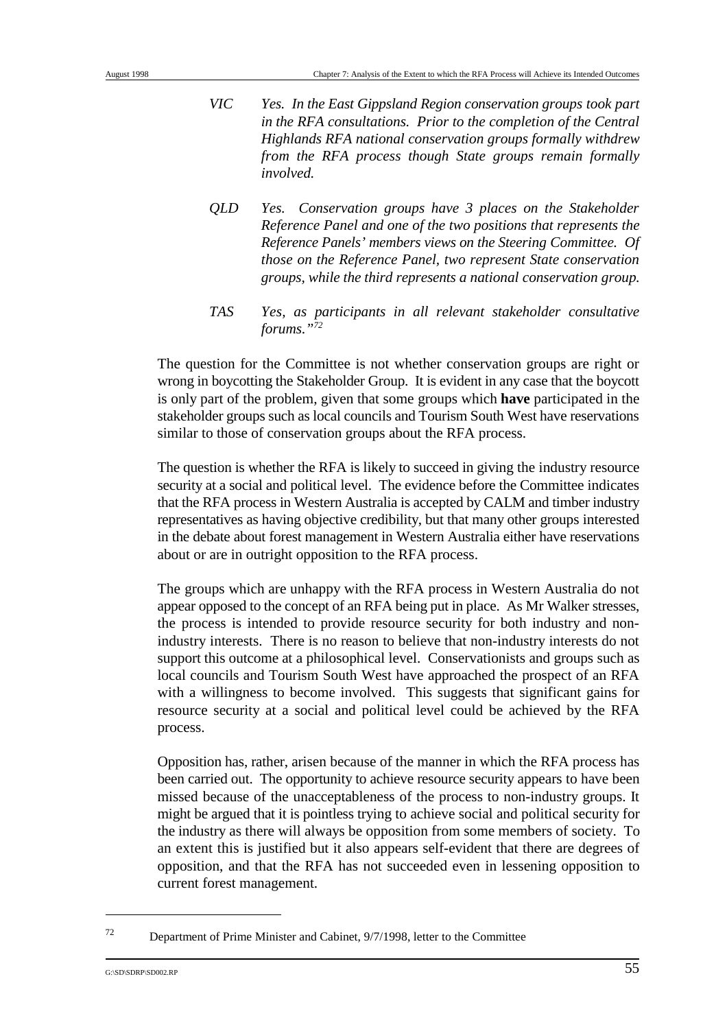*VIC Yes. In the East Gippsland Region conservation groups took part in the RFA consultations. Prior to the completion of the Central Highlands RFA national conservation groups formally withdrew from the RFA process though State groups remain formally involved.*

*QLD Yes. Conservation groups have 3 places on the Stakeholder Reference Panel and one of the two positions that represents the Reference Panels' members views on the Steering Committee. Of those on the Reference Panel, two represent State conservation groups, while the third represents a national conservation group.*

*TAS Yes, as participants in all relevant stakeholder consultative forums."*[72]

The question for the Committee is not whether conservation groups are right or wrong in boycotting the Stakeholder Group. It is evident in any case that the boycott is only part of the problem, given that some groups which **have** participated in the stakeholder groups such as local councils and Tourism South West have reservations similar to those of conservation groups about the RFA process.

The question is whether the RFA is likely to succeed in giving the industry resource security at a social and political level. The evidence before the Committee indicates that the RFA process in Western Australia is accepted by CALM and timber industry representatives as having objective credibility, but that many other groups interested in the debate about forest management in Western Australia either have reservations about or are in outright opposition to the RFA process.

The groups which are unhappy with the RFA process in Western Australia do not appear opposed to the concept of an RFA being put in place. As Mr Walker stresses, the process is intended to provide resource security for both industry and non-industry interests. There is no reason to believe that non-industry interests do not support this outcome at a philosophical level. Conservationists and groups such as local councils and Tourism South West have approached the prospect of an RFA with a willingness to become involved. This suggests that significant gains for resource security at a social and political level could be achieved by the RFA process.

Opposition has, rather, arisen because of the manner in which the RFA process has been carried out. The opportunity to achieve resource security appears to have been missed because of the unacceptableness of the process to non-industry groups. It might be argued that it is pointless trying to achieve social and political security for the industry as there will always be opposition from some members of society. To an extent this is justified but it also appears self-evident that there are degrees of opposition, and that the RFA has not succeeded even in lessening opposition to current forest management.

---

[72] Department of Prime Minister and Cabinet, 9/7/1998, letter to the Committee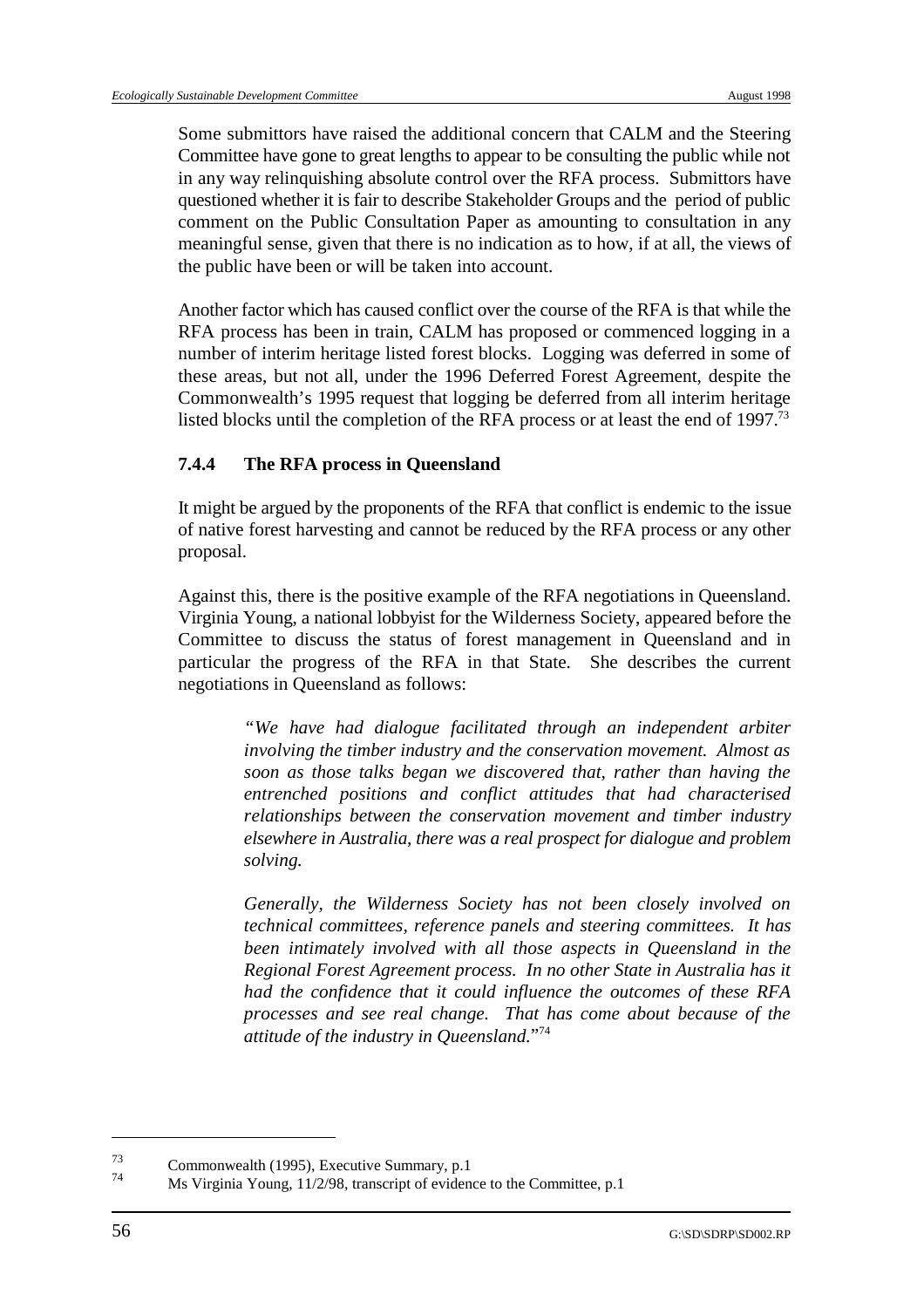Some submittors have raised the additional concern that CALM and the Steering Committee have gone to great lengths to appear to be consulting the public while not in any way relinquishing absolute control over the RFA process. Submittors have questioned whether it is fair to describe Stakeholder Groups and the period of public comment on the Public Consultation Paper as amounting to consultation in any meaningful sense, given that there is no indication as to how, if at all, the views of the public have been or will be taken into account.

Another factor which has caused conflict over the course of the RFA is that while the RFA process has been in train, CALM has proposed or commenced logging in a number of interim heritage listed forest blocks. Logging was deferred in some of these areas, but not all, under the 1996 Deferred Forest Agreement, despite the Commonwealth's 1995 request that logging be deferred from all interim heritage listed blocks until the completion of the RFA process or at least the end of 1997.[73]

### 7.4.4 The RFA process in Queensland

It might be argued by the proponents of the RFA that conflict is endemic to the issue of native forest harvesting and cannot be reduced by the RFA process or any other proposal.

Against this, there is the positive example of the RFA negotiations in Queensland. Virginia Young, a national lobbyist for the Wilderness Society, appeared before the Committee to discuss the status of forest management in Queensland and in particular the progress of the RFA in that State. She describes the current negotiations in Queensland as follows:

> *"We have had dialogue facilitated through an independent arbiter involving the timber industry and the conservation movement. Almost as soon as those talks began we discovered that, rather than having the entrenched positions and conflict attitudes that had characterised relationships between the conservation movement and timber industry elsewhere in Australia, there was a real prospect for dialogue and problem solving.*
>
> *Generally, the Wilderness Society has not been closely involved on technical committees, reference panels and steering committees. It has been intimately involved with all those aspects in Queensland in the Regional Forest Agreement process. In no other State in Australia has it had the confidence that it could influence the outcomes of these RFA processes and see real change. That has come about because of the attitude of the industry in Queensland.*"[74]

---

[73] Commonwealth (1995), Executive Summary, p.1

[74] Ms Virginia Young, 11/2/98, transcript of evidence to the Committee, p.1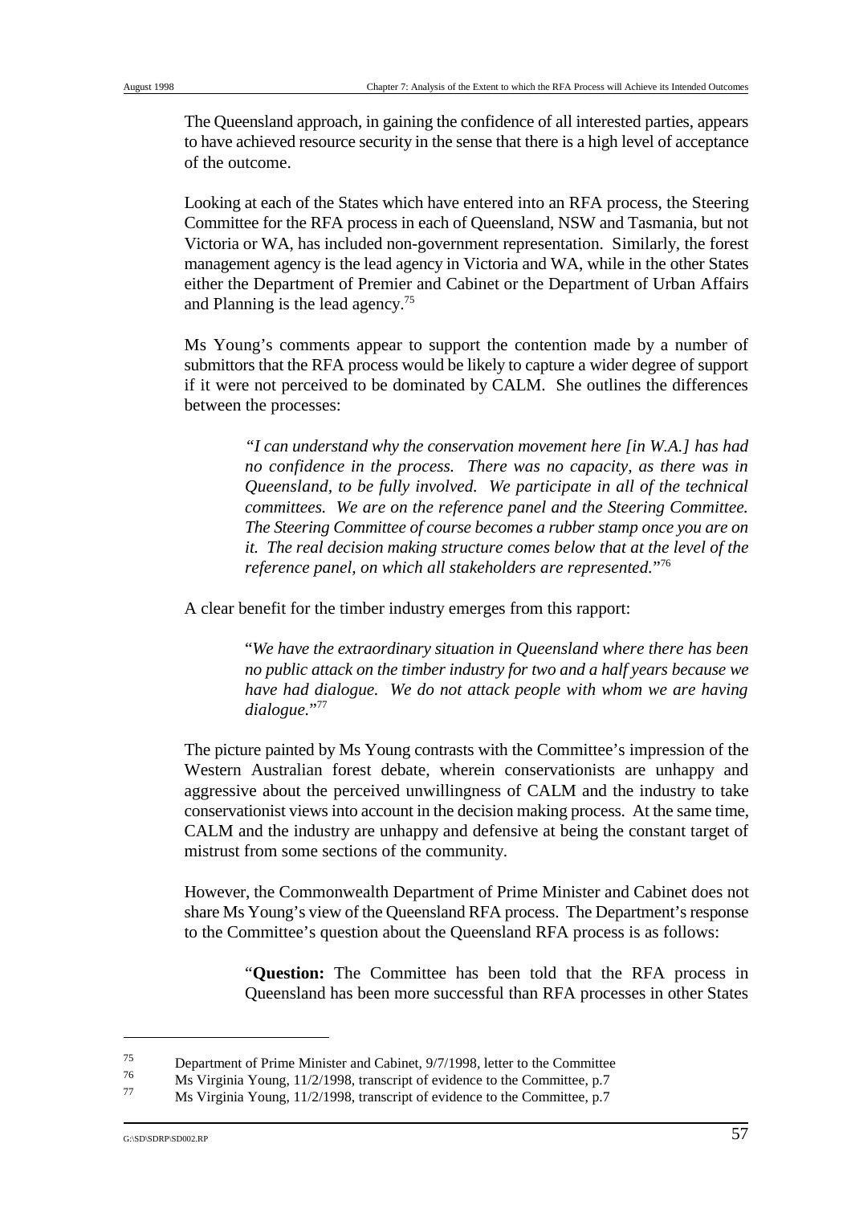The Queensland approach, in gaining the confidence of all interested parties, appears to have achieved resource security in the sense that there is a high level of acceptance of the outcome.

Looking at each of the States which have entered into an RFA process, the Steering Committee for the RFA process in each of Queensland, NSW and Tasmania, but not Victoria or WA, has included non-government representation. Similarly, the forest management agency is the lead agency in Victoria and WA, while in the other States either the Department of Premier and Cabinet or the Department of Urban Affairs and Planning is the lead agency.[75]

Ms Young's comments appear to support the contention made by a number of submittors that the RFA process would be likely to capture a wider degree of support if it were not perceived to be dominated by CALM. She outlines the differences between the processes:

> *"I can understand why the conservation movement here [in W.A.] has had no confidence in the process. There was no capacity, as there was in Queensland, to be fully involved. We participate in all of the technical committees. We are on the reference panel and the Steering Committee. The Steering Committee of course becomes a rubber stamp once you are on it. The real decision making structure comes below that at the level of the reference panel, on which all stakeholders are represented.*"[76]

A clear benefit for the timber industry emerges from this rapport:

> "*We have the extraordinary situation in Queensland where there has been no public attack on the timber industry for two and a half years because we have had dialogue. We do not attack people with whom we are having dialogue.*"[77]

The picture painted by Ms Young contrasts with the Committee's impression of the Western Australian forest debate, wherein conservationists are unhappy and aggressive about the perceived unwillingness of CALM and the industry to take conservationist views into account in the decision making process. At the same time, CALM and the industry are unhappy and defensive at being the constant target of mistrust from some sections of the community.

However, the Commonwealth Department of Prime Minister and Cabinet does not share Ms Young's view of the Queensland RFA process. The Department's response to the Committee's question about the Queensland RFA process is as follows:

> "**Question:** The Committee has been told that the RFA process in Queensland has been more successful than RFA processes in other States

---

[75] Department of Prime Minister and Cabinet, 9/7/1998, letter to the Committee

[76] Ms Virginia Young, 11/2/1998, transcript of evidence to the Committee, p.7

[77] Ms Virginia Young, 11/2/1998, transcript of evidence to the Committee, p.7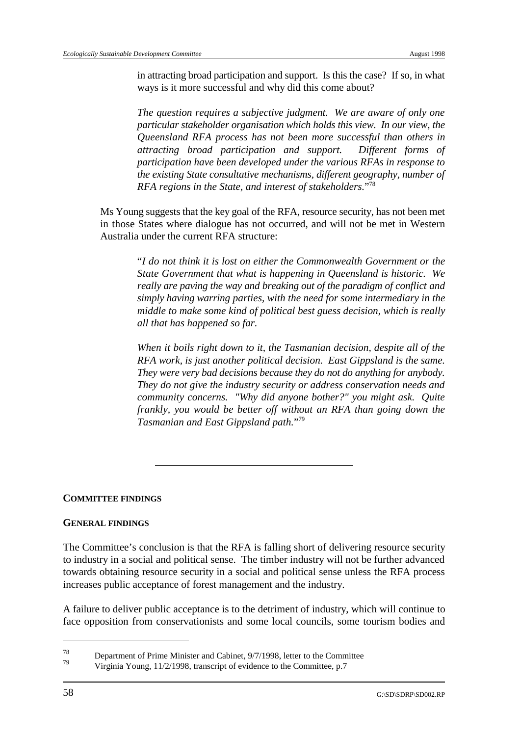in attracting broad participation and support. Is this the case? If so, in what ways is it more successful and why did this come about?

> *The question requires a subjective judgment. We are aware of only one particular stakeholder organisation which holds this view. In our view, the Queensland RFA process has not been more successful than others in attracting broad participation and support. Different forms of participation have been developed under the various RFAs in response to the existing State consultative mechanisms, different geography, number of RFA regions in the State, and interest of stakeholders.*"[78]

Ms Young suggests that the key goal of the RFA, resource security, has not been met in those States where dialogue has not occurred, and will not be met in Western Australia under the current RFA structure:

> "*I do not think it is lost on either the Commonwealth Government or the State Government that what is happening in Queensland is historic. We really are paving the way and breaking out of the paradigm of conflict and simply having warring parties, with the need for some intermediary in the middle to make some kind of political best guess decision, which is really all that has happened so far.*
>
> *When it boils right down to it, the Tasmanian decision, despite all of the RFA work, is just another political decision. East Gippsland is the same. They were very bad decisions because they do not do anything for anybody. They do not give the industry security or address conservation needs and community concerns. "Why did anyone bother?" you might ask. Quite frankly, you would be better off without an RFA than going down the Tasmanian and East Gippsland path.*"[79]

---

## COMMITTEE FINDINGS

### GENERAL FINDINGS

The Committee's conclusion is that the RFA is falling short of delivering resource security to industry in a social and political sense. The timber industry will not be further advanced towards obtaining resource security in a social and political sense unless the RFA process increases public acceptance of forest management and the industry.

A failure to deliver public acceptance is to the detriment of industry, which will continue to face opposition from conservationists and some local councils, some tourism bodies and

---

[78] Department of Prime Minister and Cabinet, 9/7/1998, letter to the Committee

[79] Virginia Young, 11/2/1998, transcript of evidence to the Committee, p.7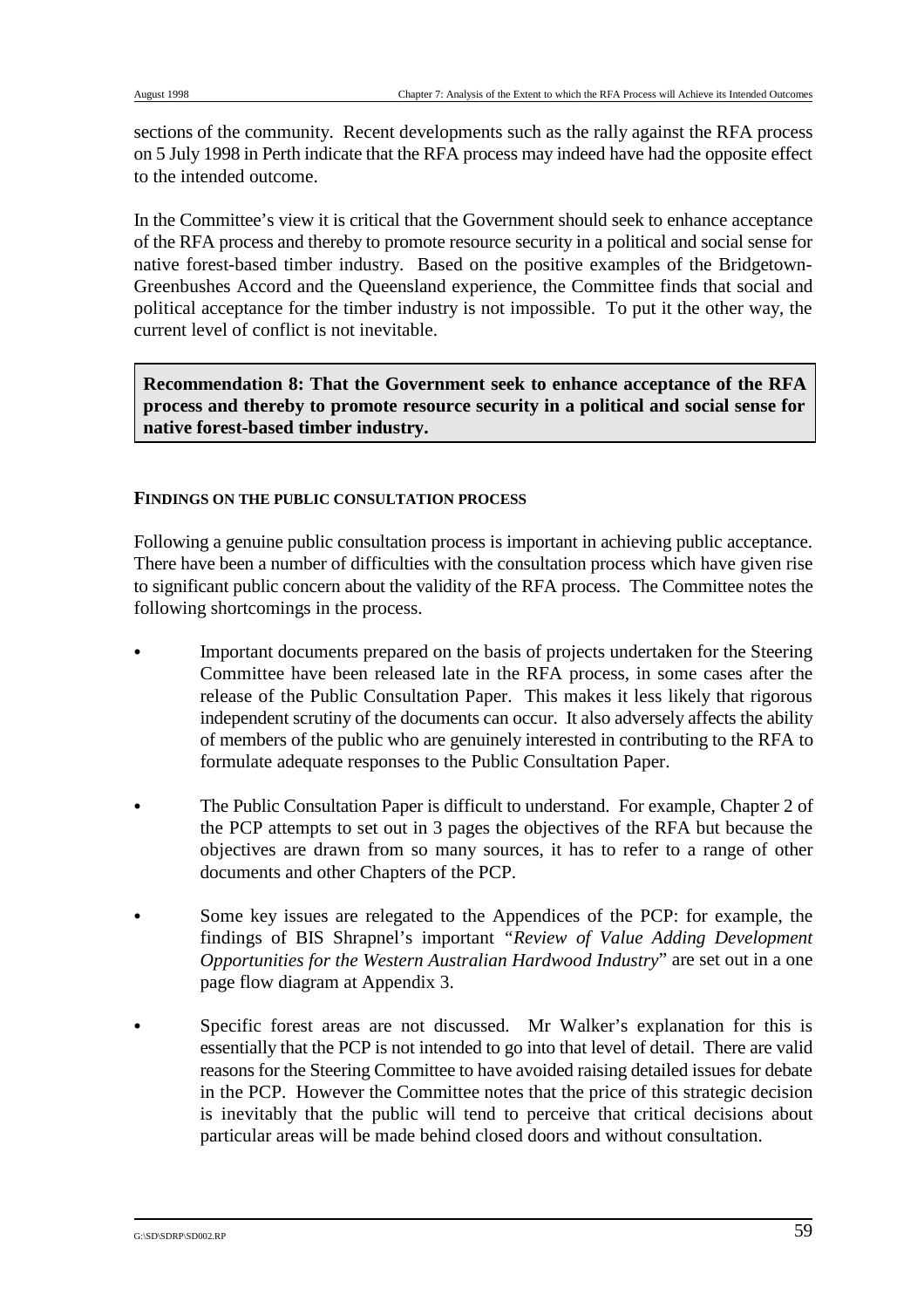sections of the community. Recent developments such as the rally against the RFA process on 5 July 1998 in Perth indicate that the RFA process may indeed have had the opposite effect to the intended outcome.

In the Committee's view it is critical that the Government should seek to enhance acceptance of the RFA process and thereby to promote resource security in a political and social sense for native forest-based timber industry. Based on the positive examples of the Bridgetown-Greenbushes Accord and the Queensland experience, the Committee finds that social and political acceptance for the timber industry is not impossible. To put it the other way, the current level of conflict is not inevitable.

**Recommendation 8: That the Government seek to enhance acceptance of the RFA process and thereby to promote resource security in a political and social sense for native forest-based timber industry.**

#### FINDINGS ON THE PUBLIC CONSULTATION PROCESS

Following a genuine public consultation process is important in achieving public acceptance. There have been a number of difficulties with the consultation process which have given rise to significant public concern about the validity of the RFA process. The Committee notes the following shortcomings in the process.

- Important documents prepared on the basis of projects undertaken for the Steering Committee have been released late in the RFA process, in some cases after the release of the Public Consultation Paper. This makes it less likely that rigorous independent scrutiny of the documents can occur. It also adversely affects the ability of members of the public who are genuinely interested in contributing to the RFA to formulate adequate responses to the Public Consultation Paper.

- The Public Consultation Paper is difficult to understand. For example, Chapter 2 of the PCP attempts to set out in 3 pages the objectives of the RFA but because the objectives are drawn from so many sources, it has to refer to a range of other documents and other Chapters of the PCP.

- Some key issues are relegated to the Appendices of the PCP: for example, the findings of BIS Shrapnel's important "*Review of Value Adding Development Opportunities for the Western Australian Hardwood Industry*" are set out in a one page flow diagram at Appendix 3.

- Specific forest areas are not discussed. Mr Walker's explanation for this is essentially that the PCP is not intended to go into that level of detail. There are valid reasons for the Steering Committee to have avoided raising detailed issues for debate in the PCP. However the Committee notes that the price of this strategic decision is inevitably that the public will tend to perceive that critical decisions about particular areas will be made behind closed doors and without consultation.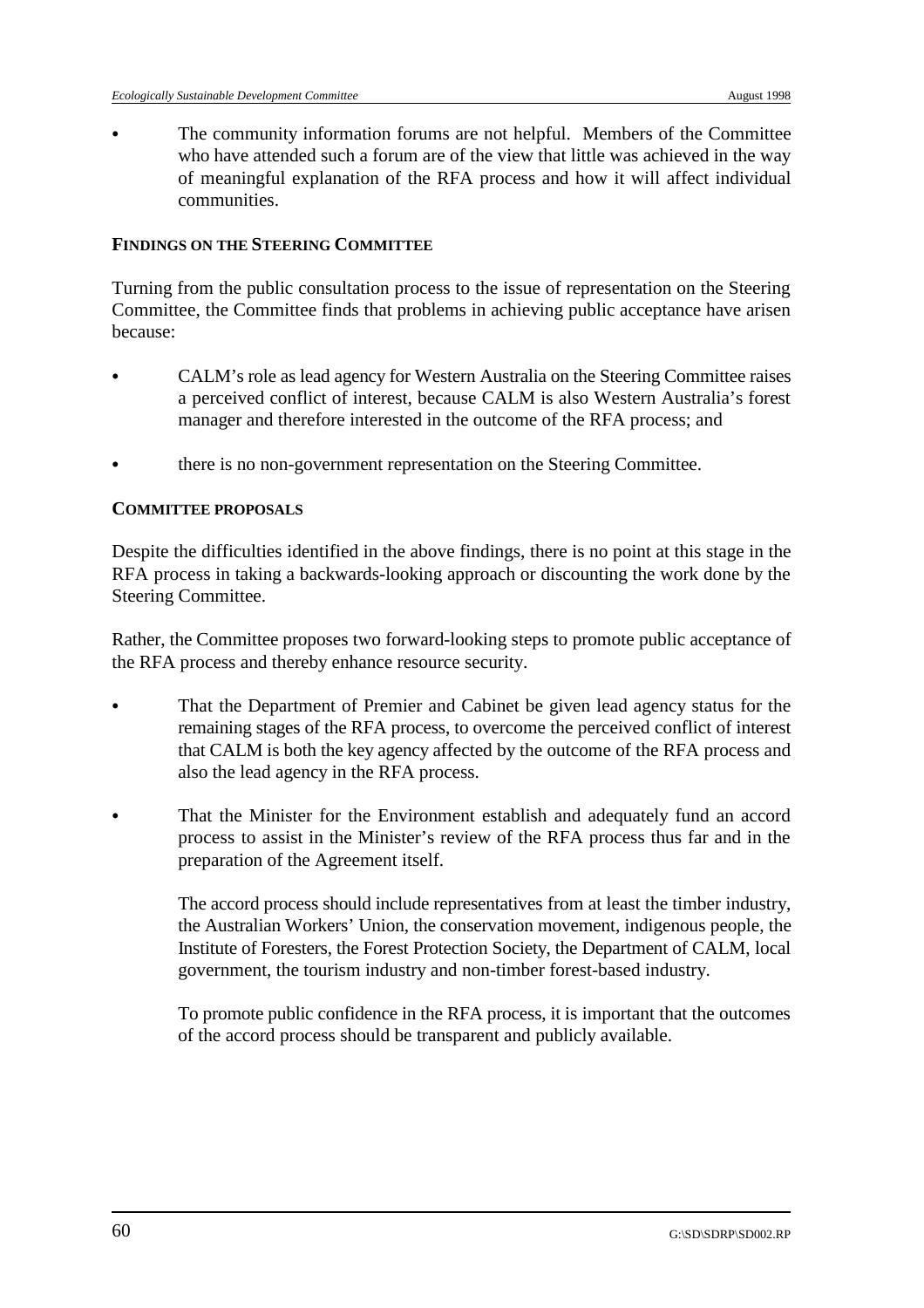- The community information forums are not helpful. Members of the Committee who have attended such a forum are of the view that little was achieved in the way of meaningful explanation of the RFA process and how it will affect individual communities.

**FINDINGS ON THE STEERING COMMITTEE**

Turning from the public consultation process to the issue of representation on the Steering Committee, the Committee finds that problems in achieving public acceptance have arisen because:

- CALM's role as lead agency for Western Australia on the Steering Committee raises a perceived conflict of interest, because CALM is also Western Australia's forest manager and therefore interested in the outcome of the RFA process; and

- there is no non-government representation on the Steering Committee.

**COMMITTEE PROPOSALS**

Despite the difficulties identified in the above findings, there is no point at this stage in the RFA process in taking a backwards-looking approach or discounting the work done by the Steering Committee.

Rather, the Committee proposes two forward-looking steps to promote public acceptance of the RFA process and thereby enhance resource security.

- That the Department of Premier and Cabinet be given lead agency status for the remaining stages of the RFA process, to overcome the perceived conflict of interest that CALM is both the key agency affected by the outcome of the RFA process and also the lead agency in the RFA process.

- That the Minister for the Environment establish and adequately fund an accord process to assist in the Minister's review of the RFA process thus far and in the preparation of the Agreement itself.

  The accord process should include representatives from at least the timber industry, the Australian Workers' Union, the conservation movement, indigenous people, the Institute of Foresters, the Forest Protection Society, the Department of CALM, local government, the tourism industry and non-timber forest-based industry.

  To promote public confidence in the RFA process, it is important that the outcomes of the accord process should be transparent and publicly available.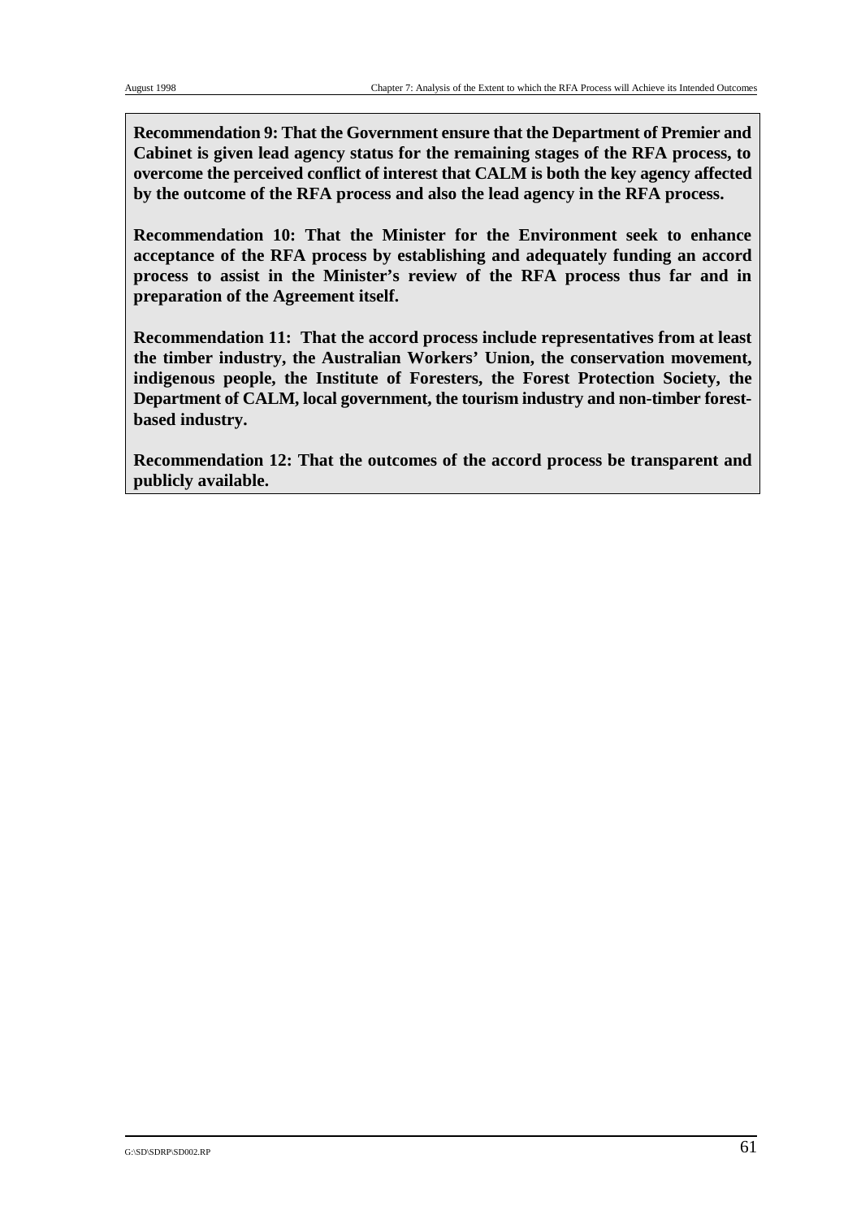**Recommendation 9: That the Government ensure that the Department of Premier and Cabinet is given lead agency status for the remaining stages of the RFA process, to overcome the perceived conflict of interest that CALM is both the key agency affected by the outcome of the RFA process and also the lead agency in the RFA process.**

**Recommendation 10: That the Minister for the Environment seek to enhance acceptance of the RFA process by establishing and adequately funding an accord process to assist in the Minister's review of the RFA process thus far and in preparation of the Agreement itself.**

**Recommendation 11: That the accord process include representatives from at least the timber industry, the Australian Workers' Union, the conservation movement, indigenous people, the Institute of Foresters, the Forest Protection Society, the Department of CALM, local government, the tourism industry and non-timber forest-based industry.**

**Recommendation 12: That the outcomes of the accord process be transparent and publicly available.**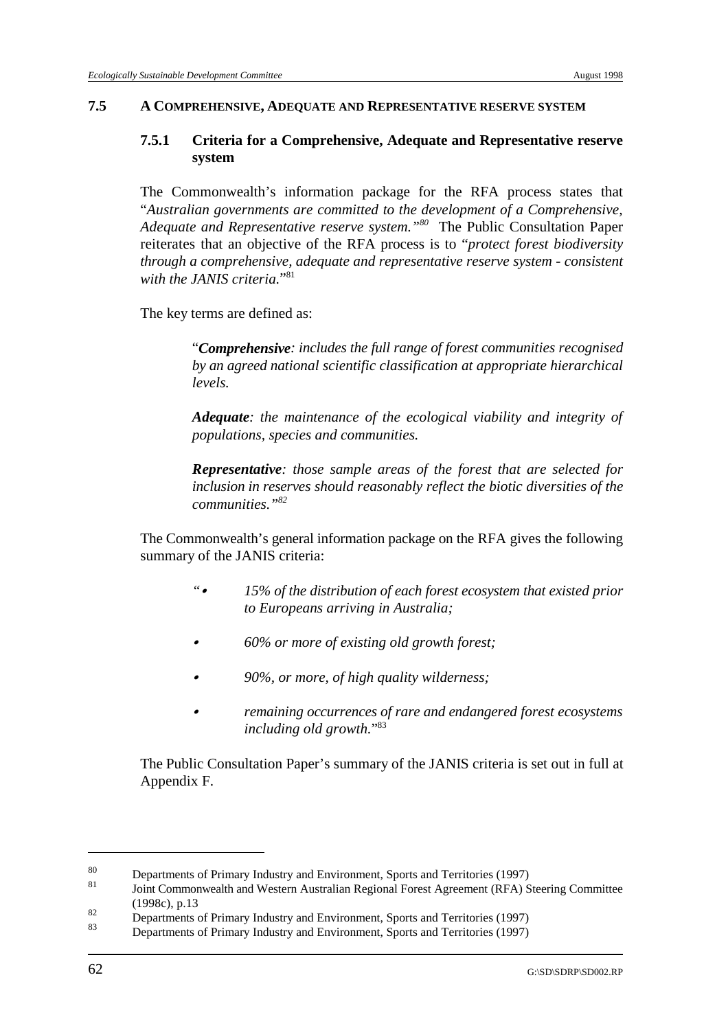## 7.5 A COMPREHENSIVE, ADEQUATE AND REPRESENTATIVE RESERVE SYSTEM

### 7.5.1 Criteria for a Comprehensive, Adequate and Representative reserve system

The Commonwealth's information package for the RFA process states that "*Australian governments are committed to the development of a Comprehensive, Adequate and Representative reserve system.*"[80] The Public Consultation Paper reiterates that an objective of the RFA process is to "*protect forest biodiversity through a comprehensive, adequate and representative reserve system - consistent with the JANIS criteria.*"[81]

The key terms are defined as:

> "***Comprehensive****: includes the full range of forest communities recognised by an agreed national scientific classification at appropriate hierarchical levels.*
>
> ***Adequate****: the maintenance of the ecological viability and integrity of populations, species and communities.*
>
> ***Representative****: those sample areas of the forest that are selected for inclusion in reserves should reasonably reflect the biotic diversities of the communities.*"[82]

The Commonwealth's general information package on the RFA gives the following summary of the JANIS criteria:

> "• *15% of the distribution of each forest ecosystem that existed prior to Europeans arriving in Australia;*
>
> • *60% or more of existing old growth forest;*
>
> • *90%, or more, of high quality wilderness;*
>
> • *remaining occurrences of rare and endangered forest ecosystems including old growth.*"[83]

The Public Consultation Paper's summary of the JANIS criteria is set out in full at Appendix F.

---

80 Departments of Primary Industry and Environment, Sports and Territories (1997)

81 Joint Commonwealth and Western Australian Regional Forest Agreement (RFA) Steering Committee (1998c), p.13

82 Departments of Primary Industry and Environment, Sports and Territories (1997)

83 Departments of Primary Industry and Environment, Sports and Territories (1997)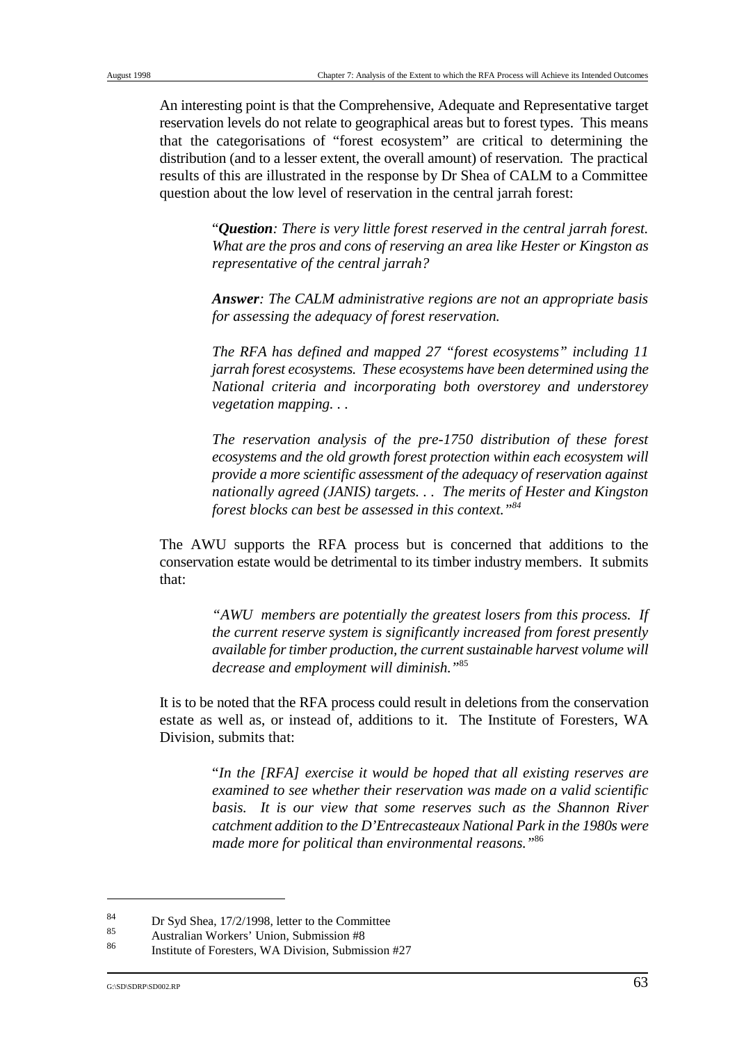An interesting point is that the Comprehensive, Adequate and Representative target reservation levels do not relate to geographical areas but to forest types. This means that the categorisations of "forest ecosystem" are critical to determining the distribution (and to a lesser extent, the overall amount) of reservation. The practical results of this are illustrated in the response by Dr Shea of CALM to a Committee question about the low level of reservation in the central jarrah forest:

> "***Question****: There is very little forest reserved in the central jarrah forest. What are the pros and cons of reserving an area like Hester or Kingston as representative of the central jarrah?*
>
> ***Answer****: The CALM administrative regions are not an appropriate basis for assessing the adequacy of forest reservation.*
>
> *The RFA has defined and mapped 27 "forest ecosystems" including 11 jarrah forest ecosystems. These ecosystems have been determined using the National criteria and incorporating both overstorey and understorey vegetation mapping. . .*
>
> *The reservation analysis of the pre-1750 distribution of these forest ecosystems and the old growth forest protection within each ecosystem will provide a more scientific assessment of the adequacy of reservation against nationally agreed (JANIS) targets. . . The merits of Hester and Kingston forest blocks can best be assessed in this context."*[84]

The AWU supports the RFA process but is concerned that additions to the conservation estate would be detrimental to its timber industry members. It submits that:

> *"AWU members are potentially the greatest losers from this process. If the current reserve system is significantly increased from forest presently available for timber production, the current sustainable harvest volume will decrease and employment will diminish."*[85]

It is to be noted that the RFA process could result in deletions from the conservation estate as well as, or instead of, additions to it. The Institute of Foresters, WA Division, submits that:

> "*In the [RFA] exercise it would be hoped that all existing reserves are examined to see whether their reservation was made on a valid scientific basis. It is our view that some reserves such as the Shannon River catchment addition to the D'Entrecasteaux National Park in the 1980s were made more for political than environmental reasons.*"[86]

---

[84] Dr Syd Shea, 17/2/1998, letter to the Committee

[85] Australian Workers' Union, Submission #8

[86] Institute of Foresters, WA Division, Submission #27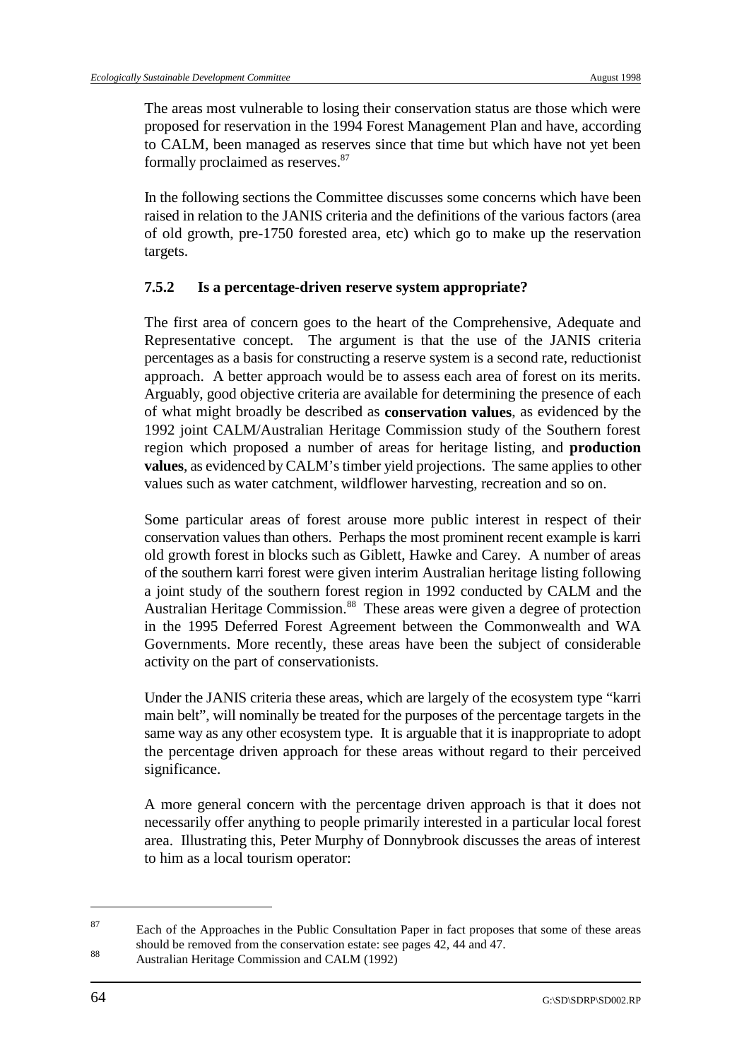The areas most vulnerable to losing their conservation status are those which were proposed for reservation in the 1994 Forest Management Plan and have, according to CALM, been managed as reserves since that time but which have not yet been formally proclaimed as reserves.[87]

In the following sections the Committee discusses some concerns which have been raised in relation to the JANIS criteria and the definitions of the various factors (area of old growth, pre-1750 forested area, etc) which go to make up the reservation targets.

### 7.5.2 Is a percentage-driven reserve system appropriate?

The first area of concern goes to the heart of the Comprehensive, Adequate and Representative concept. The argument is that the use of the JANIS criteria percentages as a basis for constructing a reserve system is a second rate, reductionist approach. A better approach would be to assess each area of forest on its merits. Arguably, good objective criteria are available for determining the presence of each of what might broadly be described as **conservation values**, as evidenced by the 1992 joint CALM/Australian Heritage Commission study of the Southern forest region which proposed a number of areas for heritage listing, and **production values**, as evidenced by CALM's timber yield projections. The same applies to other values such as water catchment, wildflower harvesting, recreation and so on.

Some particular areas of forest arouse more public interest in respect of their conservation values than others. Perhaps the most prominent recent example is karri old growth forest in blocks such as Giblett, Hawke and Carey. A number of areas of the southern karri forest were given interim Australian heritage listing following a joint study of the southern forest region in 1992 conducted by CALM and the Australian Heritage Commission.[88] These areas were given a degree of protection in the 1995 Deferred Forest Agreement between the Commonwealth and WA Governments. More recently, these areas have been the subject of considerable activity on the part of conservationists.

Under the JANIS criteria these areas, which are largely of the ecosystem type "karri main belt", will nominally be treated for the purposes of the percentage targets in the same way as any other ecosystem type. It is arguable that it is inappropriate to adopt the percentage driven approach for these areas without regard to their perceived significance.

A more general concern with the percentage driven approach is that it does not necessarily offer anything to people primarily interested in a particular local forest area. Illustrating this, Peter Murphy of Donnybrook discusses the areas of interest to him as a local tourism operator:

---

[87] Each of the Approaches in the Public Consultation Paper in fact proposes that some of these areas should be removed from the conservation estate: see pages 42, 44 and 47.

[88] Australian Heritage Commission and CALM (1992)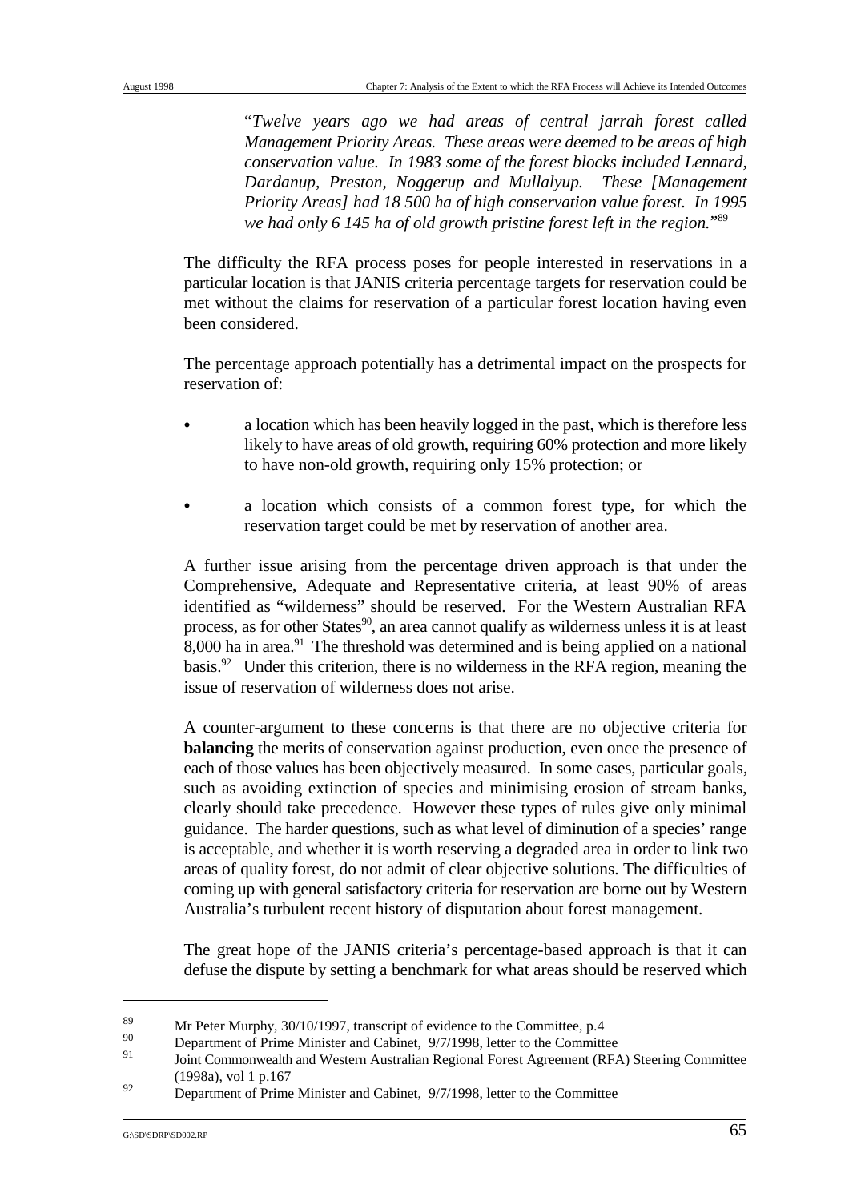"*Twelve years ago we had areas of central jarrah forest called Management Priority Areas. These areas were deemed to be areas of high conservation value. In 1983 some of the forest blocks included Lennard, Dardanup, Preston, Noggerup and Mullalyup. These [Management Priority Areas] had 18 500 ha of high conservation value forest. In 1995 we had only 6 145 ha of old growth pristine forest left in the region.*"[89]

The difficulty the RFA process poses for people interested in reservations in a particular location is that JANIS criteria percentage targets for reservation could be met without the claims for reservation of a particular forest location having even been considered.

The percentage approach potentially has a detrimental impact on the prospects for reservation of:

- a location which has been heavily logged in the past, which is therefore less likely to have areas of old growth, requiring 60% protection and more likely to have non-old growth, requiring only 15% protection; or

- a location which consists of a common forest type, for which the reservation target could be met by reservation of another area.

A further issue arising from the percentage driven approach is that under the Comprehensive, Adequate and Representative criteria, at least 90% of areas identified as "wilderness" should be reserved. For the Western Australian RFA process, as for other States[90], an area cannot qualify as wilderness unless it is at least 8,000 ha in area.[91] The threshold was determined and is being applied on a national basis.[92] Under this criterion, there is no wilderness in the RFA region, meaning the issue of reservation of wilderness does not arise.

A counter-argument to these concerns is that there are no objective criteria for **balancing** the merits of conservation against production, even once the presence of each of those values has been objectively measured. In some cases, particular goals, such as avoiding extinction of species and minimising erosion of stream banks, clearly should take precedence. However these types of rules give only minimal guidance. The harder questions, such as what level of diminution of a species' range is acceptable, and whether it is worth reserving a degraded area in order to link two areas of quality forest, do not admit of clear objective solutions. The difficulties of coming up with general satisfactory criteria for reservation are borne out by Western Australia's turbulent recent history of disputation about forest management.

The great hope of the JANIS criteria's percentage-based approach is that it can defuse the dispute by setting a benchmark for what areas should be reserved which

---

[89] Mr Peter Murphy, 30/10/1997, transcript of evidence to the Committee, p.4

[90] Department of Prime Minister and Cabinet, 9/7/1998, letter to the Committee

[91] Joint Commonwealth and Western Australian Regional Forest Agreement (RFA) Steering Committee (1998a), vol 1 p.167

[92] Department of Prime Minister and Cabinet, 9/7/1998, letter to the Committee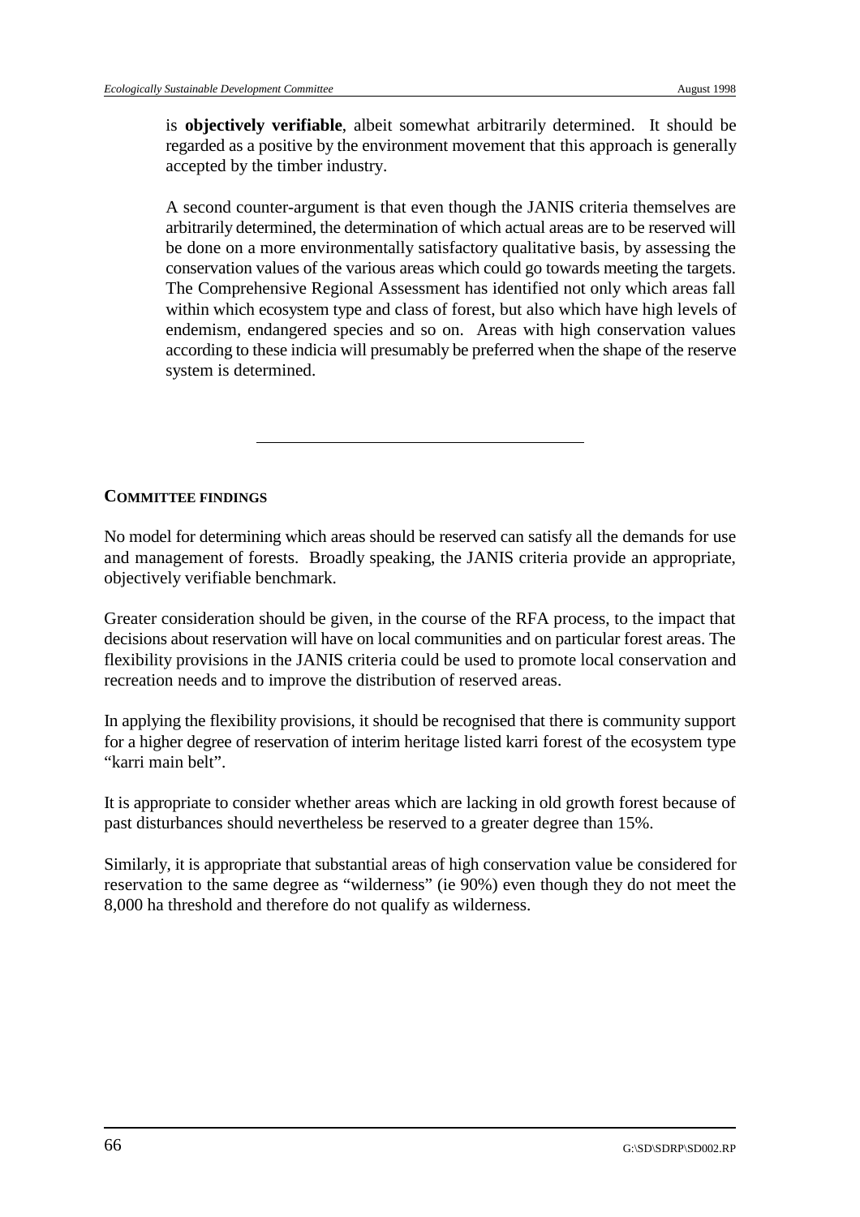is **objectively verifiable**, albeit somewhat arbitrarily determined. It should be regarded as a positive by the environment movement that this approach is generally accepted by the timber industry.

A second counter-argument is that even though the JANIS criteria themselves are arbitrarily determined, the determination of which actual areas are to be reserved will be done on a more environmentally satisfactory qualitative basis, by assessing the conservation values of the various areas which could go towards meeting the targets. The Comprehensive Regional Assessment has identified not only which areas fall within which ecosystem type and class of forest, but also which have high levels of endemism, endangered species and so on. Areas with high conservation values according to these indicia will presumably be preferred when the shape of the reserve system is determined.

---

## COMMITTEE FINDINGS

No model for determining which areas should be reserved can satisfy all the demands for use and management of forests. Broadly speaking, the JANIS criteria provide an appropriate, objectively verifiable benchmark.

Greater consideration should be given, in the course of the RFA process, to the impact that decisions about reservation will have on local communities and on particular forest areas. The flexibility provisions in the JANIS criteria could be used to promote local conservation and recreation needs and to improve the distribution of reserved areas.

In applying the flexibility provisions, it should be recognised that there is community support for a higher degree of reservation of interim heritage listed karri forest of the ecosystem type "karri main belt".

It is appropriate to consider whether areas which are lacking in old growth forest because of past disturbances should nevertheless be reserved to a greater degree than 15%.

Similarly, it is appropriate that substantial areas of high conservation value be considered for reservation to the same degree as "wilderness" (ie 90%) even though they do not meet the 8,000 ha threshold and therefore do not qualify as wilderness.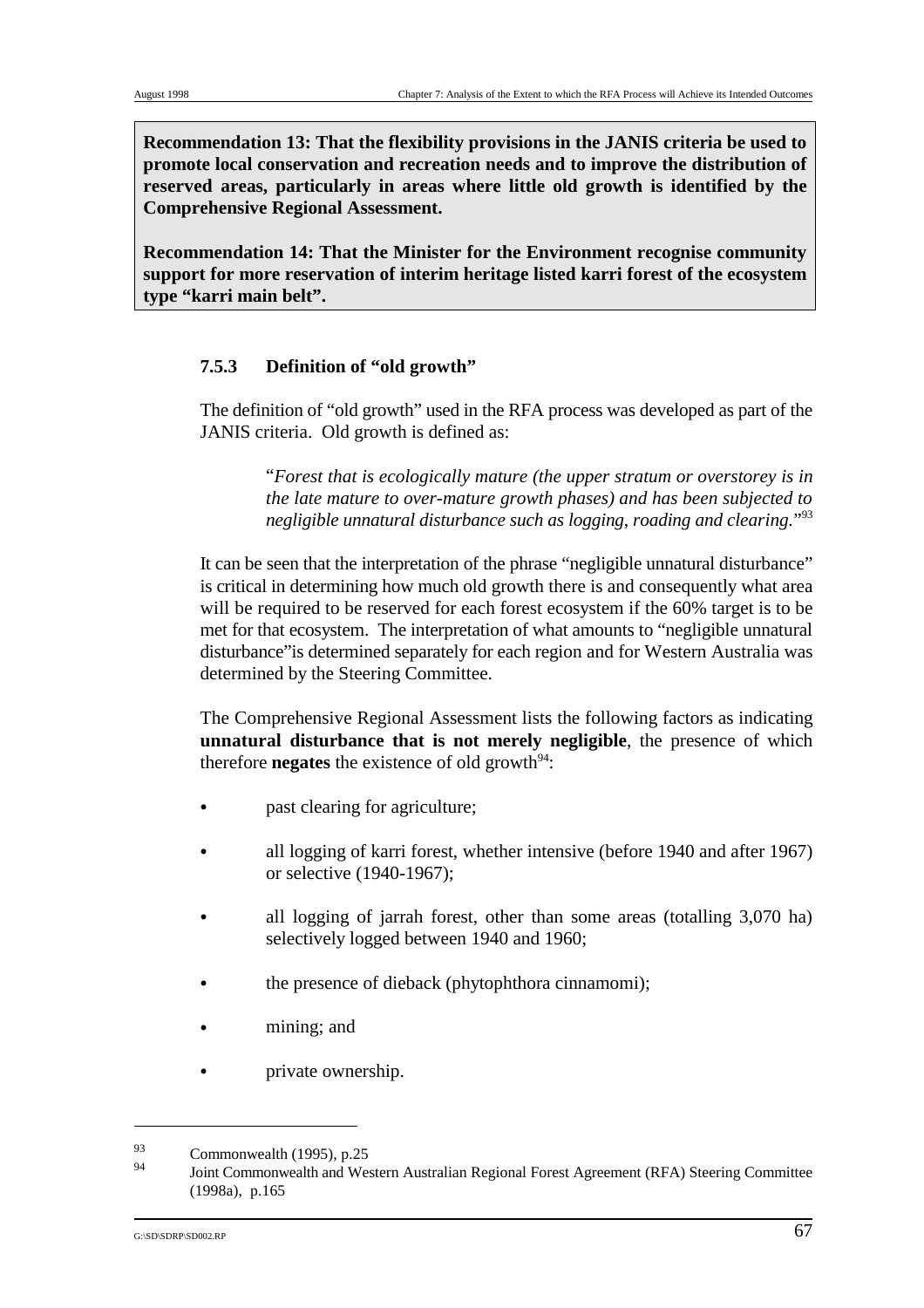**Recommendation 13: That the flexibility provisions in the JANIS criteria be used to promote local conservation and recreation needs and to improve the distribution of reserved areas, particularly in areas where little old growth is identified by the Comprehensive Regional Assessment.**

**Recommendation 14: That the Minister for the Environment recognise community support for more reservation of interim heritage listed karri forest of the ecosystem type "karri main belt".**

### 7.5.3 Definition of "old growth"

The definition of "old growth" used in the RFA process was developed as part of the JANIS criteria. Old growth is defined as:

> "*Forest that is ecologically mature (the upper stratum or overstorey is in the late mature to over-mature growth phases) and has been subjected to negligible unnatural disturbance such as logging, roading and clearing.*"[93]

It can be seen that the interpretation of the phrase "negligible unnatural disturbance" is critical in determining how much old growth there is and consequently what area will be required to be reserved for each forest ecosystem if the 60% target is to be met for that ecosystem. The interpretation of what amounts to "negligible unnatural disturbance"is determined separately for each region and for Western Australia was determined by the Steering Committee.

The Comprehensive Regional Assessment lists the following factors as indicating **unnatural disturbance that is not merely negligible**, the presence of which therefore **negates** the existence of old growth[94]:

- past clearing for agriculture;
- all logging of karri forest, whether intensive (before 1940 and after 1967) or selective (1940-1967);
- all logging of jarrah forest, other than some areas (totalling 3,070 ha) selectively logged between 1940 and 1960;
- the presence of dieback (phytophthora cinnamomi);
- mining; and
- private ownership.

---

[93] Commonwealth (1995), p.25

[94] Joint Commonwealth and Western Australian Regional Forest Agreement (RFA) Steering Committee (1998a), p.165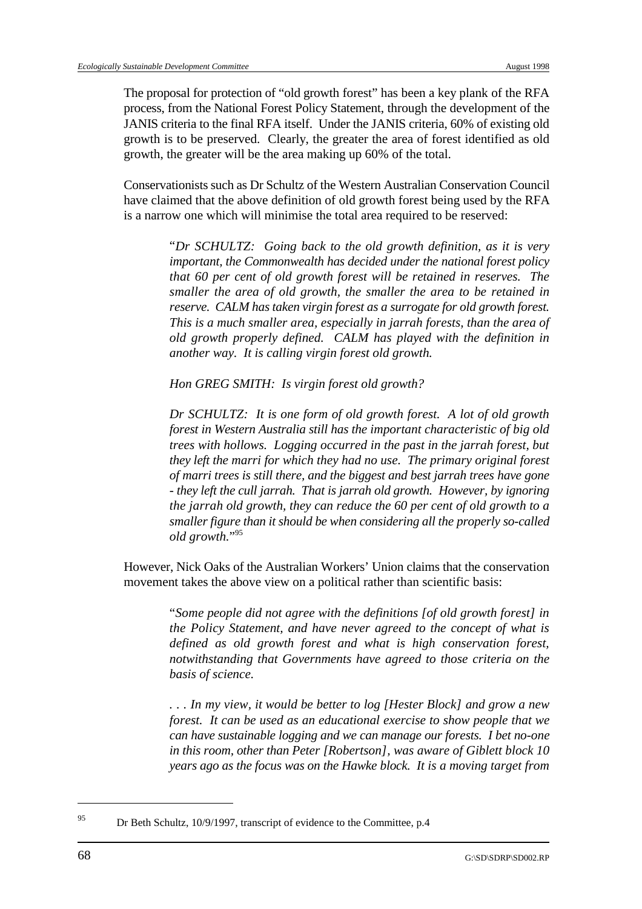The proposal for protection of "old growth forest" has been a key plank of the RFA process, from the National Forest Policy Statement, through the development of the JANIS criteria to the final RFA itself. Under the JANIS criteria, 60% of existing old growth is to be preserved. Clearly, the greater the area of forest identified as old growth, the greater will be the area making up 60% of the total.

Conservationists such as Dr Schultz of the Western Australian Conservation Council have claimed that the above definition of old growth forest being used by the RFA is a narrow one which will minimise the total area required to be reserved:

> "*Dr SCHULTZ: Going back to the old growth definition, as it is very important, the Commonwealth has decided under the national forest policy that 60 per cent of old growth forest will be retained in reserves. The smaller the area of old growth, the smaller the area to be retained in reserve. CALM has taken virgin forest as a surrogate for old growth forest. This is a much smaller area, especially in jarrah forests, than the area of old growth properly defined. CALM has played with the definition in another way. It is calling virgin forest old growth.*
>
> *Hon GREG SMITH: Is virgin forest old growth?*
>
> *Dr SCHULTZ: It is one form of old growth forest. A lot of old growth forest in Western Australia still has the important characteristic of big old trees with hollows. Logging occurred in the past in the jarrah forest, but they left the marri for which they had no use. The primary original forest of marri trees is still there, and the biggest and best jarrah trees have gone - they left the cull jarrah. That is jarrah old growth. However, by ignoring the jarrah old growth, they can reduce the 60 per cent of old growth to a smaller figure than it should be when considering all the properly so-called old growth.*"[95]

However, Nick Oaks of the Australian Workers' Union claims that the conservation movement takes the above view on a political rather than scientific basis:

> "*Some people did not agree with the definitions [of old growth forest] in the Policy Statement, and have never agreed to the concept of what is defined as old growth forest and what is high conservation forest, notwithstanding that Governments have agreed to those criteria on the basis of science.*
>
> *. . . In my view, it would be better to log [Hester Block] and grow a new forest. It can be used as an educational exercise to show people that we can have sustainable logging and we can manage our forests. I bet no-one in this room, other than Peter [Robertson], was aware of Giblett block 10 years ago as the focus was on the Hawke block. It is a moving target from*

---

[95] Dr Beth Schultz, 10/9/1997, transcript of evidence to the Committee, p.4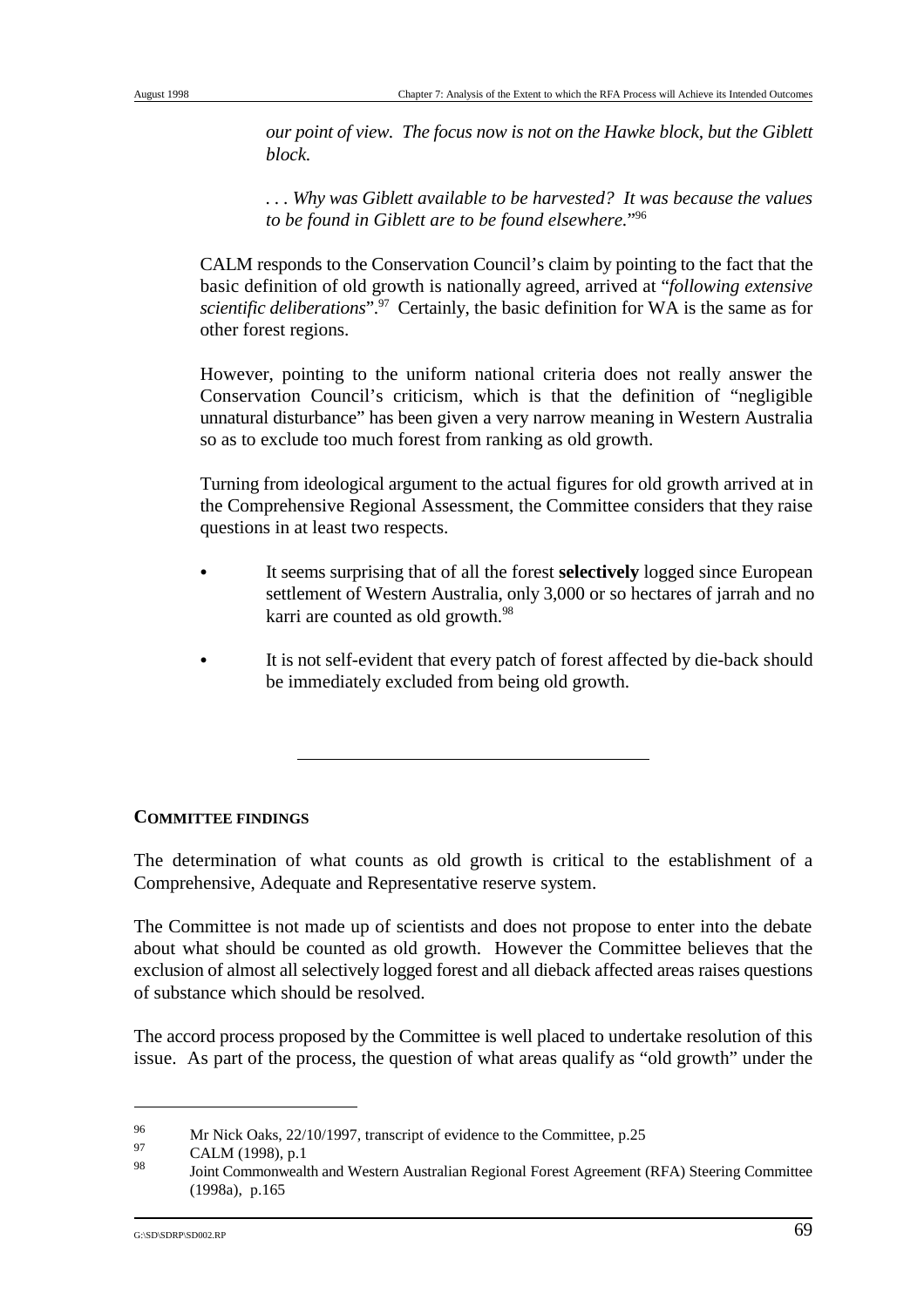*our point of view. The focus now is not on the Hawke block, but the Giblett block.*

*. . . Why was Giblett available to be harvested? It was because the values to be found in Giblett are to be found elsewhere.*"[96]

CALM responds to the Conservation Council's claim by pointing to the fact that the basic definition of old growth is nationally agreed, arrived at "*following extensive scientific deliberations*".[97] Certainly, the basic definition for WA is the same as for other forest regions.

However, pointing to the uniform national criteria does not really answer the Conservation Council's criticism, which is that the definition of "negligible unnatural disturbance" has been given a very narrow meaning in Western Australia so as to exclude too much forest from ranking as old growth.

Turning from ideological argument to the actual figures for old growth arrived at in the Comprehensive Regional Assessment, the Committee considers that they raise questions in at least two respects.

- It seems surprising that of all the forest **selectively** logged since European settlement of Western Australia, only 3,000 or so hectares of jarrah and no karri are counted as old growth.[98]
- It is not self-evident that every patch of forest affected by die-back should be immediately excluded from being old growth.

---

**COMMITTEE FINDINGS**

The determination of what counts as old growth is critical to the establishment of a Comprehensive, Adequate and Representative reserve system.

The Committee is not made up of scientists and does not propose to enter into the debate about what should be counted as old growth. However the Committee believes that the exclusion of almost all selectively logged forest and all dieback affected areas raises questions of substance which should be resolved.

The accord process proposed by the Committee is well placed to undertake resolution of this issue. As part of the process, the question of what areas qualify as "old growth" under the

---

[96] Mr Nick Oaks, 22/10/1997, transcript of evidence to the Committee, p.25

[97] CALM (1998), p.1

[98] Joint Commonwealth and Western Australian Regional Forest Agreement (RFA) Steering Committee (1998a), p.165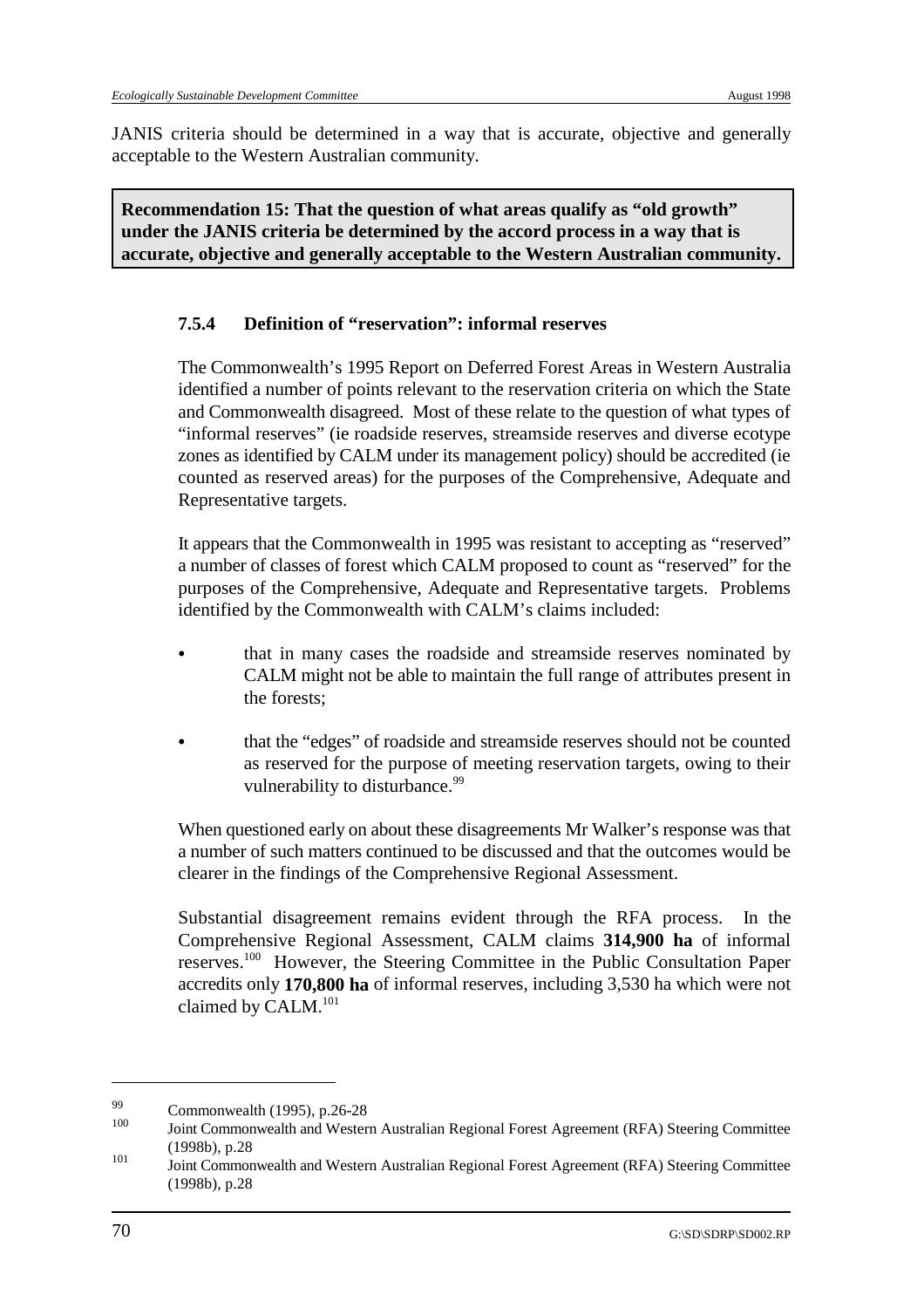JANIS criteria should be determined in a way that is accurate, objective and generally acceptable to the Western Australian community.

**Recommendation 15: That the question of what areas qualify as "old growth" under the JANIS criteria be determined by the accord process in a way that is accurate, objective and generally acceptable to the Western Australian community.**

### 7.5.4 Definition of "reservation": informal reserves

The Commonwealth's 1995 Report on Deferred Forest Areas in Western Australia identified a number of points relevant to the reservation criteria on which the State and Commonwealth disagreed. Most of these relate to the question of what types of "informal reserves" (ie roadside reserves, streamside reserves and diverse ecotype zones as identified by CALM under its management policy) should be accredited (ie counted as reserved areas) for the purposes of the Comprehensive, Adequate and Representative targets.

It appears that the Commonwealth in 1995 was resistant to accepting as "reserved" a number of classes of forest which CALM proposed to count as "reserved" for the purposes of the Comprehensive, Adequate and Representative targets. Problems identified by the Commonwealth with CALM's claims included:

- that in many cases the roadside and streamside reserves nominated by CALM might not be able to maintain the full range of attributes present in the forests;
- that the "edges" of roadside and streamside reserves should not be counted as reserved for the purpose of meeting reservation targets, owing to their vulnerability to disturbance.[99]

When questioned early on about these disagreements Mr Walker's response was that a number of such matters continued to be discussed and that the outcomes would be clearer in the findings of the Comprehensive Regional Assessment.

Substantial disagreement remains evident through the RFA process. In the Comprehensive Regional Assessment, CALM claims **314,900 ha** of informal reserves.[100] However, the Steering Committee in the Public Consultation Paper accredits only **170,800 ha** of informal reserves, including 3,530 ha which were not claimed by CALM.[101]

---

[99] Commonwealth (1995), p.26-28

[100] Joint Commonwealth and Western Australian Regional Forest Agreement (RFA) Steering Committee (1998b), p.28

[101] Joint Commonwealth and Western Australian Regional Forest Agreement (RFA) Steering Committee (1998b), p.28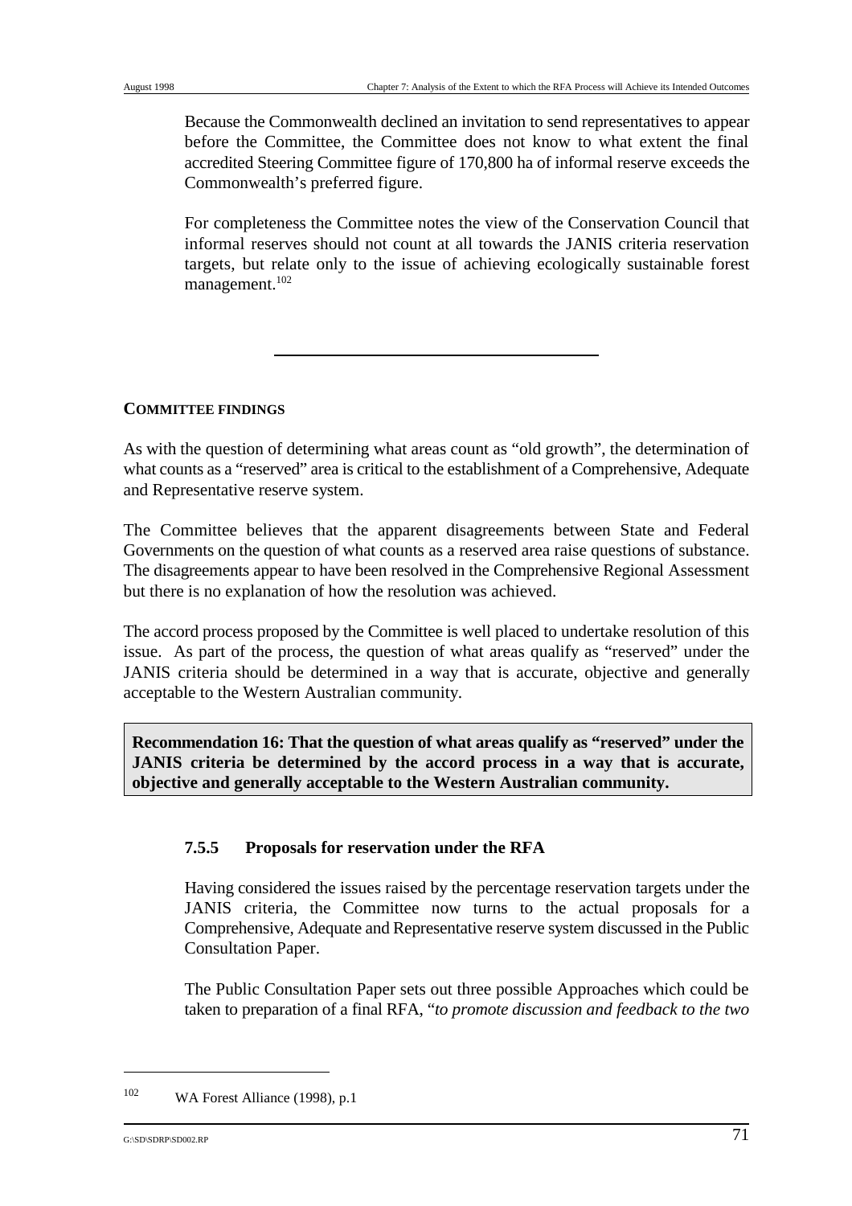Because the Commonwealth declined an invitation to send representatives to appear before the Committee, the Committee does not know to what extent the final accredited Steering Committee figure of 170,800 ha of informal reserve exceeds the Commonwealth's preferred figure.

For completeness the Committee notes the view of the Conservation Council that informal reserves should not count at all towards the JANIS criteria reservation targets, but relate only to the issue of achieving ecologically sustainable forest management.[102]

---

**COMMITTEE FINDINGS**

As with the question of determining what areas count as "old growth", the determination of what counts as a "reserved" area is critical to the establishment of a Comprehensive, Adequate and Representative reserve system.

The Committee believes that the apparent disagreements between State and Federal Governments on the question of what counts as a reserved area raise questions of substance. The disagreements appear to have been resolved in the Comprehensive Regional Assessment but there is no explanation of how the resolution was achieved.

The accord process proposed by the Committee is well placed to undertake resolution of this issue. As part of the process, the question of what areas qualify as "reserved" under the JANIS criteria should be determined in a way that is accurate, objective and generally acceptable to the Western Australian community.

**Recommendation 16: That the question of what areas qualify as "reserved" under the JANIS criteria be determined by the accord process in a way that is accurate, objective and generally acceptable to the Western Australian community.**

### 7.5.5 Proposals for reservation under the RFA

Having considered the issues raised by the percentage reservation targets under the JANIS criteria, the Committee now turns to the actual proposals for a Comprehensive, Adequate and Representative reserve system discussed in the Public Consultation Paper.

The Public Consultation Paper sets out three possible Approaches which could be taken to preparation of a final RFA, "*to promote discussion and feedback to the two*

---

[102] WA Forest Alliance (1998), p.1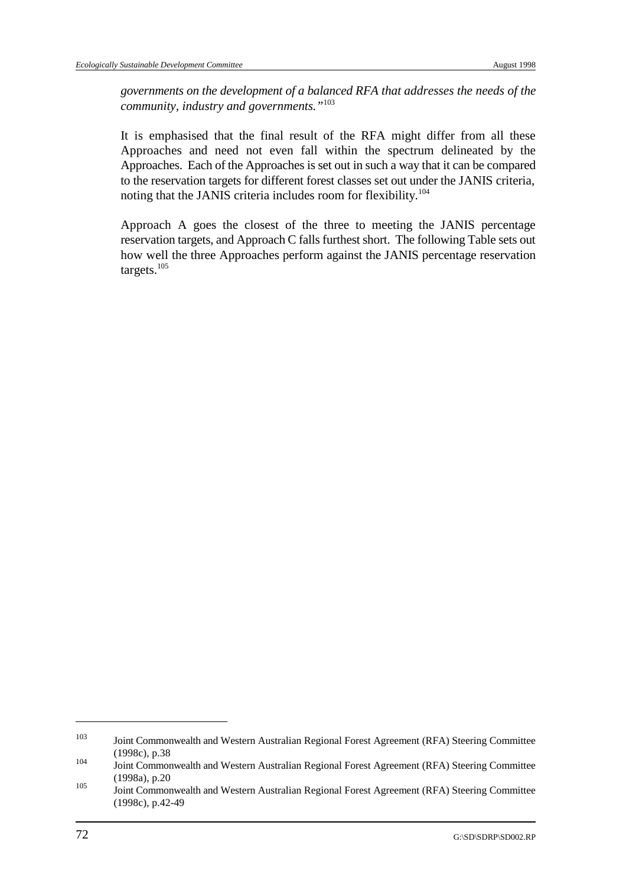*governments on the development of a balanced RFA that addresses the needs of the community, industry and governments."*[103]

It is emphasised that the final result of the RFA might differ from all these Approaches and need not even fall within the spectrum delineated by the Approaches. Each of the Approaches is set out in such a way that it can be compared to the reservation targets for different forest classes set out under the JANIS criteria, noting that the JANIS criteria includes room for flexibility.[104]

Approach A goes the closest of the three to meeting the JANIS percentage reservation targets, and Approach C falls furthest short. The following Table sets out how well the three Approaches perform against the JANIS percentage reservation targets.[105]

---

[103] Joint Commonwealth and Western Australian Regional Forest Agreement (RFA) Steering Committee (1998c), p.38

[104] Joint Commonwealth and Western Australian Regional Forest Agreement (RFA) Steering Committee (1998a), p.20

[105] Joint Commonwealth and Western Australian Regional Forest Agreement (RFA) Steering Committee (1998c), p.42-49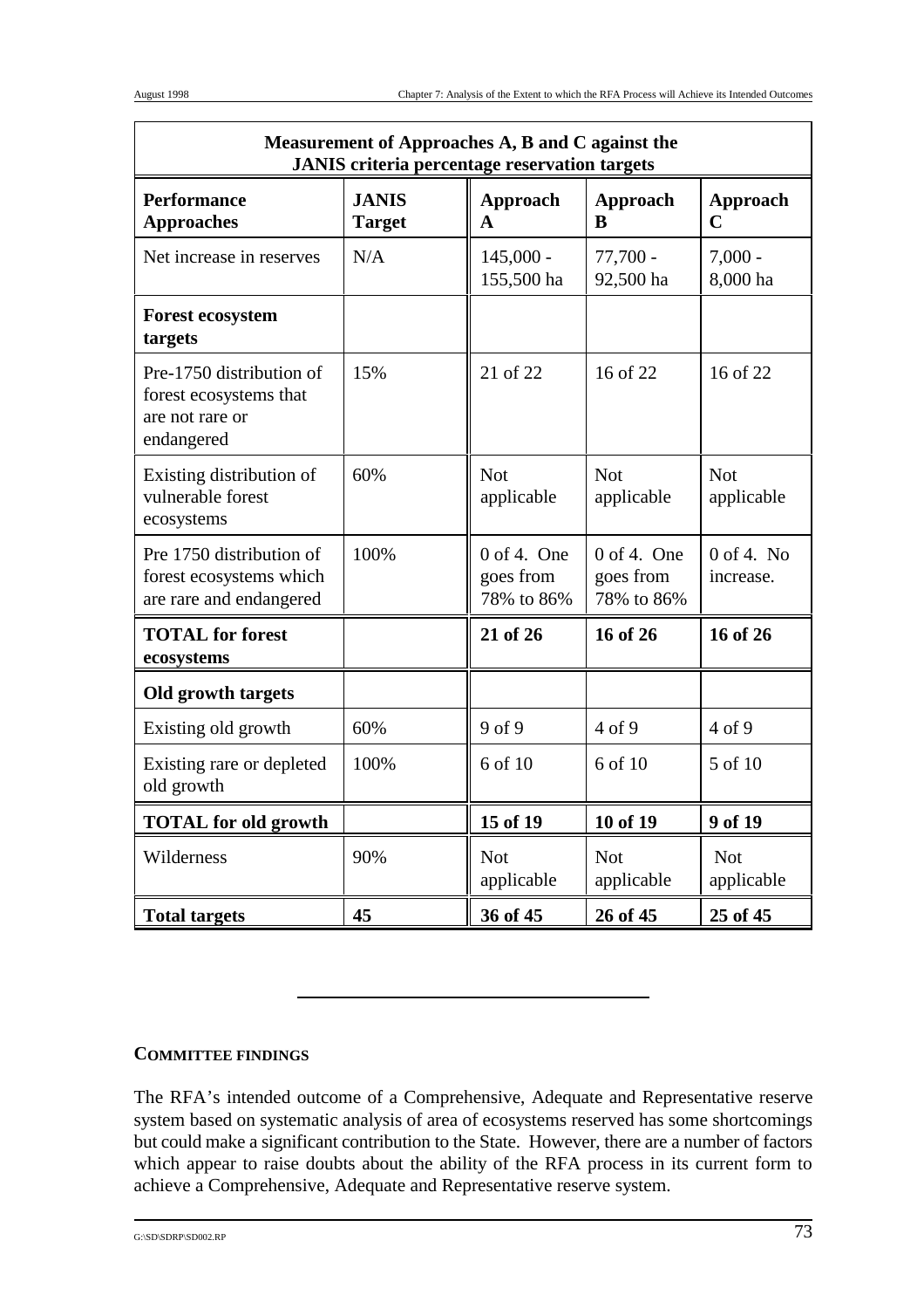| Measurement of Approaches A, B and C against the JANIS criteria percentage reservation targets | | | | |
|---|---|---|---|---|
| **Performance Approaches** | **JANIS Target** | **Approach A** | **Approach B** | **Approach C** |
| Net increase in reserves | N/A | 145,000 - 155,500 ha | 77,700 - 92,500 ha | 7,000 - 8,000 ha |
| **Forest ecosystem targets** | | | | |
| Pre-1750 distribution of forest ecosystems that are not rare or endangered | 15% | 21 of 22 | 16 of 22 | 16 of 22 |
| Existing distribution of vulnerable forest ecosystems | 60% | Not applicable | Not applicable | Not applicable |
| Pre 1750 distribution of forest ecosystems which are rare and endangered | 100% | 0 of 4. One goes from 78% to 86% | 0 of 4. One goes from 78% to 86% | 0 of 4. No increase. |
| **TOTAL for forest ecosystems** | | **21 of 26** | **16 of 26** | **16 of 26** |
| **Old growth targets** | | | | |
| Existing old growth | 60% | 9 of 9 | 4 of 9 | 4 of 9 |
| Existing rare or depleted old growth | 100% | 6 of 10 | 6 of 10 | 5 of 10 |
| **TOTAL for old growth** | | **15 of 19** | **10 of 19** | **9 of 19** |
| Wilderness | 90% | Not applicable | Not applicable | Not applicable |
| **Total targets** | **45** | **36 of 45** | **26 of 45** | **25 of 45** |

---

### COMMITTEE FINDINGS

The RFA's intended outcome of a Comprehensive, Adequate and Representative reserve system based on systematic analysis of area of ecosystems reserved has some shortcomings but could make a significant contribution to the State. However, there are a number of factors which appear to raise doubts about the ability of the RFA process in its current form to achieve a Comprehensive, Adequate and Representative reserve system.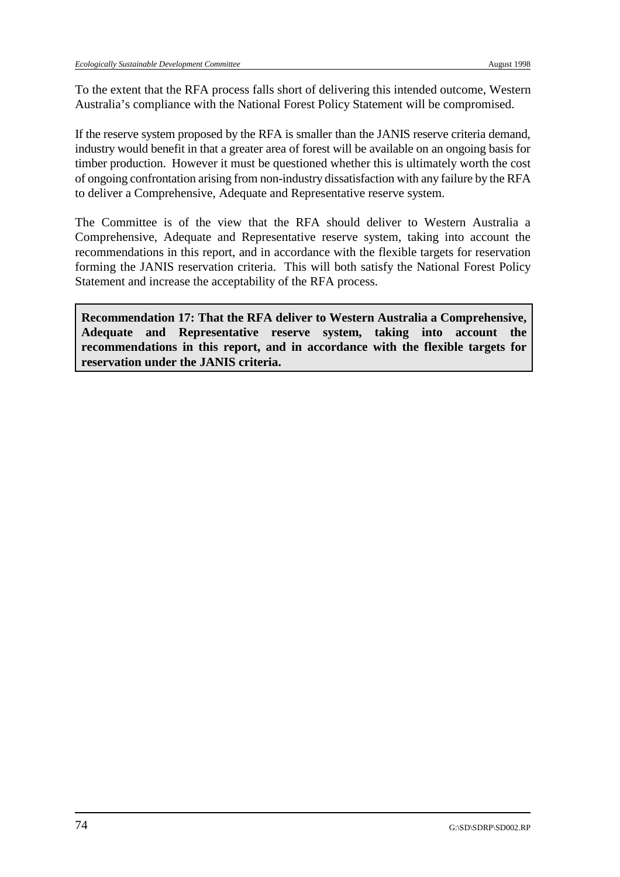To the extent that the RFA process falls short of delivering this intended outcome, Western Australia's compliance with the National Forest Policy Statement will be compromised.

If the reserve system proposed by the RFA is smaller than the JANIS reserve criteria demand, industry would benefit in that a greater area of forest will be available on an ongoing basis for timber production. However it must be questioned whether this is ultimately worth the cost of ongoing confrontation arising from non-industry dissatisfaction with any failure by the RFA to deliver a Comprehensive, Adequate and Representative reserve system.

The Committee is of the view that the RFA should deliver to Western Australia a Comprehensive, Adequate and Representative reserve system, taking into account the recommendations in this report, and in accordance with the flexible targets for reservation forming the JANIS reservation criteria. This will both satisfy the National Forest Policy Statement and increase the acceptability of the RFA process.

**Recommendation 17: That the RFA deliver to Western Australia a Comprehensive, Adequate and Representative reserve system, taking into account the recommendations in this report, and in accordance with the flexible targets for reservation under the JANIS criteria.**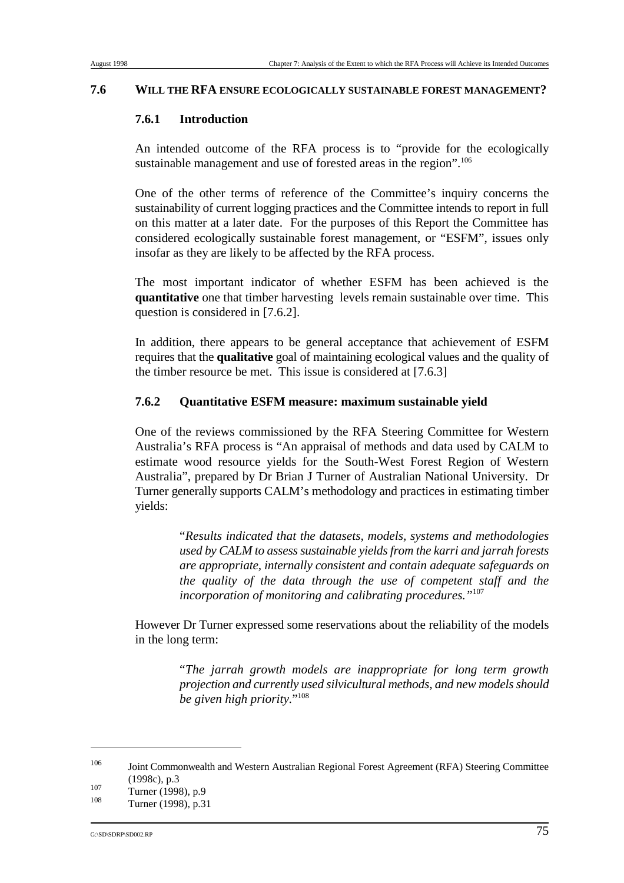## 7.6 WILL THE RFA ENSURE ECOLOGICALLY SUSTAINABLE FOREST MANAGEMENT?

### 7.6.1 Introduction

An intended outcome of the RFA process is to "provide for the ecologically sustainable management and use of forested areas in the region".[106]

One of the other terms of reference of the Committee's inquiry concerns the sustainability of current logging practices and the Committee intends to report in full on this matter at a later date. For the purposes of this Report the Committee has considered ecologically sustainable forest management, or "ESFM", issues only insofar as they are likely to be affected by the RFA process.

The most important indicator of whether ESFM has been achieved is the **quantitative** one that timber harvesting levels remain sustainable over time. This question is considered in [7.6.2].

In addition, there appears to be general acceptance that achievement of ESFM requires that the **qualitative** goal of maintaining ecological values and the quality of the timber resource be met. This issue is considered at [7.6.3]

### 7.6.2 Quantitative ESFM measure: maximum sustainable yield

One of the reviews commissioned by the RFA Steering Committee for Western Australia's RFA process is "An appraisal of methods and data used by CALM to estimate wood resource yields for the South-West Forest Region of Western Australia", prepared by Dr Brian J Turner of Australian National University. Dr Turner generally supports CALM's methodology and practices in estimating timber yields:

> "*Results indicated that the datasets, models, systems and methodologies used by CALM to assess sustainable yields from the karri and jarrah forests are appropriate, internally consistent and contain adequate safeguards on the quality of the data through the use of competent staff and the incorporation of monitoring and calibrating procedures.*"[107]

However Dr Turner expressed some reservations about the reliability of the models in the long term:

> "*The jarrah growth models are inappropriate for long term growth projection and currently used silvicultural methods, and new models should be given high priority.*"[108]

---

[106] Joint Commonwealth and Western Australian Regional Forest Agreement (RFA) Steering Committee (1998c), p.3

[107] Turner (1998), p.9

[108] Turner (1998), p.31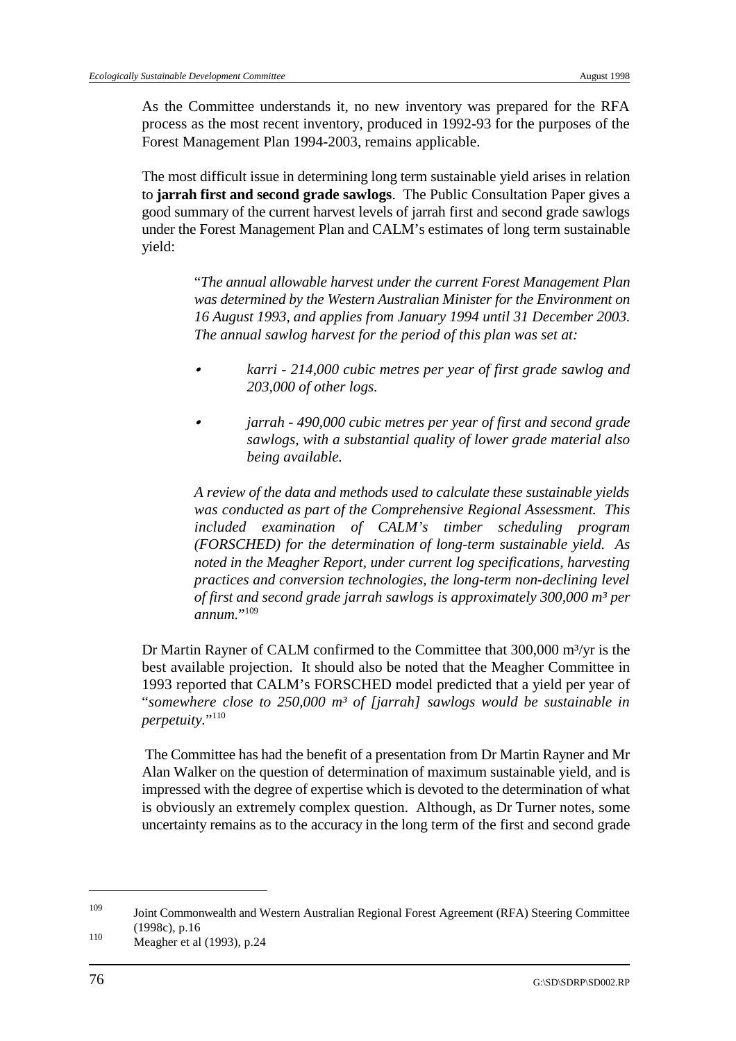As the Committee understands it, no new inventory was prepared for the RFA process as the most recent inventory, produced in 1992-93 for the purposes of the Forest Management Plan 1994-2003, remains applicable.

The most difficult issue in determining long term sustainable yield arises in relation to **jarrah first and second grade sawlogs**. The Public Consultation Paper gives a good summary of the current harvest levels of jarrah first and second grade sawlogs under the Forest Management Plan and CALM's estimates of long term sustainable yield:

> "*The annual allowable harvest under the current Forest Management Plan was determined by the Western Australian Minister for the Environment on 16 August 1993, and applies from January 1994 until 31 December 2003. The annual sawlog harvest for the period of this plan was set at:*
>
> - *karri - 214,000 cubic metres per year of first grade sawlog and 203,000 of other logs.*
>
> - *jarrah - 490,000 cubic metres per year of first and second grade sawlogs, with a substantial quality of lower grade material also being available.*
>
> *A review of the data and methods used to calculate these sustainable yields was conducted as part of the Comprehensive Regional Assessment. This included examination of CALM's timber scheduling program (FORSCHED) for the determination of long-term sustainable yield. As noted in the Meagher Report, under current log specifications, harvesting practices and conversion technologies, the long-term non-declining level of first and second grade jarrah sawlogs is approximately 300,000 m³ per annum.*"[109]

Dr Martin Rayner of CALM confirmed to the Committee that 300,000 m³/yr is the best available projection. It should also be noted that the Meagher Committee in 1993 reported that CALM's FORSCHED model predicted that a yield per year of "*somewhere close to 250,000 m³ of [jarrah] sawlogs would be sustainable in perpetuity.*"[110]

The Committee has had the benefit of a presentation from Dr Martin Rayner and Mr Alan Walker on the question of determination of maximum sustainable yield, and is impressed with the degree of expertise which is devoted to the determination of what is obviously an extremely complex question. Although, as Dr Turner notes, some uncertainty remains as to the accuracy in the long term of the first and second grade

---

[109] Joint Commonwealth and Western Australian Regional Forest Agreement (RFA) Steering Committee (1998c), p.16

[110] Meagher et al (1993), p.24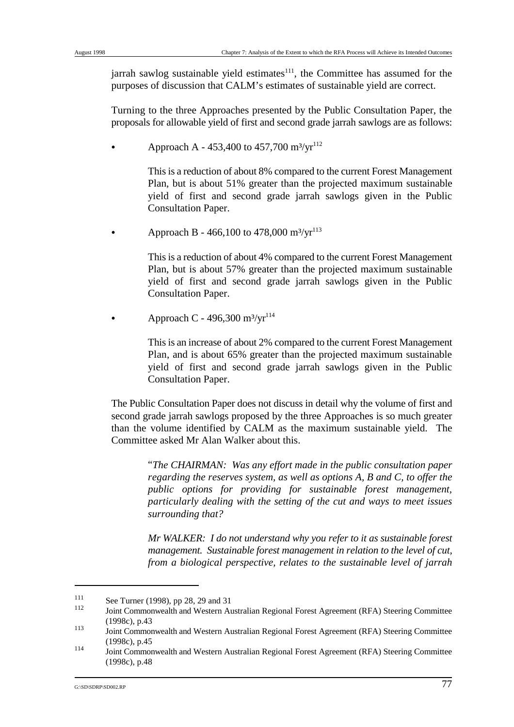jarrah sawlog sustainable yield estimates[111], the Committee has assumed for the purposes of discussion that CALM's estimates of sustainable yield are correct.

Turning to the three Approaches presented by the Public Consultation Paper, the proposals for allowable yield of first and second grade jarrah sawlogs are as follows:

- Approach A - 453,400 to 457,700 $m^3/yr$[112]

  This is a reduction of about 8% compared to the current Forest Management Plan, but is about 51% greater than the projected maximum sustainable yield of first and second grade jarrah sawlogs given in the Public Consultation Paper.

- Approach B - 466,100 to 478,000 $m^3/yr$[113]

  This is a reduction of about 4% compared to the current Forest Management Plan, but is about 57% greater than the projected maximum sustainable yield of first and second grade jarrah sawlogs given in the Public Consultation Paper.

- Approach C - 496,300 $m^3/yr$[114]

  This is an increase of about 2% compared to the current Forest Management Plan, and is about 65% greater than the projected maximum sustainable yield of first and second grade jarrah sawlogs given in the Public Consultation Paper.

The Public Consultation Paper does not discuss in detail why the volume of first and second grade jarrah sawlogs proposed by the three Approaches is so much greater than the volume identified by CALM as the maximum sustainable yield. The Committee asked Mr Alan Walker about this.

> "*The CHAIRMAN: Was any effort made in the public consultation paper regarding the reserves system, as well as options A, B and C, to offer the public options for providing for sustainable forest management, particularly dealing with the setting of the cut and ways to meet issues surrounding that?*
>
> *Mr WALKER: I do not understand why you refer to it as sustainable forest management. Sustainable forest management in relation to the level of cut, from a biological perspective, relates to the sustainable level of jarrah*

---

[111] See Turner (1998), pp 28, 29 and 31

[112] Joint Commonwealth and Western Australian Regional Forest Agreement (RFA) Steering Committee (1998c), p.43

[113] Joint Commonwealth and Western Australian Regional Forest Agreement (RFA) Steering Committee (1998c), p.45

[114] Joint Commonwealth and Western Australian Regional Forest Agreement (RFA) Steering Committee (1998c), p.48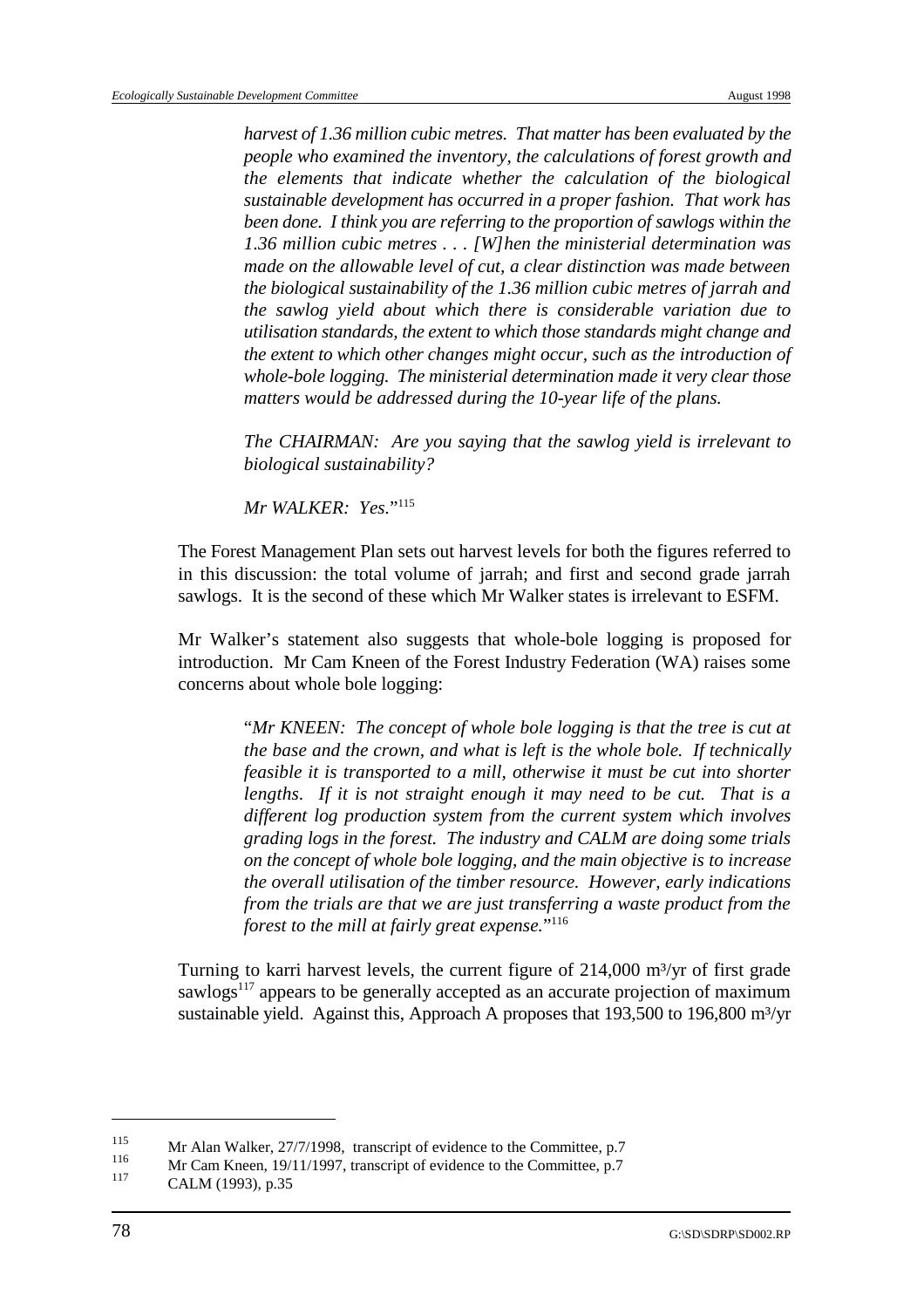> *harvest of 1.36 million cubic metres. That matter has been evaluated by the people who examined the inventory, the calculations of forest growth and the elements that indicate whether the calculation of the biological sustainable development has occurred in a proper fashion. That work has been done. I think you are referring to the proportion of sawlogs within the 1.36 million cubic metres . . . [W]hen the ministerial determination was made on the allowable level of cut, a clear distinction was made between the biological sustainability of the 1.36 million cubic metres of jarrah and the sawlog yield about which there is considerable variation due to utilisation standards, the extent to which those standards might change and the extent to which other changes might occur, such as the introduction of whole-bole logging. The ministerial determination made it very clear those matters would be addressed during the 10-year life of the plans.*
>
> *The CHAIRMAN: Are you saying that the sawlog yield is irrelevant to biological sustainability?*
>
> *Mr WALKER: Yes.*"[115]

The Forest Management Plan sets out harvest levels for both the figures referred to in this discussion: the total volume of jarrah; and first and second grade jarrah sawlogs. It is the second of these which Mr Walker states is irrelevant to ESFM.

Mr Walker's statement also suggests that whole-bole logging is proposed for introduction. Mr Cam Kneen of the Forest Industry Federation (WA) raises some concerns about whole bole logging:

> "*Mr KNEEN: The concept of whole bole logging is that the tree is cut at the base and the crown, and what is left is the whole bole. If technically feasible it is transported to a mill, otherwise it must be cut into shorter lengths. If it is not straight enough it may need to be cut. That is a different log production system from the current system which involves grading logs in the forest. The industry and CALM are doing some trials on the concept of whole bole logging, and the main objective is to increase the overall utilisation of the timber resource. However, early indications from the trials are that we are just transferring a waste product from the forest to the mill at fairly great expense.*"[116]

Turning to karri harvest levels, the current figure of 214,000 m³/yr of first grade sawlogs[117] appears to be generally accepted as an accurate projection of maximum sustainable yield. Against this, Approach A proposes that 193,500 to 196,800 m³/yr

---

[115] Mr Alan Walker, 27/7/1998, transcript of evidence to the Committee, p.7

[116] Mr Cam Kneen, 19/11/1997, transcript of evidence to the Committee, p.7

[117] CALM (1993), p.35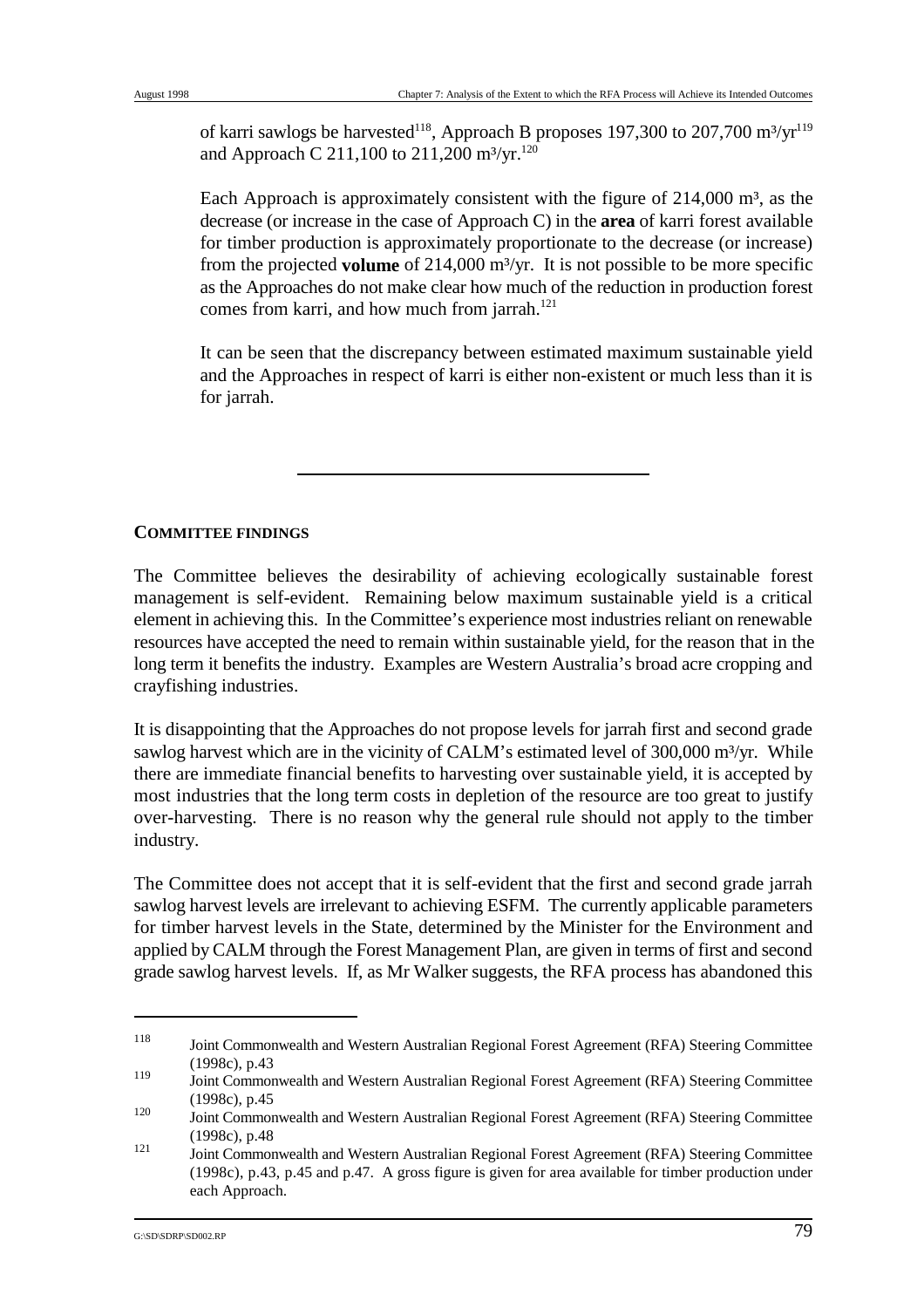of karri sawlogs be harvested[118], Approach B proposes 197,300 to 207,700 m³/yr[119] and Approach C 211,100 to 211,200 m³/yr.[120]

Each Approach is approximately consistent with the figure of 214,000 m³, as the decrease (or increase in the case of Approach C) in the **area** of karri forest available for timber production is approximately proportionate to the decrease (or increase) from the projected **volume** of 214,000 m³/yr. It is not possible to be more specific as the Approaches do not make clear how much of the reduction in production forest comes from karri, and how much from jarrah.[121]

It can be seen that the discrepancy between estimated maximum sustainable yield and the Approaches in respect of karri is either non-existent or much less than it is for jarrah.

---

**COMMITTEE FINDINGS**

The Committee believes the desirability of achieving ecologically sustainable forest management is self-evident. Remaining below maximum sustainable yield is a critical element in achieving this. In the Committee's experience most industries reliant on renewable resources have accepted the need to remain within sustainable yield, for the reason that in the long term it benefits the industry. Examples are Western Australia's broad acre cropping and crayfishing industries.

It is disappointing that the Approaches do not propose levels for jarrah first and second grade sawlog harvest which are in the vicinity of CALM's estimated level of 300,000 m³/yr. While there are immediate financial benefits to harvesting over sustainable yield, it is accepted by most industries that the long term costs in depletion of the resource are too great to justify over-harvesting. There is no reason why the general rule should not apply to the timber industry.

The Committee does not accept that it is self-evident that the first and second grade jarrah sawlog harvest levels are irrelevant to achieving ESFM. The currently applicable parameters for timber harvest levels in the State, determined by the Minister for the Environment and applied by CALM through the Forest Management Plan, are given in terms of first and second grade sawlog harvest levels. If, as Mr Walker suggests, the RFA process has abandoned this

---

[118] Joint Commonwealth and Western Australian Regional Forest Agreement (RFA) Steering Committee (1998c), p.43

[119] Joint Commonwealth and Western Australian Regional Forest Agreement (RFA) Steering Committee (1998c), p.45

[120] Joint Commonwealth and Western Australian Regional Forest Agreement (RFA) Steering Committee (1998c), p.48

[121] Joint Commonwealth and Western Australian Regional Forest Agreement (RFA) Steering Committee (1998c), p.43, p.45 and p.47. A gross figure is given for area available for timber production under each Approach.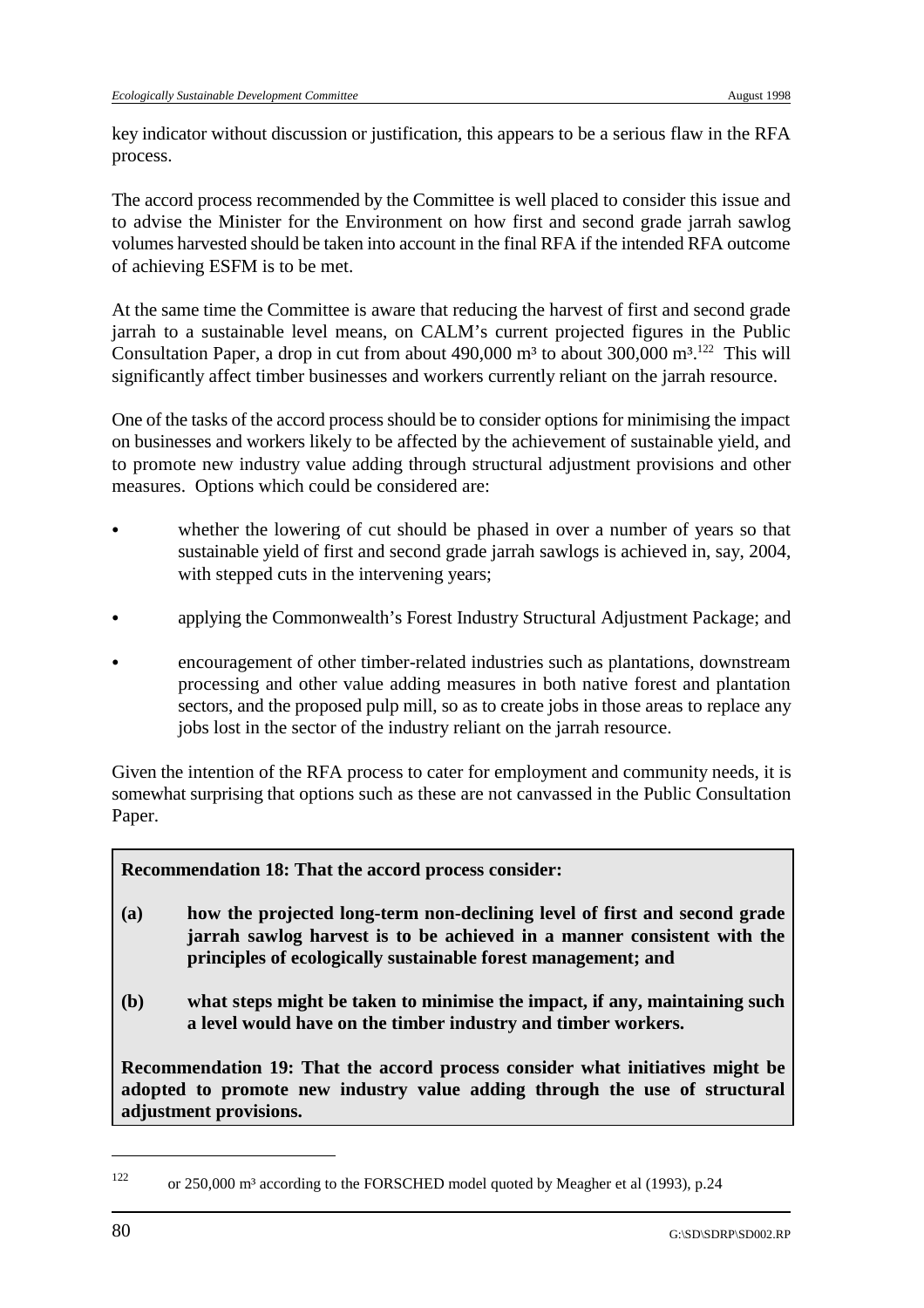key indicator without discussion or justification, this appears to be a serious flaw in the RFA process.

The accord process recommended by the Committee is well placed to consider this issue and to advise the Minister for the Environment on how first and second grade jarrah sawlog volumes harvested should be taken into account in the final RFA if the intended RFA outcome of achieving ESFM is to be met.

At the same time the Committee is aware that reducing the harvest of first and second grade jarrah to a sustainable level means, on CALM's current projected figures in the Public Consultation Paper, a drop in cut from about 490,000 m³ to about 300,000 m³.[122] This will significantly affect timber businesses and workers currently reliant on the jarrah resource.

One of the tasks of the accord process should be to consider options for minimising the impact on businesses and workers likely to be affected by the achievement of sustainable yield, and to promote new industry value adding through structural adjustment provisions and other measures. Options which could be considered are:

- whether the lowering of cut should be phased in over a number of years so that sustainable yield of first and second grade jarrah sawlogs is achieved in, say, 2004, with stepped cuts in the intervening years;
- applying the Commonwealth's Forest Industry Structural Adjustment Package; and
- encouragement of other timber-related industries such as plantations, downstream processing and other value adding measures in both native forest and plantation sectors, and the proposed pulp mill, so as to create jobs in those areas to replace any jobs lost in the sector of the industry reliant on the jarrah resource.

Given the intention of the RFA process to cater for employment and community needs, it is somewhat surprising that options such as these are not canvassed in the Public Consultation Paper.

**Recommendation 18: That the accord process consider:**

**(a) how the projected long-term non-declining level of first and second grade jarrah sawlog harvest is to be achieved in a manner consistent with the principles of ecologically sustainable forest management; and**

**(b) what steps might be taken to minimise the impact, if any, maintaining such a level would have on the timber industry and timber workers.**

**Recommendation 19: That the accord process consider what initiatives might be adopted to promote new industry value adding through the use of structural adjustment provisions.**

---

[122] or 250,000 m³ according to the FORSCHED model quoted by Meagher et al (1993), p.24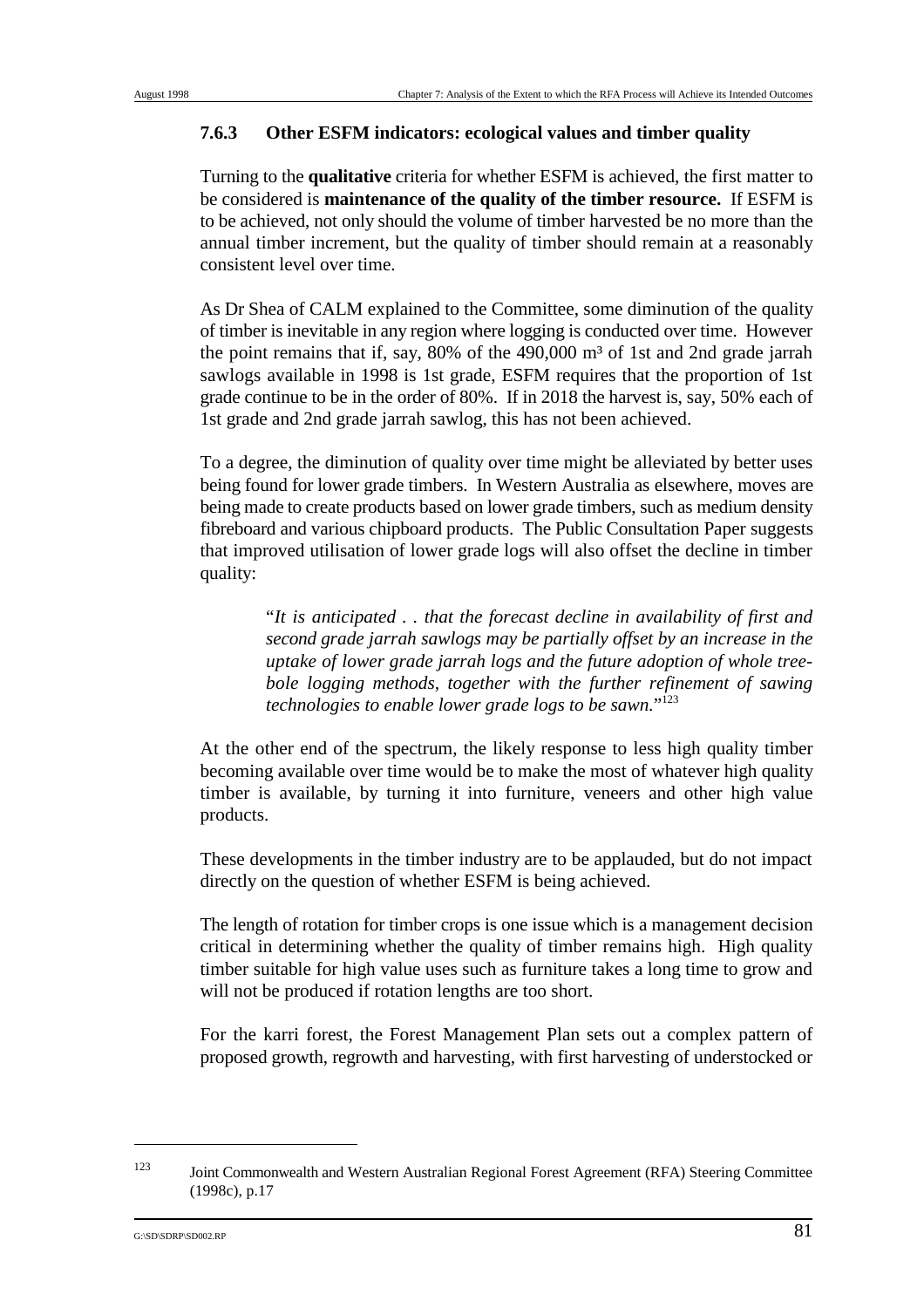### 7.6.3 Other ESFM indicators: ecological values and timber quality

Turning to the **qualitative** criteria for whether ESFM is achieved, the first matter to be considered is **maintenance of the quality of the timber resource.** If ESFM is to be achieved, not only should the volume of timber harvested be no more than the annual timber increment, but the quality of timber should remain at a reasonably consistent level over time.

As Dr Shea of CALM explained to the Committee, some diminution of the quality of timber is inevitable in any region where logging is conducted over time. However the point remains that if, say, 80% of the 490,000 m³ of 1st and 2nd grade jarrah sawlogs available in 1998 is 1st grade, ESFM requires that the proportion of 1st grade continue to be in the order of 80%. If in 2018 the harvest is, say, 50% each of 1st grade and 2nd grade jarrah sawlog, this has not been achieved.

To a degree, the diminution of quality over time might be alleviated by better uses being found for lower grade timbers. In Western Australia as elsewhere, moves are being made to create products based on lower grade timbers, such as medium density fibreboard and various chipboard products. The Public Consultation Paper suggests that improved utilisation of lower grade logs will also offset the decline in timber quality:

> "*It is anticipated . . that the forecast decline in availability of first and second grade jarrah sawlogs may be partially offset by an increase in the uptake of lower grade jarrah logs and the future adoption of whole tree-bole logging methods, together with the further refinement of sawing technologies to enable lower grade logs to be sawn.*"[123]

At the other end of the spectrum, the likely response to less high quality timber becoming available over time would be to make the most of whatever high quality timber is available, by turning it into furniture, veneers and other high value products.

These developments in the timber industry are to be applauded, but do not impact directly on the question of whether ESFM is being achieved.

The length of rotation for timber crops is one issue which is a management decision critical in determining whether the quality of timber remains high. High quality timber suitable for high value uses such as furniture takes a long time to grow and will not be produced if rotation lengths are too short.

For the karri forest, the Forest Management Plan sets out a complex pattern of proposed growth, regrowth and harvesting, with first harvesting of understocked or

---

[123] Joint Commonwealth and Western Australian Regional Forest Agreement (RFA) Steering Committee (1998c), p.17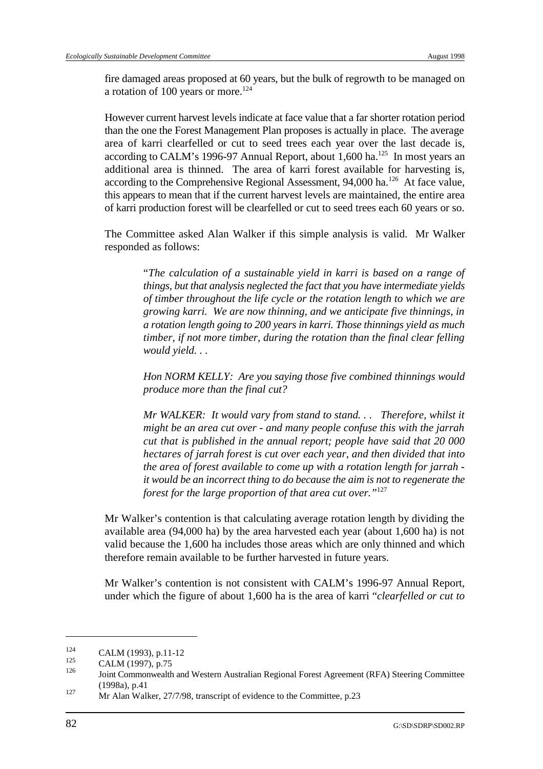fire damaged areas proposed at 60 years, but the bulk of regrowth to be managed on a rotation of 100 years or more.[124]

However current harvest levels indicate at face value that a far shorter rotation period than the one the Forest Management Plan proposes is actually in place. The average area of karri clearfelled or cut to seed trees each year over the last decade is, according to CALM's 1996-97 Annual Report, about 1,600 ha.[125] In most years an additional area is thinned. The area of karri forest available for harvesting is, according to the Comprehensive Regional Assessment, 94,000 ha.[126] At face value, this appears to mean that if the current harvest levels are maintained, the entire area of karri production forest will be clearfelled or cut to seed trees each 60 years or so.

The Committee asked Alan Walker if this simple analysis is valid. Mr Walker responded as follows:

> "*The calculation of a sustainable yield in karri is based on a range of things, but that analysis neglected the fact that you have intermediate yields of timber throughout the life cycle or the rotation length to which we are growing karri. We are now thinning, and we anticipate five thinnings, in a rotation length going to 200 years in karri. Those thinnings yield as much timber, if not more timber, during the rotation than the final clear felling would yield. . .*
>
> *Hon NORM KELLY: Are you saying those five combined thinnings would produce more than the final cut?*
>
> *Mr WALKER: It would vary from stand to stand. . . Therefore, whilst it might be an area cut over - and many people confuse this with the jarrah cut that is published in the annual report; people have said that 20 000 hectares of jarrah forest is cut over each year, and then divided that into the area of forest available to come up with a rotation length for jarrah - it would be an incorrect thing to do because the aim is not to regenerate the forest for the large proportion of that area cut over."*[127]

Mr Walker's contention is that calculating average rotation length by dividing the available area (94,000 ha) by the area harvested each year (about 1,600 ha) is not valid because the 1,600 ha includes those areas which are only thinned and which therefore remain available to be further harvested in future years.

Mr Walker's contention is not consistent with CALM's 1996-97 Annual Report, under which the figure of about 1,600 ha is the area of karri "*clearfelled or cut to*

---

[124] CALM (1993), p.11-12

[125] CALM (1997), p.75

[126] Joint Commonwealth and Western Australian Regional Forest Agreement (RFA) Steering Committee (1998a), p.41

[127] Mr Alan Walker, 27/7/98, transcript of evidence to the Committee, p.23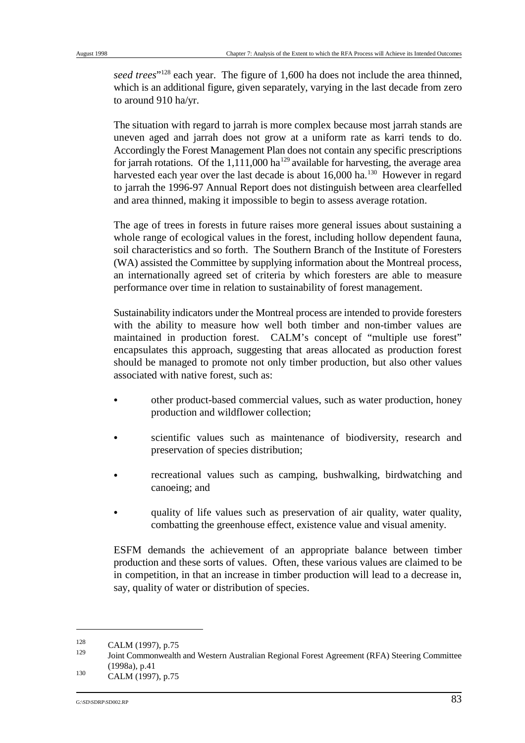*seed trees*"[128] each year. The figure of 1,600 ha does not include the area thinned, which is an additional figure, given separately, varying in the last decade from zero to around 910 ha/yr.

The situation with regard to jarrah is more complex because most jarrah stands are uneven aged and jarrah does not grow at a uniform rate as karri tends to do. Accordingly the Forest Management Plan does not contain any specific prescriptions for jarrah rotations. Of the 1,111,000 ha[129] available for harvesting, the average area harvested each year over the last decade is about 16,000 ha.[130] However in regard to jarrah the 1996-97 Annual Report does not distinguish between area clearfelled and area thinned, making it impossible to begin to assess average rotation.

The age of trees in forests in future raises more general issues about sustaining a whole range of ecological values in the forest, including hollow dependent fauna, soil characteristics and so forth. The Southern Branch of the Institute of Foresters (WA) assisted the Committee by supplying information about the Montreal process, an internationally agreed set of criteria by which foresters are able to measure performance over time in relation to sustainability of forest management.

Sustainability indicators under the Montreal process are intended to provide foresters with the ability to measure how well both timber and non-timber values are maintained in production forest. CALM's concept of "multiple use forest" encapsulates this approach, suggesting that areas allocated as production forest should be managed to promote not only timber production, but also other values associated with native forest, such as:

- other product-based commercial values, such as water production, honey production and wildflower collection;
- scientific values such as maintenance of biodiversity, research and preservation of species distribution;
- recreational values such as camping, bushwalking, birdwatching and canoeing; and
- quality of life values such as preservation of air quality, water quality, combatting the greenhouse effect, existence value and visual amenity.

ESFM demands the achievement of an appropriate balance between timber production and these sorts of values. Often, these various values are claimed to be in competition, in that an increase in timber production will lead to a decrease in, say, quality of water or distribution of species.

---

[128] CALM (1997), p.75

[129] Joint Commonwealth and Western Australian Regional Forest Agreement (RFA) Steering Committee (1998a), p.41

[130] CALM (1997), p.75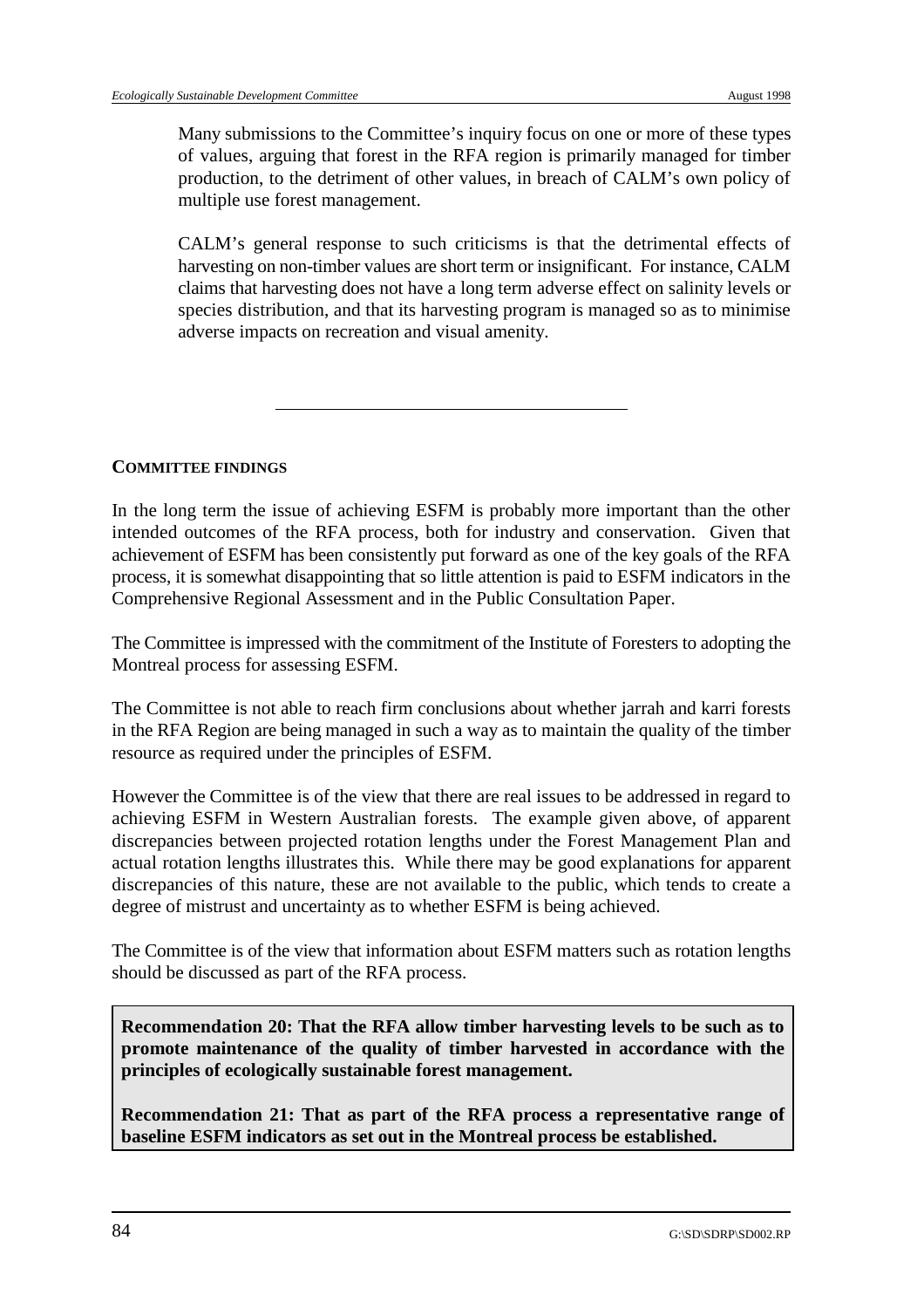Many submissions to the Committee's inquiry focus on one or more of these types of values, arguing that forest in the RFA region is primarily managed for timber production, to the detriment of other values, in breach of CALM's own policy of multiple use forest management.

CALM's general response to such criticisms is that the detrimental effects of harvesting on non-timber values are short term or insignificant. For instance, CALM claims that harvesting does not have a long term adverse effect on salinity levels or species distribution, and that its harvesting program is managed so as to minimise adverse impacts on recreation and visual amenity.

---

**COMMITTEE FINDINGS**

In the long term the issue of achieving ESFM is probably more important than the other intended outcomes of the RFA process, both for industry and conservation. Given that achievement of ESFM has been consistently put forward as one of the key goals of the RFA process, it is somewhat disappointing that so little attention is paid to ESFM indicators in the Comprehensive Regional Assessment and in the Public Consultation Paper.

The Committee is impressed with the commitment of the Institute of Foresters to adopting the Montreal process for assessing ESFM.

The Committee is not able to reach firm conclusions about whether jarrah and karri forests in the RFA Region are being managed in such a way as to maintain the quality of the timber resource as required under the principles of ESFM.

However the Committee is of the view that there are real issues to be addressed in regard to achieving ESFM in Western Australian forests. The example given above, of apparent discrepancies between projected rotation lengths under the Forest Management Plan and actual rotation lengths illustrates this. While there may be good explanations for apparent discrepancies of this nature, these are not available to the public, which tends to create a degree of mistrust and uncertainty as to whether ESFM is being achieved.

The Committee is of the view that information about ESFM matters such as rotation lengths should be discussed as part of the RFA process.

**Recommendation 20: That the RFA allow timber harvesting levels to be such as to promote maintenance of the quality of timber harvested in accordance with the principles of ecologically sustainable forest management.**

**Recommendation 21: That as part of the RFA process a representative range of baseline ESFM indicators as set out in the Montreal process be established.**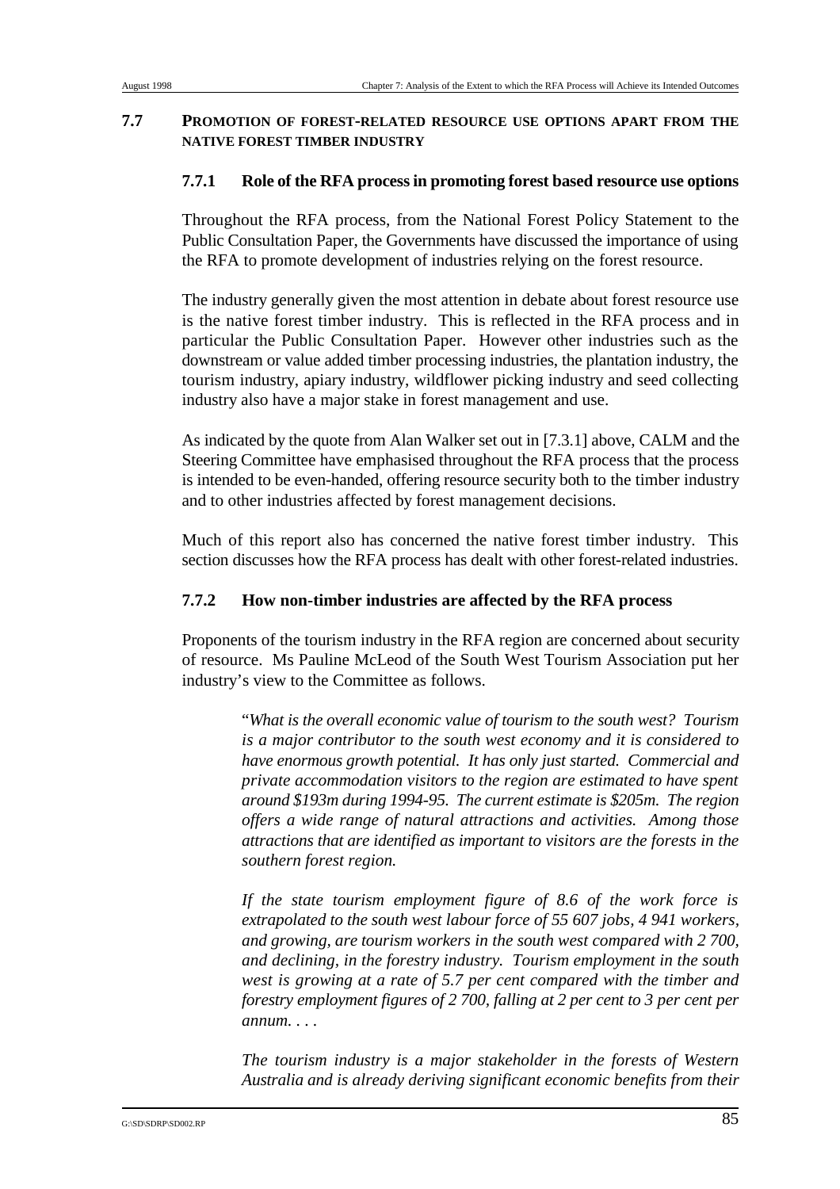## 7.7 PROMOTION OF FOREST-RELATED RESOURCE USE OPTIONS APART FROM THE NATIVE FOREST TIMBER INDUSTRY

### 7.7.1 Role of the RFA process in promoting forest based resource use options

Throughout the RFA process, from the National Forest Policy Statement to the Public Consultation Paper, the Governments have discussed the importance of using the RFA to promote development of industries relying on the forest resource.

The industry generally given the most attention in debate about forest resource use is the native forest timber industry. This is reflected in the RFA process and in particular the Public Consultation Paper. However other industries such as the downstream or value added timber processing industries, the plantation industry, the tourism industry, apiary industry, wildflower picking industry and seed collecting industry also have a major stake in forest management and use.

As indicated by the quote from Alan Walker set out in [7.3.1] above, CALM and the Steering Committee have emphasised throughout the RFA process that the process is intended to be even-handed, offering resource security both to the timber industry and to other industries affected by forest management decisions.

Much of this report also has concerned the native forest timber industry. This section discusses how the RFA process has dealt with other forest-related industries.

### 7.7.2 How non-timber industries are affected by the RFA process

Proponents of the tourism industry in the RFA region are concerned about security of resource. Ms Pauline McLeod of the South West Tourism Association put her industry's view to the Committee as follows.

> "*What is the overall economic value of tourism to the south west? Tourism is a major contributor to the south west economy and it is considered to have enormous growth potential. It has only just started. Commercial and private accommodation visitors to the region are estimated to have spent around $193m during 1994-95. The current estimate is $205m. The region offers a wide range of natural attractions and activities. Among those attractions that are identified as important to visitors are the forests in the southern forest region.*
>
> *If the state tourism employment figure of 8.6 of the work force is extrapolated to the south west labour force of 55 607 jobs, 4 941 workers, and growing, are tourism workers in the south west compared with 2 700, and declining, in the forestry industry. Tourism employment in the south west is growing at a rate of 5.7 per cent compared with the timber and forestry employment figures of 2 700, falling at 2 per cent to 3 per cent per annum. . . .*
>
> *The tourism industry is a major stakeholder in the forests of Western Australia and is already deriving significant economic benefits from their*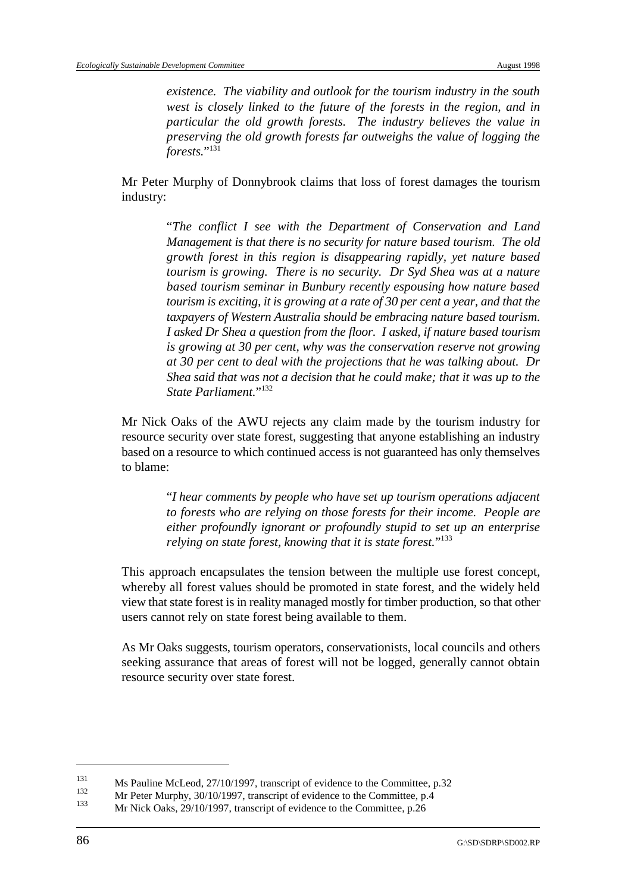> *existence. The viability and outlook for the tourism industry in the south west is closely linked to the future of the forests in the region, and in particular the old growth forests. The industry believes the value in preserving the old growth forests far outweighs the value of logging the forests.*"[131]

Mr Peter Murphy of Donnybrook claims that loss of forest damages the tourism industry:

> "*The conflict I see with the Department of Conservation and Land Management is that there is no security for nature based tourism. The old growth forest in this region is disappearing rapidly, yet nature based tourism is growing. There is no security. Dr Syd Shea was at a nature based tourism seminar in Bunbury recently espousing how nature based tourism is exciting, it is growing at a rate of 30 per cent a year, and that the taxpayers of Western Australia should be embracing nature based tourism. I asked Dr Shea a question from the floor. I asked, if nature based tourism is growing at 30 per cent, why was the conservation reserve not growing at 30 per cent to deal with the projections that he was talking about. Dr Shea said that was not a decision that he could make; that it was up to the State Parliament.*"[132]

Mr Nick Oaks of the AWU rejects any claim made by the tourism industry for resource security over state forest, suggesting that anyone establishing an industry based on a resource to which continued access is not guaranteed has only themselves to blame:

> "*I hear comments by people who have set up tourism operations adjacent to forests who are relying on those forests for their income. People are either profoundly ignorant or profoundly stupid to set up an enterprise relying on state forest, knowing that it is state forest.*"[133]

This approach encapsulates the tension between the multiple use forest concept, whereby all forest values should be promoted in state forest, and the widely held view that state forest is in reality managed mostly for timber production, so that other users cannot rely on state forest being available to them.

As Mr Oaks suggests, tourism operators, conservationists, local councils and others seeking assurance that areas of forest will not be logged, generally cannot obtain resource security over state forest.

---

[131] Ms Pauline McLeod, 27/10/1997, transcript of evidence to the Committee, p.32

[132] Mr Peter Murphy, 30/10/1997, transcript of evidence to the Committee, p.4

[133] Mr Nick Oaks, 29/10/1997, transcript of evidence to the Committee, p.26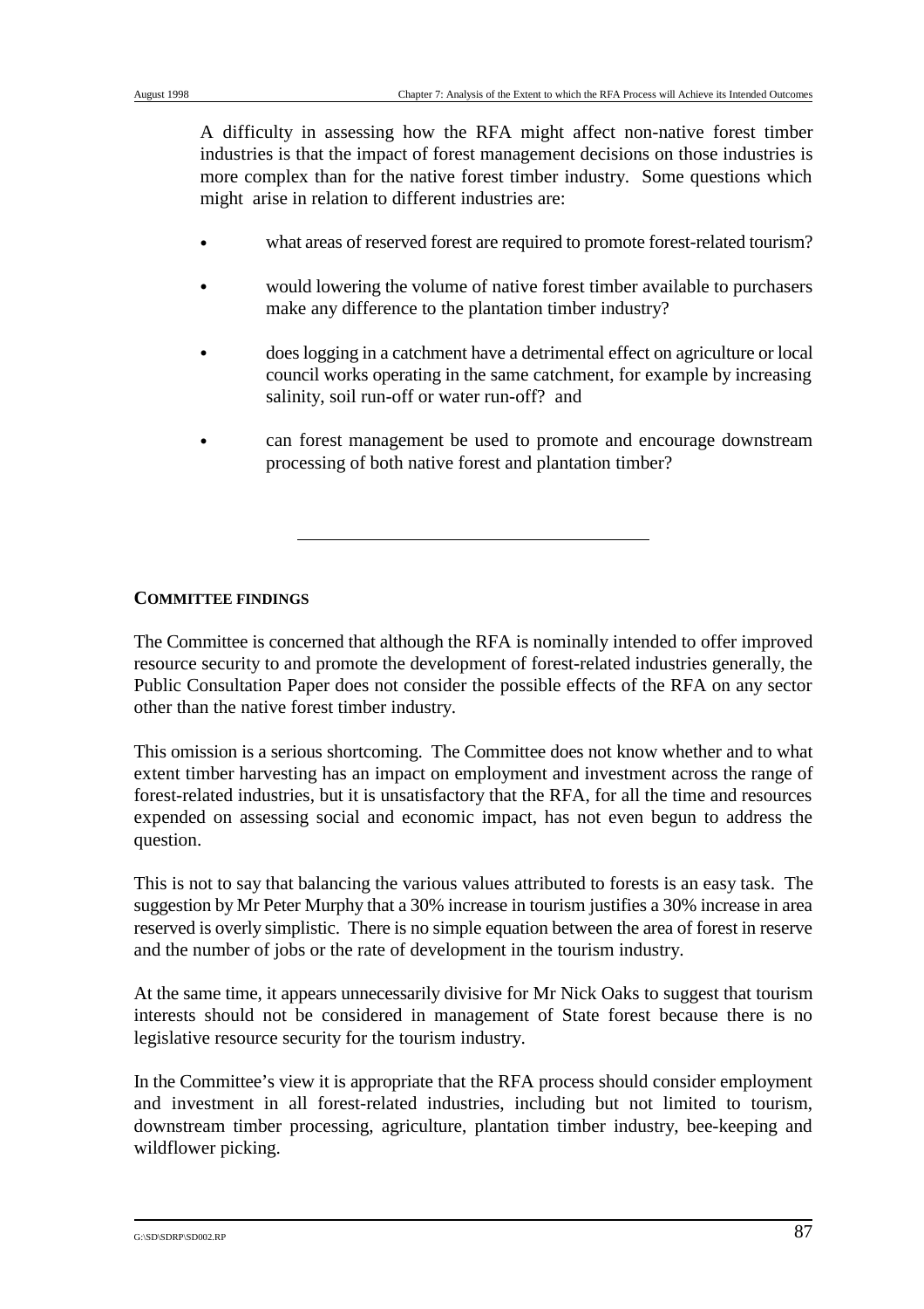A difficulty in assessing how the RFA might affect non-native forest timber industries is that the impact of forest management decisions on those industries is more complex than for the native forest timber industry. Some questions which might arise in relation to different industries are:

- what areas of reserved forest are required to promote forest-related tourism?
- would lowering the volume of native forest timber available to purchasers make any difference to the plantation timber industry?
- does logging in a catchment have a detrimental effect on agriculture or local council works operating in the same catchment, for example by increasing salinity, soil run-off or water run-off? and
- can forest management be used to promote and encourage downstream processing of both native forest and plantation timber?

---

**COMMITTEE FINDINGS**

The Committee is concerned that although the RFA is nominally intended to offer improved resource security to and promote the development of forest-related industries generally, the Public Consultation Paper does not consider the possible effects of the RFA on any sector other than the native forest timber industry.

This omission is a serious shortcoming. The Committee does not know whether and to what extent timber harvesting has an impact on employment and investment across the range of forest-related industries, but it is unsatisfactory that the RFA, for all the time and resources expended on assessing social and economic impact, has not even begun to address the question.

This is not to say that balancing the various values attributed to forests is an easy task. The suggestion by Mr Peter Murphy that a 30% increase in tourism justifies a 30% increase in area reserved is overly simplistic. There is no simple equation between the area of forest in reserve and the number of jobs or the rate of development in the tourism industry.

At the same time, it appears unnecessarily divisive for Mr Nick Oaks to suggest that tourism interests should not be considered in management of State forest because there is no legislative resource security for the tourism industry.

In the Committee's view it is appropriate that the RFA process should consider employment and investment in all forest-related industries, including but not limited to tourism, downstream timber processing, agriculture, plantation timber industry, bee-keeping and wildflower picking.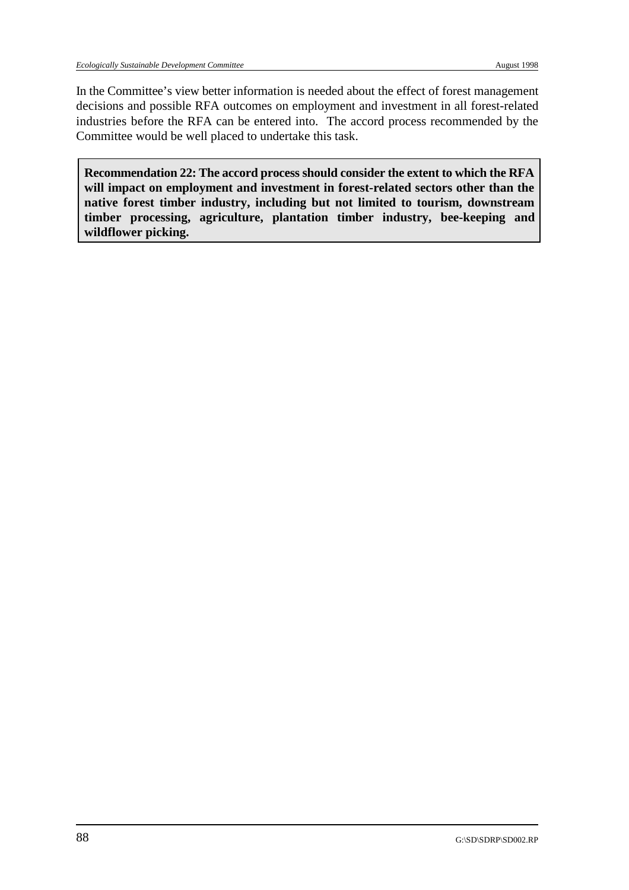In the Committee's view better information is needed about the effect of forest management decisions and possible RFA outcomes on employment and investment in all forest-related industries before the RFA can be entered into. The accord process recommended by the Committee would be well placed to undertake this task.

> **Recommendation 22: The accord process should consider the extent to which the RFA will impact on employment and investment in forest-related sectors other than the native forest timber industry, including but not limited to tourism, downstream timber processing, agriculture, plantation timber industry, bee-keeping and wildflower picking.**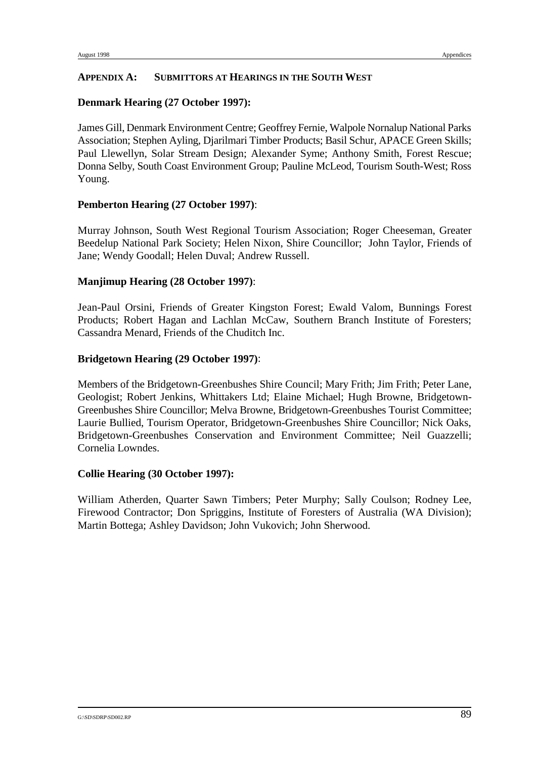## APPENDIX A: SUBMITTORS AT HEARINGS IN THE SOUTH WEST

**Denmark Hearing (27 October 1997):**

James Gill, Denmark Environment Centre; Geoffrey Fernie, Walpole Nornalup National Parks Association; Stephen Ayling, Djarilmari Timber Products; Basil Schur, APACE Green Skills; Paul Llewellyn, Solar Stream Design; Alexander Syme; Anthony Smith, Forest Rescue; Donna Selby, South Coast Environment Group; Pauline McLeod, Tourism South-West; Ross Young.

**Pemberton Hearing (27 October 1997)**:

Murray Johnson, South West Regional Tourism Association; Roger Cheeseman, Greater Beedelup National Park Society; Helen Nixon, Shire Councillor; John Taylor, Friends of Jane; Wendy Goodall; Helen Duval; Andrew Russell.

**Manjimup Hearing (28 October 1997)**:

Jean-Paul Orsini, Friends of Greater Kingston Forest; Ewald Valom, Bunnings Forest Products; Robert Hagan and Lachlan McCaw, Southern Branch Institute of Foresters; Cassandra Menard, Friends of the Chuditch Inc.

**Bridgetown Hearing (29 October 1997)**:

Members of the Bridgetown-Greenbushes Shire Council; Mary Frith; Jim Frith; Peter Lane, Geologist; Robert Jenkins, Whittakers Ltd; Elaine Michael; Hugh Browne, Bridgetown-Greenbushes Shire Councillor; Melva Browne, Bridgetown-Greenbushes Tourist Committee; Laurie Bullied, Tourism Operator, Bridgetown-Greenbushes Shire Councillor; Nick Oaks, Bridgetown-Greenbushes Conservation and Environment Committee; Neil Guazzelli; Cornelia Lowndes.

**Collie Hearing (30 October 1997):**

William Atherden, Quarter Sawn Timbers; Peter Murphy; Sally Coulson; Rodney Lee, Firewood Contractor; Don Spriggins, Institute of Foresters of Australia (WA Division); Martin Bottega; Ashley Davidson; John Vukovich; John Sherwood.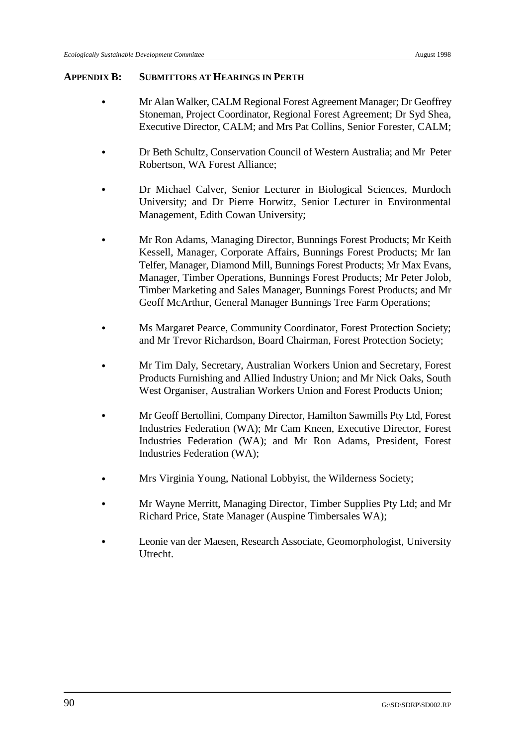## APPENDIX B: SUBMITTORS AT HEARINGS IN PERTH

- Mr Alan Walker, CALM Regional Forest Agreement Manager; Dr Geoffrey Stoneman, Project Coordinator, Regional Forest Agreement; Dr Syd Shea, Executive Director, CALM; and Mrs Pat Collins, Senior Forester, CALM;

- Dr Beth Schultz, Conservation Council of Western Australia; and Mr Peter Robertson, WA Forest Alliance;

- Dr Michael Calver, Senior Lecturer in Biological Sciences, Murdoch University; and Dr Pierre Horwitz, Senior Lecturer in Environmental Management, Edith Cowan University;

- Mr Ron Adams, Managing Director, Bunnings Forest Products; Mr Keith Kessell, Manager, Corporate Affairs, Bunnings Forest Products; Mr Ian Telfer, Manager, Diamond Mill, Bunnings Forest Products; Mr Max Evans, Manager, Timber Operations, Bunnings Forest Products; Mr Peter Jolob, Timber Marketing and Sales Manager, Bunnings Forest Products; and Mr Geoff McArthur, General Manager Bunnings Tree Farm Operations;

- Ms Margaret Pearce, Community Coordinator, Forest Protection Society; and Mr Trevor Richardson, Board Chairman, Forest Protection Society;

- Mr Tim Daly, Secretary, Australian Workers Union and Secretary, Forest Products Furnishing and Allied Industry Union; and Mr Nick Oaks, South West Organiser, Australian Workers Union and Forest Products Union;

- Mr Geoff Bertollini, Company Director, Hamilton Sawmills Pty Ltd, Forest Industries Federation (WA); Mr Cam Kneen, Executive Director, Forest Industries Federation (WA); and Mr Ron Adams, President, Forest Industries Federation (WA);

- Mrs Virginia Young, National Lobbyist, the Wilderness Society;

- Mr Wayne Merritt, Managing Director, Timber Supplies Pty Ltd; and Mr Richard Price, State Manager (Auspine Timbersales WA);

- Leonie van der Maesen, Research Associate, Geomorphologist, University Utrecht.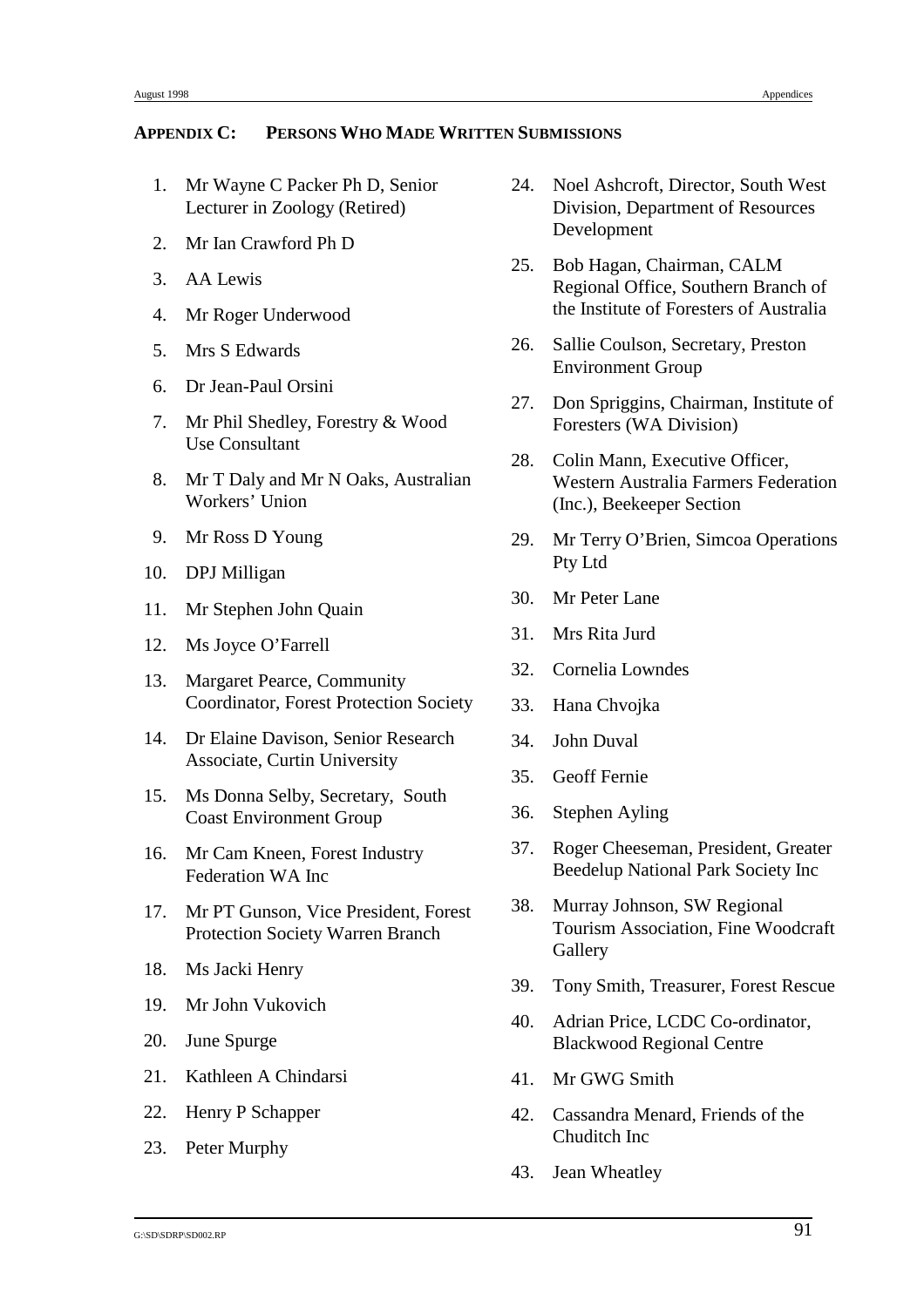## APPENDIX C: PERSONS WHO MADE WRITTEN SUBMISSIONS

1. Mr Wayne C Packer Ph D, Senior Lecturer in Zoology (Retired)
2. Mr Ian Crawford Ph D
3. AA Lewis
4. Mr Roger Underwood
5. Mrs S Edwards
6. Dr Jean-Paul Orsini
7. Mr Phil Shedley, Forestry & Wood Use Consultant
8. Mr T Daly and Mr N Oaks, Australian Workers' Union
9. Mr Ross D Young
10. DPJ Milligan
11. Mr Stephen John Quain
12. Ms Joyce O'Farrell
13. Margaret Pearce, Community Coordinator, Forest Protection Society
14. Dr Elaine Davison, Senior Research Associate, Curtin University
15. Ms Donna Selby, Secretary, South Coast Environment Group
16. Mr Cam Kneen, Forest Industry Federation WA Inc
17. Mr PT Gunson, Vice President, Forest Protection Society Warren Branch
18. Ms Jacki Henry
19. Mr John Vukovich
20. June Spurge
21. Kathleen A Chindarsi
22. Henry P Schapper
23. Peter Murphy
24. Noel Ashcroft, Director, South West Division, Department of Resources Development
25. Bob Hagan, Chairman, CALM Regional Office, Southern Branch of the Institute of Foresters of Australia
26. Sallie Coulson, Secretary, Preston Environment Group
27. Don Spriggins, Chairman, Institute of Foresters (WA Division)
28. Colin Mann, Executive Officer, Western Australia Farmers Federation (Inc.), Beekeeper Section
29. Mr Terry O'Brien, Simcoa Operations Pty Ltd
30. Mr Peter Lane
31. Mrs Rita Jurd
32. Cornelia Lowndes
33. Hana Chvojka
34. John Duval
35. Geoff Fernie
36. Stephen Ayling
37. Roger Cheeseman, President, Greater Beedelup National Park Society Inc
38. Murray Johnson, SW Regional Tourism Association, Fine Woodcraft Gallery
39. Tony Smith, Treasurer, Forest Rescue
40. Adrian Price, LCDC Co-ordinator, Blackwood Regional Centre
41. Mr GWG Smith
42. Cassandra Menard, Friends of the Chuditch Inc
43. Jean Wheatley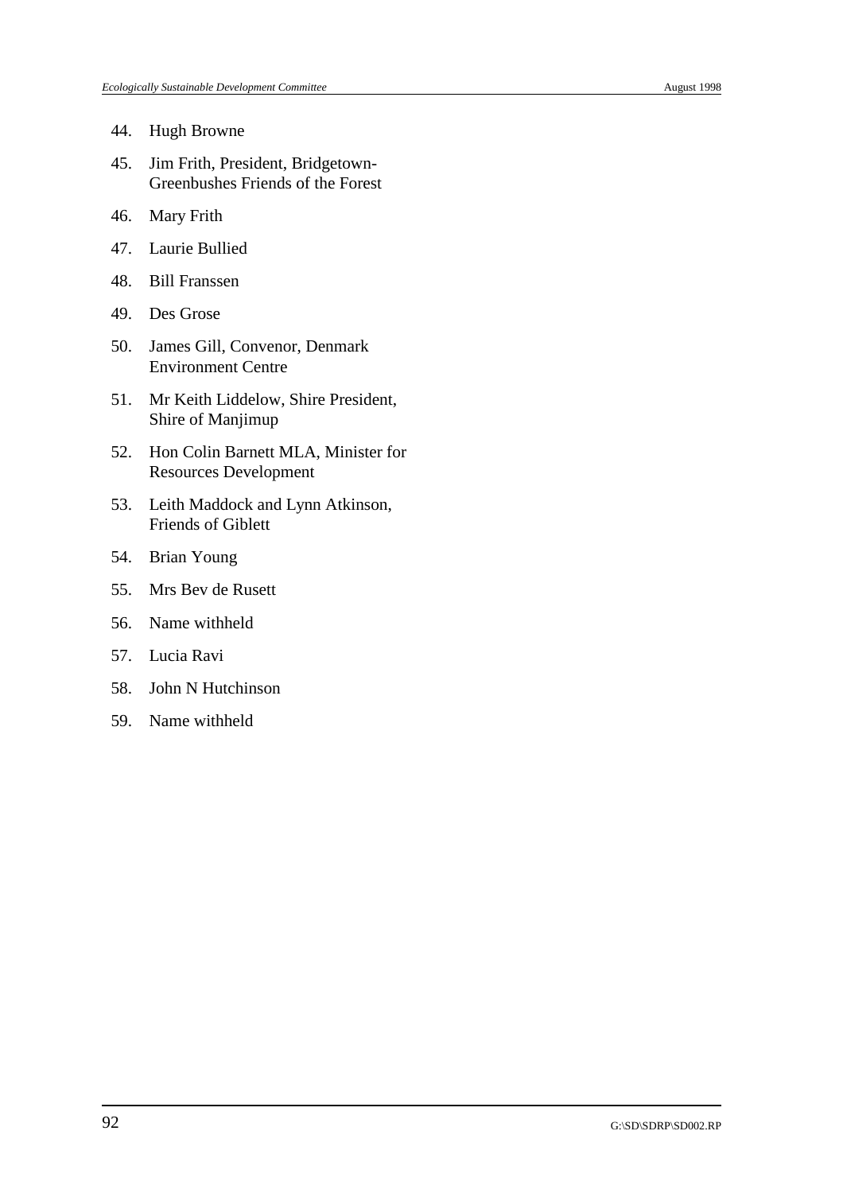44. Hugh Browne
45. Jim Frith, President, Bridgetown-Greenbushes Friends of the Forest
46. Mary Frith
47. Laurie Bullied
48. Bill Franssen
49. Des Grose
50. James Gill, Convenor, Denmark Environment Centre
51. Mr Keith Liddelow, Shire President, Shire of Manjimup
52. Hon Colin Barnett MLA, Minister for Resources Development
53. Leith Maddock and Lynn Atkinson, Friends of Giblett
54. Brian Young
55. Mrs Bev de Rusett
56. Name withheld
57. Lucia Ravi
58. John N Hutchinson
59. Name withheld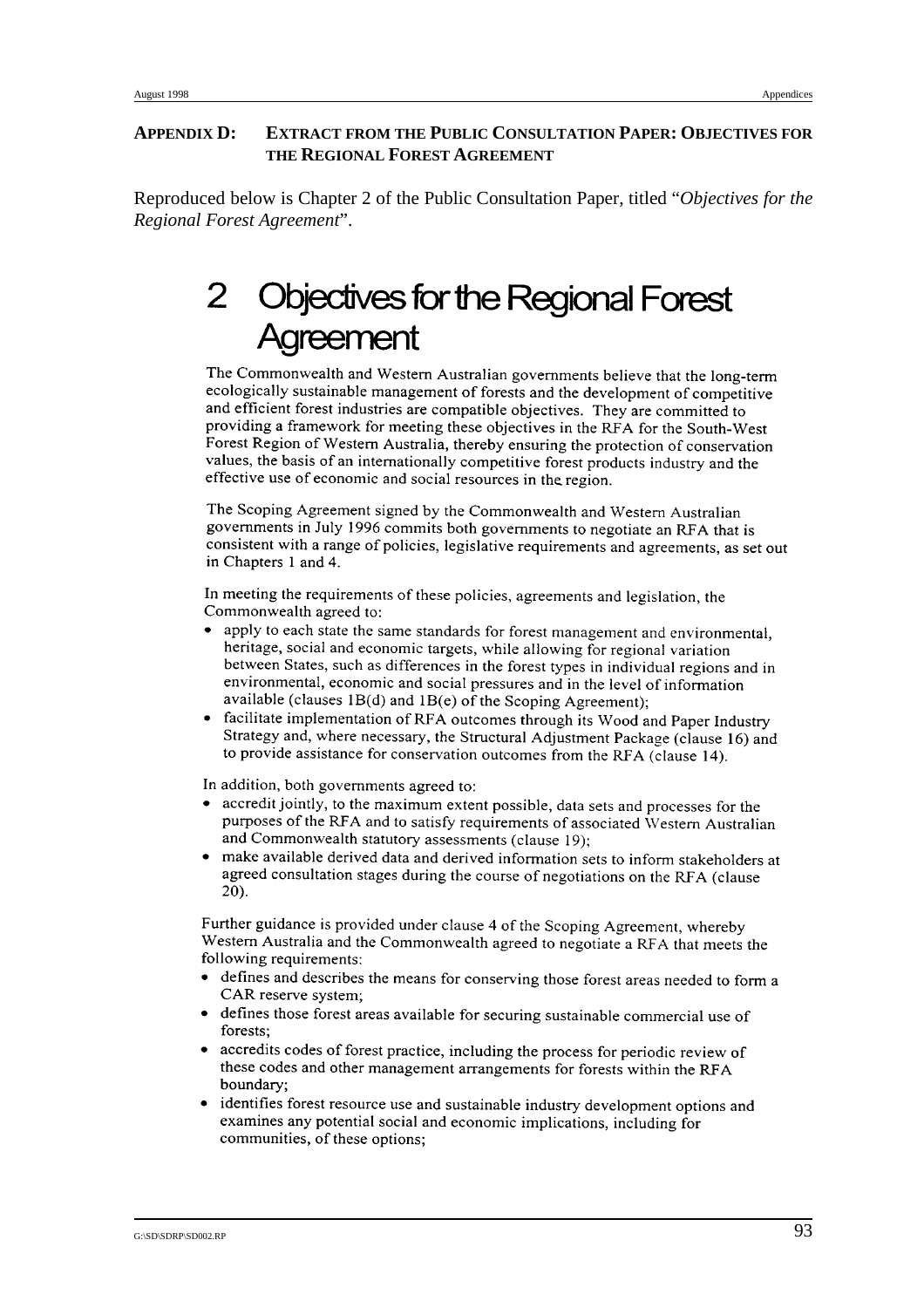## APPENDIX D: EXTRACT FROM THE PUBLIC CONSULTATION PAPER: OBJECTIVES FOR THE REGIONAL FOREST AGREEMENT

Reproduced below is Chapter 2 of the Public Consultation Paper, titled "*Objectives for the Regional Forest Agreement*".

# 2 Objectives for the Regional Forest Agreement

The Commonwealth and Western Australian governments believe that the long-term ecologically sustainable management of forests and the development of competitive and efficient forest industries are compatible objectives. They are committed to providing a framework for meeting these objectives in the RFA for the South-West Forest Region of Western Australia, thereby ensuring the protection of conservation values, the basis of an internationally competitive forest products industry and the effective use of economic and social resources in the region.

The Scoping Agreement signed by the Commonwealth and Western Australian governments in July 1996 commits both governments to negotiate an RFA that is consistent with a range of policies, legislative requirements and agreements, as set out in Chapters 1 and 4.

In meeting the requirements of these policies, agreements and legislation, the Commonwealth agreed to:

- apply to each state the same standards for forest management and environmental, heritage, social and economic targets, while allowing for regional variation between States, such as differences in the forest types in individual regions and in environmental, economic and social pressures and in the level of information available (clauses 1B(d) and 1B(e) of the Scoping Agreement);
- facilitate implementation of RFA outcomes through its Wood and Paper Industry Strategy and, where necessary, the Structural Adjustment Package (clause 16) and to provide assistance for conservation outcomes from the RFA (clause 14).

In addition, both governments agreed to:

- accredit jointly, to the maximum extent possible, data sets and processes for the purposes of the RFA and to satisfy requirements of associated Western Australian and Commonwealth statutory assessments (clause 19);
- make available derived data and derived information sets to inform stakeholders at agreed consultation stages during the course of negotiations on the RFA (clause 20).

Further guidance is provided under clause 4 of the Scoping Agreement, whereby Western Australia and the Commonwealth agreed to negotiate a RFA that meets the following requirements:

- defines and describes the means for conserving those forest areas needed to form a CAR reserve system;
- defines those forest areas available for securing sustainable commercial use of forests;
- accredits codes of forest practice, including the process for periodic review of these codes and other management arrangements for forests within the RFA boundary;
- identifies forest resource use and sustainable industry development options and examines any potential social and economic implications, including for communities, of these options;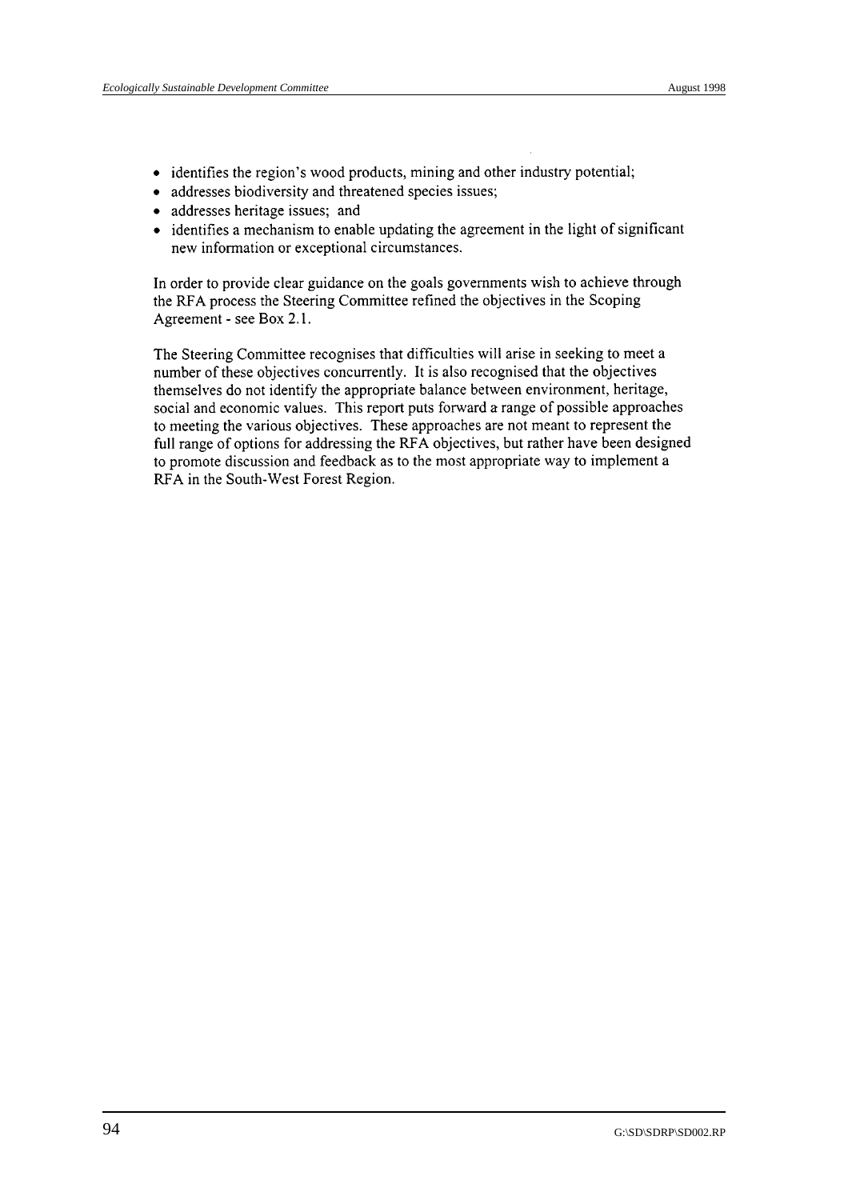- identifies the region's wood products, mining and other industry potential;
- addresses biodiversity and threatened species issues;
- addresses heritage issues; and
- identifies a mechanism to enable updating the agreement in the light of significant new information or exceptional circumstances.

In order to provide clear guidance on the goals governments wish to achieve through the RFA process the Steering Committee refined the objectives in the Scoping Agreement - see Box 2.1.

The Steering Committee recognises that difficulties will arise in seeking to meet a number of these objectives concurrently. It is also recognised that the objectives themselves do not identify the appropriate balance between environment, heritage, social and economic values. This report puts forward a range of possible approaches to meeting the various objectives. These approaches are not meant to represent the full range of options for addressing the RFA objectives, but rather have been designed to promote discussion and feedback as to the most appropriate way to implement a RFA in the South-West Forest Region.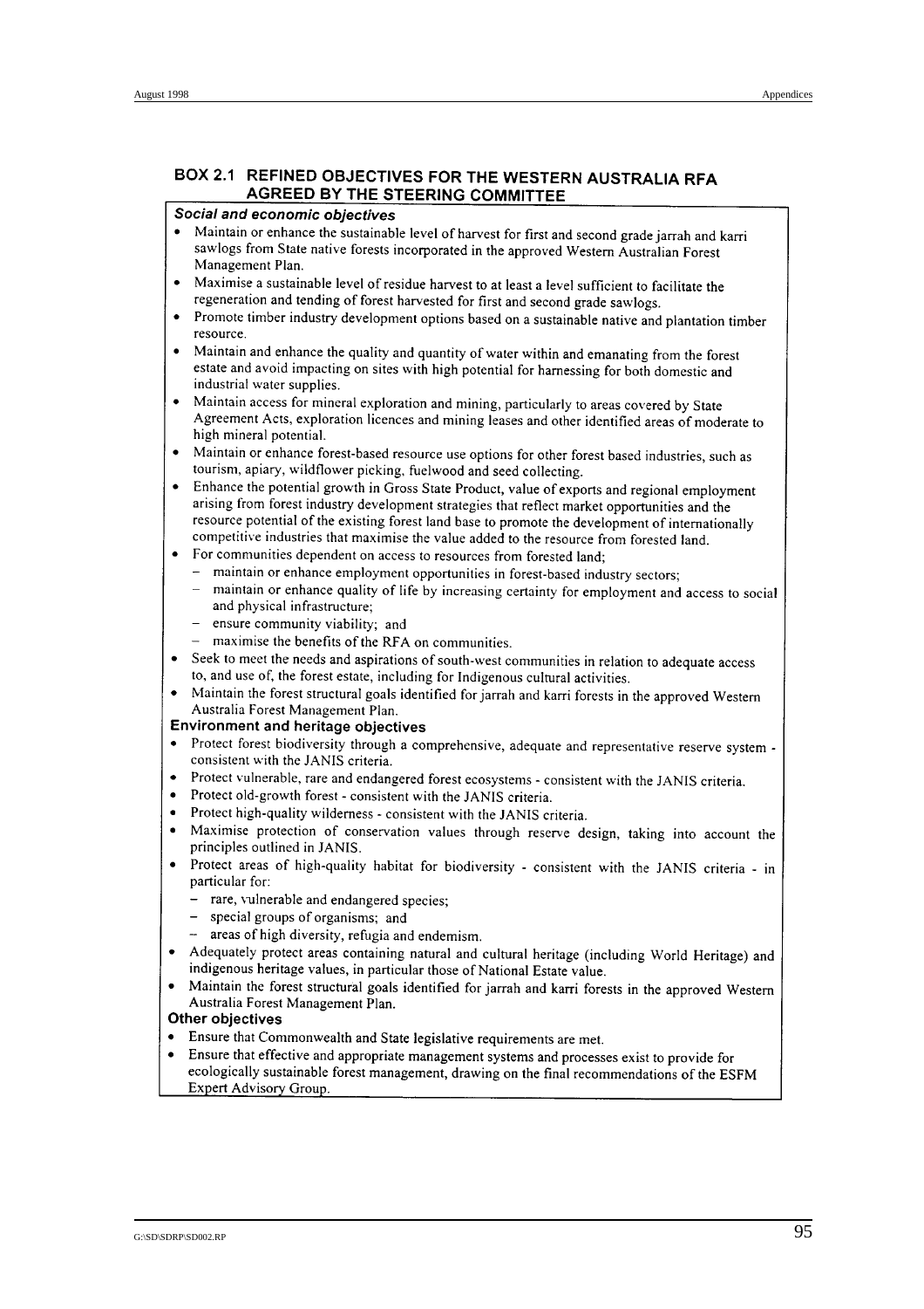## BOX 2.1 REFINED OBJECTIVES FOR THE WESTERN AUSTRALIA RFA AGREED BY THE STEERING COMMITTEE

***Social and economic objectives***

- Maintain or enhance the sustainable level of harvest for first and second grade jarrah and karri sawlogs from State native forests incorporated in the approved Western Australian Forest Management Plan.
- Maximise a sustainable level of residue harvest to at least a level sufficient to facilitate the regeneration and tending of forest harvested for first and second grade sawlogs.
- Promote timber industry development options based on a sustainable native and plantation timber resource.
- Maintain and enhance the quality and quantity of water within and emanating from the forest estate and avoid impacting on sites with high potential for harnessing for both domestic and industrial water supplies.
- Maintain access for mineral exploration and mining, particularly to areas covered by State Agreement Acts, exploration licences and mining leases and other identified areas of moderate to high mineral potential.
- Maintain or enhance forest-based resource use options for other forest based industries, such as tourism, apiary, wildflower picking, fuelwood and seed collecting.
- Enhance the potential growth in Gross State Product, value of exports and regional employment arising from forest industry development strategies that reflect market opportunities and the resource potential of the existing forest land base to promote the development of internationally competitive industries that maximise the value added to the resource from forested land.
- For communities dependent on access to resources from forested land;
  - maintain or enhance employment opportunities in forest-based industry sectors;
  - maintain or enhance quality of life by increasing certainty for employment and access to social and physical infrastructure;
  - ensure community viability; and
  - maximise the benefits of the RFA on communities.
- Seek to meet the needs and aspirations of south-west communities in relation to adequate access to, and use of, the forest estate, including for Indigenous cultural activities.
- Maintain the forest structural goals identified for jarrah and karri forests in the approved Western Australia Forest Management Plan.

**Environment and heritage objectives**

- Protect forest biodiversity through a comprehensive, adequate and representative reserve system - consistent with the JANIS criteria.
- Protect vulnerable, rare and endangered forest ecosystems - consistent with the JANIS criteria.
- Protect old-growth forest - consistent with the JANIS criteria.
- Protect high-quality wilderness - consistent with the JANIS criteria.
- Maximise protection of conservation values through reserve design, taking into account the principles outlined in JANIS.
- Protect areas of high-quality habitat for biodiversity - consistent with the JANIS criteria - in particular for:
  - rare, vulnerable and endangered species;
  - special groups of organisms; and
  - areas of high diversity, refugia and endemism.
- Adequately protect areas containing natural and cultural heritage (including World Heritage) and indigenous heritage values, in particular those of National Estate value.
- Maintain the forest structural goals identified for jarrah and karri forests in the approved Western Australia Forest Management Plan.

**Other objectives**

- Ensure that Commonwealth and State legislative requirements are met.
- Ensure that effective and appropriate management systems and processes exist to provide for ecologically sustainable forest management, drawing on the final recommendations of the ESFM Expert Advisory Group.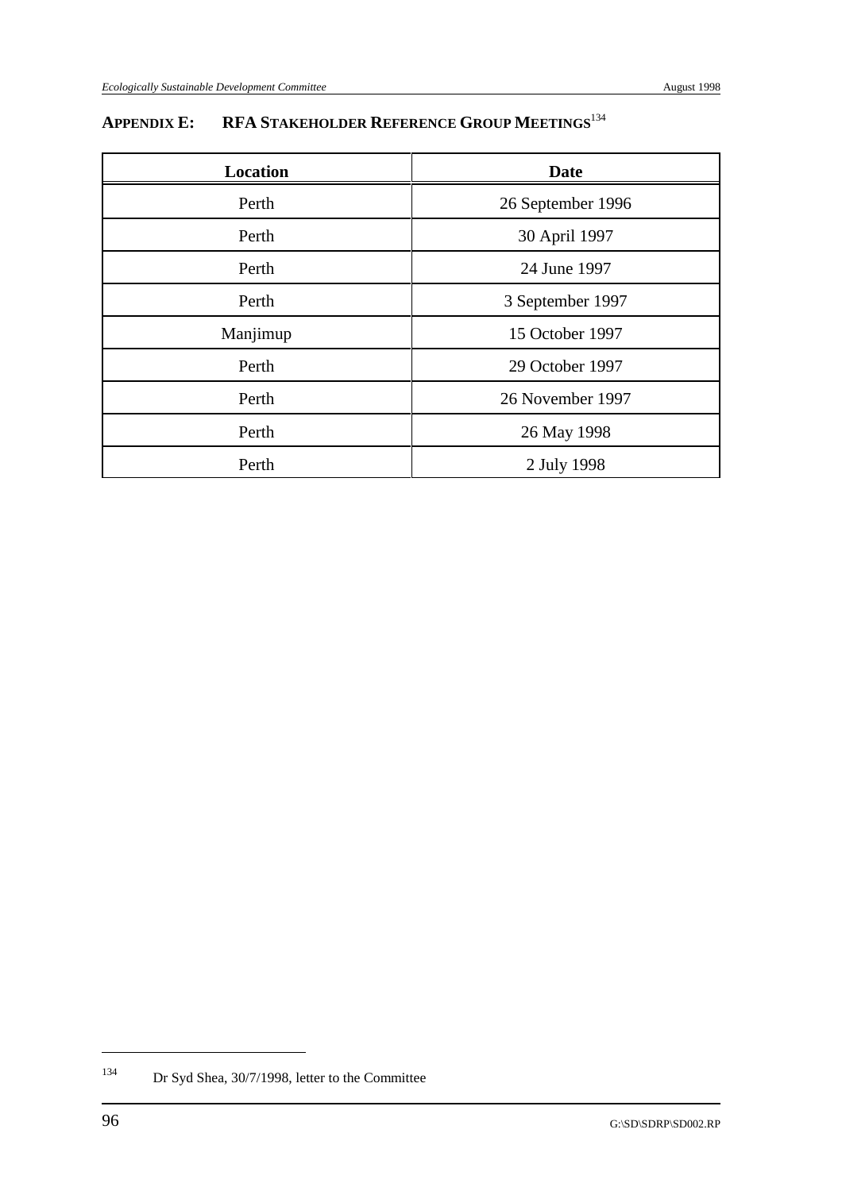## APPENDIX E: RFA STAKEHOLDER REFERENCE GROUP MEETINGS[134]

| Location | Date |
| --- | --- |
| Perth | 26 September 1996 |
| Perth | 30 April 1997 |
| Perth | 24 June 1997 |
| Perth | 3 September 1997 |
| Manjimup | 15 October 1997 |
| Perth | 29 October 1997 |
| Perth | 26 November 1997 |
| Perth | 26 May 1998 |
| Perth | 2 July 1998 |

[134] Dr Syd Shea, 30/7/1998, letter to the Committee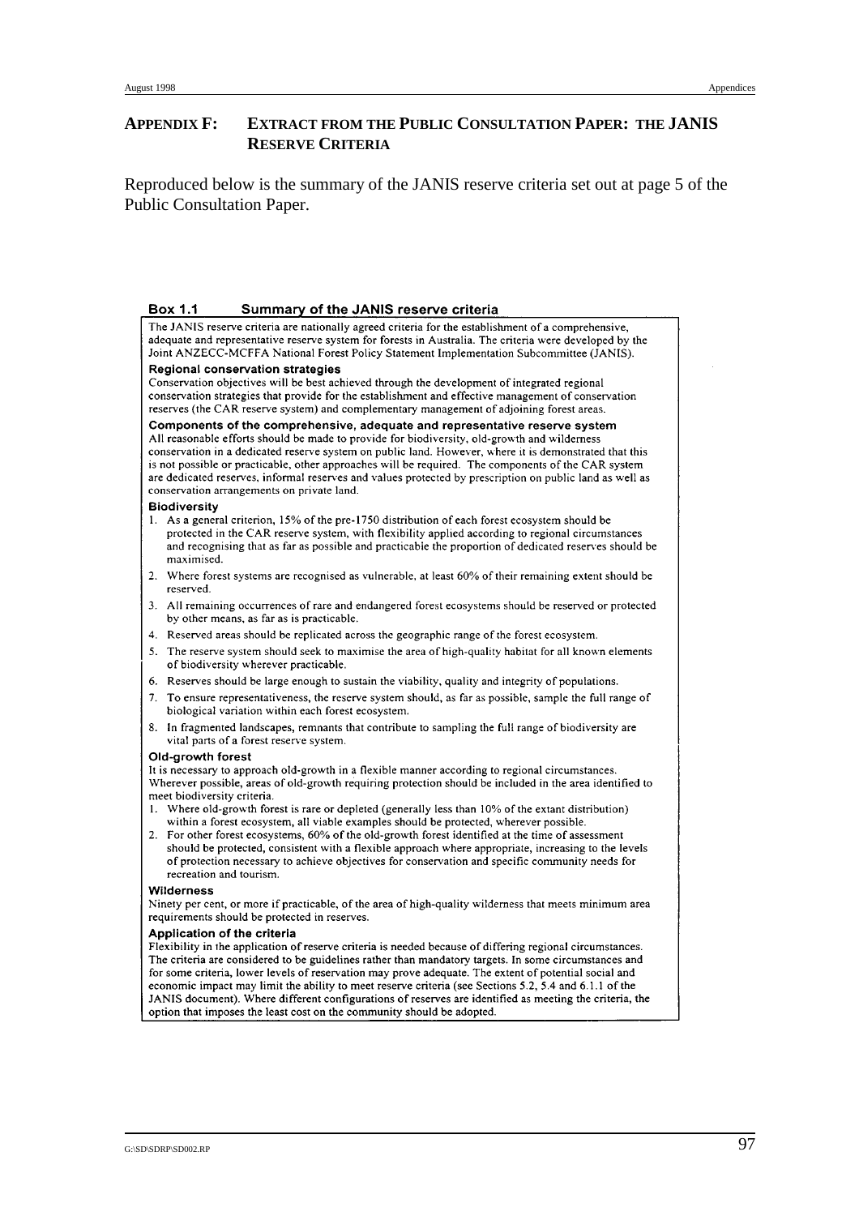## APPENDIX F: EXTRACT FROM THE PUBLIC CONSULTATION PAPER: THE JANIS RESERVE CRITERIA

Reproduced below is the summary of the JANIS reserve criteria set out at page 5 of the Public Consultation Paper.

### Box 1.1 Summary of the JANIS reserve criteria

The JANIS reserve criteria are nationally agreed criteria for the establishment of a comprehensive, adequate and representative reserve system for forests in Australia. The criteria were developed by the Joint ANZECC-MCFFA National Forest Policy Statement Implementation Subcommittee (JANIS).

**Regional conservation strategies**

Conservation objectives will be best achieved through the development of integrated regional conservation strategies that provide for the establishment and effective management of conservation reserves (the CAR reserve system) and complementary management of adjoining forest areas.

**Components of the comprehensive, adequate and representative reserve system**

All reasonable efforts should be made to provide for biodiversity, old-growth and wilderness conservation in a dedicated reserve system on public land. However, where it is demonstrated that this is not possible or practicable, other approaches will be required. The components of the CAR system are dedicated reserves, informal reserves and values protected by prescription on public land as well as conservation arrangements on private land.

**Biodiversity**

1. As a general criterion, 15% of the pre-1750 distribution of each forest ecosystem should be protected in the CAR reserve system, with flexibility applied according to regional circumstances and recognising that as far as possible and practicable the proportion of dedicated reserves should be maximised.
2. Where forest systems are recognised as vulnerable, at least 60% of their remaining extent should be reserved.
3. All remaining occurrences of rare and endangered forest ecosystems should be reserved or protected by other means, as far as is practicable.
4. Reserved areas should be replicated across the geographic range of the forest ecosystem.
5. The reserve system should seek to maximise the area of high-quality habitat for all known elements of biodiversity wherever practicable.
6. Reserves should be large enough to sustain the viability, quality and integrity of populations.
7. To ensure representativeness, the reserve system should, as far as possible, sample the full range of biological variation within each forest ecosystem.
8. In fragmented landscapes, remnants that contribute to sampling the full range of biodiversity are vital parts of a forest reserve system.

**Old-growth forest**

It is necessary to approach old-growth in a flexible manner according to regional circumstances. Wherever possible, areas of old-growth requiring protection should be included in the area identified to meet biodiversity criteria.

1. Where old-growth forest is rare or depleted (generally less than 10% of the extant distribution) within a forest ecosystem, all viable examples should be protected, wherever possible.
2. For other forest ecosystems, 60% of the old-growth forest identified at the time of assessment should be protected, consistent with a flexible approach where appropriate, increasing to the levels of protection necessary to achieve objectives for conservation and specific community needs for recreation and tourism.

**Wilderness**

Ninety per cent, or more if practicable, of the area of high-quality wilderness that meets minimum area requirements should be protected in reserves.

**Application of the criteria**

Flexibility in the application of reserve criteria is needed because of differing regional circumstances. The criteria are considered to be guidelines rather than mandatory targets. In some circumstances and for some criteria, lower levels of reservation may prove adequate. The extent of potential social and economic impact may limit the ability to meet reserve criteria (see Sections 5.2, 5.4 and 6.1.1 of the JANIS document). Where different configurations of reserves are identified as meeting the criteria, the option that imposes the least cost on the community should be adopted.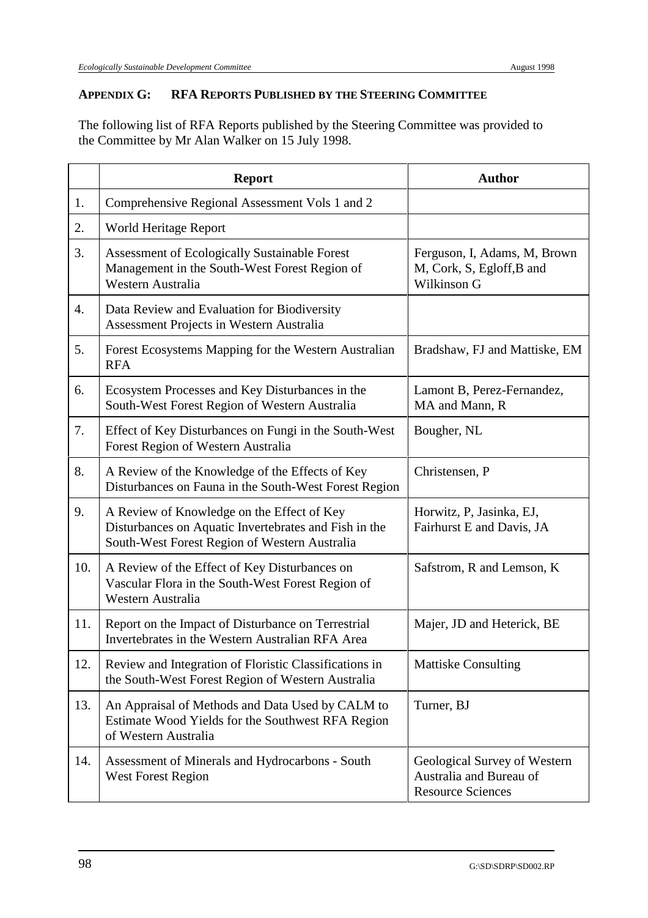## APPENDIX G: RFA REPORTS PUBLISHED BY THE STEERING COMMITTEE

The following list of RFA Reports published by the Steering Committee was provided to the Committee by Mr Alan Walker on 15 July 1998.

| | Report | Author |
|---|---|---|
| 1. | Comprehensive Regional Assessment Vols 1 and 2 | |
| 2. | World Heritage Report | |
| 3. | Assessment of Ecologically Sustainable Forest Management in the South-West Forest Region of Western Australia | Ferguson, I, Adams, M, Brown M, Cork, S, Egloff,B and Wilkinson G |
| 4. | Data Review and Evaluation for Biodiversity Assessment Projects in Western Australia | |
| 5. | Forest Ecosystems Mapping for the Western Australian RFA | Bradshaw, FJ and Mattiske, EM |
| 6. | Ecosystem Processes and Key Disturbances in the South-West Forest Region of Western Australia | Lamont B, Perez-Fernandez, MA and Mann, R |
| 7. | Effect of Key Disturbances on Fungi in the South-West Forest Region of Western Australia | Bougher, NL |
| 8. | A Review of the Knowledge of the Effects of Key Disturbances on Fauna in the South-West Forest Region | Christensen, P |
| 9. | A Review of Knowledge on the Effect of Key Disturbances on Aquatic Invertebrates and Fish in the South-West Forest Region of Western Australia | Horwitz, P, Jasinka, EJ, Fairhurst E and Davis, JA |
| 10. | A Review of the Effect of Key Disturbances on Vascular Flora in the South-West Forest Region of Western Australia | Safstrom, R and Lemson, K |
| 11. | Report on the Impact of Disturbance on Terrestrial Invertebrates in the Western Australian RFA Area | Majer, JD and Heterick, BE |
| 12. | Review and Integration of Floristic Classifications in the South-West Forest Region of Western Australia | Mattiske Consulting |
| 13. | An Appraisal of Methods and Data Used by CALM to Estimate Wood Yields for the Southwest RFA Region of Western Australia | Turner, BJ |
| 14. | Assessment of Minerals and Hydrocarbons - South West Forest Region | Geological Survey of Western Australia and Bureau of Resource Sciences |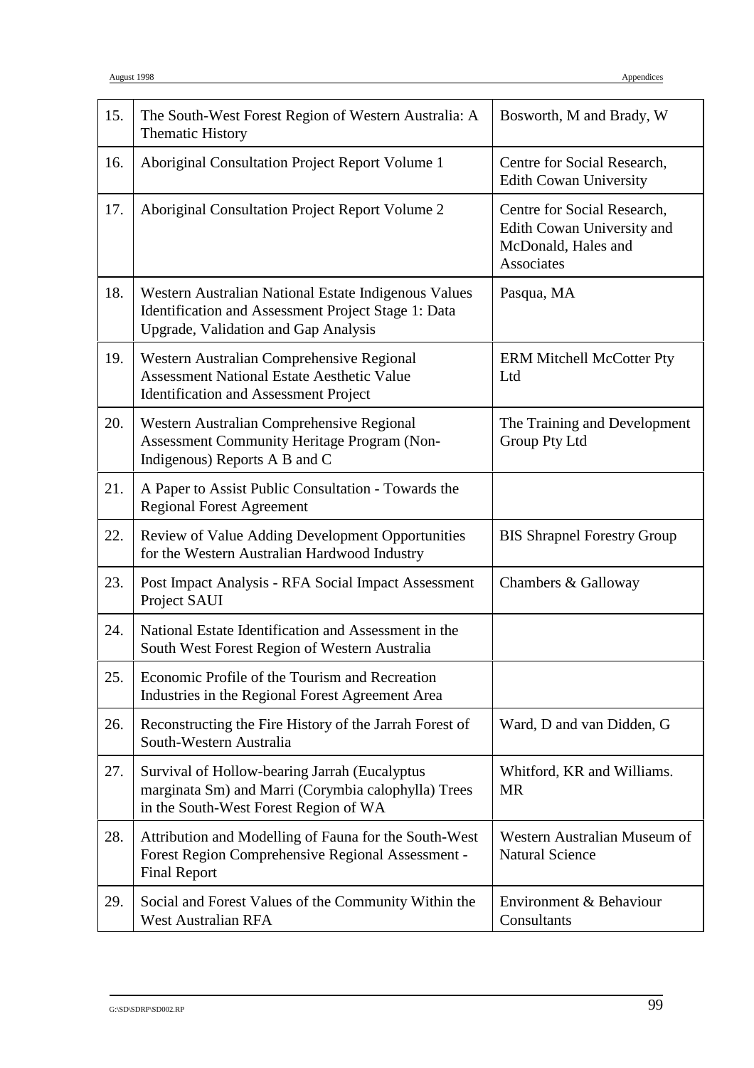| | | |
|---|---|---|
| 15. | The South-West Forest Region of Western Australia: A Thematic History | Bosworth, M and Brady, W |
| 16. | Aboriginal Consultation Project Report Volume 1 | Centre for Social Research, Edith Cowan University |
| 17. | Aboriginal Consultation Project Report Volume 2 | Centre for Social Research, Edith Cowan University and McDonald, Hales and Associates |
| 18. | Western Australian National Estate Indigenous Values Identification and Assessment Project Stage 1: Data Upgrade, Validation and Gap Analysis | Pasqua, MA |
| 19. | Western Australian Comprehensive Regional Assessment National Estate Aesthetic Value Identification and Assessment Project | ERM Mitchell McCotter Pty Ltd |
| 20. | Western Australian Comprehensive Regional Assessment Community Heritage Program (Non-Indigenous) Reports A B and C | The Training and Development Group Pty Ltd |
| 21. | A Paper to Assist Public Consultation - Towards the Regional Forest Agreement | |
| 22. | Review of Value Adding Development Opportunities for the Western Australian Hardwood Industry | BIS Shrapnel Forestry Group |
| 23. | Post Impact Analysis - RFA Social Impact Assessment Project SAUI | Chambers & Galloway |
| 24. | National Estate Identification and Assessment in the South West Forest Region of Western Australia | |
| 25. | Economic Profile of the Tourism and Recreation Industries in the Regional Forest Agreement Area | |
| 26. | Reconstructing the Fire History of the Jarrah Forest of South-Western Australia | Ward, D and van Didden, G |
| 27. | Survival of Hollow-bearing Jarrah (Eucalyptus marginata Sm) and Marri (Corymbia calophylla) Trees in the South-West Forest Region of WA | Whitford, KR and Williams. MR |
| 28. | Attribution and Modelling of Fauna for the South-West Forest Region Comprehensive Regional Assessment - Final Report | Western Australian Museum of Natural Science |
| 29. | Social and Forest Values of the Community Within the West Australian RFA | Environment & Behaviour Consultants |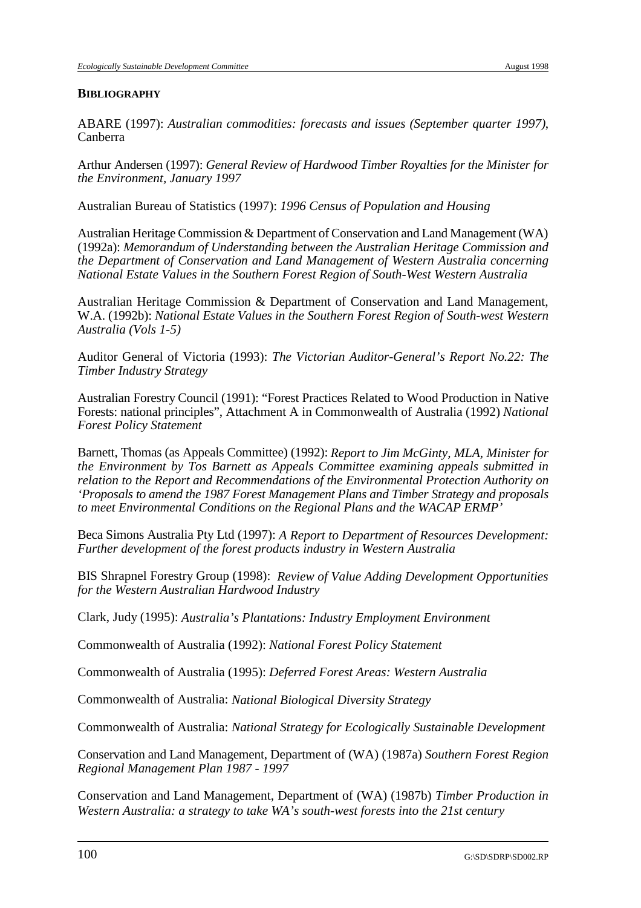**BIBLIOGRAPHY**

ABARE (1997): *Australian commodities: forecasts and issues (September quarter 1997)*, Canberra

Arthur Andersen (1997): *General Review of Hardwood Timber Royalties for the Minister for the Environment, January 1997*

Australian Bureau of Statistics (1997): *1996 Census of Population and Housing*

Australian Heritage Commission & Department of Conservation and Land Management (WA) (1992a): *Memorandum of Understanding between the Australian Heritage Commission and the Department of Conservation and Land Management of Western Australia concerning National Estate Values in the Southern Forest Region of South-West Western Australia*

Australian Heritage Commission & Department of Conservation and Land Management, W.A. (1992b): *National Estate Values in the Southern Forest Region of South-west Western Australia (Vols 1-5)*

Auditor General of Victoria (1993): *The Victorian Auditor-General's Report No.22: The Timber Industry Strategy*

Australian Forestry Council (1991): "Forest Practices Related to Wood Production in Native Forests: national principles", Attachment A in Commonwealth of Australia (1992) *National Forest Policy Statement*

Barnett, Thomas (as Appeals Committee) (1992): *Report to Jim McGinty, MLA, Minister for the Environment by Tos Barnett as Appeals Committee examining appeals submitted in relation to the Report and Recommendations of the Environmental Protection Authority on 'Proposals to amend the 1987 Forest Management Plans and Timber Strategy and proposals to meet Environmental Conditions on the Regional Plans and the WACAP ERMP'*

Beca Simons Australia Pty Ltd (1997): *A Report to Department of Resources Development: Further development of the forest products industry in Western Australia*

BIS Shrapnel Forestry Group (1998): *Review of Value Adding Development Opportunities for the Western Australian Hardwood Industry*

Clark, Judy (1995): *Australia's Plantations: Industry Employment Environment*

Commonwealth of Australia (1992): *National Forest Policy Statement*

Commonwealth of Australia (1995): *Deferred Forest Areas: Western Australia*

Commonwealth of Australia: *National Biological Diversity Strategy*

Commonwealth of Australia: *National Strategy for Ecologically Sustainable Development*

Conservation and Land Management, Department of (WA) (1987a) *Southern Forest Region Regional Management Plan 1987 - 1997*

Conservation and Land Management, Department of (WA) (1987b) *Timber Production in Western Australia: a strategy to take WA's south-west forests into the 21st century*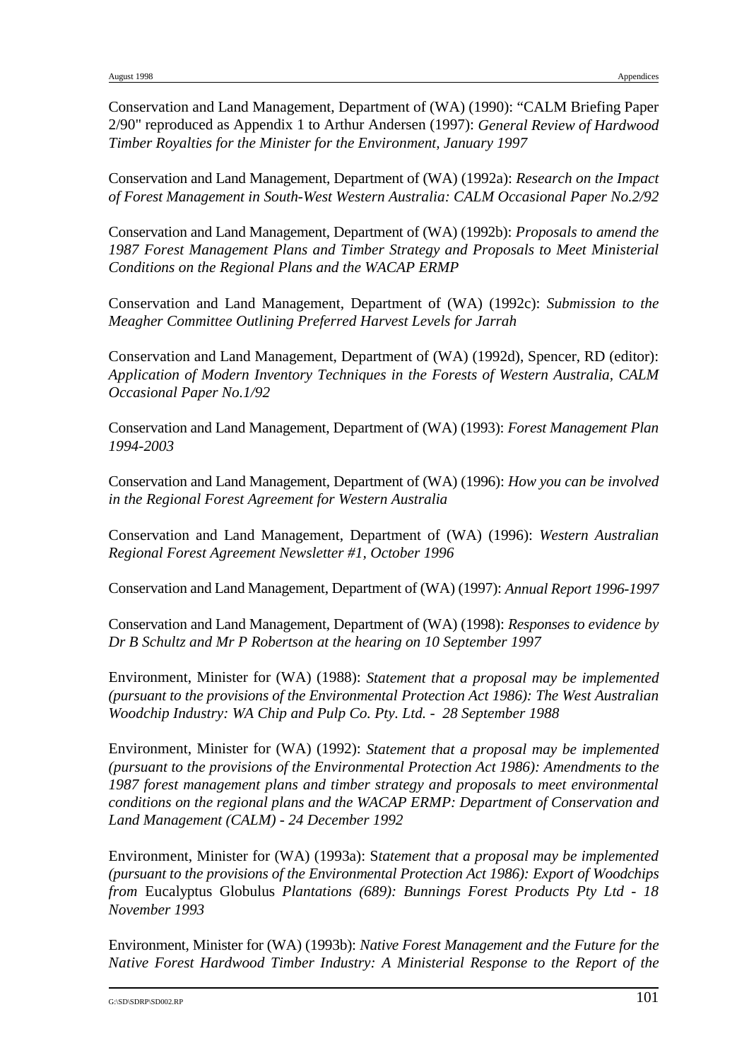Conservation and Land Management, Department of (WA) (1990): "CALM Briefing Paper 2/90" reproduced as Appendix 1 to Arthur Andersen (1997): *General Review of Hardwood Timber Royalties for the Minister for the Environment, January 1997*

Conservation and Land Management, Department of (WA) (1992a): *Research on the Impact of Forest Management in South-West Western Australia: CALM Occasional Paper No.2/92*

Conservation and Land Management, Department of (WA) (1992b): *Proposals to amend the 1987 Forest Management Plans and Timber Strategy and Proposals to Meet Ministerial Conditions on the Regional Plans and the WACAP ERMP*

Conservation and Land Management, Department of (WA) (1992c): *Submission to the Meagher Committee Outlining Preferred Harvest Levels for Jarrah*

Conservation and Land Management, Department of (WA) (1992d), Spencer, RD (editor): *Application of Modern Inventory Techniques in the Forests of Western Australia, CALM Occasional Paper No.1/92*

Conservation and Land Management, Department of (WA) (1993): *Forest Management Plan 1994-2003*

Conservation and Land Management, Department of (WA) (1996): *How you can be involved in the Regional Forest Agreement for Western Australia*

Conservation and Land Management, Department of (WA) (1996): *Western Australian Regional Forest Agreement Newsletter #1, October 1996*

Conservation and Land Management, Department of (WA) (1997): *Annual Report 1996-1997*

Conservation and Land Management, Department of (WA) (1998): *Responses to evidence by Dr B Schultz and Mr P Robertson at the hearing on 10 September 1997*

Environment, Minister for (WA) (1988): *Statement that a proposal may be implemented (pursuant to the provisions of the Environmental Protection Act 1986): The West Australian Woodchip Industry: WA Chip and Pulp Co. Pty. Ltd. - 28 September 1988*

Environment, Minister for (WA) (1992): *Statement that a proposal may be implemented (pursuant to the provisions of the Environmental Protection Act 1986): Amendments to the 1987 forest management plans and timber strategy and proposals to meet environmental conditions on the regional plans and the WACAP ERMP: Department of Conservation and Land Management (CALM) - 24 December 1992*

Environment, Minister for (WA) (1993a): S*tatement that a proposal may be implemented (pursuant to the provisions of the Environmental Protection Act 1986): Export of Woodchips from* Eucalyptus Globulus *Plantations (689): Bunnings Forest Products Pty Ltd - 18 November 1993*

Environment, Minister for (WA) (1993b): *Native Forest Management and the Future for the Native Forest Hardwood Timber Industry: A Ministerial Response to the Report of the*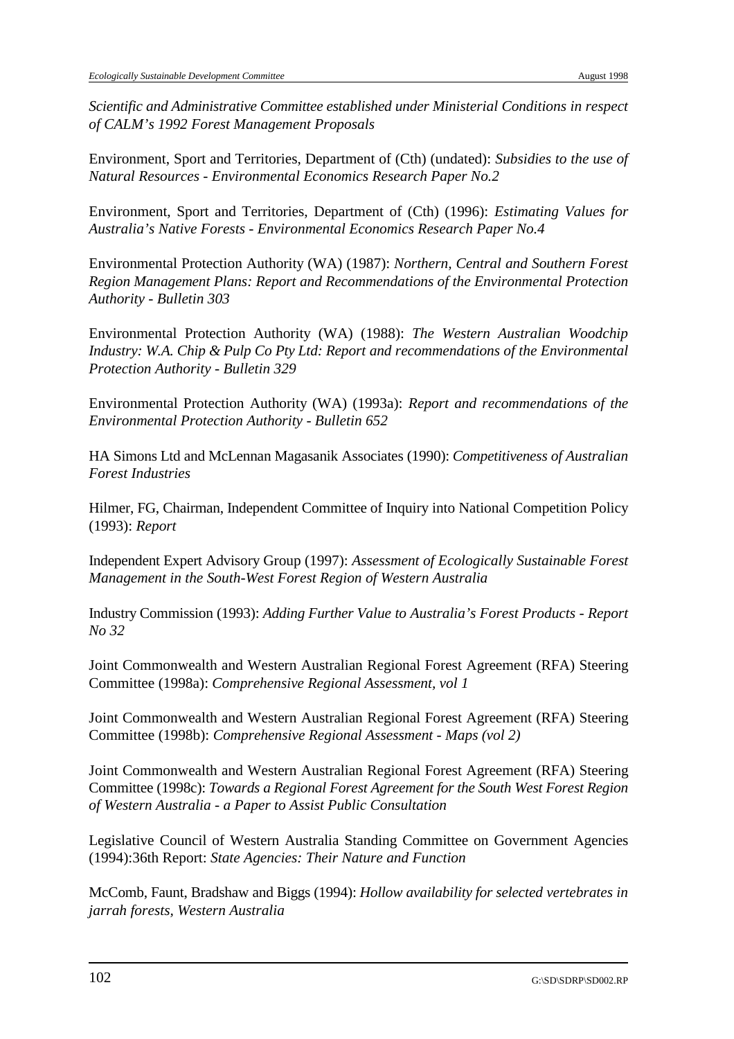*Scientific and Administrative Committee established under Ministerial Conditions in respect of CALM's 1992 Forest Management Proposals*

Environment, Sport and Territories, Department of (Cth) (undated): *Subsidies to the use of Natural Resources - Environmental Economics Research Paper No.2*

Environment, Sport and Territories, Department of (Cth) (1996): *Estimating Values for Australia's Native Forests - Environmental Economics Research Paper No.4*

Environmental Protection Authority (WA) (1987): *Northern, Central and Southern Forest Region Management Plans: Report and Recommendations of the Environmental Protection Authority - Bulletin 303*

Environmental Protection Authority (WA) (1988): *The Western Australian Woodchip Industry: W.A. Chip & Pulp Co Pty Ltd: Report and recommendations of the Environmental Protection Authority - Bulletin 329*

Environmental Protection Authority (WA) (1993a): *Report and recommendations of the Environmental Protection Authority - Bulletin 652*

HA Simons Ltd and McLennan Magasanik Associates (1990): *Competitiveness of Australian Forest Industries*

Hilmer, FG, Chairman, Independent Committee of Inquiry into National Competition Policy (1993): *Report*

Independent Expert Advisory Group (1997): *Assessment of Ecologically Sustainable Forest Management in the South-West Forest Region of Western Australia*

Industry Commission (1993): *Adding Further Value to Australia's Forest Products - Report No 32*

Joint Commonwealth and Western Australian Regional Forest Agreement (RFA) Steering Committee (1998a): *Comprehensive Regional Assessment, vol 1*

Joint Commonwealth and Western Australian Regional Forest Agreement (RFA) Steering Committee (1998b): *Comprehensive Regional Assessment - Maps (vol 2)*

Joint Commonwealth and Western Australian Regional Forest Agreement (RFA) Steering Committee (1998c): *Towards a Regional Forest Agreement for the South West Forest Region of Western Australia - a Paper to Assist Public Consultation*

Legislative Council of Western Australia Standing Committee on Government Agencies (1994):36th Report: *State Agencies: Their Nature and Function*

McComb, Faunt, Bradshaw and Biggs (1994): *Hollow availability for selected vertebrates in jarrah forests, Western Australia*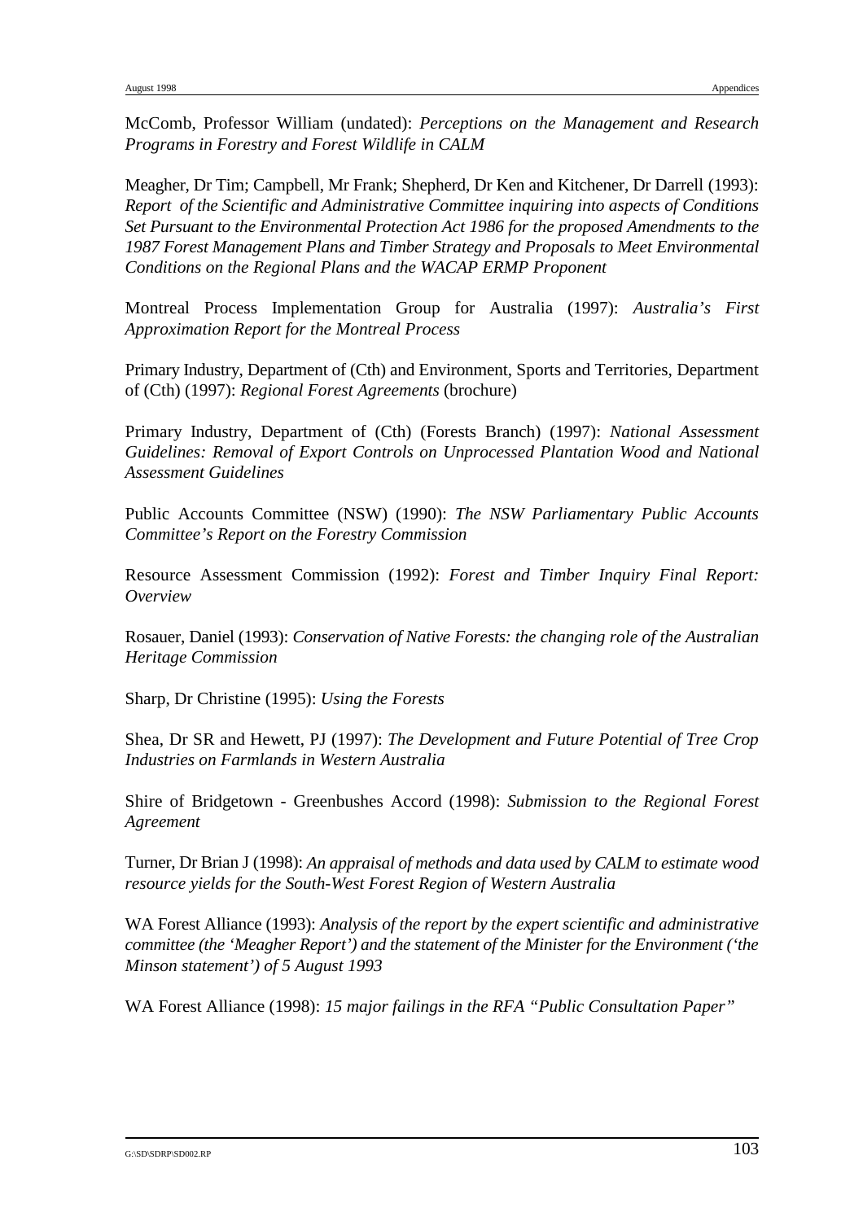McComb, Professor William (undated): *Perceptions on the Management and Research Programs in Forestry and Forest Wildlife in CALM*

Meagher, Dr Tim; Campbell, Mr Frank; Shepherd, Dr Ken and Kitchener, Dr Darrell (1993): *Report of the Scientific and Administrative Committee inquiring into aspects of Conditions Set Pursuant to the Environmental Protection Act 1986 for the proposed Amendments to the 1987 Forest Management Plans and Timber Strategy and Proposals to Meet Environmental Conditions on the Regional Plans and the WACAP ERMP Proponent*

Montreal Process Implementation Group for Australia (1997): *Australia's First Approximation Report for the Montreal Process*

Primary Industry, Department of (Cth) and Environment, Sports and Territories, Department of (Cth) (1997): *Regional Forest Agreements* (brochure)

Primary Industry, Department of (Cth) (Forests Branch) (1997): *National Assessment Guidelines: Removal of Export Controls on Unprocessed Plantation Wood and National Assessment Guidelines*

Public Accounts Committee (NSW) (1990): *The NSW Parliamentary Public Accounts Committee's Report on the Forestry Commission*

Resource Assessment Commission (1992): *Forest and Timber Inquiry Final Report: Overview*

Rosauer, Daniel (1993): *Conservation of Native Forests: the changing role of the Australian Heritage Commission*

Sharp, Dr Christine (1995): *Using the Forests*

Shea, Dr SR and Hewett, PJ (1997): *The Development and Future Potential of Tree Crop Industries on Farmlands in Western Australia*

Shire of Bridgetown - Greenbushes Accord (1998): *Submission to the Regional Forest Agreement*

Turner, Dr Brian J (1998): *An appraisal of methods and data used by CALM to estimate wood resource yields for the South-West Forest Region of Western Australia*

WA Forest Alliance (1993): *Analysis of the report by the expert scientific and administrative committee (the 'Meagher Report') and the statement of the Minister for the Environment ('the Minson statement') of 5 August 1993*

WA Forest Alliance (1998): *15 major failings in the RFA "Public Consultation Paper"*